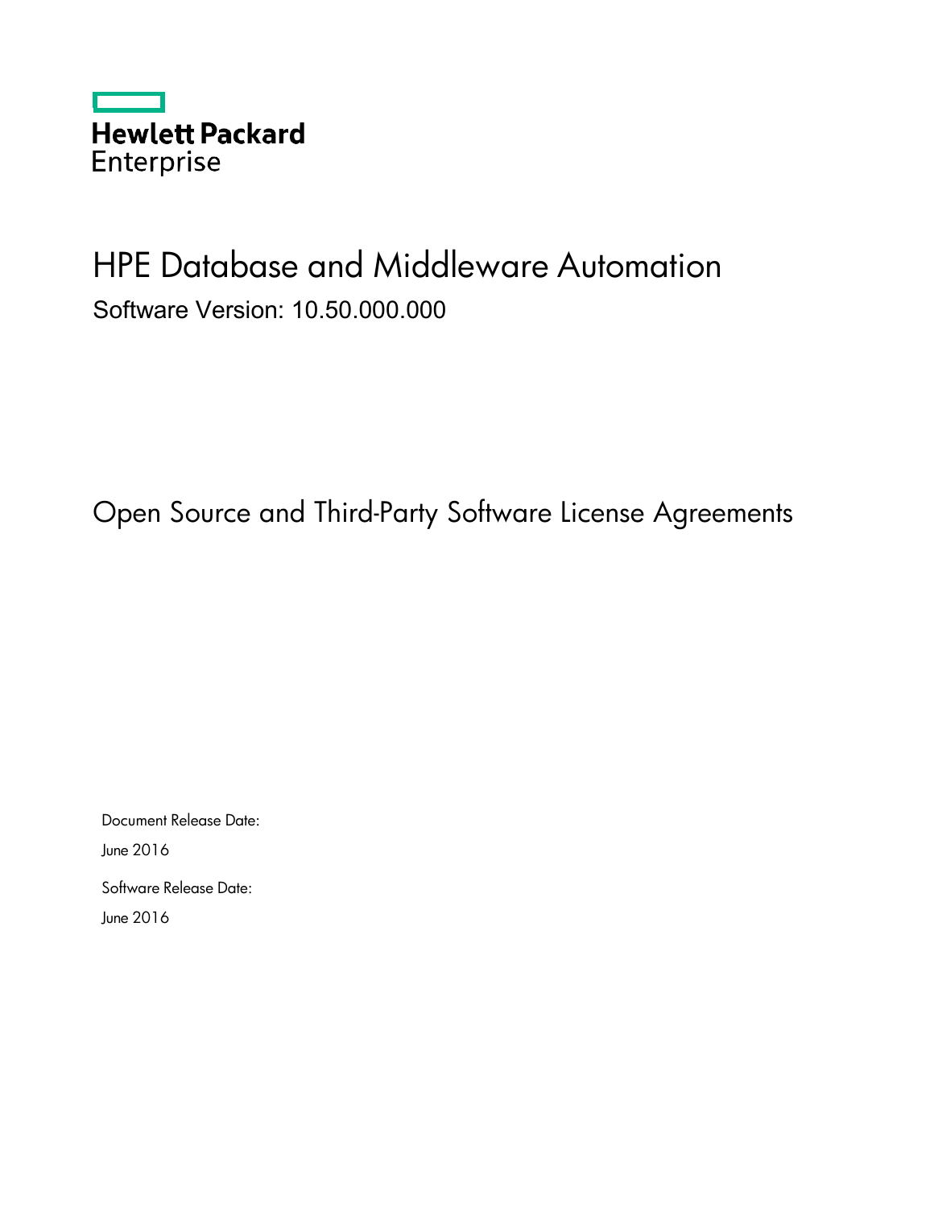Hewlett Packard Enterprise

# HPE Database and Middleware Automation

Software Version: 10.50.000.000

## Open Source and Third-Party Software License Agreements

Document Release Date:

June 2016

Software Release Date:

June 2016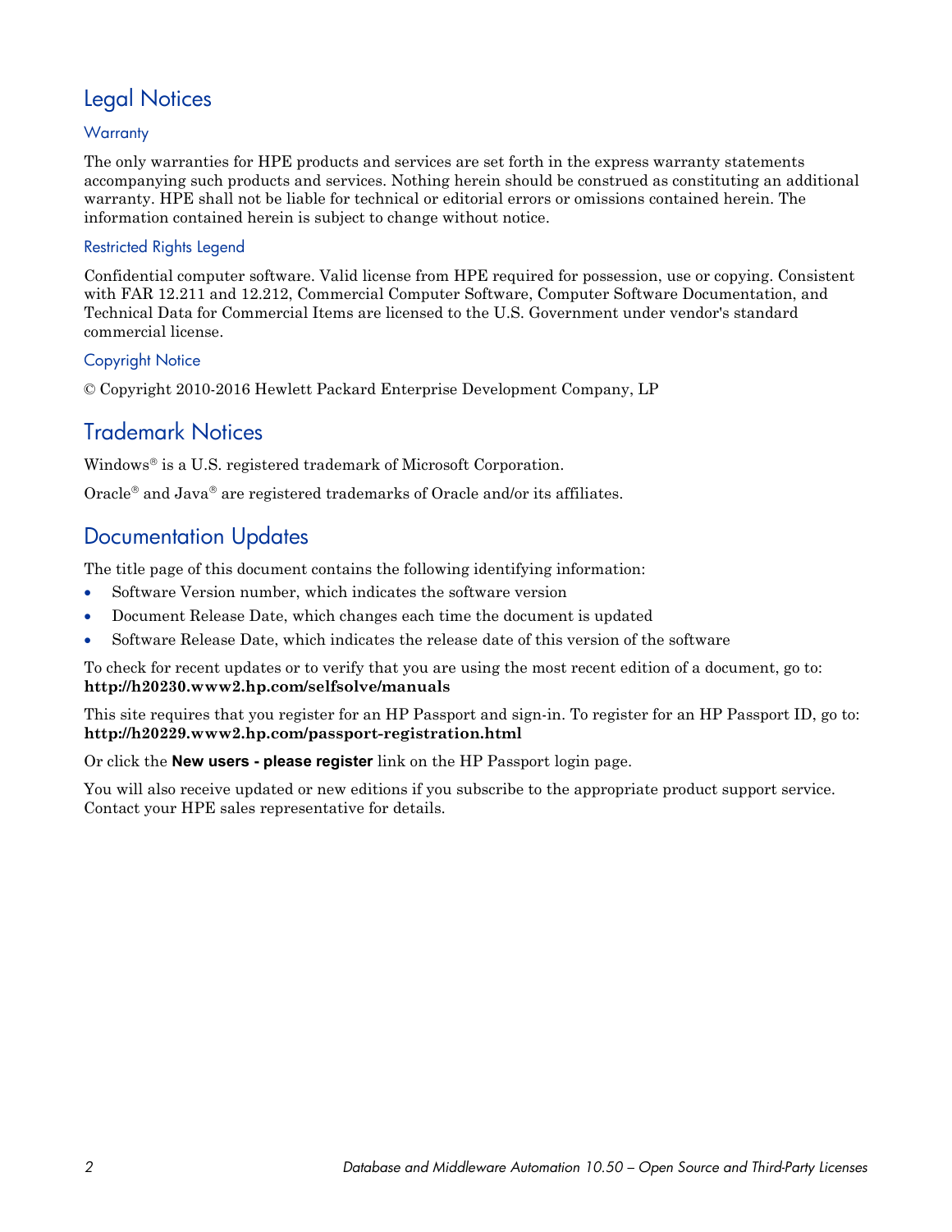# Legal Notices

## Warranty

The only warranties for HPE products and services are set forth in the express warranty statements accompanying such products and services. Nothing herein should be construed as constituting an additional warranty. HPE shall not be liable for technical or editorial errors or omissions contained herein. The information contained herein is subject to change without notice.

## Restricted Rights Legend

Confidential computer software. Valid license from HPE required for possession, use or copying. Consistent with FAR 12.211 and 12.212, Commercial Computer Software, Computer Software Documentation, and Technical Data for Commercial Items are licensed to the U.S. Government under vendor's standard commercial license.

## Copyright Notice

© Copyright 2010-2016 Hewlett Packard Enterprise Development Company, LP

# Trademark Notices

Windows® is a U.S. registered trademark of Microsoft Corporation.

Oracle® and Java® are registered trademarks of Oracle and/or its affiliates.

# Documentation Updates

The title page of this document contains the following identifying information:

- Software Version number, which indicates the software version
- Document Release Date, which changes each time the document is updated
- Software Release Date, which indicates the release date of this version of the software

To check for recent updates or to verify that you are using the most recent edition of a document, go to: **http://h20230.www2.hp.com/selfsolve/manuals**

This site requires that you register for an HP Passport and sign-in. To register for an HP Passport ID, go to: **http://h20229.www2.hp.com/passport-registration.html**

Or click the **New users - please register** link on the HP Passport login page.

You will also receive updated or new editions if you subscribe to the appropriate product support service. Contact your HPE sales representative for details.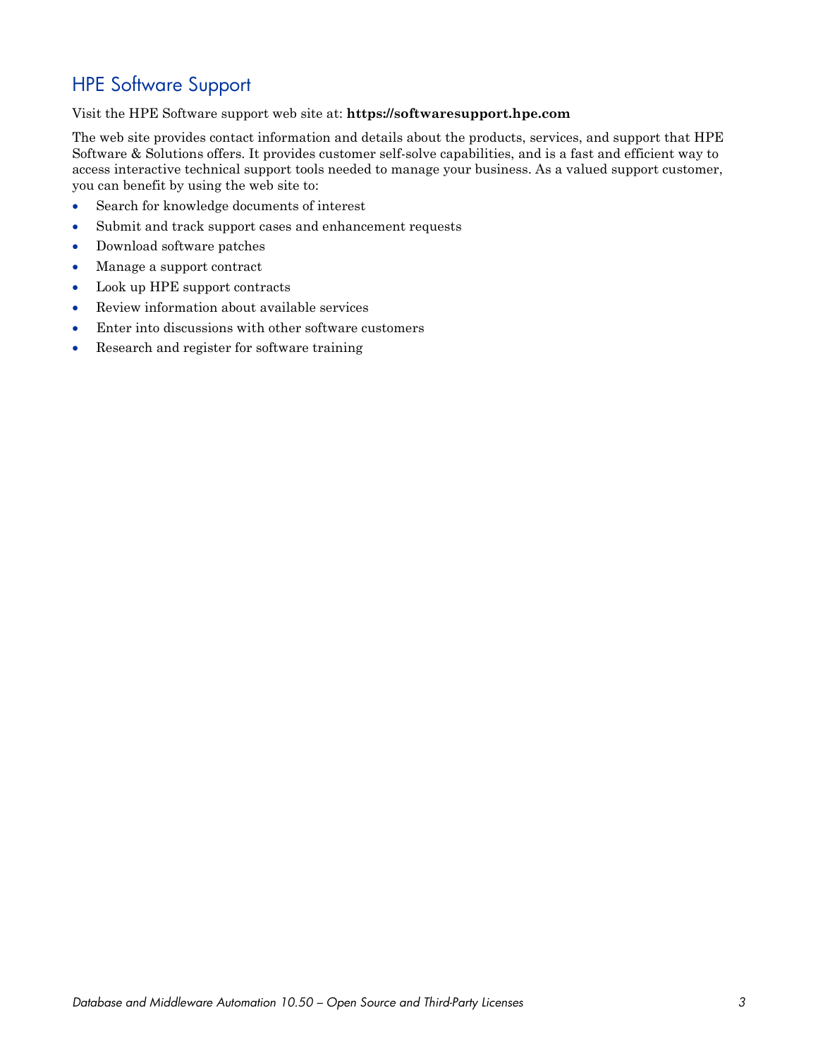## HPE Software Support

Visit the HPE Software support web site at: **https://softwaresupport.hpe.com**

The web site provides contact information and details about the products, services, and support that HPE Software & Solutions offers. It provides customer self-solve capabilities, and is a fast and efficient way to access interactive technical support tools needed to manage your business. As a valued support customer, you can benefit by using the web site to:

- Search for knowledge documents of interest
- Submit and track support cases and enhancement requests
- Download software patches
- Manage a support contract
- Look up HPE support contracts
- Review information about available services
- Enter into discussions with other software customers
- Research and register for software training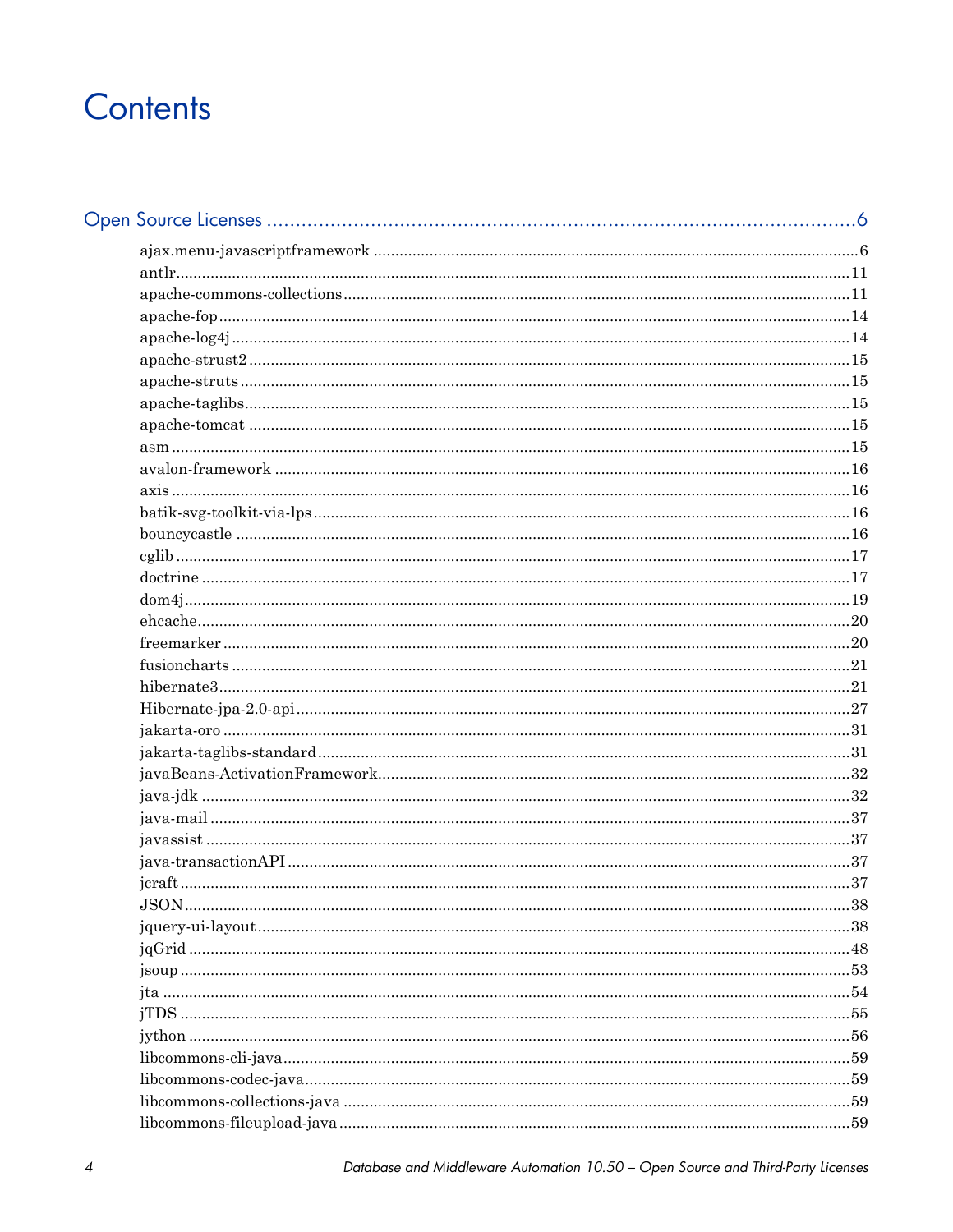# Contents

Open Source Licenses ....................................................................................... 6

- ajax.menu-javascriptframework ............................................................ 6
- antlr ............................................................................................ 11
- apache-commons-collections ................................................................ 11
- apache-fop ..................................................................................... 14
- apache-log4j ................................................................................... 14
- apache-strust2 ................................................................................ 15
- apache-struts .................................................................................. 15
- apache-taglibs ................................................................................ 15
- apache-tomcat ................................................................................. 15
- asm ............................................................................................... 15
- avalon-framework ............................................................................ 16
- axis ............................................................................................... 16
- batik-svg-toolkit-via-lps ................................................................... 16
- bouncycastle ................................................................................... 16
- cglib .............................................................................................. 17
- doctrine ......................................................................................... 17
- dom4j ............................................................................................ 19
- ehcache ......................................................................................... 20
- freemarker ..................................................................................... 20
- fusioncharts ................................................................................... 21
- hibernate3 ...................................................................................... 21
- Hibernate-jpa-2.0-api ....................................................................... 27
- jakarta-oro ..................................................................................... 31
- jakarta-taglibs-standard ................................................................... 31
- javaBeans-ActivationFramework ......................................................... 32
- java-jdk ......................................................................................... 32
- java-mail ....................................................................................... 37
- javassist ........................................................................................ 37
- java-transactionAPI ......................................................................... 37
- jcraft ............................................................................................ 37
- JSON ............................................................................................. 38
- jquery-ui-layout .............................................................................. 38
- jqGrid ........................................................................................... 48
- jsoup ............................................................................................. 53
- jta ................................................................................................. 54
- jTDS ............................................................................................. 55
- jython ........................................................................................... 56
- libcommons-cli-java ......................................................................... 59
- libcommons-codec-java ..................................................................... 59
- libcommons-collections-java .............................................................. 59
- libcommons-fileupload-java ............................................................... 59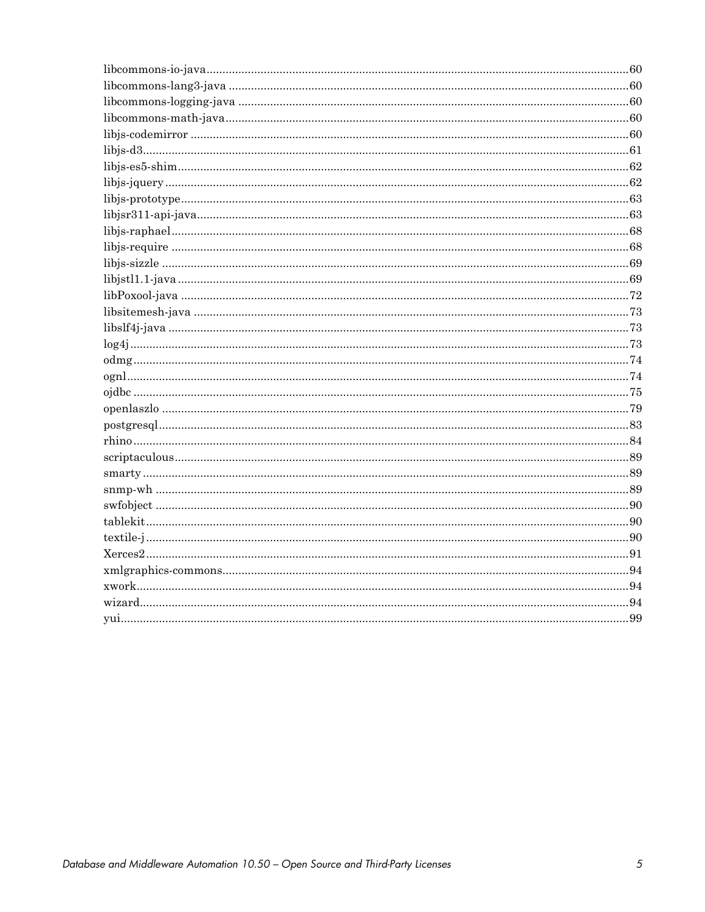libcommons-io-java....................................................................................................................................60
libcommons-lang3-java ..............................................................................................................................60
libcommons-logging-java ............................................................................................................................60
libcommons-math-java.................................................................................................................................60
libjs-codemirror ..........................................................................................................................................60
libjs-d3.........................................................................................................................................................61
libjs-es5-shim...............................................................................................................................................62
libjs-jquery ..................................................................................................................................................62
libjs-prototype..............................................................................................................................................63
libjsr311-api-java.........................................................................................................................................63
libjs-raphael.................................................................................................................................................68
libjs-require .................................................................................................................................................68
libjs-sizzle ....................................................................................................................................................69
libjstl1.1-java ...............................................................................................................................................69
libPoxool-java ..............................................................................................................................................72
libsitemesh-java ...........................................................................................................................................73
libslf4j-java ...................................................................................................................................................73
log4j..............................................................................................................................................................73
odmg.............................................................................................................................................................74
ognl...............................................................................................................................................................74
ojdbc .............................................................................................................................................................75
openlaszlo ....................................................................................................................................................79
postgresql.....................................................................................................................................................83
rhino.............................................................................................................................................................84
scriptaculous................................................................................................................................................89
smarty ..........................................................................................................................................................89
snmp-wh ......................................................................................................................................................89
swfobject ......................................................................................................................................................90
tablekit.........................................................................................................................................................90
textile-j.........................................................................................................................................................90
Xerces2.........................................................................................................................................................91
xmlgraphics-commons.................................................................................................................................94
xwork............................................................................................................................................................94
wizard...........................................................................................................................................................94
yui.................................................................................................................................................................99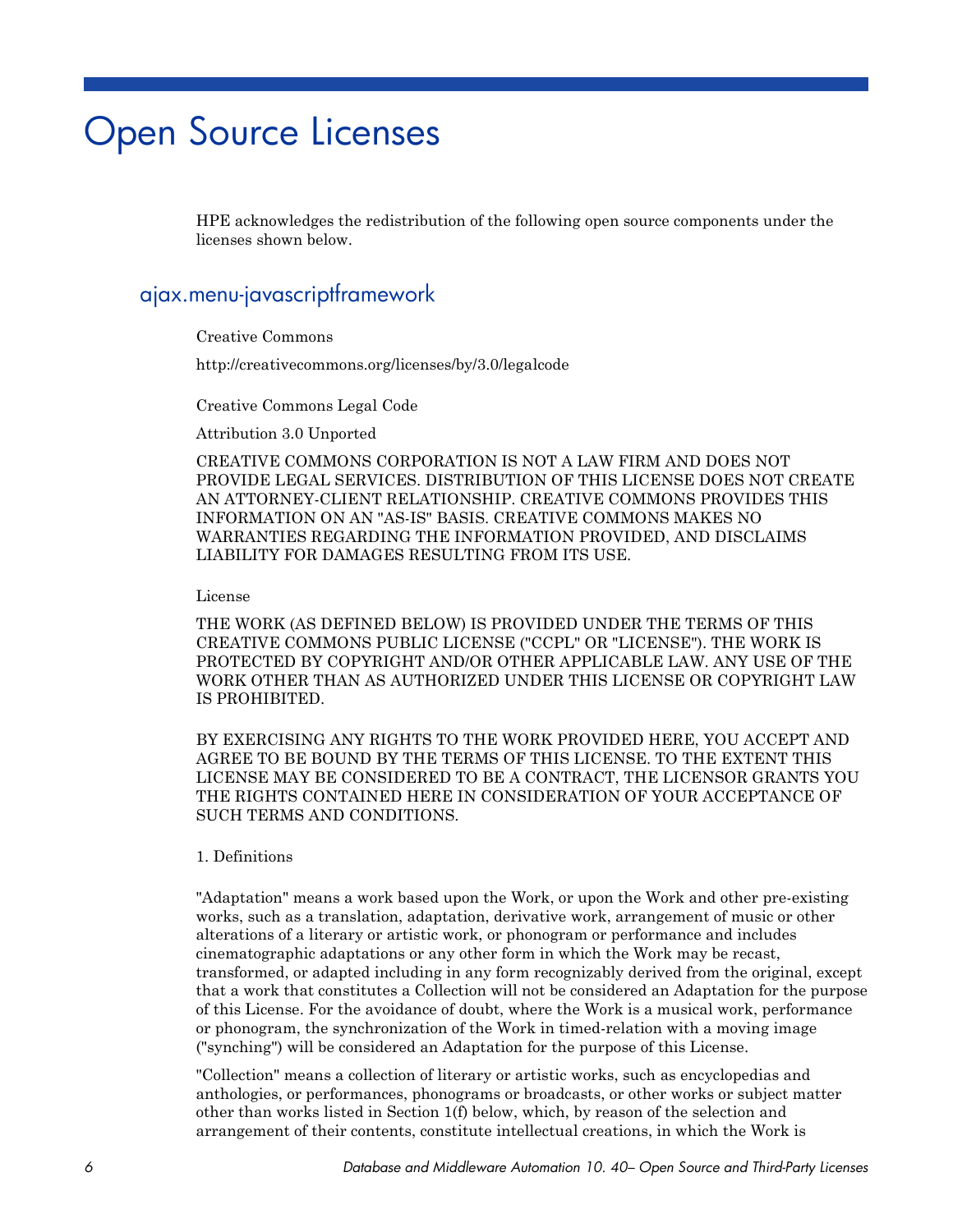# Open Source Licenses

HPE acknowledges the redistribution of the following open source components under the licenses shown below.

## ajax.menu-javascriptframework

Creative Commons

http://creativecommons.org/licenses/by/3.0/legalcode

Creative Commons Legal Code

Attribution 3.0 Unported

CREATIVE COMMONS CORPORATION IS NOT A LAW FIRM AND DOES NOT PROVIDE LEGAL SERVICES. DISTRIBUTION OF THIS LICENSE DOES NOT CREATE AN ATTORNEY-CLIENT RELATIONSHIP. CREATIVE COMMONS PROVIDES THIS INFORMATION ON AN "AS-IS" BASIS. CREATIVE COMMONS MAKES NO WARRANTIES REGARDING THE INFORMATION PROVIDED, AND DISCLAIMS LIABILITY FOR DAMAGES RESULTING FROM ITS USE.

License

THE WORK (AS DEFINED BELOW) IS PROVIDED UNDER THE TERMS OF THIS CREATIVE COMMONS PUBLIC LICENSE ("CCPL" OR "LICENSE"). THE WORK IS PROTECTED BY COPYRIGHT AND/OR OTHER APPLICABLE LAW. ANY USE OF THE WORK OTHER THAN AS AUTHORIZED UNDER THIS LICENSE OR COPYRIGHT LAW IS PROHIBITED.

BY EXERCISING ANY RIGHTS TO THE WORK PROVIDED HERE, YOU ACCEPT AND AGREE TO BE BOUND BY THE TERMS OF THIS LICENSE. TO THE EXTENT THIS LICENSE MAY BE CONSIDERED TO BE A CONTRACT, THE LICENSOR GRANTS YOU THE RIGHTS CONTAINED HERE IN CONSIDERATION OF YOUR ACCEPTANCE OF SUCH TERMS AND CONDITIONS.

1. Definitions

"Adaptation" means a work based upon the Work, or upon the Work and other pre-existing works, such as a translation, adaptation, derivative work, arrangement of music or other alterations of a literary or artistic work, or phonogram or performance and includes cinematographic adaptations or any other form in which the Work may be recast, transformed, or adapted including in any form recognizably derived from the original, except that a work that constitutes a Collection will not be considered an Adaptation for the purpose of this License. For the avoidance of doubt, where the Work is a musical work, performance or phonogram, the synchronization of the Work in timed-relation with a moving image ("synching") will be considered an Adaptation for the purpose of this License.

"Collection" means a collection of literary or artistic works, such as encyclopedias and anthologies, or performances, phonograms or broadcasts, or other works or subject matter other than works listed in Section 1(f) below, which, by reason of the selection and arrangement of their contents, constitute intellectual creations, in which the Work is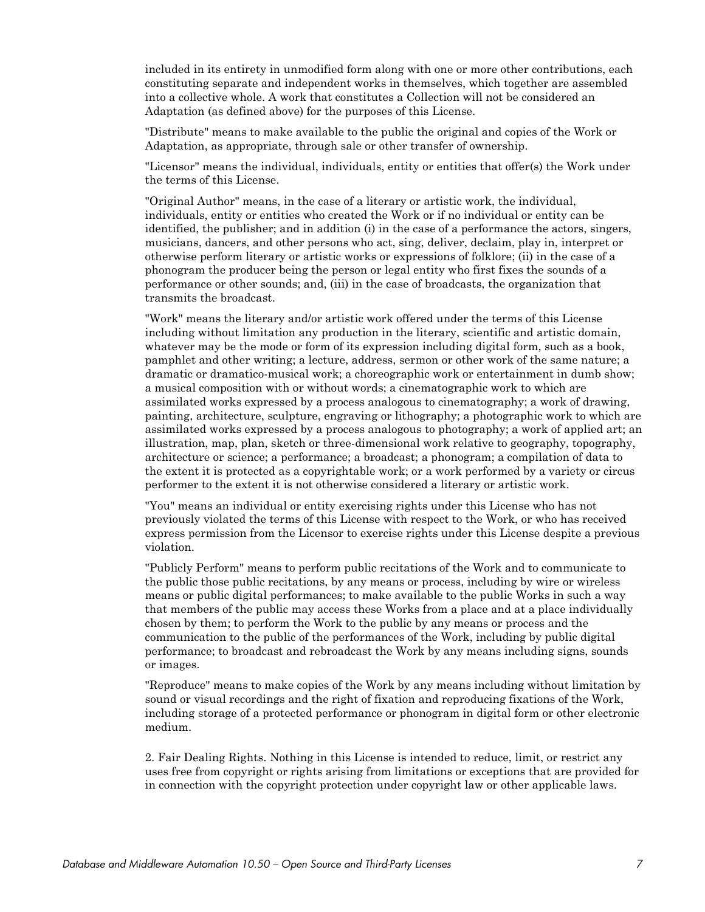included in its entirety in unmodified form along with one or more other contributions, each constituting separate and independent works in themselves, which together are assembled into a collective whole. A work that constitutes a Collection will not be considered an Adaptation (as defined above) for the purposes of this License.

"Distribute" means to make available to the public the original and copies of the Work or Adaptation, as appropriate, through sale or other transfer of ownership.

"Licensor" means the individual, individuals, entity or entities that offer(s) the Work under the terms of this License.

"Original Author" means, in the case of a literary or artistic work, the individual, individuals, entity or entities who created the Work or if no individual or entity can be identified, the publisher; and in addition (i) in the case of a performance the actors, singers, musicians, dancers, and other persons who act, sing, deliver, declaim, play in, interpret or otherwise perform literary or artistic works or expressions of folklore; (ii) in the case of a phonogram the producer being the person or legal entity who first fixes the sounds of a performance or other sounds; and, (iii) in the case of broadcasts, the organization that transmits the broadcast.

"Work" means the literary and/or artistic work offered under the terms of this License including without limitation any production in the literary, scientific and artistic domain, whatever may be the mode or form of its expression including digital form, such as a book, pamphlet and other writing; a lecture, address, sermon or other work of the same nature; a dramatic or dramatico-musical work; a choreographic work or entertainment in dumb show; a musical composition with or without words; a cinematographic work to which are assimilated works expressed by a process analogous to cinematography; a work of drawing, painting, architecture, sculpture, engraving or lithography; a photographic work to which are assimilated works expressed by a process analogous to photography; a work of applied art; an illustration, map, plan, sketch or three-dimensional work relative to geography, topography, architecture or science; a performance; a broadcast; a phonogram; a compilation of data to the extent it is protected as a copyrightable work; or a work performed by a variety or circus performer to the extent it is not otherwise considered a literary or artistic work.

"You" means an individual or entity exercising rights under this License who has not previously violated the terms of this License with respect to the Work, or who has received express permission from the Licensor to exercise rights under this License despite a previous violation.

"Publicly Perform" means to perform public recitations of the Work and to communicate to the public those public recitations, by any means or process, including by wire or wireless means or public digital performances; to make available to the public Works in such a way that members of the public may access these Works from a place and at a place individually chosen by them; to perform the Work to the public by any means or process and the communication to the public of the performances of the Work, including by public digital performance; to broadcast and rebroadcast the Work by any means including signs, sounds or images.

"Reproduce" means to make copies of the Work by any means including without limitation by sound or visual recordings and the right of fixation and reproducing fixations of the Work, including storage of a protected performance or phonogram in digital form or other electronic medium.

2. Fair Dealing Rights. Nothing in this License is intended to reduce, limit, or restrict any uses free from copyright or rights arising from limitations or exceptions that are provided for in connection with the copyright protection under copyright law or other applicable laws.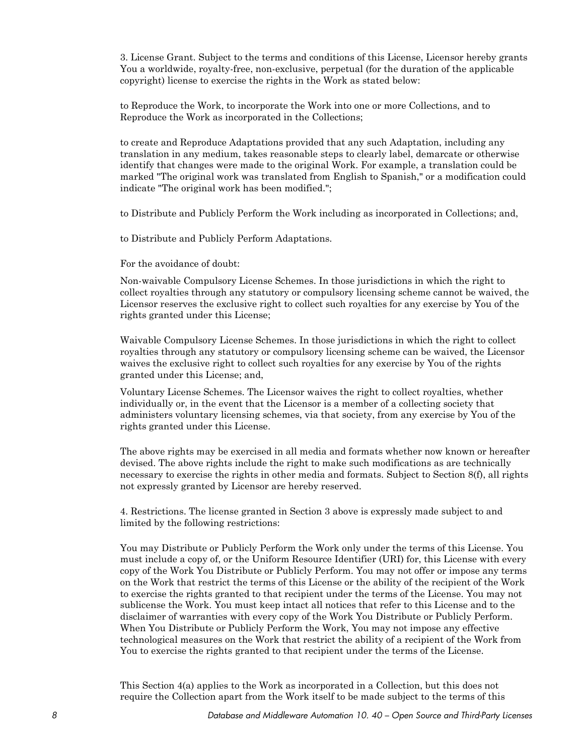3. License Grant. Subject to the terms and conditions of this License, Licensor hereby grants You a worldwide, royalty-free, non-exclusive, perpetual (for the duration of the applicable copyright) license to exercise the rights in the Work as stated below:

to Reproduce the Work, to incorporate the Work into one or more Collections, and to Reproduce the Work as incorporated in the Collections;

to create and Reproduce Adaptations provided that any such Adaptation, including any translation in any medium, takes reasonable steps to clearly label, demarcate or otherwise identify that changes were made to the original Work. For example, a translation could be marked "The original work was translated from English to Spanish," or a modification could indicate "The original work has been modified.";

to Distribute and Publicly Perform the Work including as incorporated in Collections; and,

to Distribute and Publicly Perform Adaptations.

For the avoidance of doubt:

Non-waivable Compulsory License Schemes. In those jurisdictions in which the right to collect royalties through any statutory or compulsory licensing scheme cannot be waived, the Licensor reserves the exclusive right to collect such royalties for any exercise by You of the rights granted under this License;

Waivable Compulsory License Schemes. In those jurisdictions in which the right to collect royalties through any statutory or compulsory licensing scheme can be waived, the Licensor waives the exclusive right to collect such royalties for any exercise by You of the rights granted under this License; and,

Voluntary License Schemes. The Licensor waives the right to collect royalties, whether individually or, in the event that the Licensor is a member of a collecting society that administers voluntary licensing schemes, via that society, from any exercise by You of the rights granted under this License.

The above rights may be exercised in all media and formats whether now known or hereafter devised. The above rights include the right to make such modifications as are technically necessary to exercise the rights in other media and formats. Subject to Section 8(f), all rights not expressly granted by Licensor are hereby reserved.

4. Restrictions. The license granted in Section 3 above is expressly made subject to and limited by the following restrictions:

You may Distribute or Publicly Perform the Work only under the terms of this License. You must include a copy of, or the Uniform Resource Identifier (URI) for, this License with every copy of the Work You Distribute or Publicly Perform. You may not offer or impose any terms on the Work that restrict the terms of this License or the ability of the recipient of the Work to exercise the rights granted to that recipient under the terms of the License. You may not sublicense the Work. You must keep intact all notices that refer to this License and to the disclaimer of warranties with every copy of the Work You Distribute or Publicly Perform. When You Distribute or Publicly Perform the Work, You may not impose any effective technological measures on the Work that restrict the ability of a recipient of the Work from You to exercise the rights granted to that recipient under the terms of the License.

This Section 4(a) applies to the Work as incorporated in a Collection, but this does not require the Collection apart from the Work itself to be made subject to the terms of this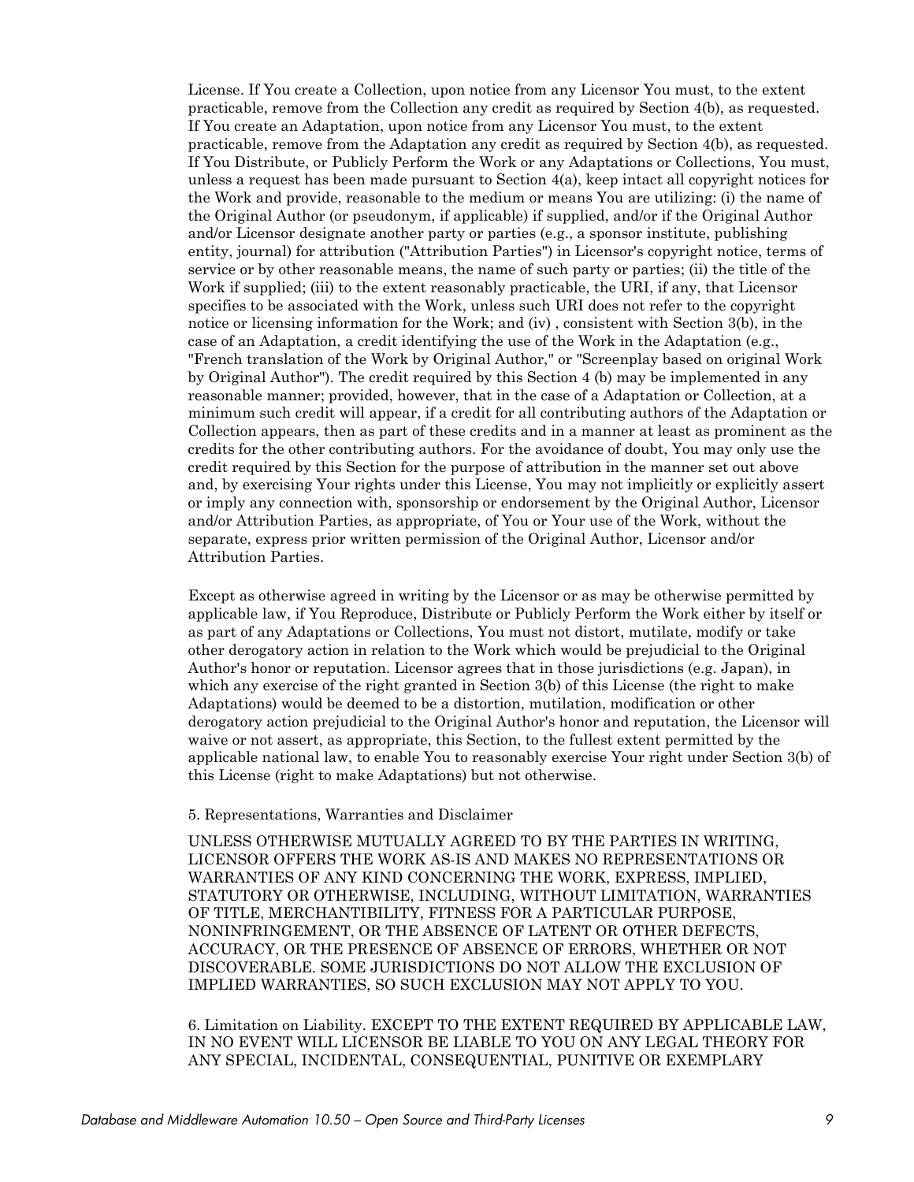License. If You create a Collection, upon notice from any Licensor You must, to the extent practicable, remove from the Collection any credit as required by Section 4(b), as requested. If You create an Adaptation, upon notice from any Licensor You must, to the extent practicable, remove from the Adaptation any credit as required by Section 4(b), as requested. If You Distribute, or Publicly Perform the Work or any Adaptations or Collections, You must, unless a request has been made pursuant to Section 4(a), keep intact all copyright notices for the Work and provide, reasonable to the medium or means You are utilizing: (i) the name of the Original Author (or pseudonym, if applicable) if supplied, and/or if the Original Author and/or Licensor designate another party or parties (e.g., a sponsor institute, publishing entity, journal) for attribution ("Attribution Parties") in Licensor's copyright notice, terms of service or by other reasonable means, the name of such party or parties; (ii) the title of the Work if supplied; (iii) to the extent reasonably practicable, the URI, if any, that Licensor specifies to be associated with the Work, unless such URI does not refer to the copyright notice or licensing information for the Work; and (iv) , consistent with Section 3(b), in the case of an Adaptation, a credit identifying the use of the Work in the Adaptation (e.g., "French translation of the Work by Original Author," or "Screenplay based on original Work by Original Author"). The credit required by this Section 4 (b) may be implemented in any reasonable manner; provided, however, that in the case of a Adaptation or Collection, at a minimum such credit will appear, if a credit for all contributing authors of the Adaptation or Collection appears, then as part of these credits and in a manner at least as prominent as the credits for the other contributing authors. For the avoidance of doubt, You may only use the credit required by this Section for the purpose of attribution in the manner set out above and, by exercising Your rights under this License, You may not implicitly or explicitly assert or imply any connection with, sponsorship or endorsement by the Original Author, Licensor and/or Attribution Parties, as appropriate, of You or Your use of the Work, without the separate, express prior written permission of the Original Author, Licensor and/or Attribution Parties.

Except as otherwise agreed in writing by the Licensor or as may be otherwise permitted by applicable law, if You Reproduce, Distribute or Publicly Perform the Work either by itself or as part of any Adaptations or Collections, You must not distort, mutilate, modify or take other derogatory action in relation to the Work which would be prejudicial to the Original Author's honor or reputation. Licensor agrees that in those jurisdictions (e.g. Japan), in which any exercise of the right granted in Section 3(b) of this License (the right to make Adaptations) would be deemed to be a distortion, mutilation, modification or other derogatory action prejudicial to the Original Author's honor and reputation, the Licensor will waive or not assert, as appropriate, this Section, to the fullest extent permitted by the applicable national law, to enable You to reasonably exercise Your right under Section 3(b) of this License (right to make Adaptations) but not otherwise.

5. Representations, Warranties and Disclaimer

UNLESS OTHERWISE MUTUALLY AGREED TO BY THE PARTIES IN WRITING, LICENSOR OFFERS THE WORK AS-IS AND MAKES NO REPRESENTATIONS OR WARRANTIES OF ANY KIND CONCERNING THE WORK, EXPRESS, IMPLIED, STATUTORY OR OTHERWISE, INCLUDING, WITHOUT LIMITATION, WARRANTIES OF TITLE, MERCHANTIBILITY, FITNESS FOR A PARTICULAR PURPOSE, NONINFRINGEMENT, OR THE ABSENCE OF LATENT OR OTHER DEFECTS, ACCURACY, OR THE PRESENCE OF ABSENCE OF ERRORS, WHETHER OR NOT DISCOVERABLE. SOME JURISDICTIONS DO NOT ALLOW THE EXCLUSION OF IMPLIED WARRANTIES, SO SUCH EXCLUSION MAY NOT APPLY TO YOU.

6. Limitation on Liability. EXCEPT TO THE EXTENT REQUIRED BY APPLICABLE LAW, IN NO EVENT WILL LICENSOR BE LIABLE TO YOU ON ANY LEGAL THEORY FOR ANY SPECIAL, INCIDENTAL, CONSEQUENTIAL, PUNITIVE OR EXEMPLARY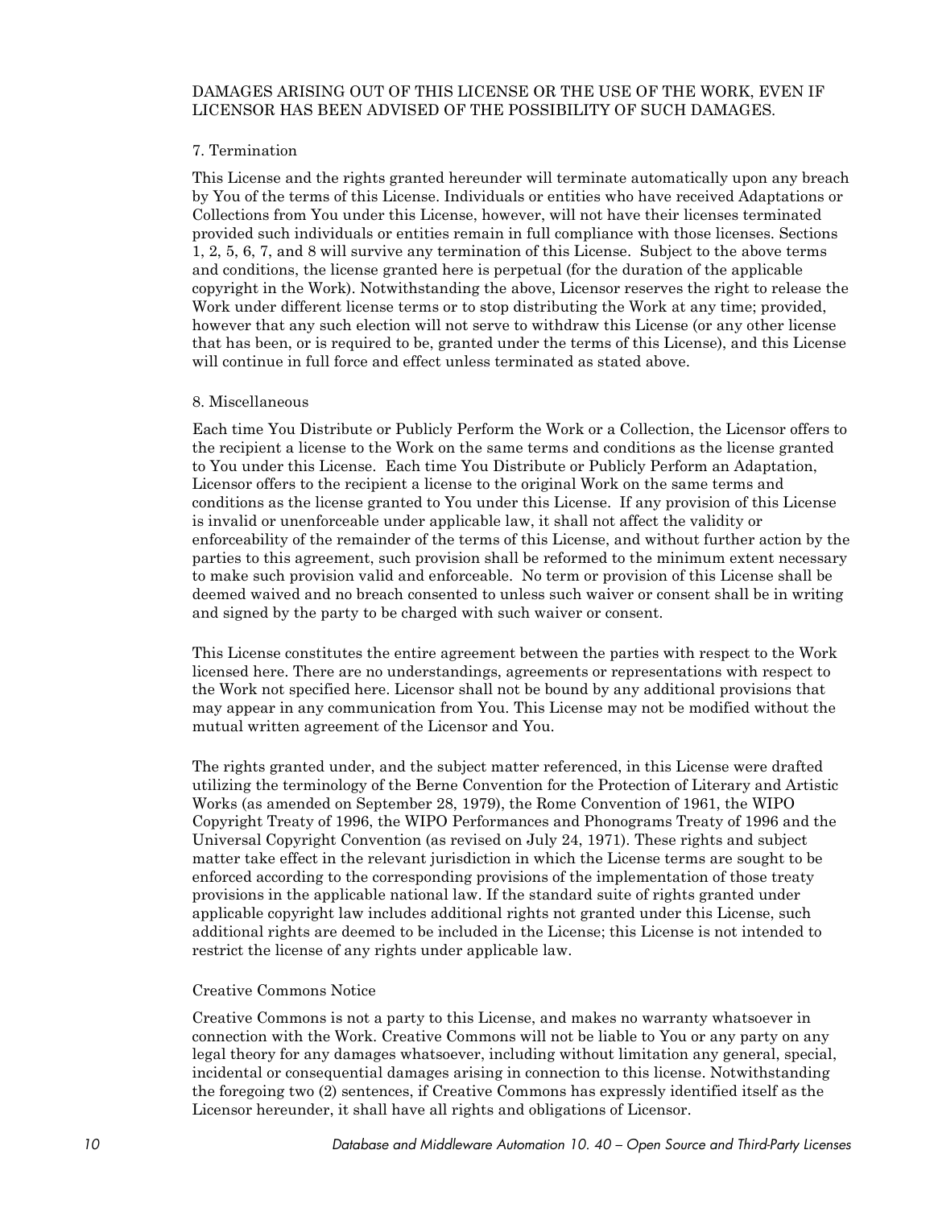DAMAGES ARISING OUT OF THIS LICENSE OR THE USE OF THE WORK, EVEN IF LICENSOR HAS BEEN ADVISED OF THE POSSIBILITY OF SUCH DAMAGES.

7. Termination

This License and the rights granted hereunder will terminate automatically upon any breach by You of the terms of this License. Individuals or entities who have received Adaptations or Collections from You under this License, however, will not have their licenses terminated provided such individuals or entities remain in full compliance with those licenses. Sections 1, 2, 5, 6, 7, and 8 will survive any termination of this License. Subject to the above terms and conditions, the license granted here is perpetual (for the duration of the applicable copyright in the Work). Notwithstanding the above, Licensor reserves the right to release the Work under different license terms or to stop distributing the Work at any time; provided, however that any such election will not serve to withdraw this License (or any other license that has been, or is required to be, granted under the terms of this License), and this License will continue in full force and effect unless terminated as stated above.

8. Miscellaneous

Each time You Distribute or Publicly Perform the Work or a Collection, the Licensor offers to the recipient a license to the Work on the same terms and conditions as the license granted to You under this License. Each time You Distribute or Publicly Perform an Adaptation, Licensor offers to the recipient a license to the original Work on the same terms and conditions as the license granted to You under this License. If any provision of this License is invalid or unenforceable under applicable law, it shall not affect the validity or enforceability of the remainder of the terms of this License, and without further action by the parties to this agreement, such provision shall be reformed to the minimum extent necessary to make such provision valid and enforceable. No term or provision of this License shall be deemed waived and no breach consented to unless such waiver or consent shall be in writing and signed by the party to be charged with such waiver or consent.

This License constitutes the entire agreement between the parties with respect to the Work licensed here. There are no understandings, agreements or representations with respect to the Work not specified here. Licensor shall not be bound by any additional provisions that may appear in any communication from You. This License may not be modified without the mutual written agreement of the Licensor and You.

The rights granted under, and the subject matter referenced, in this License were drafted utilizing the terminology of the Berne Convention for the Protection of Literary and Artistic Works (as amended on September 28, 1979), the Rome Convention of 1961, the WIPO Copyright Treaty of 1996, the WIPO Performances and Phonograms Treaty of 1996 and the Universal Copyright Convention (as revised on July 24, 1971). These rights and subject matter take effect in the relevant jurisdiction in which the License terms are sought to be enforced according to the corresponding provisions of the implementation of those treaty provisions in the applicable national law. If the standard suite of rights granted under applicable copyright law includes additional rights not granted under this License, such additional rights are deemed to be included in the License; this License is not intended to restrict the license of any rights under applicable law.

Creative Commons Notice

Creative Commons is not a party to this License, and makes no warranty whatsoever in connection with the Work. Creative Commons will not be liable to You or any party on any legal theory for any damages whatsoever, including without limitation any general, special, incidental or consequential damages arising in connection to this license. Notwithstanding the foregoing two (2) sentences, if Creative Commons has expressly identified itself as the Licensor hereunder, it shall have all rights and obligations of Licensor.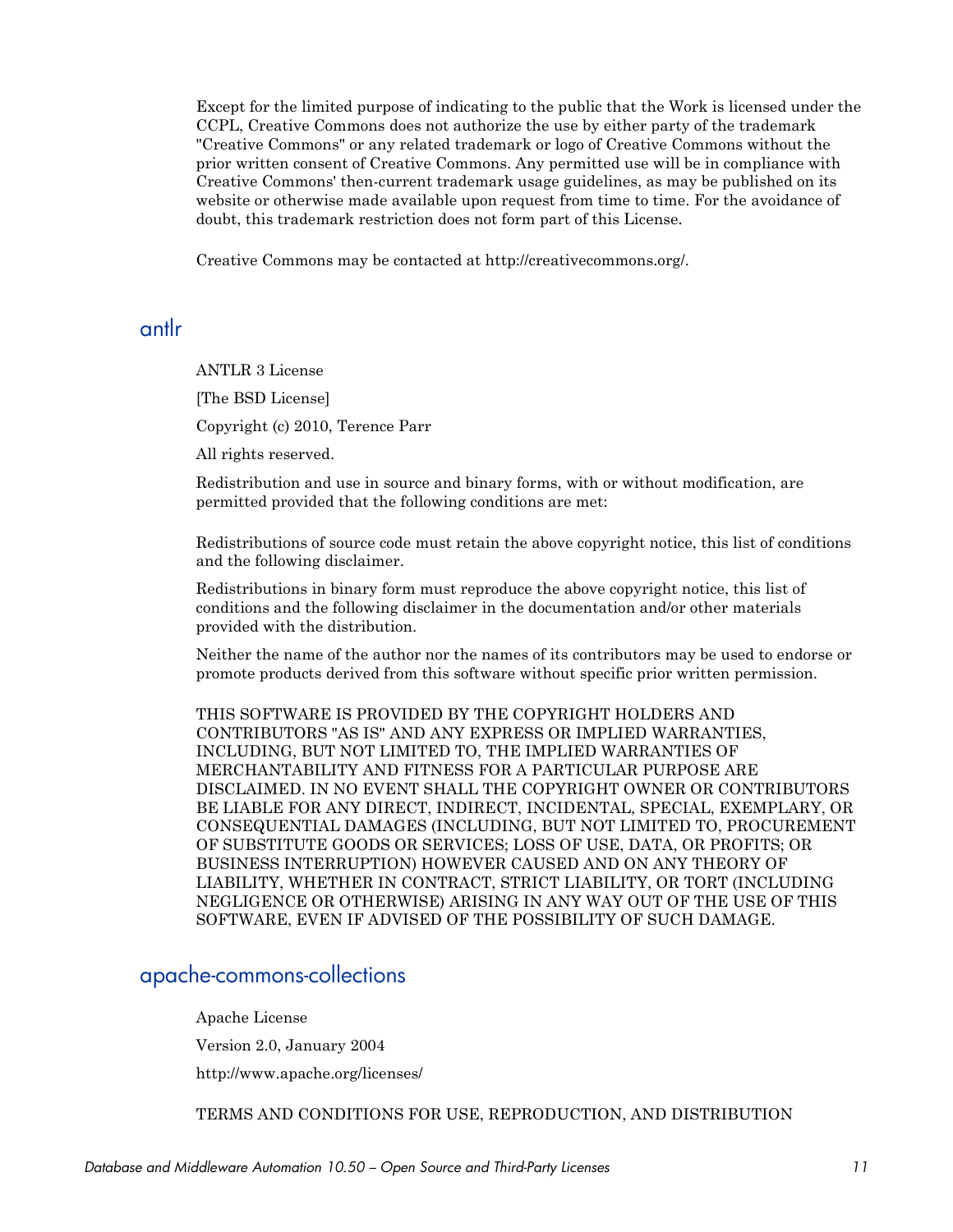Except for the limited purpose of indicating to the public that the Work is licensed under the CCPL, Creative Commons does not authorize the use by either party of the trademark "Creative Commons" or any related trademark or logo of Creative Commons without the prior written consent of Creative Commons. Any permitted use will be in compliance with Creative Commons' then-current trademark usage guidelines, as may be published on its website or otherwise made available upon request from time to time. For the avoidance of doubt, this trademark restriction does not form part of this License.

Creative Commons may be contacted at http://creativecommons.org/.

## antlr

ANTLR 3 License

[The BSD License]

Copyright (c) 2010, Terence Parr

All rights reserved.

Redistribution and use in source and binary forms, with or without modification, are permitted provided that the following conditions are met:

Redistributions of source code must retain the above copyright notice, this list of conditions and the following disclaimer.

Redistributions in binary form must reproduce the above copyright notice, this list of conditions and the following disclaimer in the documentation and/or other materials provided with the distribution.

Neither the name of the author nor the names of its contributors may be used to endorse or promote products derived from this software without specific prior written permission.

THIS SOFTWARE IS PROVIDED BY THE COPYRIGHT HOLDERS AND CONTRIBUTORS "AS IS" AND ANY EXPRESS OR IMPLIED WARRANTIES, INCLUDING, BUT NOT LIMITED TO, THE IMPLIED WARRANTIES OF MERCHANTABILITY AND FITNESS FOR A PARTICULAR PURPOSE ARE DISCLAIMED. IN NO EVENT SHALL THE COPYRIGHT OWNER OR CONTRIBUTORS BE LIABLE FOR ANY DIRECT, INDIRECT, INCIDENTAL, SPECIAL, EXEMPLARY, OR CONSEQUENTIAL DAMAGES (INCLUDING, BUT NOT LIMITED TO, PROCUREMENT OF SUBSTITUTE GOODS OR SERVICES; LOSS OF USE, DATA, OR PROFITS; OR BUSINESS INTERRUPTION) HOWEVER CAUSED AND ON ANY THEORY OF LIABILITY, WHETHER IN CONTRACT, STRICT LIABILITY, OR TORT (INCLUDING NEGLIGENCE OR OTHERWISE) ARISING IN ANY WAY OUT OF THE USE OF THIS SOFTWARE, EVEN IF ADVISED OF THE POSSIBILITY OF SUCH DAMAGE.

## apache-commons-collections

Apache License

Version 2.0, January 2004

http://www.apache.org/licenses/

TERMS AND CONDITIONS FOR USE, REPRODUCTION, AND DISTRIBUTION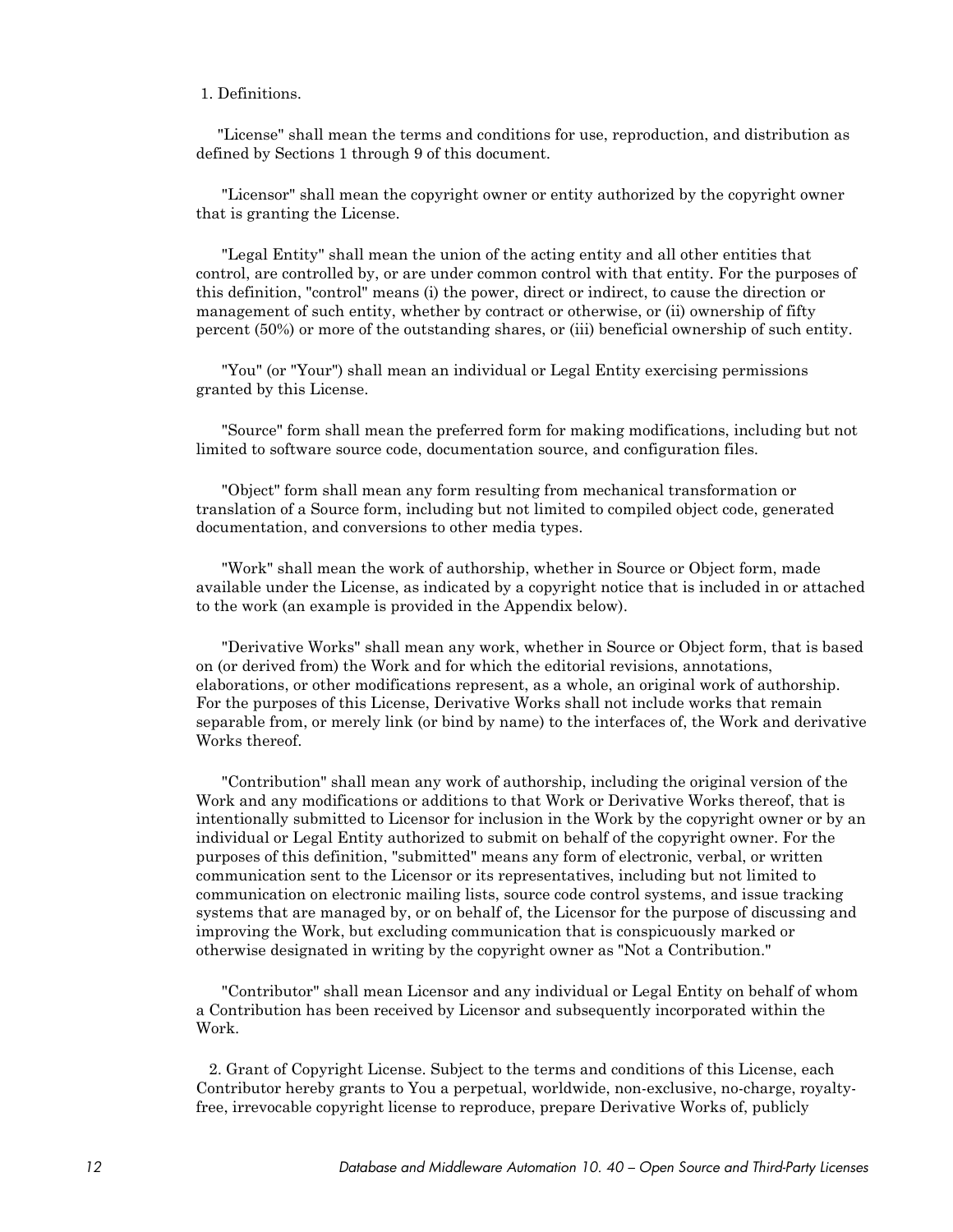1. Definitions.

"License" shall mean the terms and conditions for use, reproduction, and distribution as defined by Sections 1 through 9 of this document.

"Licensor" shall mean the copyright owner or entity authorized by the copyright owner that is granting the License.

"Legal Entity" shall mean the union of the acting entity and all other entities that control, are controlled by, or are under common control with that entity. For the purposes of this definition, "control" means (i) the power, direct or indirect, to cause the direction or management of such entity, whether by contract or otherwise, or (ii) ownership of fifty percent (50%) or more of the outstanding shares, or (iii) beneficial ownership of such entity.

"You" (or "Your") shall mean an individual or Legal Entity exercising permissions granted by this License.

"Source" form shall mean the preferred form for making modifications, including but not limited to software source code, documentation source, and configuration files.

"Object" form shall mean any form resulting from mechanical transformation or translation of a Source form, including but not limited to compiled object code, generated documentation, and conversions to other media types.

"Work" shall mean the work of authorship, whether in Source or Object form, made available under the License, as indicated by a copyright notice that is included in or attached to the work (an example is provided in the Appendix below).

"Derivative Works" shall mean any work, whether in Source or Object form, that is based on (or derived from) the Work and for which the editorial revisions, annotations, elaborations, or other modifications represent, as a whole, an original work of authorship. For the purposes of this License, Derivative Works shall not include works that remain separable from, or merely link (or bind by name) to the interfaces of, the Work and derivative Works thereof.

"Contribution" shall mean any work of authorship, including the original version of the Work and any modifications or additions to that Work or Derivative Works thereof, that is intentionally submitted to Licensor for inclusion in the Work by the copyright owner or by an individual or Legal Entity authorized to submit on behalf of the copyright owner. For the purposes of this definition, "submitted" means any form of electronic, verbal, or written communication sent to the Licensor or its representatives, including but not limited to communication on electronic mailing lists, source code control systems, and issue tracking systems that are managed by, or on behalf of, the Licensor for the purpose of discussing and improving the Work, but excluding communication that is conspicuously marked or otherwise designated in writing by the copyright owner as "Not a Contribution."

"Contributor" shall mean Licensor and any individual or Legal Entity on behalf of whom a Contribution has been received by Licensor and subsequently incorporated within the Work.

2. Grant of Copyright License. Subject to the terms and conditions of this License, each Contributor hereby grants to You a perpetual, worldwide, non-exclusive, no-charge, royalty-free, irrevocable copyright license to reproduce, prepare Derivative Works of, publicly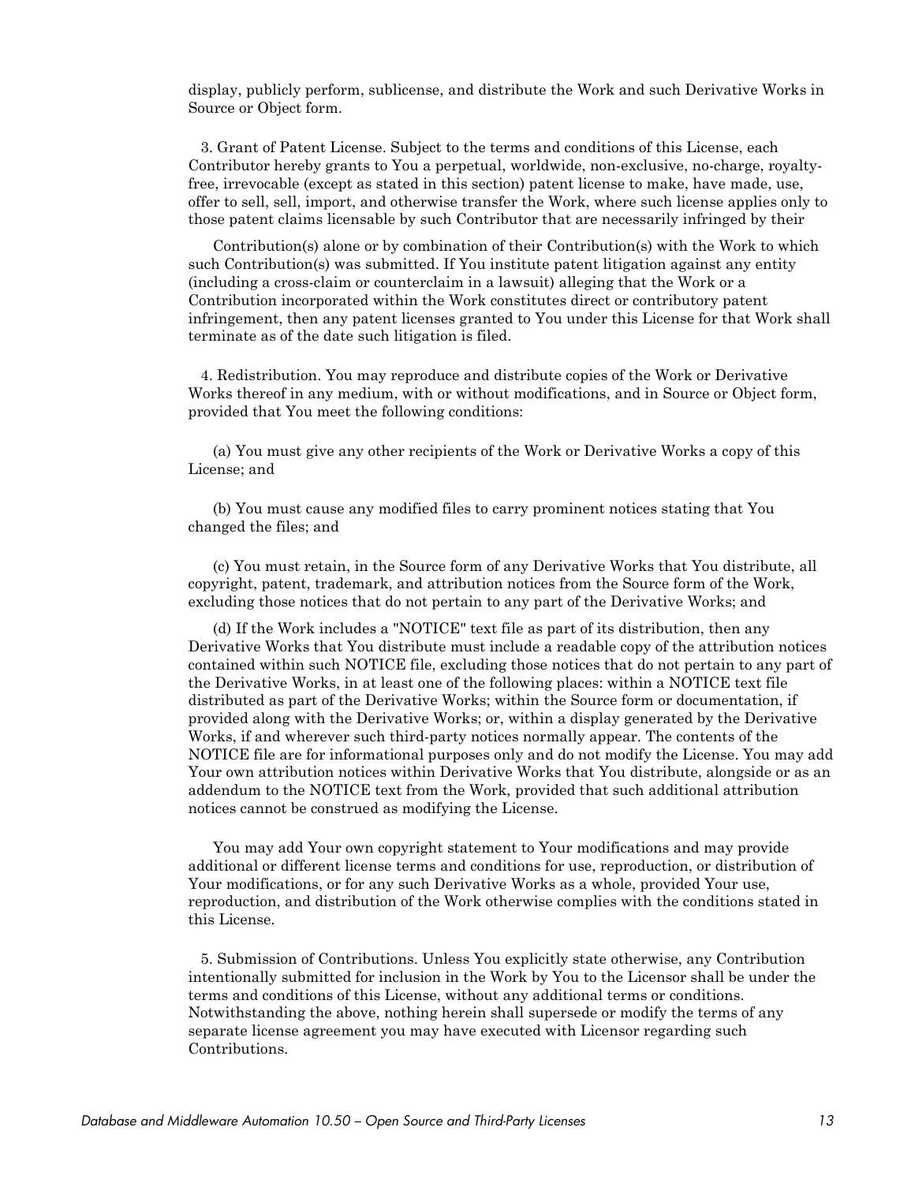display, publicly perform, sublicense, and distribute the Work and such Derivative Works in Source or Object form.

3. Grant of Patent License. Subject to the terms and conditions of this License, each Contributor hereby grants to You a perpetual, worldwide, non-exclusive, no-charge, royalty-free, irrevocable (except as stated in this section) patent license to make, have made, use, offer to sell, sell, import, and otherwise transfer the Work, where such license applies only to those patent claims licensable by such Contributor that are necessarily infringed by their

Contribution(s) alone or by combination of their Contribution(s) with the Work to which such Contribution(s) was submitted. If You institute patent litigation against any entity (including a cross-claim or counterclaim in a lawsuit) alleging that the Work or a Contribution incorporated within the Work constitutes direct or contributory patent infringement, then any patent licenses granted to You under this License for that Work shall terminate as of the date such litigation is filed.

4. Redistribution. You may reproduce and distribute copies of the Work or Derivative Works thereof in any medium, with or without modifications, and in Source or Object form, provided that You meet the following conditions:

(a) You must give any other recipients of the Work or Derivative Works a copy of this License; and

(b) You must cause any modified files to carry prominent notices stating that You changed the files; and

(c) You must retain, in the Source form of any Derivative Works that You distribute, all copyright, patent, trademark, and attribution notices from the Source form of the Work, excluding those notices that do not pertain to any part of the Derivative Works; and

(d) If the Work includes a "NOTICE" text file as part of its distribution, then any Derivative Works that You distribute must include a readable copy of the attribution notices contained within such NOTICE file, excluding those notices that do not pertain to any part of the Derivative Works, in at least one of the following places: within a NOTICE text file distributed as part of the Derivative Works; within the Source form or documentation, if provided along with the Derivative Works; or, within a display generated by the Derivative Works, if and wherever such third-party notices normally appear. The contents of the NOTICE file are for informational purposes only and do not modify the License. You may add Your own attribution notices within Derivative Works that You distribute, alongside or as an addendum to the NOTICE text from the Work, provided that such additional attribution notices cannot be construed as modifying the License.

You may add Your own copyright statement to Your modifications and may provide additional or different license terms and conditions for use, reproduction, or distribution of Your modifications, or for any such Derivative Works as a whole, provided Your use, reproduction, and distribution of the Work otherwise complies with the conditions stated in this License.

5. Submission of Contributions. Unless You explicitly state otherwise, any Contribution intentionally submitted for inclusion in the Work by You to the Licensor shall be under the terms and conditions of this License, without any additional terms or conditions. Notwithstanding the above, nothing herein shall supersede or modify the terms of any separate license agreement you may have executed with Licensor regarding such Contributions.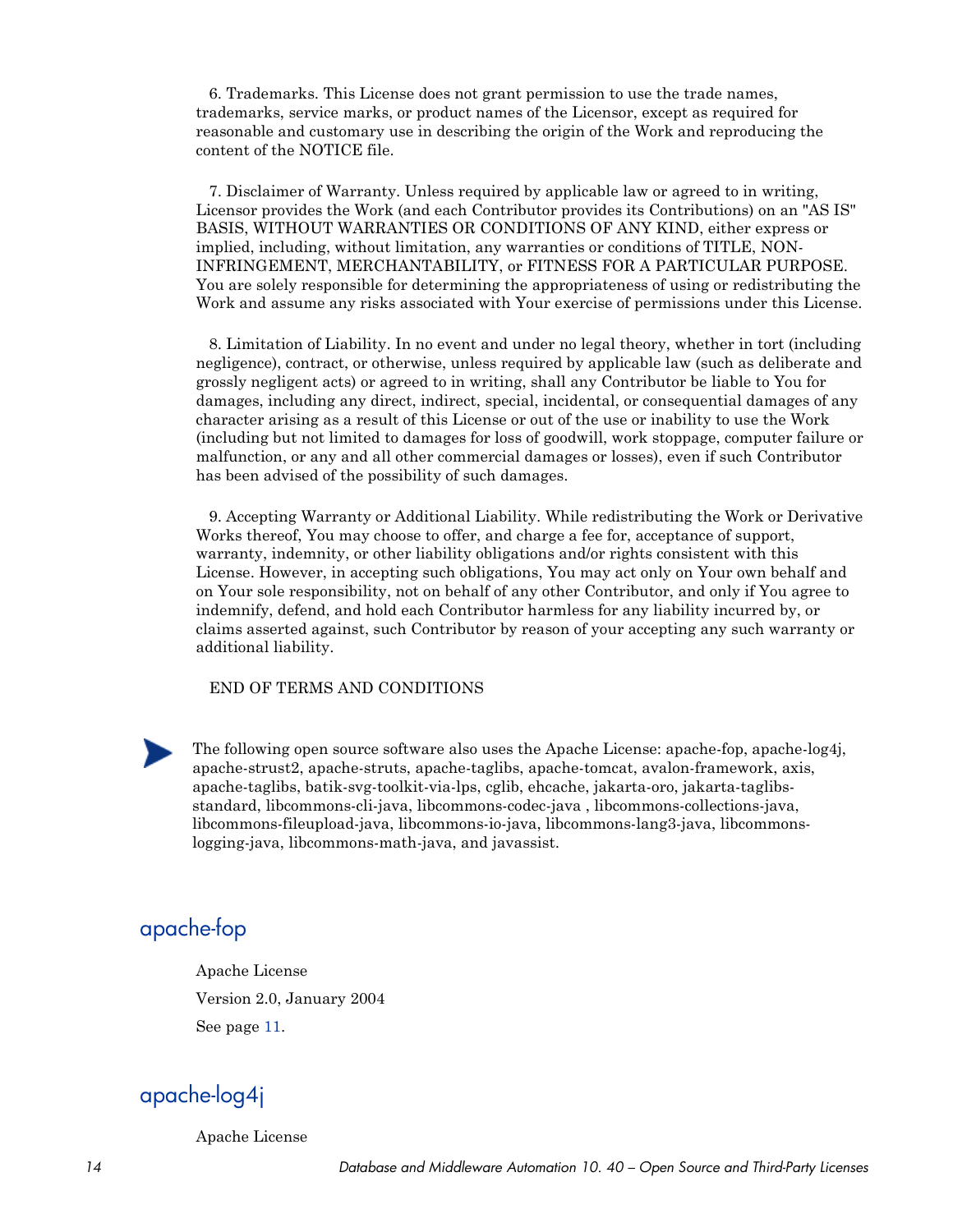6. Trademarks. This License does not grant permission to use the trade names, trademarks, service marks, or product names of the Licensor, except as required for reasonable and customary use in describing the origin of the Work and reproducing the content of the NOTICE file.

7. Disclaimer of Warranty. Unless required by applicable law or agreed to in writing, Licensor provides the Work (and each Contributor provides its Contributions) on an "AS IS" BASIS, WITHOUT WARRANTIES OR CONDITIONS OF ANY KIND, either express or implied, including, without limitation, any warranties or conditions of TITLE, NON-INFRINGEMENT, MERCHANTABILITY, or FITNESS FOR A PARTICULAR PURPOSE. You are solely responsible for determining the appropriateness of using or redistributing the Work and assume any risks associated with Your exercise of permissions under this License.

8. Limitation of Liability. In no event and under no legal theory, whether in tort (including negligence), contract, or otherwise, unless required by applicable law (such as deliberate and grossly negligent acts) or agreed to in writing, shall any Contributor be liable to You for damages, including any direct, indirect, special, incidental, or consequential damages of any character arising as a result of this License or out of the use or inability to use the Work (including but not limited to damages for loss of goodwill, work stoppage, computer failure or malfunction, or any and all other commercial damages or losses), even if such Contributor has been advised of the possibility of such damages.

9. Accepting Warranty or Additional Liability. While redistributing the Work or Derivative Works thereof, You may choose to offer, and charge a fee for, acceptance of support, warranty, indemnity, or other liability obligations and/or rights consistent with this License. However, in accepting such obligations, You may act only on Your own behalf and on Your sole responsibility, not on behalf of any other Contributor, and only if You agree to indemnify, defend, and hold each Contributor harmless for any liability incurred by, or claims asserted against, such Contributor by reason of your accepting any such warranty or additional liability.

END OF TERMS AND CONDITIONS

The following open source software also uses the Apache License: apache-fop, apache-log4j, apache-strust2, apache-struts, apache-taglibs, apache-tomcat, avalon-framework, axis, apache-taglibs, batik-svg-toolkit-via-lps, cglib, ehcache, jakarta-oro, jakarta-taglibs-standard, libcommons-cli-java, libcommons-codec-java , libcommons-collections-java, libcommons-fileupload-java, libcommons-io-java, libcommons-lang3-java, libcommons-logging-java, libcommons-math-java, and javassist.

## apache-fop

Apache License

Version 2.0, January 2004

See page 11.

## apache-log4j

Apache License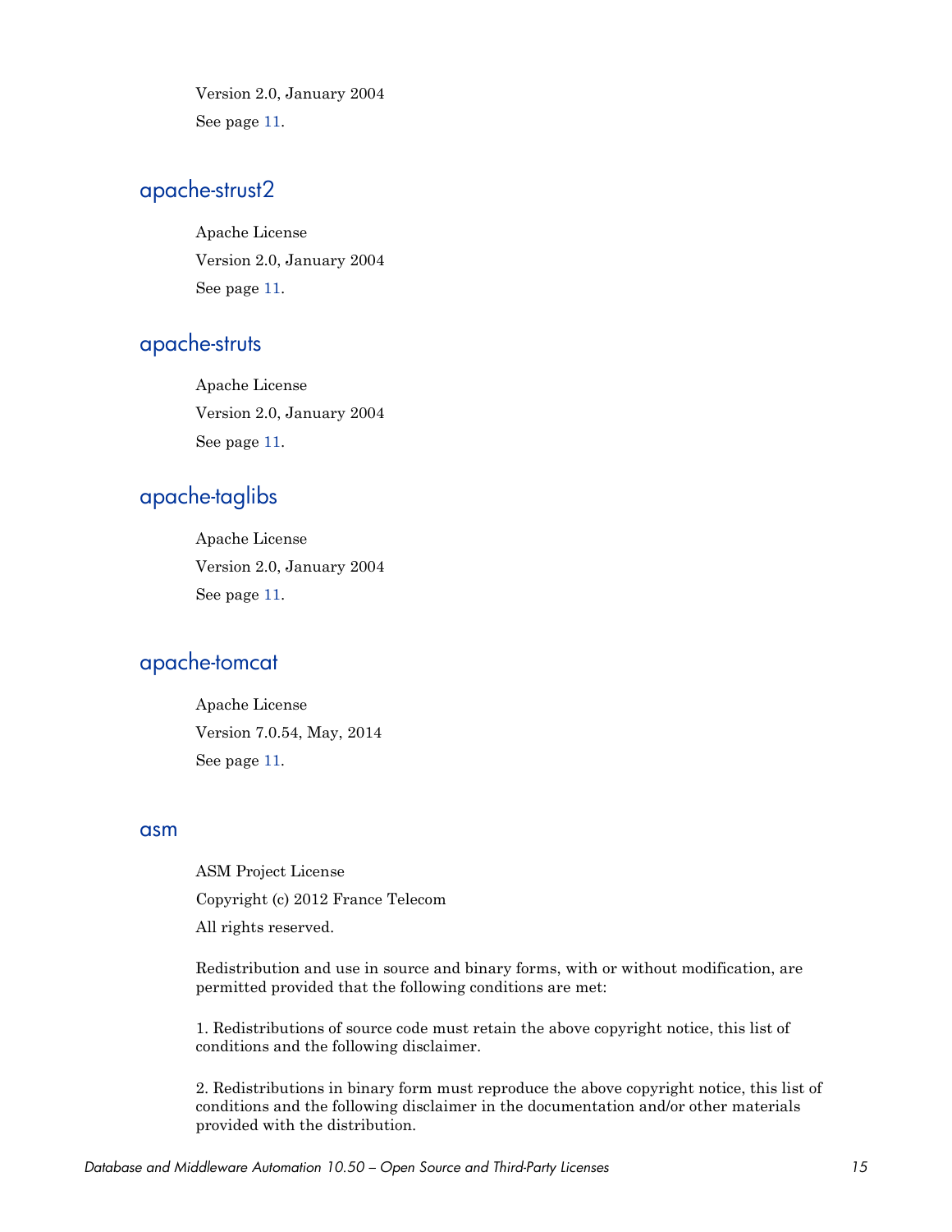Version 2.0, January 2004

See page 11.

## apache-strust2

Apache License

Version 2.0, January 2004

See page 11.

## apache-struts

Apache License

Version 2.0, January 2004

See page 11.

## apache-taglibs

Apache License

Version 2.0, January 2004

See page 11.

## apache-tomcat

Apache License

Version 7.0.54, May, 2014

See page 11.

### asm

ASM Project License

Copyright (c) 2012 France Telecom

All rights reserved.

Redistribution and use in source and binary forms, with or without modification, are permitted provided that the following conditions are met:

1. Redistributions of source code must retain the above copyright notice, this list of conditions and the following disclaimer.

2. Redistributions in binary form must reproduce the above copyright notice, this list of conditions and the following disclaimer in the documentation and/or other materials provided with the distribution.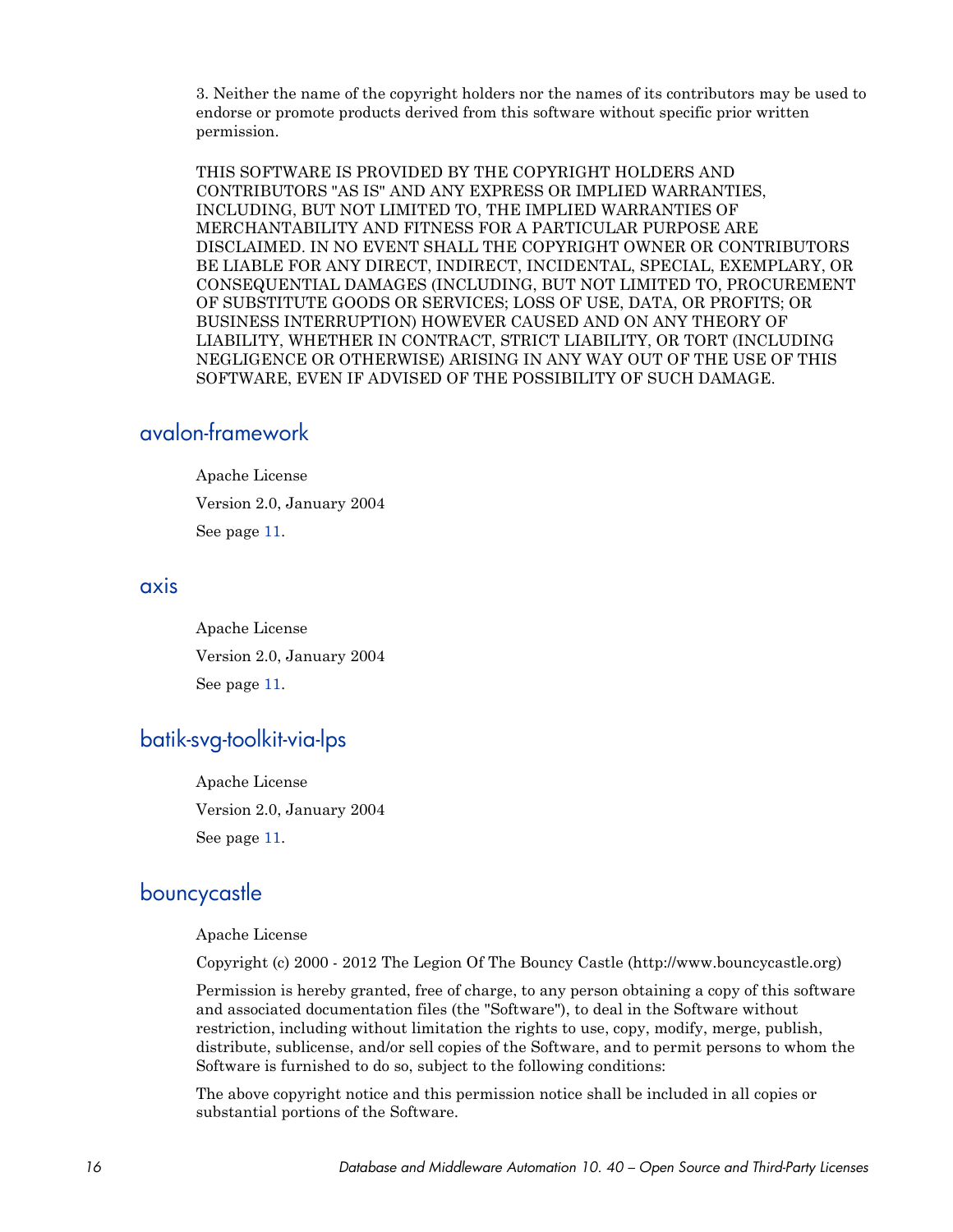3. Neither the name of the copyright holders nor the names of its contributors may be used to endorse or promote products derived from this software without specific prior written permission.

THIS SOFTWARE IS PROVIDED BY THE COPYRIGHT HOLDERS AND CONTRIBUTORS "AS IS" AND ANY EXPRESS OR IMPLIED WARRANTIES, INCLUDING, BUT NOT LIMITED TO, THE IMPLIED WARRANTIES OF MERCHANTABILITY AND FITNESS FOR A PARTICULAR PURPOSE ARE DISCLAIMED. IN NO EVENT SHALL THE COPYRIGHT OWNER OR CONTRIBUTORS BE LIABLE FOR ANY DIRECT, INDIRECT, INCIDENTAL, SPECIAL, EXEMPLARY, OR CONSEQUENTIAL DAMAGES (INCLUDING, BUT NOT LIMITED TO, PROCUREMENT OF SUBSTITUTE GOODS OR SERVICES; LOSS OF USE, DATA, OR PROFITS; OR BUSINESS INTERRUPTION) HOWEVER CAUSED AND ON ANY THEORY OF LIABILITY, WHETHER IN CONTRACT, STRICT LIABILITY, OR TORT (INCLUDING NEGLIGENCE OR OTHERWISE) ARISING IN ANY WAY OUT OF THE USE OF THIS SOFTWARE, EVEN IF ADVISED OF THE POSSIBILITY OF SUCH DAMAGE.

## avalon-framework

Apache License

Version 2.0, January 2004

See page 11.

## axis

Apache License

Version 2.0, January 2004

See page 11.

## batik-svg-toolkit-via-lps

Apache License

Version 2.0, January 2004

See page 11.

## bouncycastle

Apache License

Copyright (c) 2000 - 2012 The Legion Of The Bouncy Castle (http://www.bouncycastle.org)

Permission is hereby granted, free of charge, to any person obtaining a copy of this software and associated documentation files (the "Software"), to deal in the Software without restriction, including without limitation the rights to use, copy, modify, merge, publish, distribute, sublicense, and/or sell copies of the Software, and to permit persons to whom the Software is furnished to do so, subject to the following conditions:

The above copyright notice and this permission notice shall be included in all copies or substantial portions of the Software.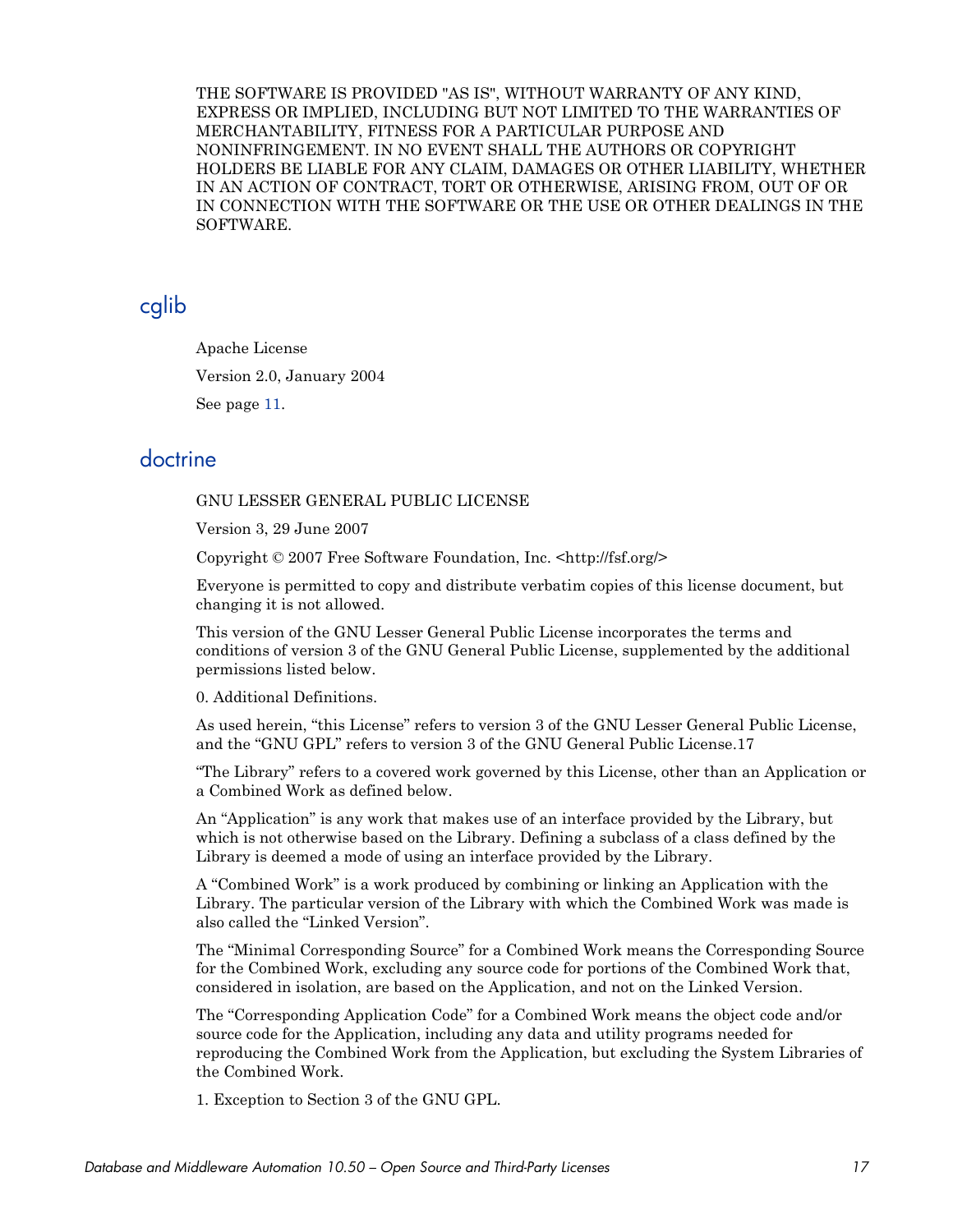THE SOFTWARE IS PROVIDED "AS IS", WITHOUT WARRANTY OF ANY KIND, EXPRESS OR IMPLIED, INCLUDING BUT NOT LIMITED TO THE WARRANTIES OF MERCHANTABILITY, FITNESS FOR A PARTICULAR PURPOSE AND NONINFRINGEMENT. IN NO EVENT SHALL THE AUTHORS OR COPYRIGHT HOLDERS BE LIABLE FOR ANY CLAIM, DAMAGES OR OTHER LIABILITY, WHETHER IN AN ACTION OF CONTRACT, TORT OR OTHERWISE, ARISING FROM, OUT OF OR IN CONNECTION WITH THE SOFTWARE OR THE USE OR OTHER DEALINGS IN THE SOFTWARE.

## cglib

Apache License

Version 2.0, January 2004

See page 11.

## doctrine

GNU LESSER GENERAL PUBLIC LICENSE

Version 3, 29 June 2007

Copyright © 2007 Free Software Foundation, Inc. <http://fsf.org/>

Everyone is permitted to copy and distribute verbatim copies of this license document, but changing it is not allowed.

This version of the GNU Lesser General Public License incorporates the terms and conditions of version 3 of the GNU General Public License, supplemented by the additional permissions listed below.

0. Additional Definitions.

As used herein, "this License" refers to version 3 of the GNU Lesser General Public License, and the "GNU GPL" refers to version 3 of the GNU General Public License.17

"The Library" refers to a covered work governed by this License, other than an Application or a Combined Work as defined below.

An "Application" is any work that makes use of an interface provided by the Library, but which is not otherwise based on the Library. Defining a subclass of a class defined by the Library is deemed a mode of using an interface provided by the Library.

A "Combined Work" is a work produced by combining or linking an Application with the Library. The particular version of the Library with which the Combined Work was made is also called the "Linked Version".

The "Minimal Corresponding Source" for a Combined Work means the Corresponding Source for the Combined Work, excluding any source code for portions of the Combined Work that, considered in isolation, are based on the Application, and not on the Linked Version.

The "Corresponding Application Code" for a Combined Work means the object code and/or source code for the Application, including any data and utility programs needed for reproducing the Combined Work from the Application, but excluding the System Libraries of the Combined Work.

1. Exception to Section 3 of the GNU GPL.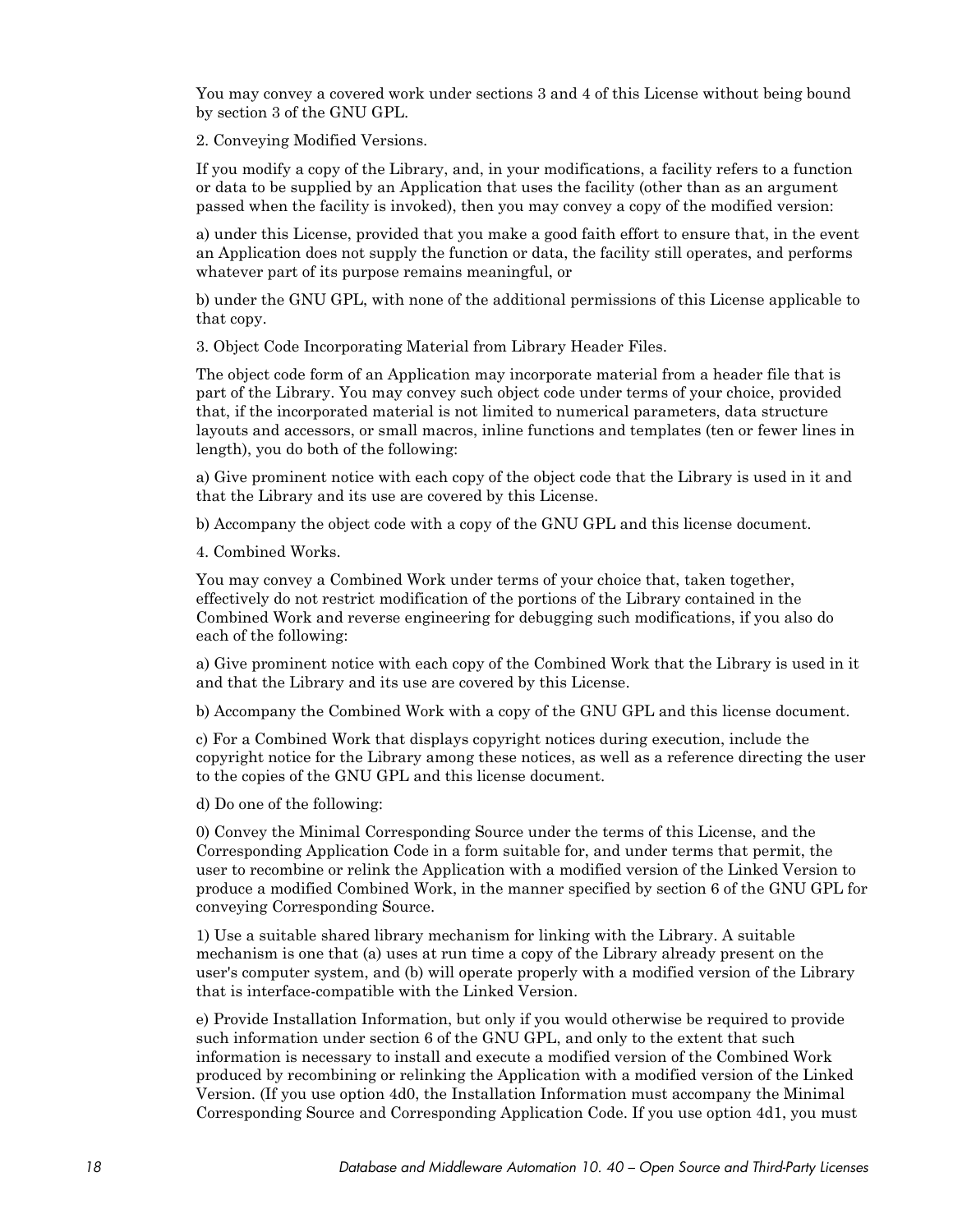You may convey a covered work under sections 3 and 4 of this License without being bound by section 3 of the GNU GPL.

2. Conveying Modified Versions.

If you modify a copy of the Library, and, in your modifications, a facility refers to a function or data to be supplied by an Application that uses the facility (other than as an argument passed when the facility is invoked), then you may convey a copy of the modified version:

a) under this License, provided that you make a good faith effort to ensure that, in the event an Application does not supply the function or data, the facility still operates, and performs whatever part of its purpose remains meaningful, or

b) under the GNU GPL, with none of the additional permissions of this License applicable to that copy.

3. Object Code Incorporating Material from Library Header Files.

The object code form of an Application may incorporate material from a header file that is part of the Library. You may convey such object code under terms of your choice, provided that, if the incorporated material is not limited to numerical parameters, data structure layouts and accessors, or small macros, inline functions and templates (ten or fewer lines in length), you do both of the following:

a) Give prominent notice with each copy of the object code that the Library is used in it and that the Library and its use are covered by this License.

b) Accompany the object code with a copy of the GNU GPL and this license document.

4. Combined Works.

You may convey a Combined Work under terms of your choice that, taken together, effectively do not restrict modification of the portions of the Library contained in the Combined Work and reverse engineering for debugging such modifications, if you also do each of the following:

a) Give prominent notice with each copy of the Combined Work that the Library is used in it and that the Library and its use are covered by this License.

b) Accompany the Combined Work with a copy of the GNU GPL and this license document.

c) For a Combined Work that displays copyright notices during execution, include the copyright notice for the Library among these notices, as well as a reference directing the user to the copies of the GNU GPL and this license document.

d) Do one of the following:

0) Convey the Minimal Corresponding Source under the terms of this License, and the Corresponding Application Code in a form suitable for, and under terms that permit, the user to recombine or relink the Application with a modified version of the Linked Version to produce a modified Combined Work, in the manner specified by section 6 of the GNU GPL for conveying Corresponding Source.

1) Use a suitable shared library mechanism for linking with the Library. A suitable mechanism is one that (a) uses at run time a copy of the Library already present on the user's computer system, and (b) will operate properly with a modified version of the Library that is interface-compatible with the Linked Version.

e) Provide Installation Information, but only if you would otherwise be required to provide such information under section 6 of the GNU GPL, and only to the extent that such information is necessary to install and execute a modified version of the Combined Work produced by recombining or relinking the Application with a modified version of the Linked Version. (If you use option 4d0, the Installation Information must accompany the Minimal Corresponding Source and Corresponding Application Code. If you use option 4d1, you must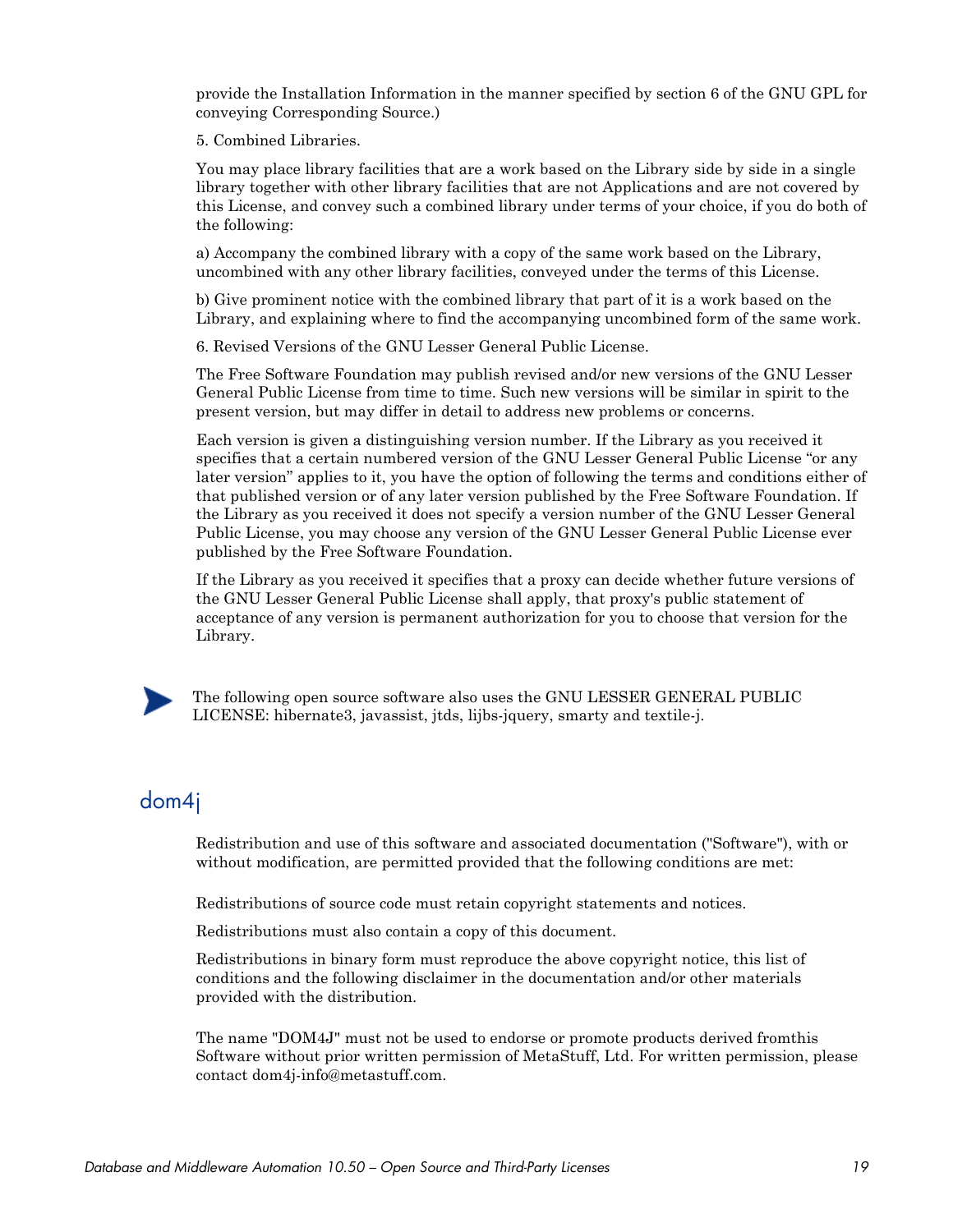provide the Installation Information in the manner specified by section 6 of the GNU GPL for conveying Corresponding Source.)

5. Combined Libraries.

You may place library facilities that are a work based on the Library side by side in a single library together with other library facilities that are not Applications and are not covered by this License, and convey such a combined library under terms of your choice, if you do both of the following:

a) Accompany the combined library with a copy of the same work based on the Library, uncombined with any other library facilities, conveyed under the terms of this License.

b) Give prominent notice with the combined library that part of it is a work based on the Library, and explaining where to find the accompanying uncombined form of the same work.

6. Revised Versions of the GNU Lesser General Public License.

The Free Software Foundation may publish revised and/or new versions of the GNU Lesser General Public License from time to time. Such new versions will be similar in spirit to the present version, but may differ in detail to address new problems or concerns.

Each version is given a distinguishing version number. If the Library as you received it specifies that a certain numbered version of the GNU Lesser General Public License “or any later version” applies to it, you have the option of following the terms and conditions either of that published version or of any later version published by the Free Software Foundation. If the Library as you received it does not specify a version number of the GNU Lesser General Public License, you may choose any version of the GNU Lesser General Public License ever published by the Free Software Foundation.

If the Library as you received it specifies that a proxy can decide whether future versions of the GNU Lesser General Public License shall apply, that proxy's public statement of acceptance of any version is permanent authorization for you to choose that version for the Library.

> The following open source software also uses the GNU LESSER GENERAL PUBLIC LICENSE: hibernate3, javassist, jtds, lijbs-jquery, smarty and textile-j.

## dom4j

Redistribution and use of this software and associated documentation ("Software"), with or without modification, are permitted provided that the following conditions are met:

Redistributions of source code must retain copyright statements and notices.

Redistributions must also contain a copy of this document.

Redistributions in binary form must reproduce the above copyright notice, this list of conditions and the following disclaimer in the documentation and/or other materials provided with the distribution.

The name "DOM4J" must not be used to endorse or promote products derived fromthis Software without prior written permission of MetaStuff, Ltd. For written permission, please contact dom4j-info@metastuff.com.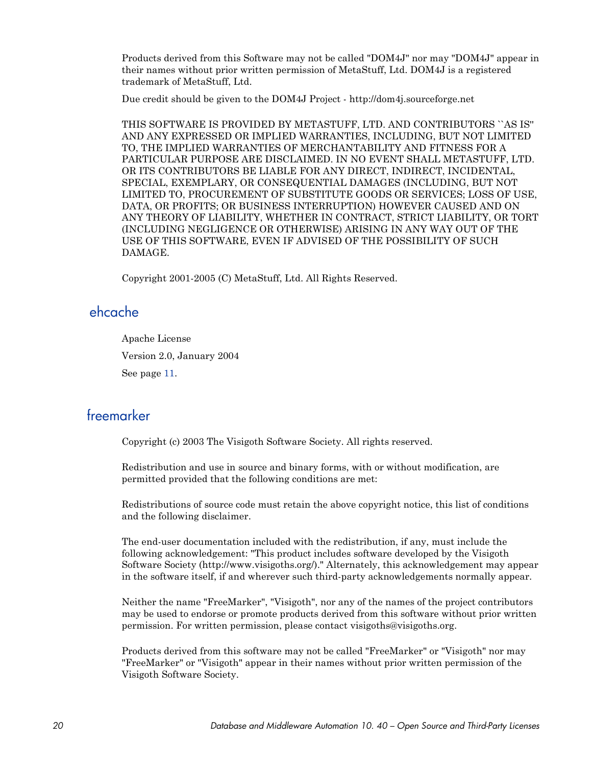Products derived from this Software may not be called "DOM4J" nor may "DOM4J" appear in their names without prior written permission of MetaStuff, Ltd. DOM4J is a registered trademark of MetaStuff, Ltd.

Due credit should be given to the DOM4J Project - http://dom4j.sourceforge.net

THIS SOFTWARE IS PROVIDED BY METASTUFF, LTD. AND CONTRIBUTORS ``AS IS'' AND ANY EXPRESSED OR IMPLIED WARRANTIES, INCLUDING, BUT NOT LIMITED TO, THE IMPLIED WARRANTIES OF MERCHANTABILITY AND FITNESS FOR A PARTICULAR PURPOSE ARE DISCLAIMED. IN NO EVENT SHALL METASTUFF, LTD. OR ITS CONTRIBUTORS BE LIABLE FOR ANY DIRECT, INDIRECT, INCIDENTAL, SPECIAL, EXEMPLARY, OR CONSEQUENTIAL DAMAGES (INCLUDING, BUT NOT LIMITED TO, PROCUREMENT OF SUBSTITUTE GOODS OR SERVICES; LOSS OF USE, DATA, OR PROFITS; OR BUSINESS INTERRUPTION) HOWEVER CAUSED AND ON ANY THEORY OF LIABILITY, WHETHER IN CONTRACT, STRICT LIABILITY, OR TORT (INCLUDING NEGLIGENCE OR OTHERWISE) ARISING IN ANY WAY OUT OF THE USE OF THIS SOFTWARE, EVEN IF ADVISED OF THE POSSIBILITY OF SUCH DAMAGE.

Copyright 2001-2005 (C) MetaStuff, Ltd. All Rights Reserved.

## ehcache

Apache License

Version 2.0, January 2004

See page 11.

## freemarker

Copyright (c) 2003 The Visigoth Software Society. All rights reserved.

Redistribution and use in source and binary forms, with or without modification, are permitted provided that the following conditions are met:

Redistributions of source code must retain the above copyright notice, this list of conditions and the following disclaimer.

The end-user documentation included with the redistribution, if any, must include the following acknowledgement: "This product includes software developed by the Visigoth Software Society (http://www.visigoths.org/)." Alternately, this acknowledgement may appear in the software itself, if and wherever such third-party acknowledgements normally appear.

Neither the name "FreeMarker", "Visigoth", nor any of the names of the project contributors may be used to endorse or promote products derived from this software without prior written permission. For written permission, please contact visigoths@visigoths.org.

Products derived from this software may not be called "FreeMarker" or "Visigoth" nor may "FreeMarker" or "Visigoth" appear in their names without prior written permission of the Visigoth Software Society.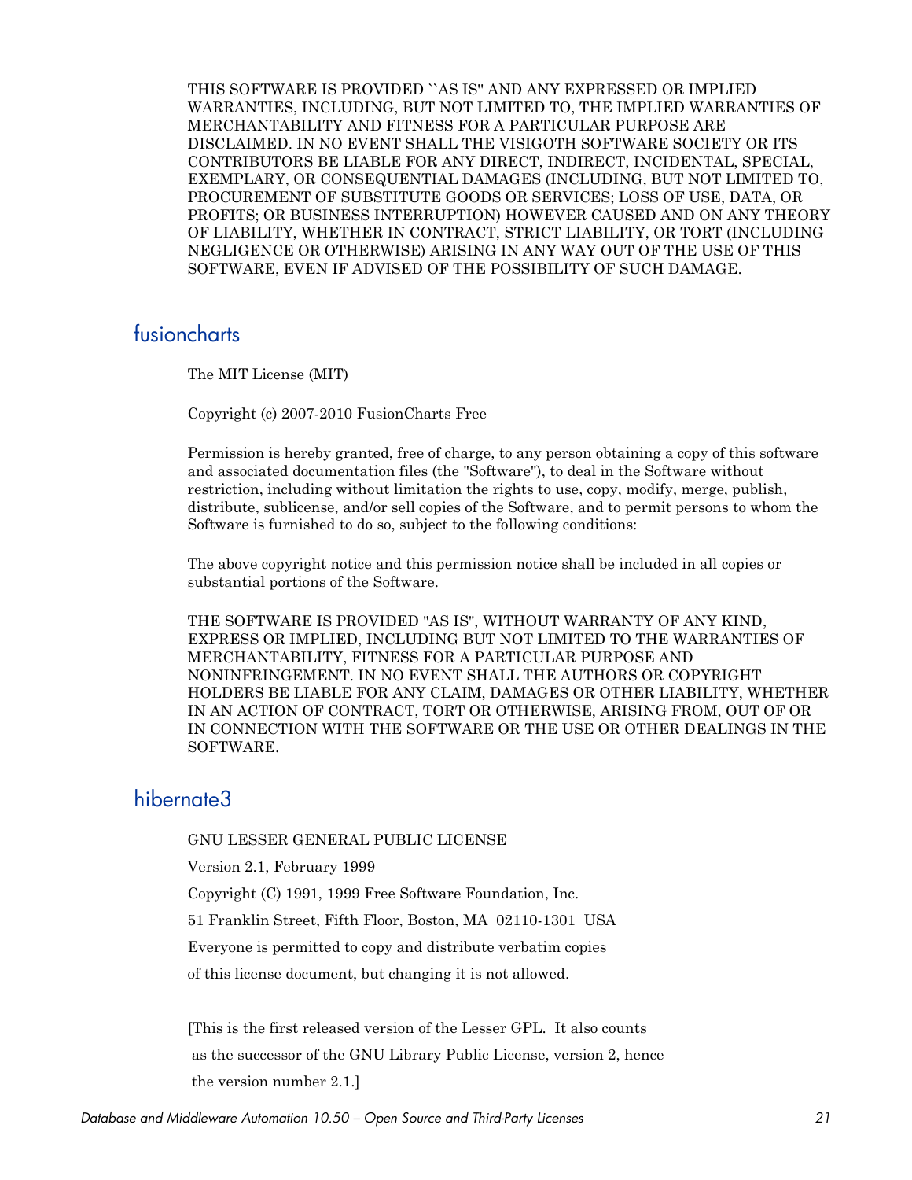THIS SOFTWARE IS PROVIDED ``AS IS'' AND ANY EXPRESSED OR IMPLIED WARRANTIES, INCLUDING, BUT NOT LIMITED TO, THE IMPLIED WARRANTIES OF MERCHANTABILITY AND FITNESS FOR A PARTICULAR PURPOSE ARE DISCLAIMED. IN NO EVENT SHALL THE VISIGOTH SOFTWARE SOCIETY OR ITS CONTRIBUTORS BE LIABLE FOR ANY DIRECT, INDIRECT, INCIDENTAL, SPECIAL, EXEMPLARY, OR CONSEQUENTIAL DAMAGES (INCLUDING, BUT NOT LIMITED TO, PROCUREMENT OF SUBSTITUTE GOODS OR SERVICES; LOSS OF USE, DATA, OR PROFITS; OR BUSINESS INTERRUPTION) HOWEVER CAUSED AND ON ANY THEORY OF LIABILITY, WHETHER IN CONTRACT, STRICT LIABILITY, OR TORT (INCLUDING NEGLIGENCE OR OTHERWISE) ARISING IN ANY WAY OUT OF THE USE OF THIS SOFTWARE, EVEN IF ADVISED OF THE POSSIBILITY OF SUCH DAMAGE.

## fusioncharts

The MIT License (MIT)

Copyright (c) 2007-2010 FusionCharts Free

Permission is hereby granted, free of charge, to any person obtaining a copy of this software and associated documentation files (the "Software"), to deal in the Software without restriction, including without limitation the rights to use, copy, modify, merge, publish, distribute, sublicense, and/or sell copies of the Software, and to permit persons to whom the Software is furnished to do so, subject to the following conditions:

The above copyright notice and this permission notice shall be included in all copies or substantial portions of the Software.

THE SOFTWARE IS PROVIDED "AS IS", WITHOUT WARRANTY OF ANY KIND, EXPRESS OR IMPLIED, INCLUDING BUT NOT LIMITED TO THE WARRANTIES OF MERCHANTABILITY, FITNESS FOR A PARTICULAR PURPOSE AND NONINFRINGEMENT. IN NO EVENT SHALL THE AUTHORS OR COPYRIGHT HOLDERS BE LIABLE FOR ANY CLAIM, DAMAGES OR OTHER LIABILITY, WHETHER IN AN ACTION OF CONTRACT, TORT OR OTHERWISE, ARISING FROM, OUT OF OR IN CONNECTION WITH THE SOFTWARE OR THE USE OR OTHER DEALINGS IN THE SOFTWARE.

## hibernate3

GNU LESSER GENERAL PUBLIC LICENSE

Version 2.1, February 1999

Copyright (C) 1991, 1999 Free Software Foundation, Inc.

51 Franklin Street, Fifth Floor, Boston, MA 02110-1301 USA

Everyone is permitted to copy and distribute verbatim copies

of this license document, but changing it is not allowed.

[This is the first released version of the Lesser GPL. It also counts
as the successor of the GNU Library Public License, version 2, hence
the version number 2.1.]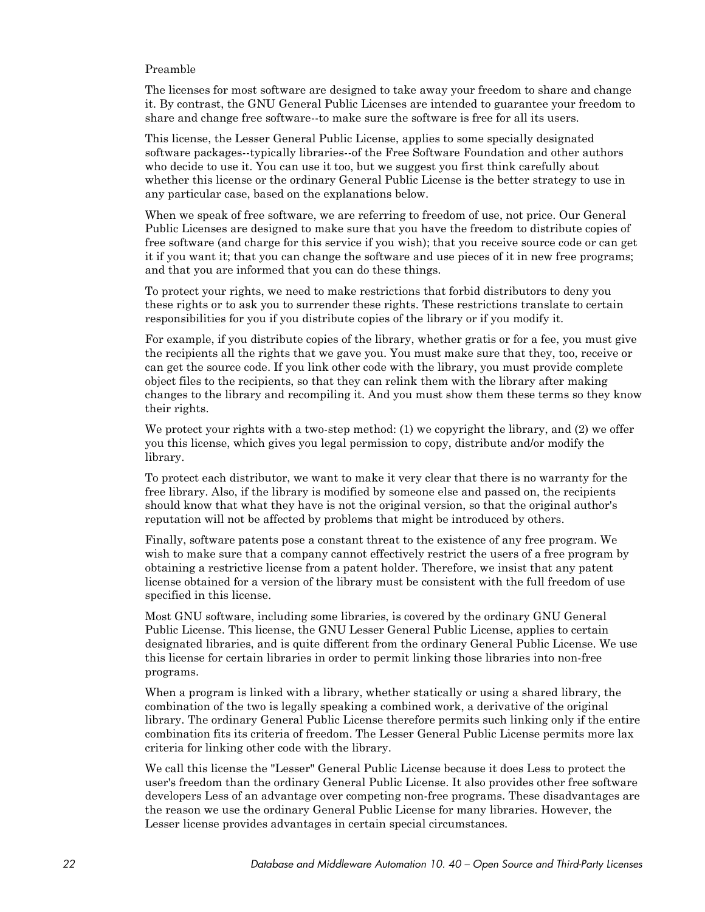Preamble

The licenses for most software are designed to take away your freedom to share and change it. By contrast, the GNU General Public Licenses are intended to guarantee your freedom to share and change free software--to make sure the software is free for all its users.

This license, the Lesser General Public License, applies to some specially designated software packages--typically libraries--of the Free Software Foundation and other authors who decide to use it. You can use it too, but we suggest you first think carefully about whether this license or the ordinary General Public License is the better strategy to use in any particular case, based on the explanations below.

When we speak of free software, we are referring to freedom of use, not price. Our General Public Licenses are designed to make sure that you have the freedom to distribute copies of free software (and charge for this service if you wish); that you receive source code or can get it if you want it; that you can change the software and use pieces of it in new free programs; and that you are informed that you can do these things.

To protect your rights, we need to make restrictions that forbid distributors to deny you these rights or to ask you to surrender these rights. These restrictions translate to certain responsibilities for you if you distribute copies of the library or if you modify it.

For example, if you distribute copies of the library, whether gratis or for a fee, you must give the recipients all the rights that we gave you. You must make sure that they, too, receive or can get the source code. If you link other code with the library, you must provide complete object files to the recipients, so that they can relink them with the library after making changes to the library and recompiling it. And you must show them these terms so they know their rights.

We protect your rights with a two-step method: (1) we copyright the library, and (2) we offer you this license, which gives you legal permission to copy, distribute and/or modify the library.

To protect each distributor, we want to make it very clear that there is no warranty for the free library. Also, if the library is modified by someone else and passed on, the recipients should know that what they have is not the original version, so that the original author's reputation will not be affected by problems that might be introduced by others.

Finally, software patents pose a constant threat to the existence of any free program. We wish to make sure that a company cannot effectively restrict the users of a free program by obtaining a restrictive license from a patent holder. Therefore, we insist that any patent license obtained for a version of the library must be consistent with the full freedom of use specified in this license.

Most GNU software, including some libraries, is covered by the ordinary GNU General Public License. This license, the GNU Lesser General Public License, applies to certain designated libraries, and is quite different from the ordinary General Public License. We use this license for certain libraries in order to permit linking those libraries into non-free programs.

When a program is linked with a library, whether statically or using a shared library, the combination of the two is legally speaking a combined work, a derivative of the original library. The ordinary General Public License therefore permits such linking only if the entire combination fits its criteria of freedom. The Lesser General Public License permits more lax criteria for linking other code with the library.

We call this license the "Lesser" General Public License because it does Less to protect the user's freedom than the ordinary General Public License. It also provides other free software developers Less of an advantage over competing non-free programs. These disadvantages are the reason we use the ordinary General Public License for many libraries. However, the Lesser license provides advantages in certain special circumstances.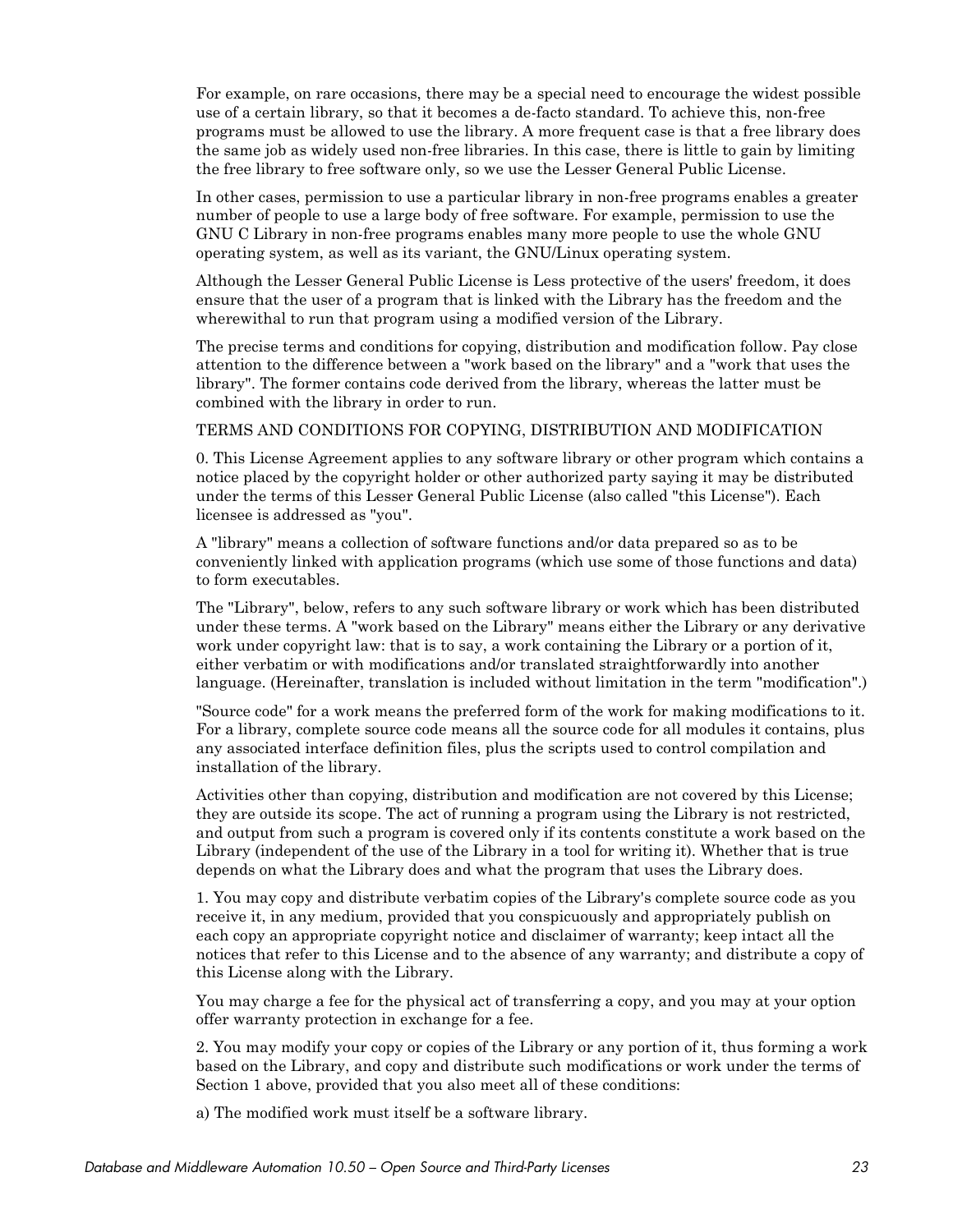For example, on rare occasions, there may be a special need to encourage the widest possible use of a certain library, so that it becomes a de-facto standard. To achieve this, non-free programs must be allowed to use the library. A more frequent case is that a free library does the same job as widely used non-free libraries. In this case, there is little to gain by limiting the free library to free software only, so we use the Lesser General Public License.

In other cases, permission to use a particular library in non-free programs enables a greater number of people to use a large body of free software. For example, permission to use the GNU C Library in non-free programs enables many more people to use the whole GNU operating system, as well as its variant, the GNU/Linux operating system.

Although the Lesser General Public License is Less protective of the users' freedom, it does ensure that the user of a program that is linked with the Library has the freedom and the wherewithal to run that program using a modified version of the Library.

The precise terms and conditions for copying, distribution and modification follow. Pay close attention to the difference between a "work based on the library" and a "work that uses the library". The former contains code derived from the library, whereas the latter must be combined with the library in order to run.

TERMS AND CONDITIONS FOR COPYING, DISTRIBUTION AND MODIFICATION

0. This License Agreement applies to any software library or other program which contains a notice placed by the copyright holder or other authorized party saying it may be distributed under the terms of this Lesser General Public License (also called "this License"). Each licensee is addressed as "you".

A "library" means a collection of software functions and/or data prepared so as to be conveniently linked with application programs (which use some of those functions and data) to form executables.

The "Library", below, refers to any such software library or work which has been distributed under these terms. A "work based on the Library" means either the Library or any derivative work under copyright law: that is to say, a work containing the Library or a portion of it, either verbatim or with modifications and/or translated straightforwardly into another language. (Hereinafter, translation is included without limitation in the term "modification".)

"Source code" for a work means the preferred form of the work for making modifications to it. For a library, complete source code means all the source code for all modules it contains, plus any associated interface definition files, plus the scripts used to control compilation and installation of the library.

Activities other than copying, distribution and modification are not covered by this License; they are outside its scope. The act of running a program using the Library is not restricted, and output from such a program is covered only if its contents constitute a work based on the Library (independent of the use of the Library in a tool for writing it). Whether that is true depends on what the Library does and what the program that uses the Library does.

1. You may copy and distribute verbatim copies of the Library's complete source code as you receive it, in any medium, provided that you conspicuously and appropriately publish on each copy an appropriate copyright notice and disclaimer of warranty; keep intact all the notices that refer to this License and to the absence of any warranty; and distribute a copy of this License along with the Library.

You may charge a fee for the physical act of transferring a copy, and you may at your option offer warranty protection in exchange for a fee.

2. You may modify your copy or copies of the Library or any portion of it, thus forming a work based on the Library, and copy and distribute such modifications or work under the terms of Section 1 above, provided that you also meet all of these conditions:

a) The modified work must itself be a software library.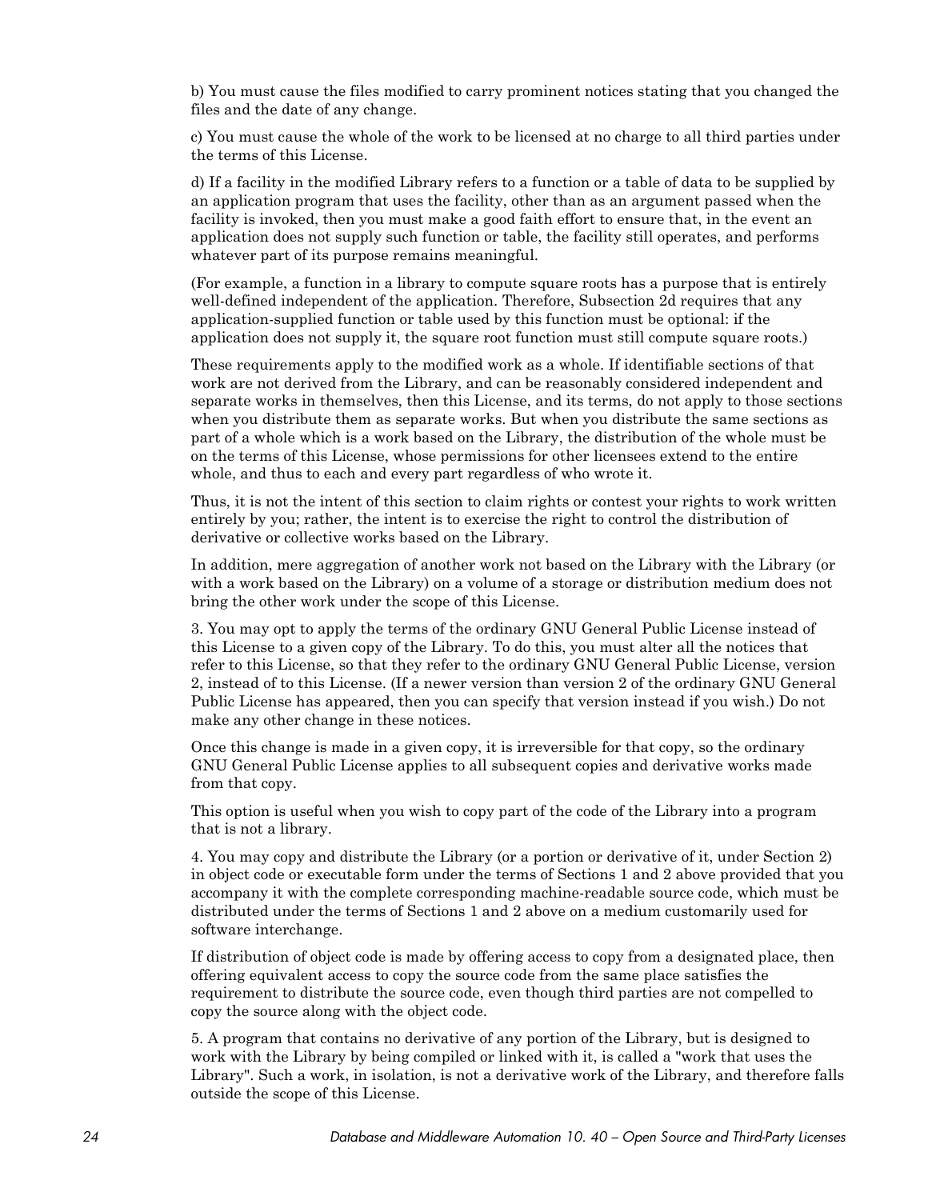b) You must cause the files modified to carry prominent notices stating that you changed the files and the date of any change.

c) You must cause the whole of the work to be licensed at no charge to all third parties under the terms of this License.

d) If a facility in the modified Library refers to a function or a table of data to be supplied by an application program that uses the facility, other than as an argument passed when the facility is invoked, then you must make a good faith effort to ensure that, in the event an application does not supply such function or table, the facility still operates, and performs whatever part of its purpose remains meaningful.

(For example, a function in a library to compute square roots has a purpose that is entirely well-defined independent of the application. Therefore, Subsection 2d requires that any application-supplied function or table used by this function must be optional: if the application does not supply it, the square root function must still compute square roots.)

These requirements apply to the modified work as a whole. If identifiable sections of that work are not derived from the Library, and can be reasonably considered independent and separate works in themselves, then this License, and its terms, do not apply to those sections when you distribute them as separate works. But when you distribute the same sections as part of a whole which is a work based on the Library, the distribution of the whole must be on the terms of this License, whose permissions for other licensees extend to the entire whole, and thus to each and every part regardless of who wrote it.

Thus, it is not the intent of this section to claim rights or contest your rights to work written entirely by you; rather, the intent is to exercise the right to control the distribution of derivative or collective works based on the Library.

In addition, mere aggregation of another work not based on the Library with the Library (or with a work based on the Library) on a volume of a storage or distribution medium does not bring the other work under the scope of this License.

3. You may opt to apply the terms of the ordinary GNU General Public License instead of this License to a given copy of the Library. To do this, you must alter all the notices that refer to this License, so that they refer to the ordinary GNU General Public License, version 2, instead of to this License. (If a newer version than version 2 of the ordinary GNU General Public License has appeared, then you can specify that version instead if you wish.) Do not make any other change in these notices.

Once this change is made in a given copy, it is irreversible for that copy, so the ordinary GNU General Public License applies to all subsequent copies and derivative works made from that copy.

This option is useful when you wish to copy part of the code of the Library into a program that is not a library.

4. You may copy and distribute the Library (or a portion or derivative of it, under Section 2) in object code or executable form under the terms of Sections 1 and 2 above provided that you accompany it with the complete corresponding machine-readable source code, which must be distributed under the terms of Sections 1 and 2 above on a medium customarily used for software interchange.

If distribution of object code is made by offering access to copy from a designated place, then offering equivalent access to copy the source code from the same place satisfies the requirement to distribute the source code, even though third parties are not compelled to copy the source along with the object code.

5. A program that contains no derivative of any portion of the Library, but is designed to work with the Library by being compiled or linked with it, is called a "work that uses the Library". Such a work, in isolation, is not a derivative work of the Library, and therefore falls outside the scope of this License.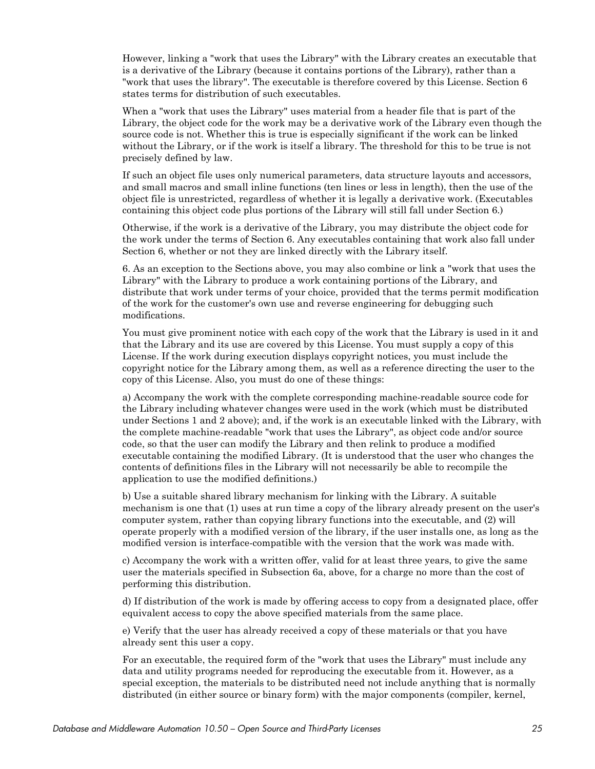However, linking a "work that uses the Library" with the Library creates an executable that is a derivative of the Library (because it contains portions of the Library), rather than a "work that uses the library". The executable is therefore covered by this License. Section 6 states terms for distribution of such executables.

When a "work that uses the Library" uses material from a header file that is part of the Library, the object code for the work may be a derivative work of the Library even though the source code is not. Whether this is true is especially significant if the work can be linked without the Library, or if the work is itself a library. The threshold for this to be true is not precisely defined by law.

If such an object file uses only numerical parameters, data structure layouts and accessors, and small macros and small inline functions (ten lines or less in length), then the use of the object file is unrestricted, regardless of whether it is legally a derivative work. (Executables containing this object code plus portions of the Library will still fall under Section 6.)

Otherwise, if the work is a derivative of the Library, you may distribute the object code for the work under the terms of Section 6. Any executables containing that work also fall under Section 6, whether or not they are linked directly with the Library itself.

6. As an exception to the Sections above, you may also combine or link a "work that uses the Library" with the Library to produce a work containing portions of the Library, and distribute that work under terms of your choice, provided that the terms permit modification of the work for the customer's own use and reverse engineering for debugging such modifications.

You must give prominent notice with each copy of the work that the Library is used in it and that the Library and its use are covered by this License. You must supply a copy of this License. If the work during execution displays copyright notices, you must include the copyright notice for the Library among them, as well as a reference directing the user to the copy of this License. Also, you must do one of these things:

a) Accompany the work with the complete corresponding machine-readable source code for the Library including whatever changes were used in the work (which must be distributed under Sections 1 and 2 above); and, if the work is an executable linked with the Library, with the complete machine-readable "work that uses the Library", as object code and/or source code, so that the user can modify the Library and then relink to produce a modified executable containing the modified Library. (It is understood that the user who changes the contents of definitions files in the Library will not necessarily be able to recompile the application to use the modified definitions.)

b) Use a suitable shared library mechanism for linking with the Library. A suitable mechanism is one that (1) uses at run time a copy of the library already present on the user's computer system, rather than copying library functions into the executable, and (2) will operate properly with a modified version of the library, if the user installs one, as long as the modified version is interface-compatible with the version that the work was made with.

c) Accompany the work with a written offer, valid for at least three years, to give the same user the materials specified in Subsection 6a, above, for a charge no more than the cost of performing this distribution.

d) If distribution of the work is made by offering access to copy from a designated place, offer equivalent access to copy the above specified materials from the same place.

e) Verify that the user has already received a copy of these materials or that you have already sent this user a copy.

For an executable, the required form of the "work that uses the Library" must include any data and utility programs needed for reproducing the executable from it. However, as a special exception, the materials to be distributed need not include anything that is normally distributed (in either source or binary form) with the major components (compiler, kernel,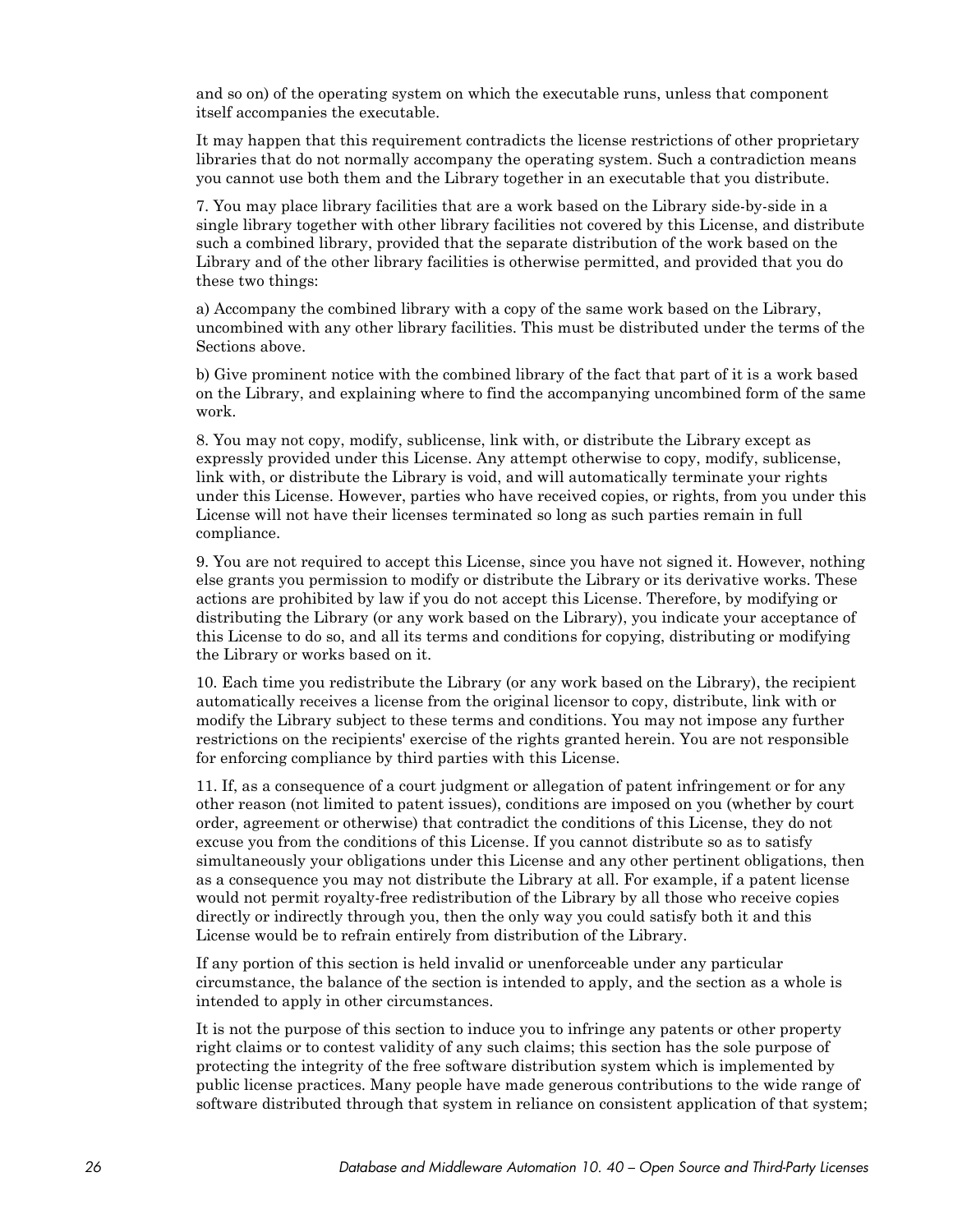and so on) of the operating system on which the executable runs, unless that component itself accompanies the executable.

It may happen that this requirement contradicts the license restrictions of other proprietary libraries that do not normally accompany the operating system. Such a contradiction means you cannot use both them and the Library together in an executable that you distribute.

7. You may place library facilities that are a work based on the Library side-by-side in a single library together with other library facilities not covered by this License, and distribute such a combined library, provided that the separate distribution of the work based on the Library and of the other library facilities is otherwise permitted, and provided that you do these two things:

a) Accompany the combined library with a copy of the same work based on the Library, uncombined with any other library facilities. This must be distributed under the terms of the Sections above.

b) Give prominent notice with the combined library of the fact that part of it is a work based on the Library, and explaining where to find the accompanying uncombined form of the same work.

8. You may not copy, modify, sublicense, link with, or distribute the Library except as expressly provided under this License. Any attempt otherwise to copy, modify, sublicense, link with, or distribute the Library is void, and will automatically terminate your rights under this License. However, parties who have received copies, or rights, from you under this License will not have their licenses terminated so long as such parties remain in full compliance.

9. You are not required to accept this License, since you have not signed it. However, nothing else grants you permission to modify or distribute the Library or its derivative works. These actions are prohibited by law if you do not accept this License. Therefore, by modifying or distributing the Library (or any work based on the Library), you indicate your acceptance of this License to do so, and all its terms and conditions for copying, distributing or modifying the Library or works based on it.

10. Each time you redistribute the Library (or any work based on the Library), the recipient automatically receives a license from the original licensor to copy, distribute, link with or modify the Library subject to these terms and conditions. You may not impose any further restrictions on the recipients' exercise of the rights granted herein. You are not responsible for enforcing compliance by third parties with this License.

11. If, as a consequence of a court judgment or allegation of patent infringement or for any other reason (not limited to patent issues), conditions are imposed on you (whether by court order, agreement or otherwise) that contradict the conditions of this License, they do not excuse you from the conditions of this License. If you cannot distribute so as to satisfy simultaneously your obligations under this License and any other pertinent obligations, then as a consequence you may not distribute the Library at all. For example, if a patent license would not permit royalty-free redistribution of the Library by all those who receive copies directly or indirectly through you, then the only way you could satisfy both it and this License would be to refrain entirely from distribution of the Library.

If any portion of this section is held invalid or unenforceable under any particular circumstance, the balance of the section is intended to apply, and the section as a whole is intended to apply in other circumstances.

It is not the purpose of this section to induce you to infringe any patents or other property right claims or to contest validity of any such claims; this section has the sole purpose of protecting the integrity of the free software distribution system which is implemented by public license practices. Many people have made generous contributions to the wide range of software distributed through that system in reliance on consistent application of that system;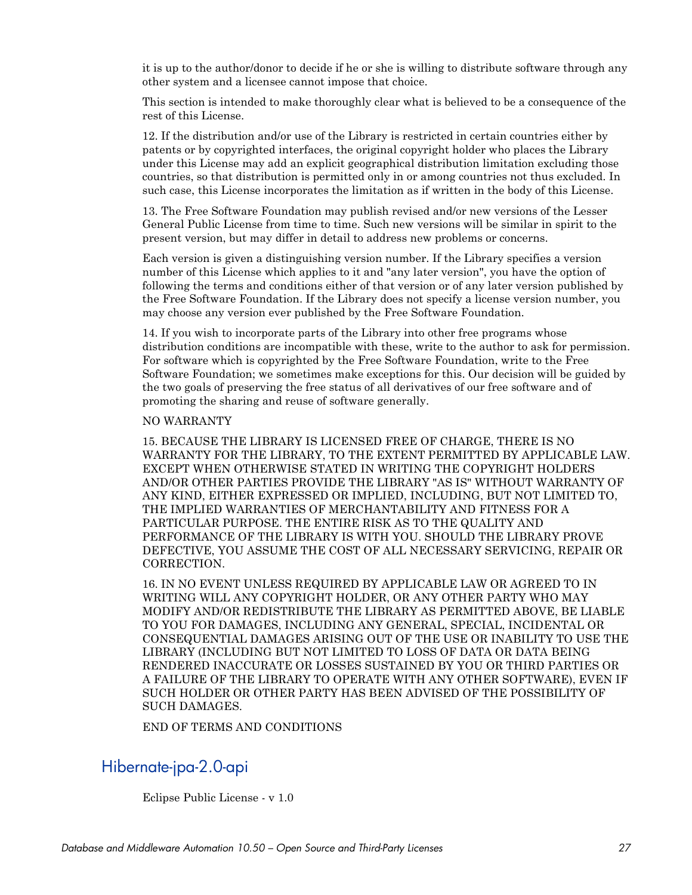it is up to the author/donor to decide if he or she is willing to distribute software through any other system and a licensee cannot impose that choice.

This section is intended to make thoroughly clear what is believed to be a consequence of the rest of this License.

12. If the distribution and/or use of the Library is restricted in certain countries either by patents or by copyrighted interfaces, the original copyright holder who places the Library under this License may add an explicit geographical distribution limitation excluding those countries, so that distribution is permitted only in or among countries not thus excluded. In such case, this License incorporates the limitation as if written in the body of this License.

13. The Free Software Foundation may publish revised and/or new versions of the Lesser General Public License from time to time. Such new versions will be similar in spirit to the present version, but may differ in detail to address new problems or concerns.

Each version is given a distinguishing version number. If the Library specifies a version number of this License which applies to it and "any later version", you have the option of following the terms and conditions either of that version or of any later version published by the Free Software Foundation. If the Library does not specify a license version number, you may choose any version ever published by the Free Software Foundation.

14. If you wish to incorporate parts of the Library into other free programs whose distribution conditions are incompatible with these, write to the author to ask for permission. For software which is copyrighted by the Free Software Foundation, write to the Free Software Foundation; we sometimes make exceptions for this. Our decision will be guided by the two goals of preserving the free status of all derivatives of our free software and of promoting the sharing and reuse of software generally.

NO WARRANTY

15. BECAUSE THE LIBRARY IS LICENSED FREE OF CHARGE, THERE IS NO WARRANTY FOR THE LIBRARY, TO THE EXTENT PERMITTED BY APPLICABLE LAW. EXCEPT WHEN OTHERWISE STATED IN WRITING THE COPYRIGHT HOLDERS AND/OR OTHER PARTIES PROVIDE THE LIBRARY "AS IS" WITHOUT WARRANTY OF ANY KIND, EITHER EXPRESSED OR IMPLIED, INCLUDING, BUT NOT LIMITED TO, THE IMPLIED WARRANTIES OF MERCHANTABILITY AND FITNESS FOR A PARTICULAR PURPOSE. THE ENTIRE RISK AS TO THE QUALITY AND PERFORMANCE OF THE LIBRARY IS WITH YOU. SHOULD THE LIBRARY PROVE DEFECTIVE, YOU ASSUME THE COST OF ALL NECESSARY SERVICING, REPAIR OR CORRECTION.

16. IN NO EVENT UNLESS REQUIRED BY APPLICABLE LAW OR AGREED TO IN WRITING WILL ANY COPYRIGHT HOLDER, OR ANY OTHER PARTY WHO MAY MODIFY AND/OR REDISTRIBUTE THE LIBRARY AS PERMITTED ABOVE, BE LIABLE TO YOU FOR DAMAGES, INCLUDING ANY GENERAL, SPECIAL, INCIDENTAL OR CONSEQUENTIAL DAMAGES ARISING OUT OF THE USE OR INABILITY TO USE THE LIBRARY (INCLUDING BUT NOT LIMITED TO LOSS OF DATA OR DATA BEING RENDERED INACCURATE OR LOSSES SUSTAINED BY YOU OR THIRD PARTIES OR A FAILURE OF THE LIBRARY TO OPERATE WITH ANY OTHER SOFTWARE), EVEN IF SUCH HOLDER OR OTHER PARTY HAS BEEN ADVISED OF THE POSSIBILITY OF SUCH DAMAGES.

END OF TERMS AND CONDITIONS

## Hibernate-jpa-2.0-api

Eclipse Public License - v 1.0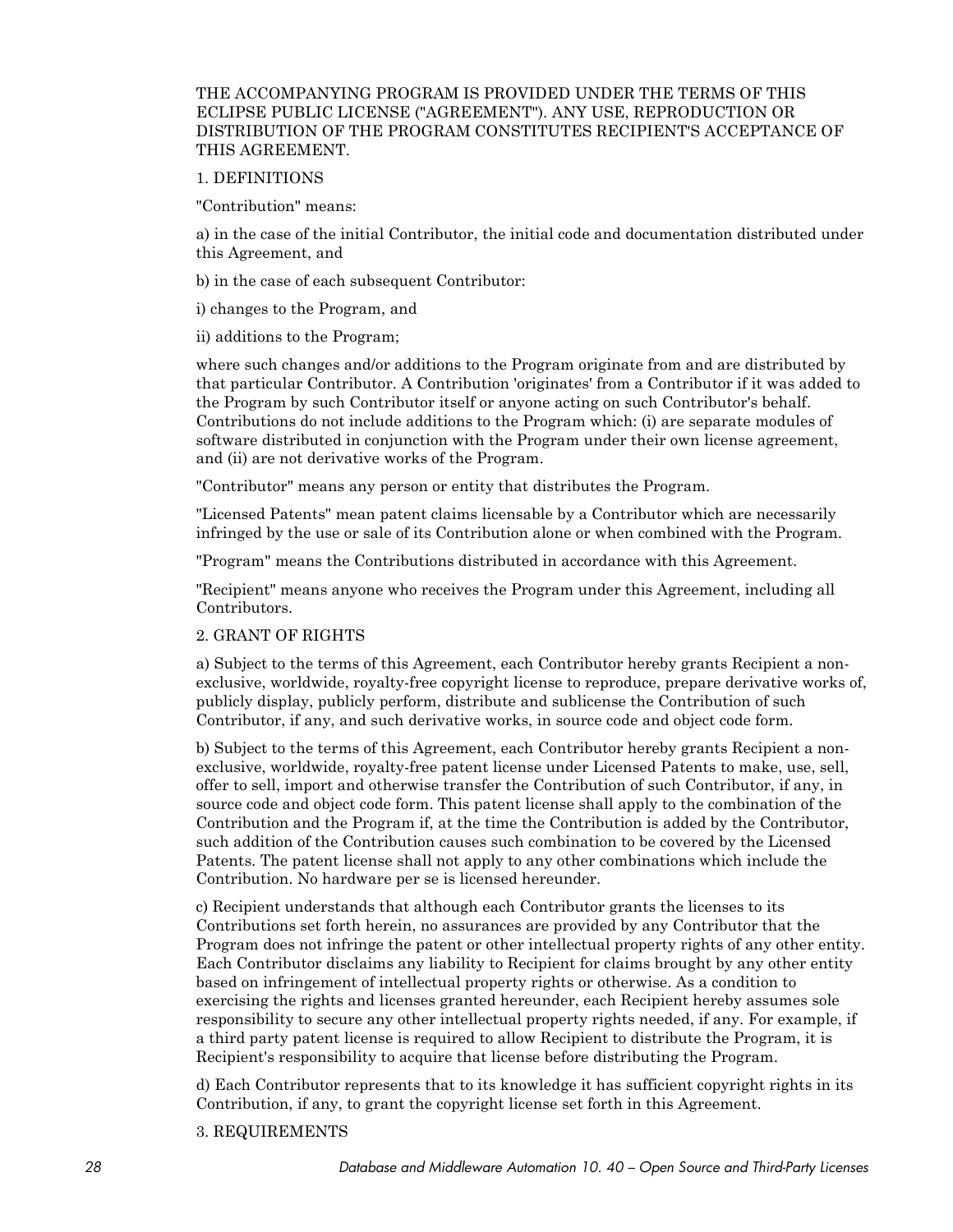THE ACCOMPANYING PROGRAM IS PROVIDED UNDER THE TERMS OF THIS ECLIPSE PUBLIC LICENSE ("AGREEMENT"). ANY USE, REPRODUCTION OR DISTRIBUTION OF THE PROGRAM CONSTITUTES RECIPIENT'S ACCEPTANCE OF THIS AGREEMENT.

1. DEFINITIONS

"Contribution" means:

a) in the case of the initial Contributor, the initial code and documentation distributed under this Agreement, and

b) in the case of each subsequent Contributor:

i) changes to the Program, and

ii) additions to the Program;

where such changes and/or additions to the Program originate from and are distributed by that particular Contributor. A Contribution 'originates' from a Contributor if it was added to the Program by such Contributor itself or anyone acting on such Contributor's behalf. Contributions do not include additions to the Program which: (i) are separate modules of software distributed in conjunction with the Program under their own license agreement, and (ii) are not derivative works of the Program.

"Contributor" means any person or entity that distributes the Program.

"Licensed Patents" mean patent claims licensable by a Contributor which are necessarily infringed by the use or sale of its Contribution alone or when combined with the Program.

"Program" means the Contributions distributed in accordance with this Agreement.

"Recipient" means anyone who receives the Program under this Agreement, including all Contributors.

2. GRANT OF RIGHTS

a) Subject to the terms of this Agreement, each Contributor hereby grants Recipient a non-exclusive, worldwide, royalty-free copyright license to reproduce, prepare derivative works of, publicly display, publicly perform, distribute and sublicense the Contribution of such Contributor, if any, and such derivative works, in source code and object code form.

b) Subject to the terms of this Agreement, each Contributor hereby grants Recipient a non-exclusive, worldwide, royalty-free patent license under Licensed Patents to make, use, sell, offer to sell, import and otherwise transfer the Contribution of such Contributor, if any, in source code and object code form. This patent license shall apply to the combination of the Contribution and the Program if, at the time the Contribution is added by the Contributor, such addition of the Contribution causes such combination to be covered by the Licensed Patents. The patent license shall not apply to any other combinations which include the Contribution. No hardware per se is licensed hereunder.

c) Recipient understands that although each Contributor grants the licenses to its Contributions set forth herein, no assurances are provided by any Contributor that the Program does not infringe the patent or other intellectual property rights of any other entity. Each Contributor disclaims any liability to Recipient for claims brought by any other entity based on infringement of intellectual property rights or otherwise. As a condition to exercising the rights and licenses granted hereunder, each Recipient hereby assumes sole responsibility to secure any other intellectual property rights needed, if any. For example, if a third party patent license is required to allow Recipient to distribute the Program, it is Recipient's responsibility to acquire that license before distributing the Program.

d) Each Contributor represents that to its knowledge it has sufficient copyright rights in its Contribution, if any, to grant the copyright license set forth in this Agreement.

3. REQUIREMENTS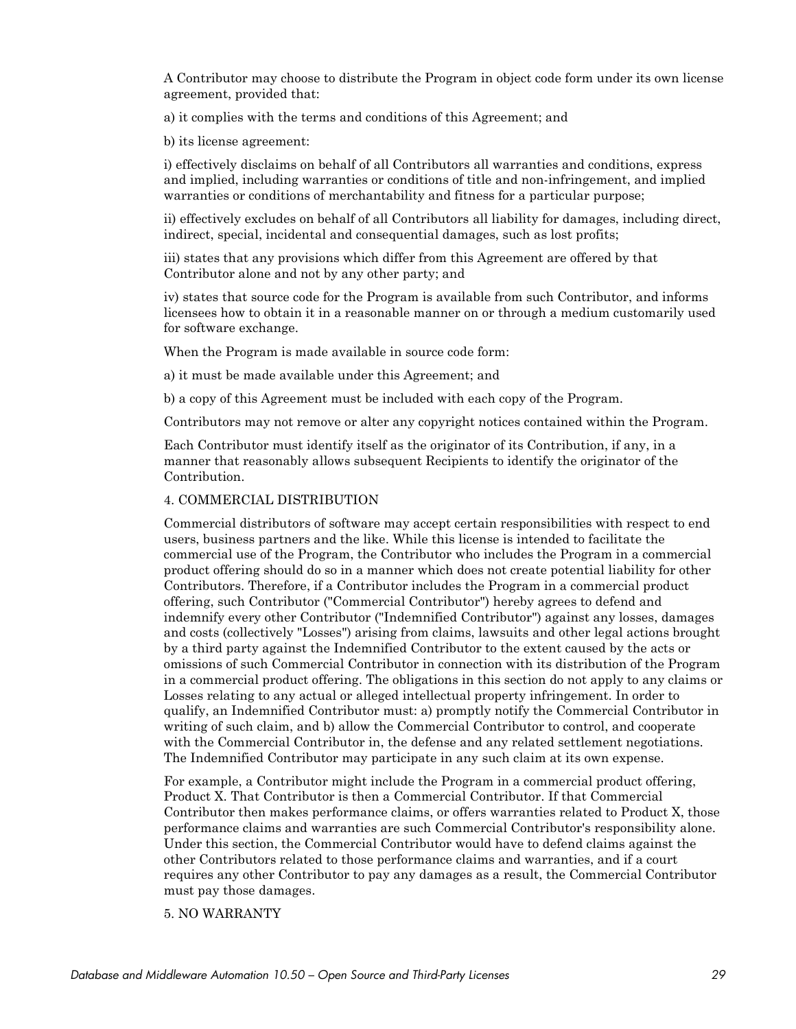A Contributor may choose to distribute the Program in object code form under its own license agreement, provided that:

a) it complies with the terms and conditions of this Agreement; and

b) its license agreement:

i) effectively disclaims on behalf of all Contributors all warranties and conditions, express and implied, including warranties or conditions of title and non-infringement, and implied warranties or conditions of merchantability and fitness for a particular purpose;

ii) effectively excludes on behalf of all Contributors all liability for damages, including direct, indirect, special, incidental and consequential damages, such as lost profits;

iii) states that any provisions which differ from this Agreement are offered by that Contributor alone and not by any other party; and

iv) states that source code for the Program is available from such Contributor, and informs licensees how to obtain it in a reasonable manner on or through a medium customarily used for software exchange.

When the Program is made available in source code form:

a) it must be made available under this Agreement; and

b) a copy of this Agreement must be included with each copy of the Program.

Contributors may not remove or alter any copyright notices contained within the Program.

Each Contributor must identify itself as the originator of its Contribution, if any, in a manner that reasonably allows subsequent Recipients to identify the originator of the Contribution.

4. COMMERCIAL DISTRIBUTION

Commercial distributors of software may accept certain responsibilities with respect to end users, business partners and the like. While this license is intended to facilitate the commercial use of the Program, the Contributor who includes the Program in a commercial product offering should do so in a manner which does not create potential liability for other Contributors. Therefore, if a Contributor includes the Program in a commercial product offering, such Contributor ("Commercial Contributor") hereby agrees to defend and indemnify every other Contributor ("Indemnified Contributor") against any losses, damages and costs (collectively "Losses") arising from claims, lawsuits and other legal actions brought by a third party against the Indemnified Contributor to the extent caused by the acts or omissions of such Commercial Contributor in connection with its distribution of the Program in a commercial product offering. The obligations in this section do not apply to any claims or Losses relating to any actual or alleged intellectual property infringement. In order to qualify, an Indemnified Contributor must: a) promptly notify the Commercial Contributor in writing of such claim, and b) allow the Commercial Contributor to control, and cooperate with the Commercial Contributor in, the defense and any related settlement negotiations. The Indemnified Contributor may participate in any such claim at its own expense.

For example, a Contributor might include the Program in a commercial product offering, Product X. That Contributor is then a Commercial Contributor. If that Commercial Contributor then makes performance claims, or offers warranties related to Product X, those performance claims and warranties are such Commercial Contributor's responsibility alone. Under this section, the Commercial Contributor would have to defend claims against the other Contributors related to those performance claims and warranties, and if a court requires any other Contributor to pay any damages as a result, the Commercial Contributor must pay those damages.

5. NO WARRANTY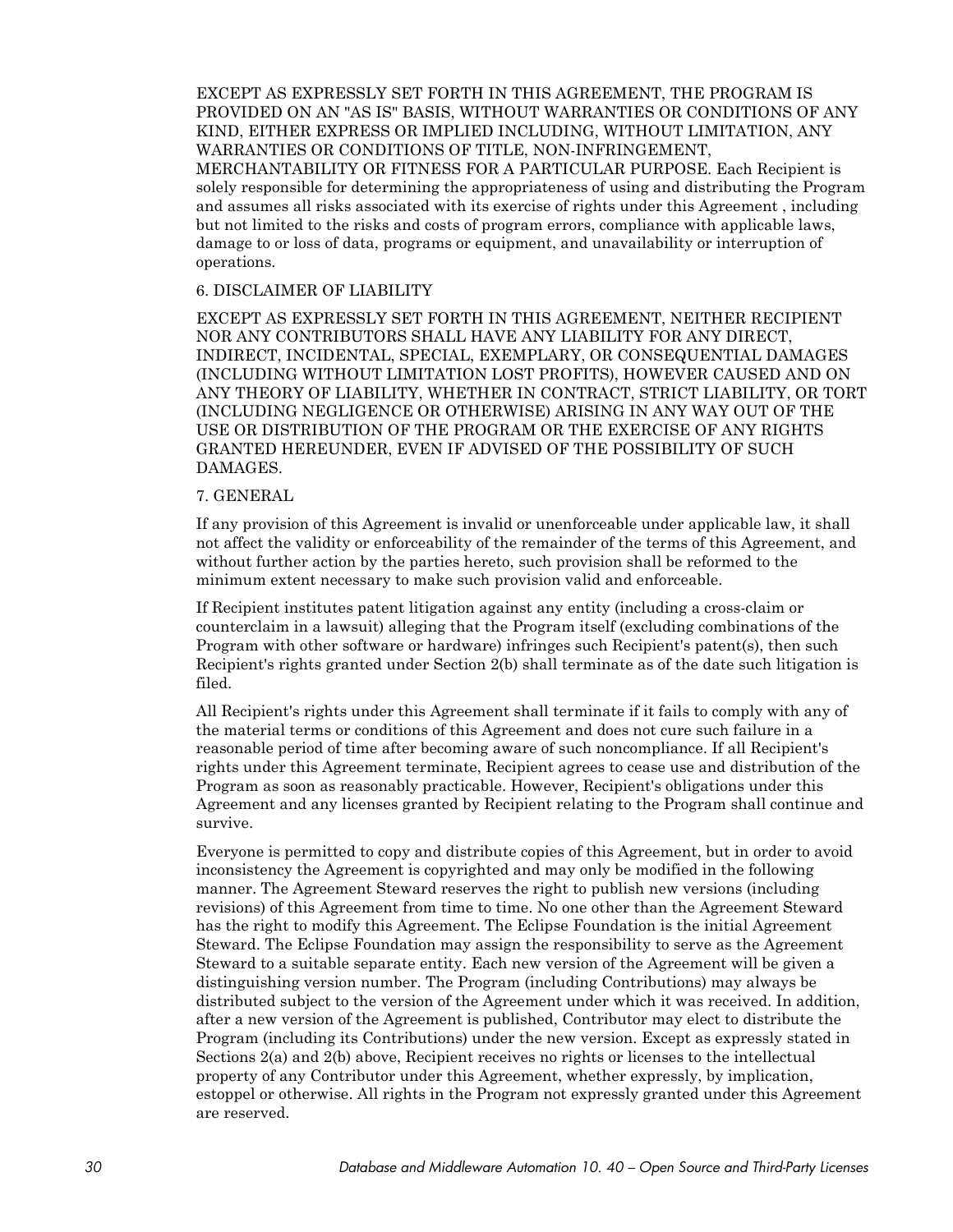EXCEPT AS EXPRESSLY SET FORTH IN THIS AGREEMENT, THE PROGRAM IS PROVIDED ON AN "AS IS" BASIS, WITHOUT WARRANTIES OR CONDITIONS OF ANY KIND, EITHER EXPRESS OR IMPLIED INCLUDING, WITHOUT LIMITATION, ANY WARRANTIES OR CONDITIONS OF TITLE, NON-INFRINGEMENT, MERCHANTABILITY OR FITNESS FOR A PARTICULAR PURPOSE. Each Recipient is solely responsible for determining the appropriateness of using and distributing the Program and assumes all risks associated with its exercise of rights under this Agreement , including but not limited to the risks and costs of program errors, compliance with applicable laws, damage to or loss of data, programs or equipment, and unavailability or interruption of operations.

6. DISCLAIMER OF LIABILITY

EXCEPT AS EXPRESSLY SET FORTH IN THIS AGREEMENT, NEITHER RECIPIENT NOR ANY CONTRIBUTORS SHALL HAVE ANY LIABILITY FOR ANY DIRECT, INDIRECT, INCIDENTAL, SPECIAL, EXEMPLARY, OR CONSEQUENTIAL DAMAGES (INCLUDING WITHOUT LIMITATION LOST PROFITS), HOWEVER CAUSED AND ON ANY THEORY OF LIABILITY, WHETHER IN CONTRACT, STRICT LIABILITY, OR TORT (INCLUDING NEGLIGENCE OR OTHERWISE) ARISING IN ANY WAY OUT OF THE USE OR DISTRIBUTION OF THE PROGRAM OR THE EXERCISE OF ANY RIGHTS GRANTED HEREUNDER, EVEN IF ADVISED OF THE POSSIBILITY OF SUCH DAMAGES.

7. GENERAL

If any provision of this Agreement is invalid or unenforceable under applicable law, it shall not affect the validity or enforceability of the remainder of the terms of this Agreement, and without further action by the parties hereto, such provision shall be reformed to the minimum extent necessary to make such provision valid and enforceable.

If Recipient institutes patent litigation against any entity (including a cross-claim or counterclaim in a lawsuit) alleging that the Program itself (excluding combinations of the Program with other software or hardware) infringes such Recipient's patent(s), then such Recipient's rights granted under Section 2(b) shall terminate as of the date such litigation is filed.

All Recipient's rights under this Agreement shall terminate if it fails to comply with any of the material terms or conditions of this Agreement and does not cure such failure in a reasonable period of time after becoming aware of such noncompliance. If all Recipient's rights under this Agreement terminate, Recipient agrees to cease use and distribution of the Program as soon as reasonably practicable. However, Recipient's obligations under this Agreement and any licenses granted by Recipient relating to the Program shall continue and survive.

Everyone is permitted to copy and distribute copies of this Agreement, but in order to avoid inconsistency the Agreement is copyrighted and may only be modified in the following manner. The Agreement Steward reserves the right to publish new versions (including revisions) of this Agreement from time to time. No one other than the Agreement Steward has the right to modify this Agreement. The Eclipse Foundation is the initial Agreement Steward. The Eclipse Foundation may assign the responsibility to serve as the Agreement Steward to a suitable separate entity. Each new version of the Agreement will be given a distinguishing version number. The Program (including Contributions) may always be distributed subject to the version of the Agreement under which it was received. In addition, after a new version of the Agreement is published, Contributor may elect to distribute the Program (including its Contributions) under the new version. Except as expressly stated in Sections 2(a) and 2(b) above, Recipient receives no rights or licenses to the intellectual property of any Contributor under this Agreement, whether expressly, by implication, estoppel or otherwise. All rights in the Program not expressly granted under this Agreement are reserved.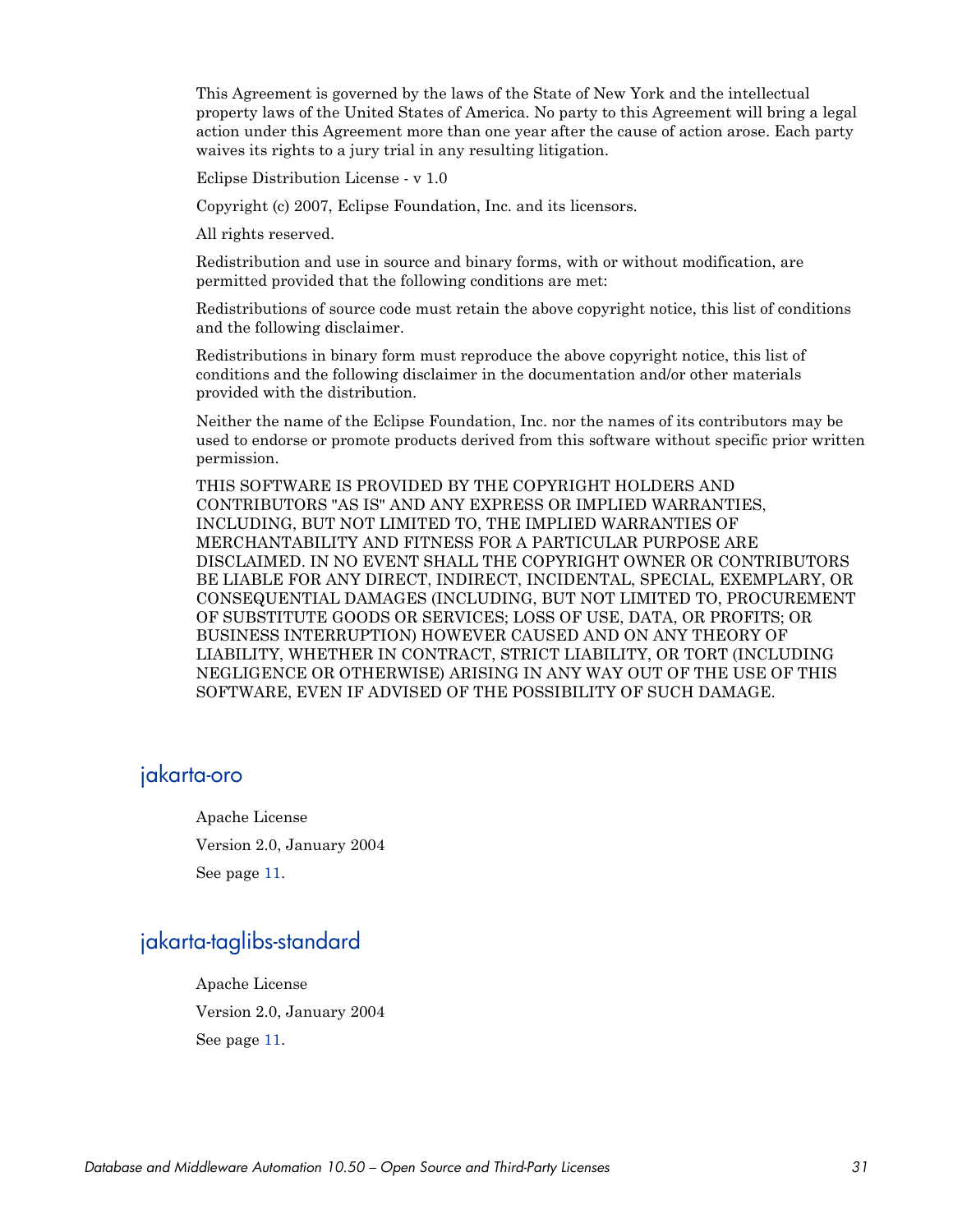This Agreement is governed by the laws of the State of New York and the intellectual property laws of the United States of America. No party to this Agreement will bring a legal action under this Agreement more than one year after the cause of action arose. Each party waives its rights to a jury trial in any resulting litigation.

Eclipse Distribution License - v 1.0

Copyright (c) 2007, Eclipse Foundation, Inc. and its licensors.

All rights reserved.

Redistribution and use in source and binary forms, with or without modification, are permitted provided that the following conditions are met:

Redistributions of source code must retain the above copyright notice, this list of conditions and the following disclaimer.

Redistributions in binary form must reproduce the above copyright notice, this list of conditions and the following disclaimer in the documentation and/or other materials provided with the distribution.

Neither the name of the Eclipse Foundation, Inc. nor the names of its contributors may be used to endorse or promote products derived from this software without specific prior written permission.

THIS SOFTWARE IS PROVIDED BY THE COPYRIGHT HOLDERS AND CONTRIBUTORS "AS IS" AND ANY EXPRESS OR IMPLIED WARRANTIES, INCLUDING, BUT NOT LIMITED TO, THE IMPLIED WARRANTIES OF MERCHANTABILITY AND FITNESS FOR A PARTICULAR PURPOSE ARE DISCLAIMED. IN NO EVENT SHALL THE COPYRIGHT OWNER OR CONTRIBUTORS BE LIABLE FOR ANY DIRECT, INDIRECT, INCIDENTAL, SPECIAL, EXEMPLARY, OR CONSEQUENTIAL DAMAGES (INCLUDING, BUT NOT LIMITED TO, PROCUREMENT OF SUBSTITUTE GOODS OR SERVICES; LOSS OF USE, DATA, OR PROFITS; OR BUSINESS INTERRUPTION) HOWEVER CAUSED AND ON ANY THEORY OF LIABILITY, WHETHER IN CONTRACT, STRICT LIABILITY, OR TORT (INCLUDING NEGLIGENCE OR OTHERWISE) ARISING IN ANY WAY OUT OF THE USE OF THIS SOFTWARE, EVEN IF ADVISED OF THE POSSIBILITY OF SUCH DAMAGE.

## jakarta-oro

Apache License

Version 2.0, January 2004

See page 11.

## jakarta-taglibs-standard

Apache License

Version 2.0, January 2004

See page 11.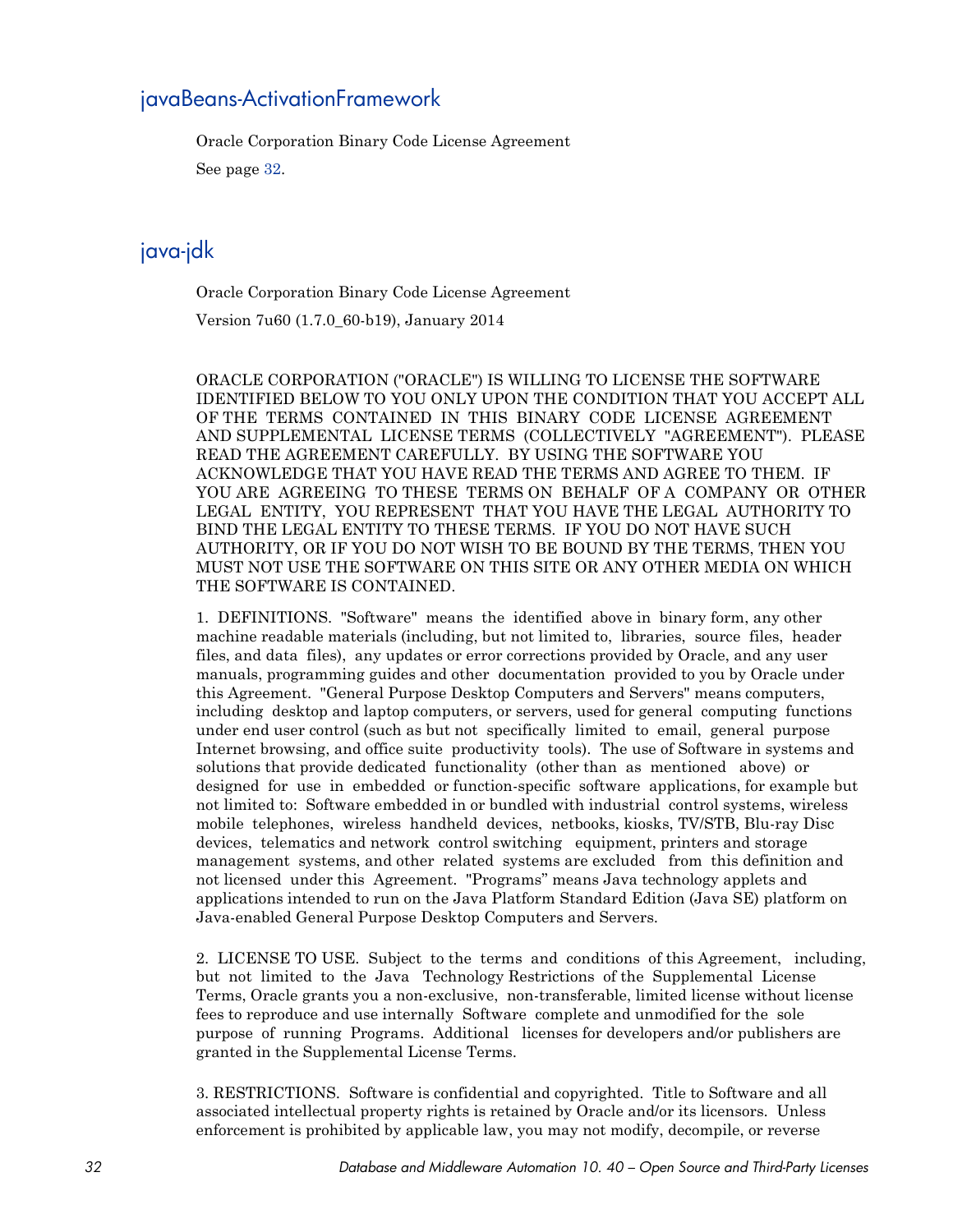## javaBeans-ActivationFramework

Oracle Corporation Binary Code License Agreement

See page 32.

## java-jdk

Oracle Corporation Binary Code License Agreement

Version 7u60 (1.7.0_60-b19), January 2014

ORACLE CORPORATION ("ORACLE") IS WILLING TO LICENSE THE SOFTWARE IDENTIFIED BELOW TO YOU ONLY UPON THE CONDITION THAT YOU ACCEPT ALL OF THE TERMS CONTAINED IN THIS BINARY CODE LICENSE AGREEMENT AND SUPPLEMENTAL LICENSE TERMS (COLLECTIVELY "AGREEMENT"). PLEASE READ THE AGREEMENT CAREFULLY. BY USING THE SOFTWARE YOU ACKNOWLEDGE THAT YOU HAVE READ THE TERMS AND AGREE TO THEM. IF YOU ARE AGREEING TO THESE TERMS ON BEHALF OF A COMPANY OR OTHER LEGAL ENTITY, YOU REPRESENT THAT YOU HAVE THE LEGAL AUTHORITY TO BIND THE LEGAL ENTITY TO THESE TERMS. IF YOU DO NOT HAVE SUCH AUTHORITY, OR IF YOU DO NOT WISH TO BE BOUND BY THE TERMS, THEN YOU MUST NOT USE THE SOFTWARE ON THIS SITE OR ANY OTHER MEDIA ON WHICH THE SOFTWARE IS CONTAINED.

1. DEFINITIONS. "Software" means the identified above in binary form, any other machine readable materials (including, but not limited to, libraries, source files, header files, and data files), any updates or error corrections provided by Oracle, and any user manuals, programming guides and other documentation provided to you by Oracle under this Agreement. "General Purpose Desktop Computers and Servers" means computers, including desktop and laptop computers, or servers, used for general computing functions under end user control (such as but not specifically limited to email, general purpose Internet browsing, and office suite productivity tools). The use of Software in systems and solutions that provide dedicated functionality (other than as mentioned above) or designed for use in embedded or function-specific software applications, for example but not limited to: Software embedded in or bundled with industrial control systems, wireless mobile telephones, wireless handheld devices, netbooks, kiosks, TV/STB, Blu-ray Disc devices, telematics and network control switching equipment, printers and storage management systems, and other related systems are excluded from this definition and not licensed under this Agreement. "Programs" means Java technology applets and applications intended to run on the Java Platform Standard Edition (Java SE) platform on Java-enabled General Purpose Desktop Computers and Servers.

2. LICENSE TO USE. Subject to the terms and conditions of this Agreement, including, but not limited to the Java Technology Restrictions of the Supplemental License Terms, Oracle grants you a non-exclusive, non-transferable, limited license without license fees to reproduce and use internally Software complete and unmodified for the sole purpose of running Programs. Additional licenses for developers and/or publishers are granted in the Supplemental License Terms.

3. RESTRICTIONS. Software is confidential and copyrighted. Title to Software and all associated intellectual property rights is retained by Oracle and/or its licensors. Unless enforcement is prohibited by applicable law, you may not modify, decompile, or reverse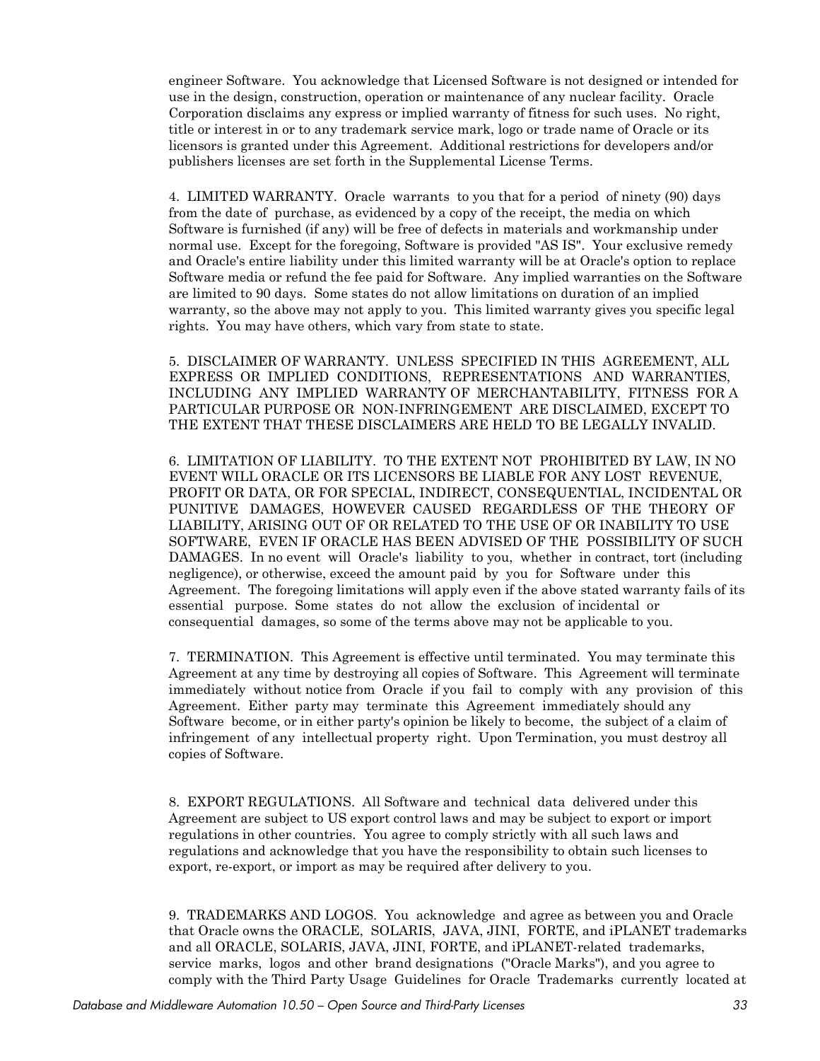engineer Software. You acknowledge that Licensed Software is not designed or intended for use in the design, construction, operation or maintenance of any nuclear facility. Oracle Corporation disclaims any express or implied warranty of fitness for such uses. No right, title or interest in or to any trademark service mark, logo or trade name of Oracle or its licensors is granted under this Agreement. Additional restrictions for developers and/or publishers licenses are set forth in the Supplemental License Terms.

4. LIMITED WARRANTY. Oracle warrants to you that for a period of ninety (90) days from the date of purchase, as evidenced by a copy of the receipt, the media on which Software is furnished (if any) will be free of defects in materials and workmanship under normal use. Except for the foregoing, Software is provided "AS IS". Your exclusive remedy and Oracle's entire liability under this limited warranty will be at Oracle's option to replace Software media or refund the fee paid for Software. Any implied warranties on the Software are limited to 90 days. Some states do not allow limitations on duration of an implied warranty, so the above may not apply to you. This limited warranty gives you specific legal rights. You may have others, which vary from state to state.

5. DISCLAIMER OF WARRANTY. UNLESS SPECIFIED IN THIS AGREEMENT, ALL EXPRESS OR IMPLIED CONDITIONS, REPRESENTATIONS AND WARRANTIES, INCLUDING ANY IMPLIED WARRANTY OF MERCHANTABILITY, FITNESS FOR A PARTICULAR PURPOSE OR NON-INFRINGEMENT ARE DISCLAIMED, EXCEPT TO THE EXTENT THAT THESE DISCLAIMERS ARE HELD TO BE LEGALLY INVALID.

6. LIMITATION OF LIABILITY. TO THE EXTENT NOT PROHIBITED BY LAW, IN NO EVENT WILL ORACLE OR ITS LICENSORS BE LIABLE FOR ANY LOST REVENUE, PROFIT OR DATA, OR FOR SPECIAL, INDIRECT, CONSEQUENTIAL, INCIDENTAL OR PUNITIVE DAMAGES, HOWEVER CAUSED REGARDLESS OF THE THEORY OF LIABILITY, ARISING OUT OF OR RELATED TO THE USE OF OR INABILITY TO USE SOFTWARE, EVEN IF ORACLE HAS BEEN ADVISED OF THE POSSIBILITY OF SUCH DAMAGES. In no event will Oracle's liability to you, whether in contract, tort (including negligence), or otherwise, exceed the amount paid by you for Software under this Agreement. The foregoing limitations will apply even if the above stated warranty fails of its essential purpose. Some states do not allow the exclusion of incidental or consequential damages, so some of the terms above may not be applicable to you.

7. TERMINATION. This Agreement is effective until terminated. You may terminate this Agreement at any time by destroying all copies of Software. This Agreement will terminate immediately without notice from Oracle if you fail to comply with any provision of this Agreement. Either party may terminate this Agreement immediately should any Software become, or in either party's opinion be likely to become, the subject of a claim of infringement of any intellectual property right. Upon Termination, you must destroy all copies of Software.

8. EXPORT REGULATIONS. All Software and technical data delivered under this Agreement are subject to US export control laws and may be subject to export or import regulations in other countries. You agree to comply strictly with all such laws and regulations and acknowledge that you have the responsibility to obtain such licenses to export, re-export, or import as may be required after delivery to you.

9. TRADEMARKS AND LOGOS. You acknowledge and agree as between you and Oracle that Oracle owns the ORACLE, SOLARIS, JAVA, JINI, FORTE, and iPLANET trademarks and all ORACLE, SOLARIS, JAVA, JINI, FORTE, and iPLANET-related trademarks, service marks, logos and other brand designations ("Oracle Marks"), and you agree to comply with the Third Party Usage Guidelines for Oracle Trademarks currently located at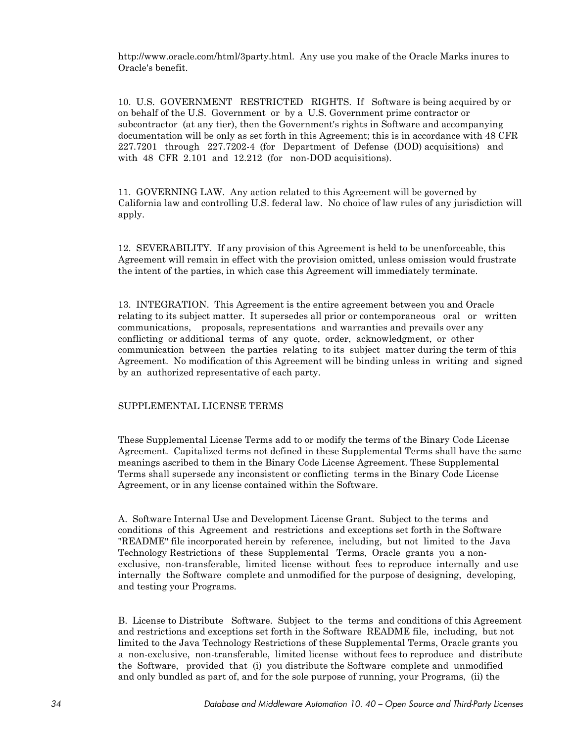http://www.oracle.com/html/3party.html. Any use you make of the Oracle Marks inures to Oracle's benefit.

10. U.S. GOVERNMENT RESTRICTED RIGHTS. If Software is being acquired by or on behalf of the U.S. Government or by a U.S. Government prime contractor or subcontractor (at any tier), then the Government's rights in Software and accompanying documentation will be only as set forth in this Agreement; this is in accordance with 48 CFR 227.7201 through 227.7202-4 (for Department of Defense (DOD) acquisitions) and with 48 CFR 2.101 and 12.212 (for non-DOD acquisitions).

11. GOVERNING LAW. Any action related to this Agreement will be governed by California law and controlling U.S. federal law. No choice of law rules of any jurisdiction will apply.

12. SEVERABILITY. If any provision of this Agreement is held to be unenforceable, this Agreement will remain in effect with the provision omitted, unless omission would frustrate the intent of the parties, in which case this Agreement will immediately terminate.

13. INTEGRATION. This Agreement is the entire agreement between you and Oracle relating to its subject matter. It supersedes all prior or contemporaneous oral or written communications, proposals, representations and warranties and prevails over any conflicting or additional terms of any quote, order, acknowledgment, or other communication between the parties relating to its subject matter during the term of this Agreement. No modification of this Agreement will be binding unless in writing and signed by an authorized representative of each party.

SUPPLEMENTAL LICENSE TERMS

These Supplemental License Terms add to or modify the terms of the Binary Code License Agreement. Capitalized terms not defined in these Supplemental Terms shall have the same meanings ascribed to them in the Binary Code License Agreement. These Supplemental Terms shall supersede any inconsistent or conflicting terms in the Binary Code License Agreement, or in any license contained within the Software.

A. Software Internal Use and Development License Grant. Subject to the terms and conditions of this Agreement and restrictions and exceptions set forth in the Software "README" file incorporated herein by reference, including, but not limited to the Java Technology Restrictions of these Supplemental Terms, Oracle grants you a non-exclusive, non-transferable, limited license without fees to reproduce internally and use internally the Software complete and unmodified for the purpose of designing, developing, and testing your Programs.

B. License to Distribute Software. Subject to the terms and conditions of this Agreement and restrictions and exceptions set forth in the Software README file, including, but not limited to the Java Technology Restrictions of these Supplemental Terms, Oracle grants you a non-exclusive, non-transferable, limited license without fees to reproduce and distribute the Software, provided that (i) you distribute the Software complete and unmodified and only bundled as part of, and for the sole purpose of running, your Programs, (ii) the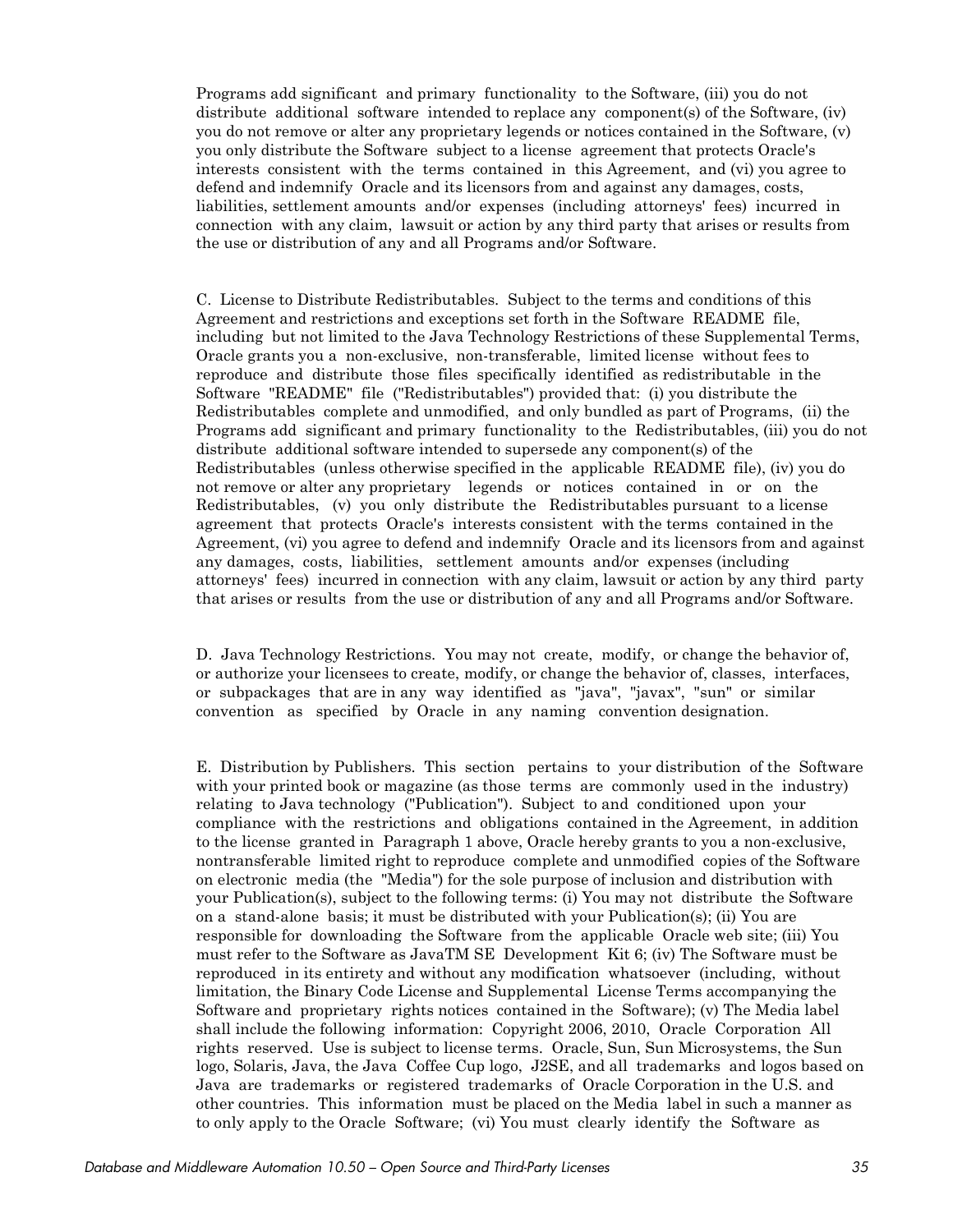Programs add significant and primary functionality to the Software, (iii) you do not distribute additional software intended to replace any component(s) of the Software, (iv) you do not remove or alter any proprietary legends or notices contained in the Software, (v) you only distribute the Software subject to a license agreement that protects Oracle's interests consistent with the terms contained in this Agreement, and (vi) you agree to defend and indemnify Oracle and its licensors from and against any damages, costs, liabilities, settlement amounts and/or expenses (including attorneys' fees) incurred in connection with any claim, lawsuit or action by any third party that arises or results from the use or distribution of any and all Programs and/or Software.

C. License to Distribute Redistributables. Subject to the terms and conditions of this Agreement and restrictions and exceptions set forth in the Software README file, including but not limited to the Java Technology Restrictions of these Supplemental Terms, Oracle grants you a non-exclusive, non-transferable, limited license without fees to reproduce and distribute those files specifically identified as redistributable in the Software "README" file ("Redistributables") provided that: (i) you distribute the Redistributables complete and unmodified, and only bundled as part of Programs, (ii) the Programs add significant and primary functionality to the Redistributables, (iii) you do not distribute additional software intended to supersede any component(s) of the Redistributables (unless otherwise specified in the applicable README file), (iv) you do not remove or alter any proprietary legends or notices contained in or on the Redistributables, (v) you only distribute the Redistributables pursuant to a license agreement that protects Oracle's interests consistent with the terms contained in the Agreement, (vi) you agree to defend and indemnify Oracle and its licensors from and against any damages, costs, liabilities, settlement amounts and/or expenses (including attorneys' fees) incurred in connection with any claim, lawsuit or action by any third party that arises or results from the use or distribution of any and all Programs and/or Software.

D. Java Technology Restrictions. You may not create, modify, or change the behavior of, or authorize your licensees to create, modify, or change the behavior of, classes, interfaces, or subpackages that are in any way identified as "java", "javax", "sun" or similar convention as specified by Oracle in any naming convention designation.

E. Distribution by Publishers. This section pertains to your distribution of the Software with your printed book or magazine (as those terms are commonly used in the industry) relating to Java technology ("Publication"). Subject to and conditioned upon your compliance with the restrictions and obligations contained in the Agreement, in addition to the license granted in Paragraph 1 above, Oracle hereby grants to you a non-exclusive, nontransferable limited right to reproduce complete and unmodified copies of the Software on electronic media (the "Media") for the sole purpose of inclusion and distribution with your Publication(s), subject to the following terms: (i) You may not distribute the Software on a stand-alone basis; it must be distributed with your Publication(s); (ii) You are responsible for downloading the Software from the applicable Oracle web site; (iii) You must refer to the Software as JavaTM SE Development Kit 6; (iv) The Software must be reproduced in its entirety and without any modification whatsoever (including, without limitation, the Binary Code License and Supplemental License Terms accompanying the Software and proprietary rights notices contained in the Software); (v) The Media label shall include the following information: Copyright 2006, 2010, Oracle Corporation All rights reserved. Use is subject to license terms. Oracle, Sun, Sun Microsystems, the Sun logo, Solaris, Java, the Java Coffee Cup logo, J2SE, and all trademarks and logos based on Java are trademarks or registered trademarks of Oracle Corporation in the U.S. and other countries. This information must be placed on the Media label in such a manner as to only apply to the Oracle Software; (vi) You must clearly identify the Software as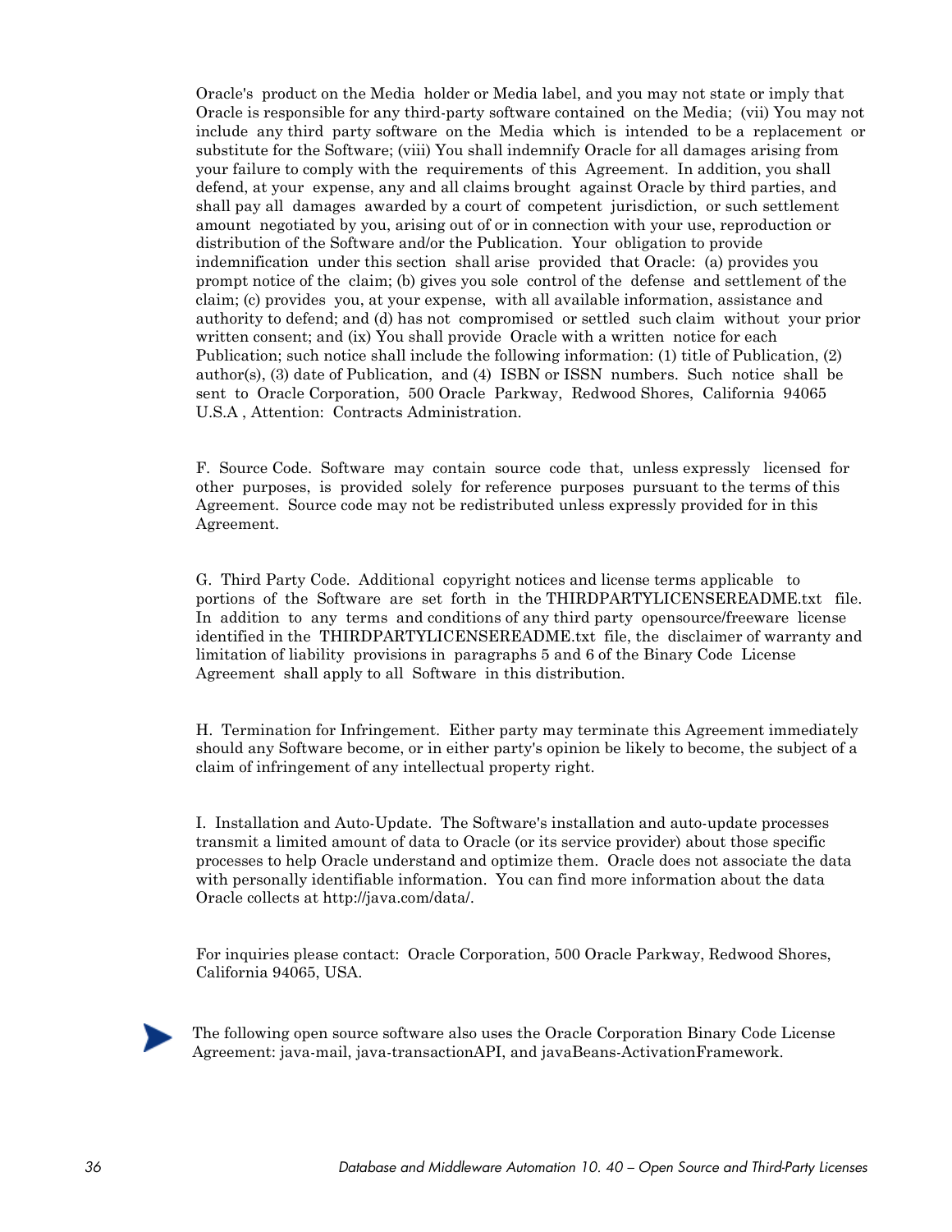Oracle's product on the Media holder or Media label, and you may not state or imply that Oracle is responsible for any third-party software contained on the Media; (vii) You may not include any third party software on the Media which is intended to be a replacement or substitute for the Software; (viii) You shall indemnify Oracle for all damages arising from your failure to comply with the requirements of this Agreement. In addition, you shall defend, at your expense, any and all claims brought against Oracle by third parties, and shall pay all damages awarded by a court of competent jurisdiction, or such settlement amount negotiated by you, arising out of or in connection with your use, reproduction or distribution of the Software and/or the Publication. Your obligation to provide indemnification under this section shall arise provided that Oracle: (a) provides you prompt notice of the claim; (b) gives you sole control of the defense and settlement of the claim; (c) provides you, at your expense, with all available information, assistance and authority to defend; and (d) has not compromised or settled such claim without your prior written consent; and (ix) You shall provide Oracle with a written notice for each Publication; such notice shall include the following information: (1) title of Publication, (2) author(s), (3) date of Publication, and (4) ISBN or ISSN numbers. Such notice shall be sent to Oracle Corporation, 500 Oracle Parkway, Redwood Shores, California 94065 U.S.A , Attention: Contracts Administration.

F. Source Code. Software may contain source code that, unless expressly licensed for other purposes, is provided solely for reference purposes pursuant to the terms of this Agreement. Source code may not be redistributed unless expressly provided for in this Agreement.

G. Third Party Code. Additional copyright notices and license terms applicable to portions of the Software are set forth in the THIRDPARTYLICENSEREADME.txt file. In addition to any terms and conditions of any third party opensource/freeware license identified in the THIRDPARTYLICENSEREADME.txt file, the disclaimer of warranty and limitation of liability provisions in paragraphs 5 and 6 of the Binary Code License Agreement shall apply to all Software in this distribution.

H. Termination for Infringement. Either party may terminate this Agreement immediately should any Software become, or in either party's opinion be likely to become, the subject of a claim of infringement of any intellectual property right.

I. Installation and Auto-Update. The Software's installation and auto-update processes transmit a limited amount of data to Oracle (or its service provider) about those specific processes to help Oracle understand and optimize them. Oracle does not associate the data with personally identifiable information. You can find more information about the data Oracle collects at http://java.com/data/.

For inquiries please contact: Oracle Corporation, 500 Oracle Parkway, Redwood Shores, California 94065, USA.

The following open source software also uses the Oracle Corporation Binary Code License Agreement: java-mail, java-transactionAPI, and javaBeans-ActivationFramework.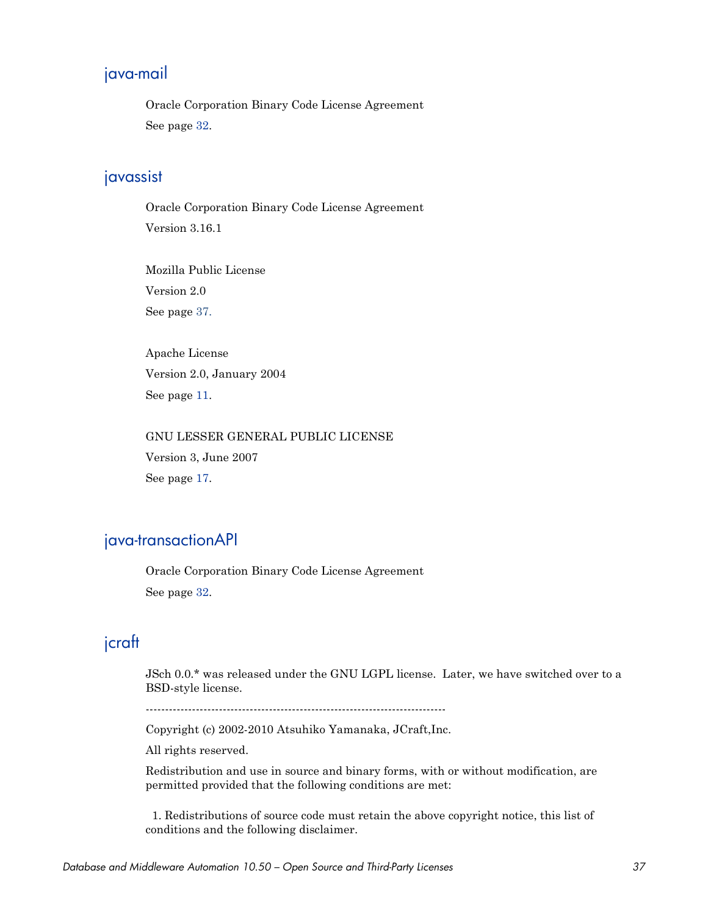## java-mail

Oracle Corporation Binary Code License Agreement

See page 32.

## javassist

Oracle Corporation Binary Code License Agreement

Version 3.16.1

Mozilla Public License

Version 2.0

See page 37.

Apache License

Version 2.0, January 2004

See page 11.

GNU LESSER GENERAL PUBLIC LICENSE

Version 3, June 2007

See page 17.

## java-transactionAPI

Oracle Corporation Binary Code License Agreement

See page 32.

## jcraft

JSch 0.0.* was released under the GNU LGPL license. Later, we have switched over to a BSD-style license.

------------------------------------------------------------------------------

Copyright (c) 2002-2010 Atsuhiko Yamanaka, JCraft,Inc.

All rights reserved.

Redistribution and use in source and binary forms, with or without modification, are permitted provided that the following conditions are met:

1. Redistributions of source code must retain the above copyright notice, this list of conditions and the following disclaimer.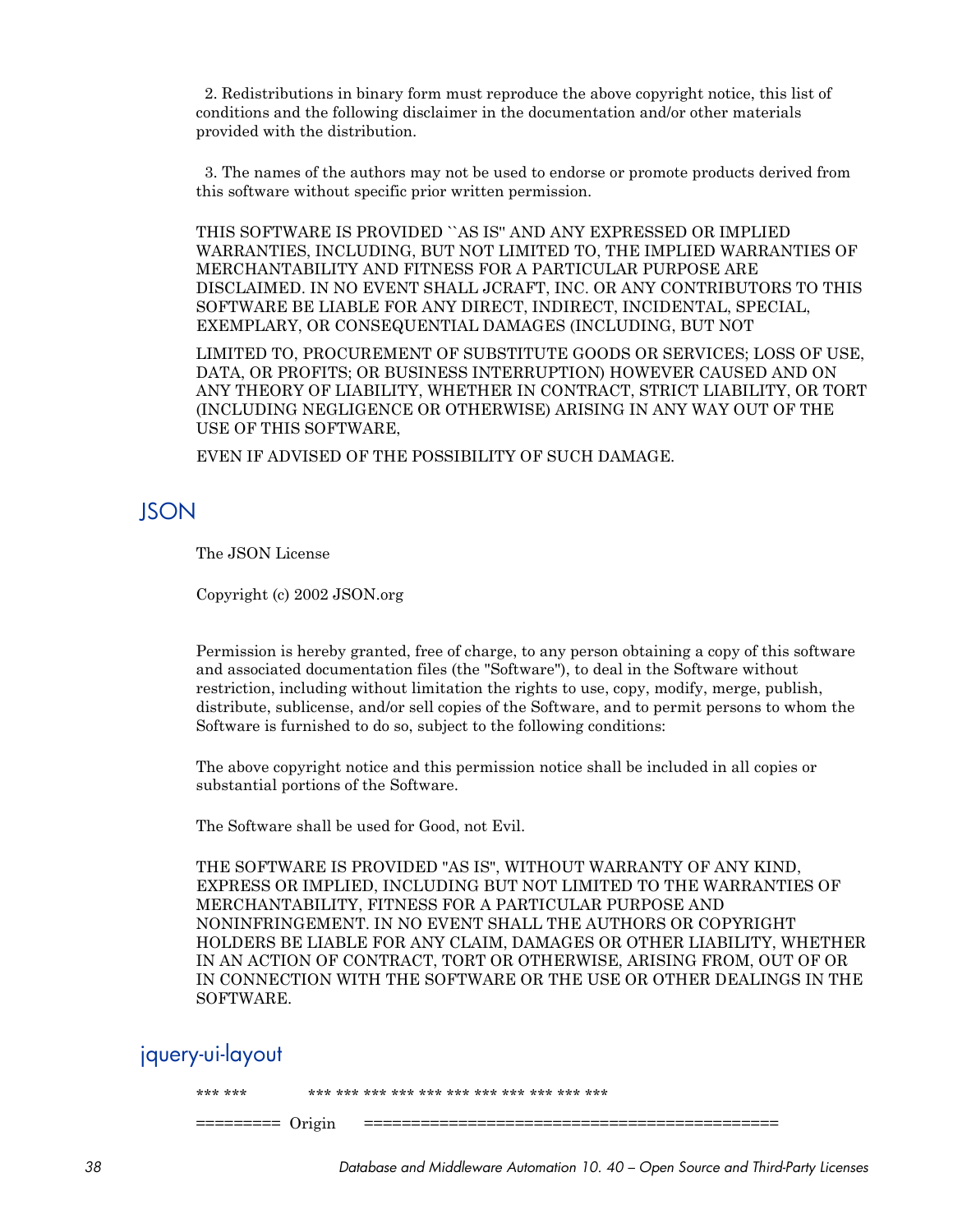2. Redistributions in binary form must reproduce the above copyright notice, this list of conditions and the following disclaimer in the documentation and/or other materials provided with the distribution.

3. The names of the authors may not be used to endorse or promote products derived from this software without specific prior written permission.

THIS SOFTWARE IS PROVIDED ``AS IS'' AND ANY EXPRESSED OR IMPLIED WARRANTIES, INCLUDING, BUT NOT LIMITED TO, THE IMPLIED WARRANTIES OF MERCHANTABILITY AND FITNESS FOR A PARTICULAR PURPOSE ARE DISCLAIMED. IN NO EVENT SHALL JCRAFT, INC. OR ANY CONTRIBUTORS TO THIS SOFTWARE BE LIABLE FOR ANY DIRECT, INDIRECT, INCIDENTAL, SPECIAL, EXEMPLARY, OR CONSEQUENTIAL DAMAGES (INCLUDING, BUT NOT

LIMITED TO, PROCUREMENT OF SUBSTITUTE GOODS OR SERVICES; LOSS OF USE, DATA, OR PROFITS; OR BUSINESS INTERRUPTION) HOWEVER CAUSED AND ON ANY THEORY OF LIABILITY, WHETHER IN CONTRACT, STRICT LIABILITY, OR TORT (INCLUDING NEGLIGENCE OR OTHERWISE) ARISING IN ANY WAY OUT OF THE USE OF THIS SOFTWARE,

EVEN IF ADVISED OF THE POSSIBILITY OF SUCH DAMAGE.

## JSON

The JSON License

Copyright (c) 2002 JSON.org

Permission is hereby granted, free of charge, to any person obtaining a copy of this software and associated documentation files (the "Software"), to deal in the Software without restriction, including without limitation the rights to use, copy, modify, merge, publish, distribute, sublicense, and/or sell copies of the Software, and to permit persons to whom the Software is furnished to do so, subject to the following conditions:

The above copyright notice and this permission notice shall be included in all copies or substantial portions of the Software.

The Software shall be used for Good, not Evil.

THE SOFTWARE IS PROVIDED "AS IS", WITHOUT WARRANTY OF ANY KIND, EXPRESS OR IMPLIED, INCLUDING BUT NOT LIMITED TO THE WARRANTIES OF MERCHANTABILITY, FITNESS FOR A PARTICULAR PURPOSE AND NONINFRINGEMENT. IN NO EVENT SHALL THE AUTHORS OR COPYRIGHT HOLDERS BE LIABLE FOR ANY CLAIM, DAMAGES OR OTHER LIABILITY, WHETHER IN AN ACTION OF CONTRACT, TORT OR OTHERWISE, ARISING FROM, OUT OF OR IN CONNECTION WITH THE SOFTWARE OR THE USE OR OTHER DEALINGS IN THE SOFTWARE.

## jquery-ui-layout

*** ***          *** *** *** *** *** *** *** *** *** *** ***

========= Origin     ===========================================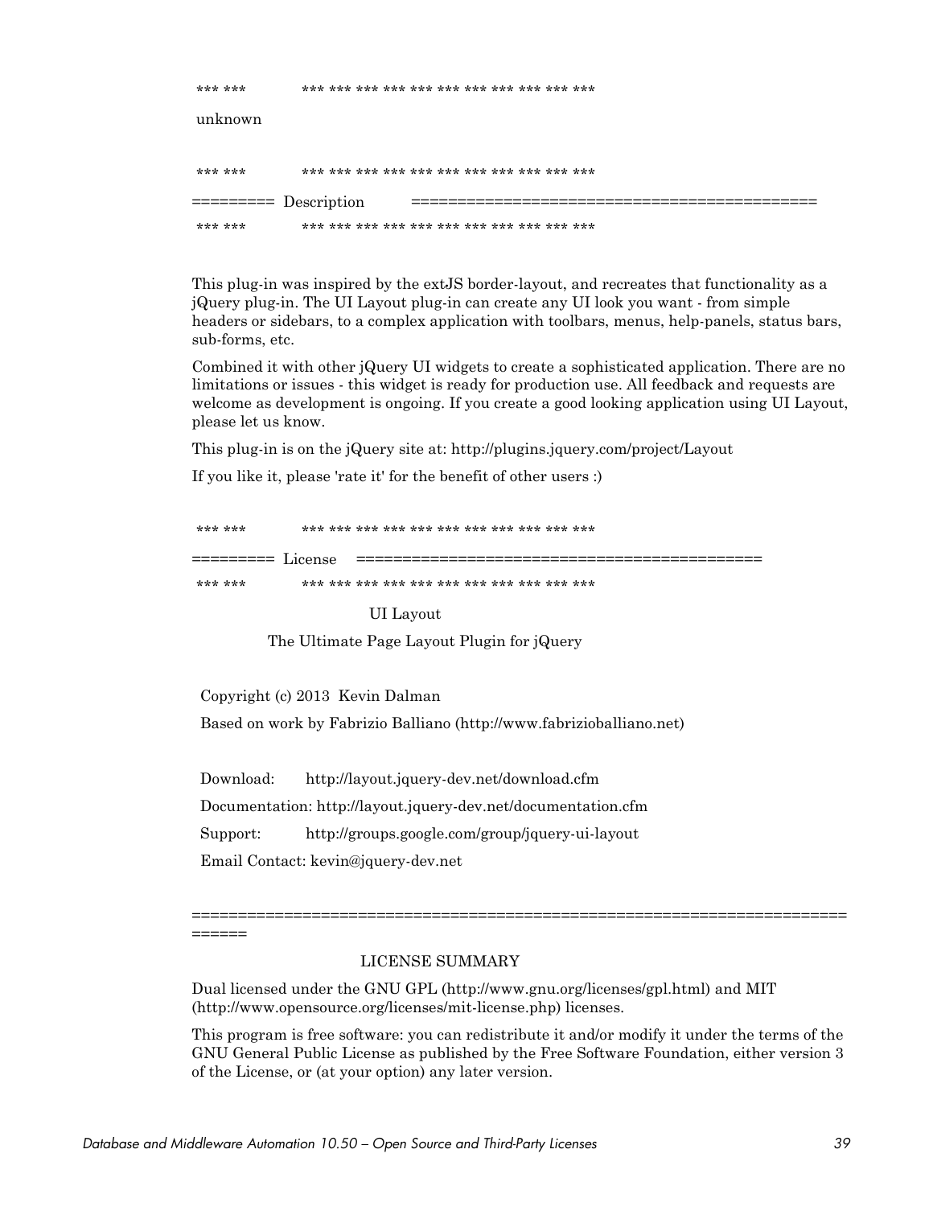*** ***     *** *** *** *** *** *** *** *** *** *** ***

unknown

*** ***     *** *** *** *** *** *** *** *** *** *** ***

========= Description ===========================================

*** ***     *** *** *** *** *** *** *** *** *** *** ***

This plug-in was inspired by the extJS border-layout, and recreates that functionality as a jQuery plug-in. The UI Layout plug-in can create any UI look you want - from simple headers or sidebars, to a complex application with toolbars, menus, help-panels, status bars, sub-forms, etc.

Combined it with other jQuery UI widgets to create a sophisticated application. There are no limitations or issues - this widget is ready for production use. All feedback and requests are welcome as development is ongoing. If you create a good looking application using UI Layout, please let us know.

This plug-in is on the jQuery site at: http://plugins.jquery.com/project/Layout

If you like it, please 'rate it' for the benefit of other users :)

*** ***     *** *** *** *** *** *** *** *** *** *** ***

========= License ===========================================

*** ***     *** *** *** *** *** *** *** *** *** *** ***

UI Layout

The Ultimate Page Layout Plugin for jQuery

Copyright (c) 2013 Kevin Dalman

Based on work by Fabrizio Balliano (http://www.fabrizioballiano.net)

Download: http://layout.jquery-dev.net/download.cfm

Documentation: http://layout.jquery-dev.net/documentation.cfm

Support: http://groups.google.com/group/jquery-ui-layout

Email Contact: kevin@jquery-dev.net

============================================================================

LICENSE SUMMARY

Dual licensed under the GNU GPL (http://www.gnu.org/licenses/gpl.html) and MIT (http://www.opensource.org/licenses/mit-license.php) licenses.

This program is free software: you can redistribute it and/or modify it under the terms of the GNU General Public License as published by the Free Software Foundation, either version 3 of the License, or (at your option) any later version.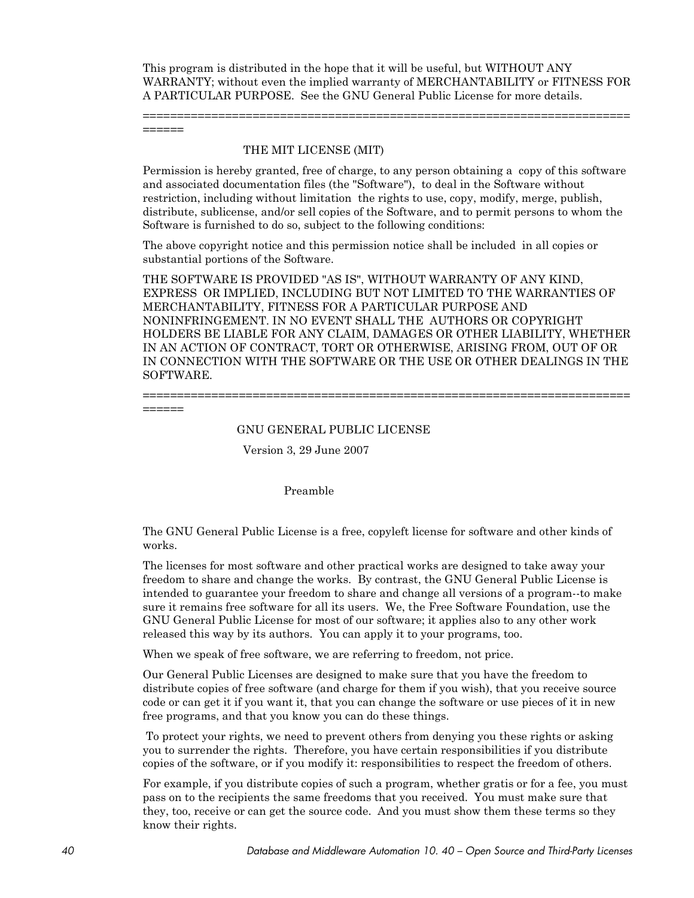This program is distributed in the hope that it will be useful, but WITHOUT ANY WARRANTY; without even the implied warranty of MERCHANTABILITY or FITNESS FOR A PARTICULAR PURPOSE. See the GNU General Public License for more details.

==============================================================================

THE MIT LICENSE (MIT)

Permission is hereby granted, free of charge, to any person obtaining a copy of this software and associated documentation files (the "Software"), to deal in the Software without restriction, including without limitation the rights to use, copy, modify, merge, publish, distribute, sublicense, and/or sell copies of the Software, and to permit persons to whom the Software is furnished to do so, subject to the following conditions:

The above copyright notice and this permission notice shall be included in all copies or substantial portions of the Software.

THE SOFTWARE IS PROVIDED "AS IS", WITHOUT WARRANTY OF ANY KIND, EXPRESS OR IMPLIED, INCLUDING BUT NOT LIMITED TO THE WARRANTIES OF MERCHANTABILITY, FITNESS FOR A PARTICULAR PURPOSE AND NONINFRINGEMENT. IN NO EVENT SHALL THE AUTHORS OR COPYRIGHT HOLDERS BE LIABLE FOR ANY CLAIM, DAMAGES OR OTHER LIABILITY, WHETHER IN AN ACTION OF CONTRACT, TORT OR OTHERWISE, ARISING FROM, OUT OF OR IN CONNECTION WITH THE SOFTWARE OR THE USE OR OTHER DEALINGS IN THE SOFTWARE.

==============================================================================

GNU GENERAL PUBLIC LICENSE

Version 3, 29 June 2007

Preamble

The GNU General Public License is a free, copyleft license for software and other kinds of works.

The licenses for most software and other practical works are designed to take away your freedom to share and change the works. By contrast, the GNU General Public License is intended to guarantee your freedom to share and change all versions of a program--to make sure it remains free software for all its users. We, the Free Software Foundation, use the GNU General Public License for most of our software; it applies also to any other work released this way by its authors. You can apply it to your programs, too.

When we speak of free software, we are referring to freedom, not price.

Our General Public Licenses are designed to make sure that you have the freedom to distribute copies of free software (and charge for them if you wish), that you receive source code or can get it if you want it, that you can change the software or use pieces of it in new free programs, and that you know you can do these things.

To protect your rights, we need to prevent others from denying you these rights or asking you to surrender the rights. Therefore, you have certain responsibilities if you distribute copies of the software, or if you modify it: responsibilities to respect the freedom of others.

For example, if you distribute copies of such a program, whether gratis or for a fee, you must pass on to the recipients the same freedoms that you received. You must make sure that they, too, receive or can get the source code. And you must show them these terms so they know their rights.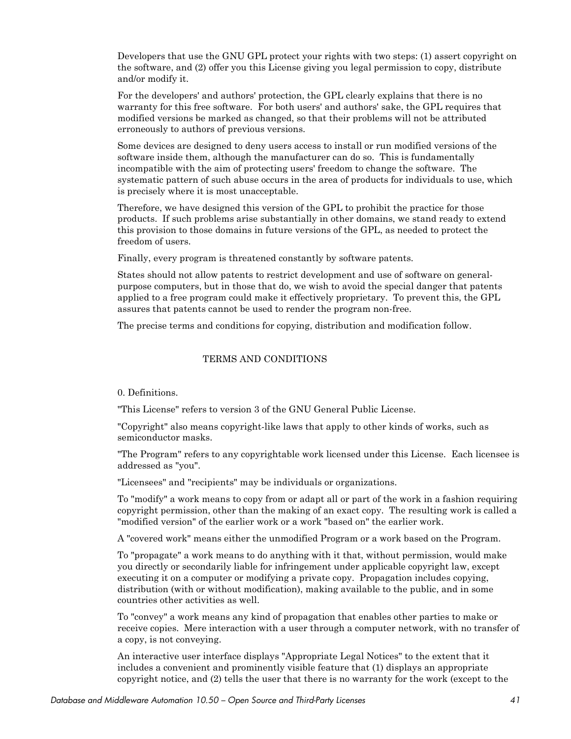Developers that use the GNU GPL protect your rights with two steps: (1) assert copyright on the software, and (2) offer you this License giving you legal permission to copy, distribute and/or modify it.

For the developers' and authors' protection, the GPL clearly explains that there is no warranty for this free software. For both users' and authors' sake, the GPL requires that modified versions be marked as changed, so that their problems will not be attributed erroneously to authors of previous versions.

Some devices are designed to deny users access to install or run modified versions of the software inside them, although the manufacturer can do so. This is fundamentally incompatible with the aim of protecting users' freedom to change the software. The systematic pattern of such abuse occurs in the area of products for individuals to use, which is precisely where it is most unacceptable.

Therefore, we have designed this version of the GPL to prohibit the practice for those products. If such problems arise substantially in other domains, we stand ready to extend this provision to those domains in future versions of the GPL, as needed to protect the freedom of users.

Finally, every program is threatened constantly by software patents.

States should not allow patents to restrict development and use of software on general-purpose computers, but in those that do, we wish to avoid the special danger that patents applied to a free program could make it effectively proprietary. To prevent this, the GPL assures that patents cannot be used to render the program non-free.

The precise terms and conditions for copying, distribution and modification follow.

TERMS AND CONDITIONS

0. Definitions.

"This License" refers to version 3 of the GNU General Public License.

"Copyright" also means copyright-like laws that apply to other kinds of works, such as semiconductor masks.

"The Program" refers to any copyrightable work licensed under this License. Each licensee is addressed as "you".

"Licensees" and "recipients" may be individuals or organizations.

To "modify" a work means to copy from or adapt all or part of the work in a fashion requiring copyright permission, other than the making of an exact copy. The resulting work is called a "modified version" of the earlier work or a work "based on" the earlier work.

A "covered work" means either the unmodified Program or a work based on the Program.

To "propagate" a work means to do anything with it that, without permission, would make you directly or secondarily liable for infringement under applicable copyright law, except executing it on a computer or modifying a private copy. Propagation includes copying, distribution (with or without modification), making available to the public, and in some countries other activities as well.

To "convey" a work means any kind of propagation that enables other parties to make or receive copies. Mere interaction with a user through a computer network, with no transfer of a copy, is not conveying.

An interactive user interface displays "Appropriate Legal Notices" to the extent that it includes a convenient and prominently visible feature that (1) displays an appropriate copyright notice, and (2) tells the user that there is no warranty for the work (except to the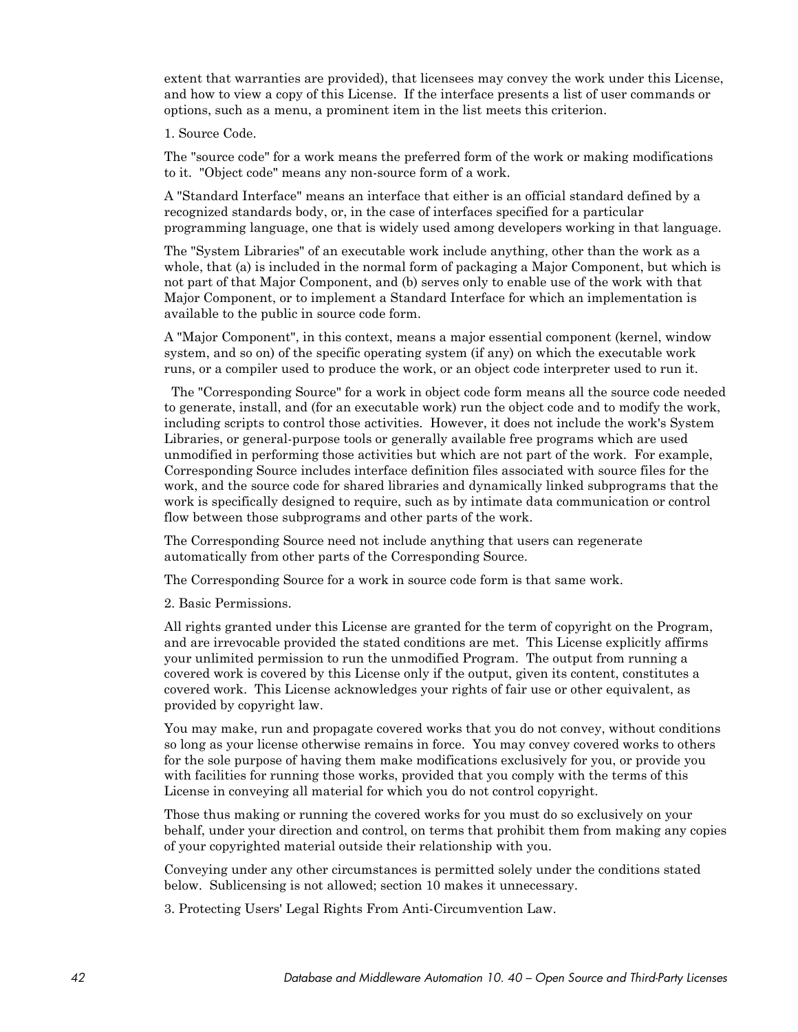extent that warranties are provided), that licensees may convey the work under this License, and how to view a copy of this License. If the interface presents a list of user commands or options, such as a menu, a prominent item in the list meets this criterion.

1. Source Code.

The "source code" for a work means the preferred form of the work or making modifications to it. "Object code" means any non-source form of a work.

A "Standard Interface" means an interface that either is an official standard defined by a recognized standards body, or, in the case of interfaces specified for a particular programming language, one that is widely used among developers working in that language.

The "System Libraries" of an executable work include anything, other than the work as a whole, that (a) is included in the normal form of packaging a Major Component, but which is not part of that Major Component, and (b) serves only to enable use of the work with that Major Component, or to implement a Standard Interface for which an implementation is available to the public in source code form.

A "Major Component", in this context, means a major essential component (kernel, window system, and so on) of the specific operating system (if any) on which the executable work runs, or a compiler used to produce the work, or an object code interpreter used to run it.

The "Corresponding Source" for a work in object code form means all the source code needed to generate, install, and (for an executable work) run the object code and to modify the work, including scripts to control those activities. However, it does not include the work's System Libraries, or general-purpose tools or generally available free programs which are used unmodified in performing those activities but which are not part of the work. For example, Corresponding Source includes interface definition files associated with source files for the work, and the source code for shared libraries and dynamically linked subprograms that the work is specifically designed to require, such as by intimate data communication or control flow between those subprograms and other parts of the work.

The Corresponding Source need not include anything that users can regenerate automatically from other parts of the Corresponding Source.

The Corresponding Source for a work in source code form is that same work.

2. Basic Permissions.

All rights granted under this License are granted for the term of copyright on the Program, and are irrevocable provided the stated conditions are met. This License explicitly affirms your unlimited permission to run the unmodified Program. The output from running a covered work is covered by this License only if the output, given its content, constitutes a covered work. This License acknowledges your rights of fair use or other equivalent, as provided by copyright law.

You may make, run and propagate covered works that you do not convey, without conditions so long as your license otherwise remains in force. You may convey covered works to others for the sole purpose of having them make modifications exclusively for you, or provide you with facilities for running those works, provided that you comply with the terms of this License in conveying all material for which you do not control copyright.

Those thus making or running the covered works for you must do so exclusively on your behalf, under your direction and control, on terms that prohibit them from making any copies of your copyrighted material outside their relationship with you.

Conveying under any other circumstances is permitted solely under the conditions stated below. Sublicensing is not allowed; section 10 makes it unnecessary.

3. Protecting Users' Legal Rights From Anti-Circumvention Law.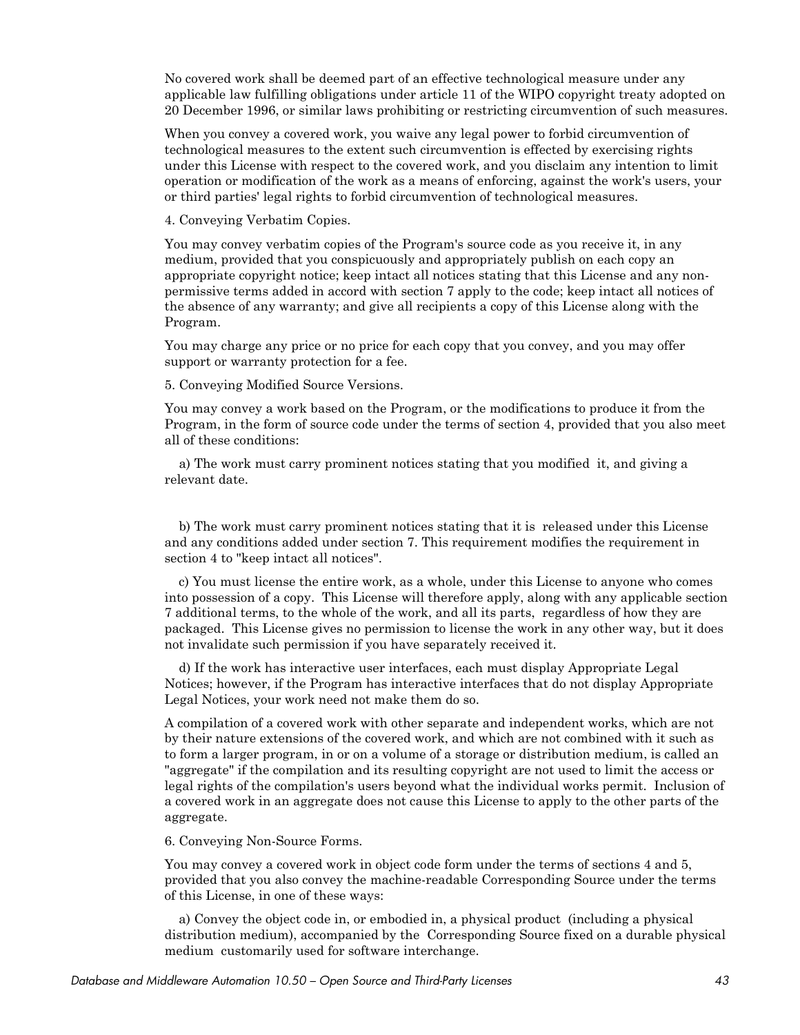No covered work shall be deemed part of an effective technological measure under any applicable law fulfilling obligations under article 11 of the WIPO copyright treaty adopted on 20 December 1996, or similar laws prohibiting or restricting circumvention of such measures.

When you convey a covered work, you waive any legal power to forbid circumvention of technological measures to the extent such circumvention is effected by exercising rights under this License with respect to the covered work, and you disclaim any intention to limit operation or modification of the work as a means of enforcing, against the work's users, your or third parties' legal rights to forbid circumvention of technological measures.

4. Conveying Verbatim Copies.

You may convey verbatim copies of the Program's source code as you receive it, in any medium, provided that you conspicuously and appropriately publish on each copy an appropriate copyright notice; keep intact all notices stating that this License and any non-permissive terms added in accord with section 7 apply to the code; keep intact all notices of the absence of any warranty; and give all recipients a copy of this License along with the Program.

You may charge any price or no price for each copy that you convey, and you may offer support or warranty protection for a fee.

5. Conveying Modified Source Versions.

You may convey a work based on the Program, or the modifications to produce it from the Program, in the form of source code under the terms of section 4, provided that you also meet all of these conditions:

a) The work must carry prominent notices stating that you modified it, and giving a relevant date.

b) The work must carry prominent notices stating that it is released under this License and any conditions added under section 7. This requirement modifies the requirement in section 4 to "keep intact all notices".

c) You must license the entire work, as a whole, under this License to anyone who comes into possession of a copy. This License will therefore apply, along with any applicable section 7 additional terms, to the whole of the work, and all its parts, regardless of how they are packaged. This License gives no permission to license the work in any other way, but it does not invalidate such permission if you have separately received it.

d) If the work has interactive user interfaces, each must display Appropriate Legal Notices; however, if the Program has interactive interfaces that do not display Appropriate Legal Notices, your work need not make them do so.

A compilation of a covered work with other separate and independent works, which are not by their nature extensions of the covered work, and which are not combined with it such as to form a larger program, in or on a volume of a storage or distribution medium, is called an "aggregate" if the compilation and its resulting copyright are not used to limit the access or legal rights of the compilation's users beyond what the individual works permit. Inclusion of a covered work in an aggregate does not cause this License to apply to the other parts of the aggregate.

6. Conveying Non-Source Forms.

You may convey a covered work in object code form under the terms of sections 4 and 5, provided that you also convey the machine-readable Corresponding Source under the terms of this License, in one of these ways:

a) Convey the object code in, or embodied in, a physical product (including a physical distribution medium), accompanied by the Corresponding Source fixed on a durable physical medium customarily used for software interchange.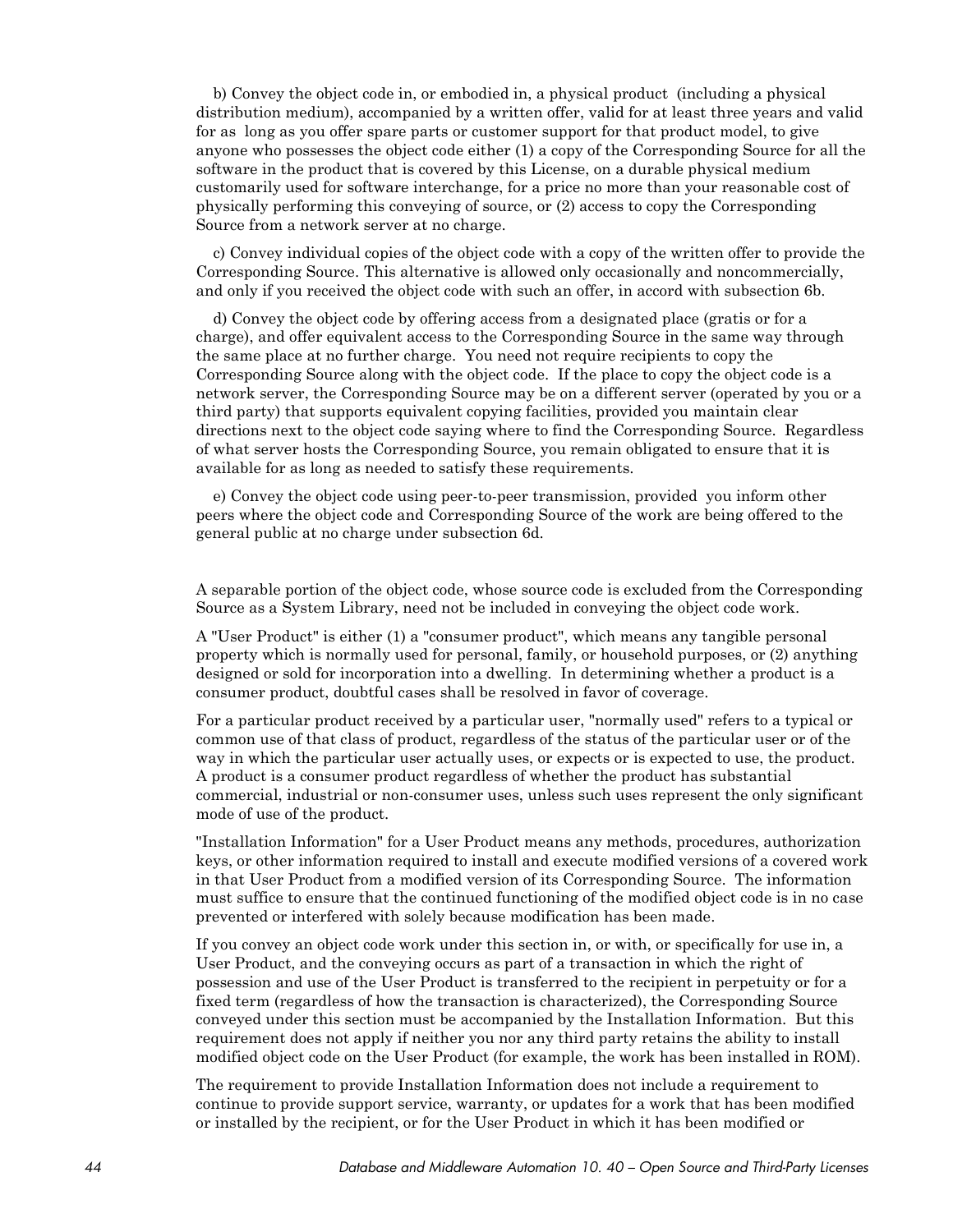b) Convey the object code in, or embodied in, a physical product (including a physical distribution medium), accompanied by a written offer, valid for at least three years and valid for as long as you offer spare parts or customer support for that product model, to give anyone who possesses the object code either (1) a copy of the Corresponding Source for all the software in the product that is covered by this License, on a durable physical medium customarily used for software interchange, for a price no more than your reasonable cost of physically performing this conveying of source, or (2) access to copy the Corresponding Source from a network server at no charge.

c) Convey individual copies of the object code with a copy of the written offer to provide the Corresponding Source. This alternative is allowed only occasionally and noncommercially, and only if you received the object code with such an offer, in accord with subsection 6b.

d) Convey the object code by offering access from a designated place (gratis or for a charge), and offer equivalent access to the Corresponding Source in the same way through the same place at no further charge. You need not require recipients to copy the Corresponding Source along with the object code. If the place to copy the object code is a network server, the Corresponding Source may be on a different server (operated by you or a third party) that supports equivalent copying facilities, provided you maintain clear directions next to the object code saying where to find the Corresponding Source. Regardless of what server hosts the Corresponding Source, you remain obligated to ensure that it is available for as long as needed to satisfy these requirements.

e) Convey the object code using peer-to-peer transmission, provided you inform other peers where the object code and Corresponding Source of the work are being offered to the general public at no charge under subsection 6d.

A separable portion of the object code, whose source code is excluded from the Corresponding Source as a System Library, need not be included in conveying the object code work.

A "User Product" is either (1) a "consumer product", which means any tangible personal property which is normally used for personal, family, or household purposes, or (2) anything designed or sold for incorporation into a dwelling. In determining whether a product is a consumer product, doubtful cases shall be resolved in favor of coverage.

For a particular product received by a particular user, "normally used" refers to a typical or common use of that class of product, regardless of the status of the particular user or of the way in which the particular user actually uses, or expects or is expected to use, the product. A product is a consumer product regardless of whether the product has substantial commercial, industrial or non-consumer uses, unless such uses represent the only significant mode of use of the product.

"Installation Information" for a User Product means any methods, procedures, authorization keys, or other information required to install and execute modified versions of a covered work in that User Product from a modified version of its Corresponding Source. The information must suffice to ensure that the continued functioning of the modified object code is in no case prevented or interfered with solely because modification has been made.

If you convey an object code work under this section in, or with, or specifically for use in, a User Product, and the conveying occurs as part of a transaction in which the right of possession and use of the User Product is transferred to the recipient in perpetuity or for a fixed term (regardless of how the transaction is characterized), the Corresponding Source conveyed under this section must be accompanied by the Installation Information. But this requirement does not apply if neither you nor any third party retains the ability to install modified object code on the User Product (for example, the work has been installed in ROM).

The requirement to provide Installation Information does not include a requirement to continue to provide support service, warranty, or updates for a work that has been modified or installed by the recipient, or for the User Product in which it has been modified or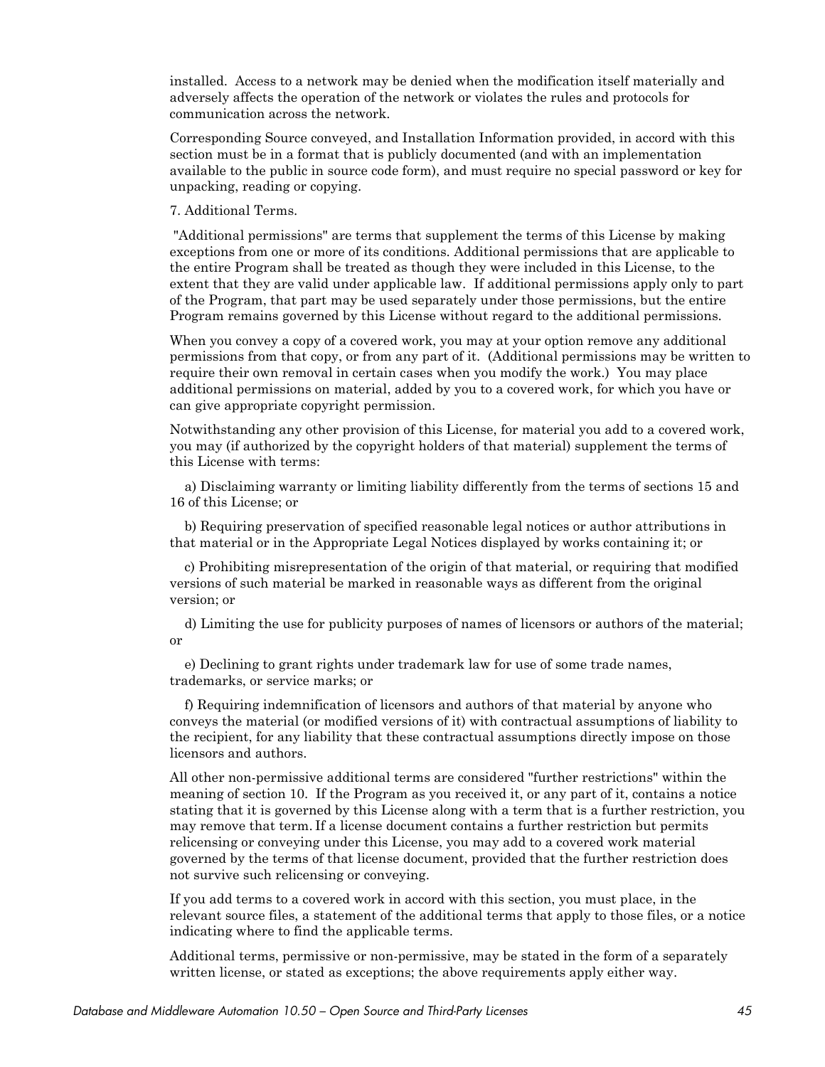installed. Access to a network may be denied when the modification itself materially and adversely affects the operation of the network or violates the rules and protocols for communication across the network.

Corresponding Source conveyed, and Installation Information provided, in accord with this section must be in a format that is publicly documented (and with an implementation available to the public in source code form), and must require no special password or key for unpacking, reading or copying.

7. Additional Terms.

"Additional permissions" are terms that supplement the terms of this License by making exceptions from one or more of its conditions. Additional permissions that are applicable to the entire Program shall be treated as though they were included in this License, to the extent that they are valid under applicable law. If additional permissions apply only to part of the Program, that part may be used separately under those permissions, but the entire Program remains governed by this License without regard to the additional permissions.

When you convey a copy of a covered work, you may at your option remove any additional permissions from that copy, or from any part of it. (Additional permissions may be written to require their own removal in certain cases when you modify the work.) You may place additional permissions on material, added by you to a covered work, for which you have or can give appropriate copyright permission.

Notwithstanding any other provision of this License, for material you add to a covered work, you may (if authorized by the copyright holders of that material) supplement the terms of this License with terms:

a) Disclaiming warranty or limiting liability differently from the terms of sections 15 and 16 of this License; or

b) Requiring preservation of specified reasonable legal notices or author attributions in that material or in the Appropriate Legal Notices displayed by works containing it; or

c) Prohibiting misrepresentation of the origin of that material, or requiring that modified versions of such material be marked in reasonable ways as different from the original version; or

d) Limiting the use for publicity purposes of names of licensors or authors of the material; or

e) Declining to grant rights under trademark law for use of some trade names, trademarks, or service marks; or

f) Requiring indemnification of licensors and authors of that material by anyone who conveys the material (or modified versions of it) with contractual assumptions of liability to the recipient, for any liability that these contractual assumptions directly impose on those licensors and authors.

All other non-permissive additional terms are considered "further restrictions" within the meaning of section 10. If the Program as you received it, or any part of it, contains a notice stating that it is governed by this License along with a term that is a further restriction, you may remove that term. If a license document contains a further restriction but permits relicensing or conveying under this License, you may add to a covered work material governed by the terms of that license document, provided that the further restriction does not survive such relicensing or conveying.

If you add terms to a covered work in accord with this section, you must place, in the relevant source files, a statement of the additional terms that apply to those files, or a notice indicating where to find the applicable terms.

Additional terms, permissive or non-permissive, may be stated in the form of a separately written license, or stated as exceptions; the above requirements apply either way.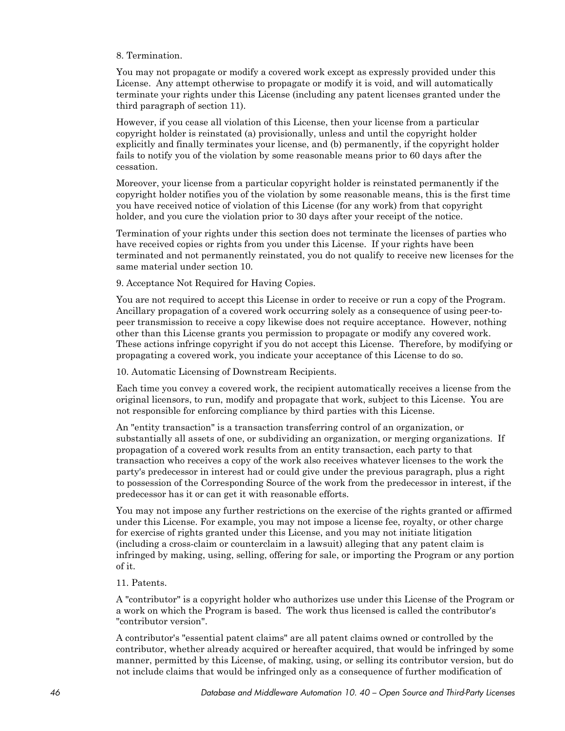8. Termination.

You may not propagate or modify a covered work except as expressly provided under this License. Any attempt otherwise to propagate or modify it is void, and will automatically terminate your rights under this License (including any patent licenses granted under the third paragraph of section 11).

However, if you cease all violation of this License, then your license from a particular copyright holder is reinstated (a) provisionally, unless and until the copyright holder explicitly and finally terminates your license, and (b) permanently, if the copyright holder fails to notify you of the violation by some reasonable means prior to 60 days after the cessation.

Moreover, your license from a particular copyright holder is reinstated permanently if the copyright holder notifies you of the violation by some reasonable means, this is the first time you have received notice of violation of this License (for any work) from that copyright holder, and you cure the violation prior to 30 days after your receipt of the notice.

Termination of your rights under this section does not terminate the licenses of parties who have received copies or rights from you under this License. If your rights have been terminated and not permanently reinstated, you do not qualify to receive new licenses for the same material under section 10.

9. Acceptance Not Required for Having Copies.

You are not required to accept this License in order to receive or run a copy of the Program. Ancillary propagation of a covered work occurring solely as a consequence of using peer-to-peer transmission to receive a copy likewise does not require acceptance. However, nothing other than this License grants you permission to propagate or modify any covered work. These actions infringe copyright if you do not accept this License. Therefore, by modifying or propagating a covered work, you indicate your acceptance of this License to do so.

10. Automatic Licensing of Downstream Recipients.

Each time you convey a covered work, the recipient automatically receives a license from the original licensors, to run, modify and propagate that work, subject to this License. You are not responsible for enforcing compliance by third parties with this License.

An "entity transaction" is a transaction transferring control of an organization, or substantially all assets of one, or subdividing an organization, or merging organizations. If propagation of a covered work results from an entity transaction, each party to that transaction who receives a copy of the work also receives whatever licenses to the work the party's predecessor in interest had or could give under the previous paragraph, plus a right to possession of the Corresponding Source of the work from the predecessor in interest, if the predecessor has it or can get it with reasonable efforts.

You may not impose any further restrictions on the exercise of the rights granted or affirmed under this License. For example, you may not impose a license fee, royalty, or other charge for exercise of rights granted under this License, and you may not initiate litigation (including a cross-claim or counterclaim in a lawsuit) alleging that any patent claim is infringed by making, using, selling, offering for sale, or importing the Program or any portion of it.

11. Patents.

A "contributor" is a copyright holder who authorizes use under this License of the Program or a work on which the Program is based. The work thus licensed is called the contributor's "contributor version".

A contributor's "essential patent claims" are all patent claims owned or controlled by the contributor, whether already acquired or hereafter acquired, that would be infringed by some manner, permitted by this License, of making, using, or selling its contributor version, but do not include claims that would be infringed only as a consequence of further modification of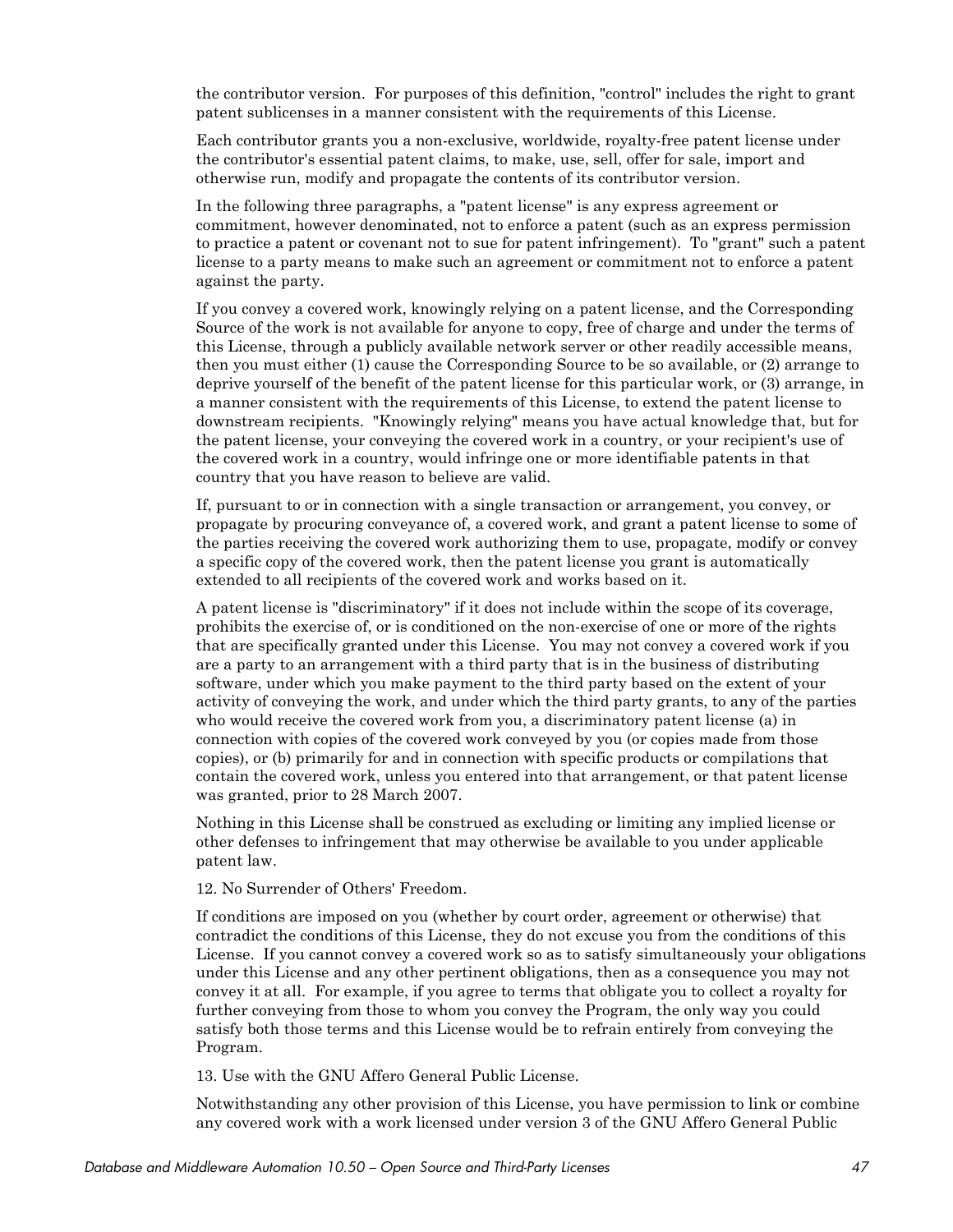the contributor version. For purposes of this definition, "control" includes the right to grant patent sublicenses in a manner consistent with the requirements of this License.

Each contributor grants you a non-exclusive, worldwide, royalty-free patent license under the contributor's essential patent claims, to make, use, sell, offer for sale, import and otherwise run, modify and propagate the contents of its contributor version.

In the following three paragraphs, a "patent license" is any express agreement or commitment, however denominated, not to enforce a patent (such as an express permission to practice a patent or covenant not to sue for patent infringement). To "grant" such a patent license to a party means to make such an agreement or commitment not to enforce a patent against the party.

If you convey a covered work, knowingly relying on a patent license, and the Corresponding Source of the work is not available for anyone to copy, free of charge and under the terms of this License, through a publicly available network server or other readily accessible means, then you must either (1) cause the Corresponding Source to be so available, or (2) arrange to deprive yourself of the benefit of the patent license for this particular work, or (3) arrange, in a manner consistent with the requirements of this License, to extend the patent license to downstream recipients. "Knowingly relying" means you have actual knowledge that, but for the patent license, your conveying the covered work in a country, or your recipient's use of the covered work in a country, would infringe one or more identifiable patents in that country that you have reason to believe are valid.

If, pursuant to or in connection with a single transaction or arrangement, you convey, or propagate by procuring conveyance of, a covered work, and grant a patent license to some of the parties receiving the covered work authorizing them to use, propagate, modify or convey a specific copy of the covered work, then the patent license you grant is automatically extended to all recipients of the covered work and works based on it.

A patent license is "discriminatory" if it does not include within the scope of its coverage, prohibits the exercise of, or is conditioned on the non-exercise of one or more of the rights that are specifically granted under this License. You may not convey a covered work if you are a party to an arrangement with a third party that is in the business of distributing software, under which you make payment to the third party based on the extent of your activity of conveying the work, and under which the third party grants, to any of the parties who would receive the covered work from you, a discriminatory patent license (a) in connection with copies of the covered work conveyed by you (or copies made from those copies), or (b) primarily for and in connection with specific products or compilations that contain the covered work, unless you entered into that arrangement, or that patent license was granted, prior to 28 March 2007.

Nothing in this License shall be construed as excluding or limiting any implied license or other defenses to infringement that may otherwise be available to you under applicable patent law.

12. No Surrender of Others' Freedom.

If conditions are imposed on you (whether by court order, agreement or otherwise) that contradict the conditions of this License, they do not excuse you from the conditions of this License. If you cannot convey a covered work so as to satisfy simultaneously your obligations under this License and any other pertinent obligations, then as a consequence you may not convey it at all. For example, if you agree to terms that obligate you to collect a royalty for further conveying from those to whom you convey the Program, the only way you could satisfy both those terms and this License would be to refrain entirely from conveying the Program.

13. Use with the GNU Affero General Public License.

Notwithstanding any other provision of this License, you have permission to link or combine any covered work with a work licensed under version 3 of the GNU Affero General Public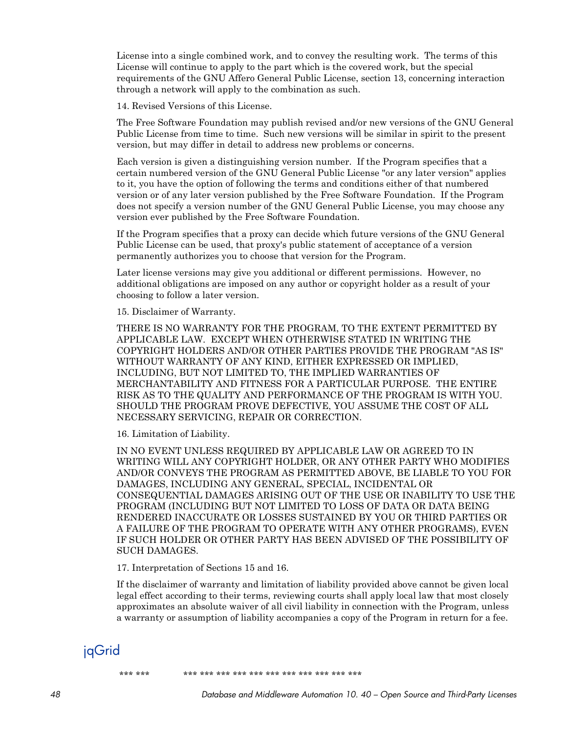License into a single combined work, and to convey the resulting work. The terms of this License will continue to apply to the part which is the covered work, but the special requirements of the GNU Affero General Public License, section 13, concerning interaction through a network will apply to the combination as such.

14. Revised Versions of this License.

The Free Software Foundation may publish revised and/or new versions of the GNU General Public License from time to time. Such new versions will be similar in spirit to the present version, but may differ in detail to address new problems or concerns.

Each version is given a distinguishing version number. If the Program specifies that a certain numbered version of the GNU General Public License "or any later version" applies to it, you have the option of following the terms and conditions either of that numbered version or of any later version published by the Free Software Foundation. If the Program does not specify a version number of the GNU General Public License, you may choose any version ever published by the Free Software Foundation.

If the Program specifies that a proxy can decide which future versions of the GNU General Public License can be used, that proxy's public statement of acceptance of a version permanently authorizes you to choose that version for the Program.

Later license versions may give you additional or different permissions. However, no additional obligations are imposed on any author or copyright holder as a result of your choosing to follow a later version.

15. Disclaimer of Warranty.

THERE IS NO WARRANTY FOR THE PROGRAM, TO THE EXTENT PERMITTED BY APPLICABLE LAW. EXCEPT WHEN OTHERWISE STATED IN WRITING THE COPYRIGHT HOLDERS AND/OR OTHER PARTIES PROVIDE THE PROGRAM "AS IS" WITHOUT WARRANTY OF ANY KIND, EITHER EXPRESSED OR IMPLIED, INCLUDING, BUT NOT LIMITED TO, THE IMPLIED WARRANTIES OF MERCHANTABILITY AND FITNESS FOR A PARTICULAR PURPOSE. THE ENTIRE RISK AS TO THE QUALITY AND PERFORMANCE OF THE PROGRAM IS WITH YOU. SHOULD THE PROGRAM PROVE DEFECTIVE, YOU ASSUME THE COST OF ALL NECESSARY SERVICING, REPAIR OR CORRECTION.

16. Limitation of Liability.

IN NO EVENT UNLESS REQUIRED BY APPLICABLE LAW OR AGREED TO IN WRITING WILL ANY COPYRIGHT HOLDER, OR ANY OTHER PARTY WHO MODIFIES AND/OR CONVEYS THE PROGRAM AS PERMITTED ABOVE, BE LIABLE TO YOU FOR DAMAGES, INCLUDING ANY GENERAL, SPECIAL, INCIDENTAL OR CONSEQUENTIAL DAMAGES ARISING OUT OF THE USE OR INABILITY TO USE THE PROGRAM (INCLUDING BUT NOT LIMITED TO LOSS OF DATA OR DATA BEING RENDERED INACCURATE OR LOSSES SUSTAINED BY YOU OR THIRD PARTIES OR A FAILURE OF THE PROGRAM TO OPERATE WITH ANY OTHER PROGRAMS), EVEN IF SUCH HOLDER OR OTHER PARTY HAS BEEN ADVISED OF THE POSSIBILITY OF SUCH DAMAGES.

17. Interpretation of Sections 15 and 16.

If the disclaimer of warranty and limitation of liability provided above cannot be given local legal effect according to their terms, reviewing courts shall apply local law that most closely approximates an absolute waiver of all civil liability in connection with the Program, unless a warranty or assumption of liability accompanies a copy of the Program in return for a fee.

## jqGrid

*** ***          *** *** *** *** *** *** *** *** *** *** ***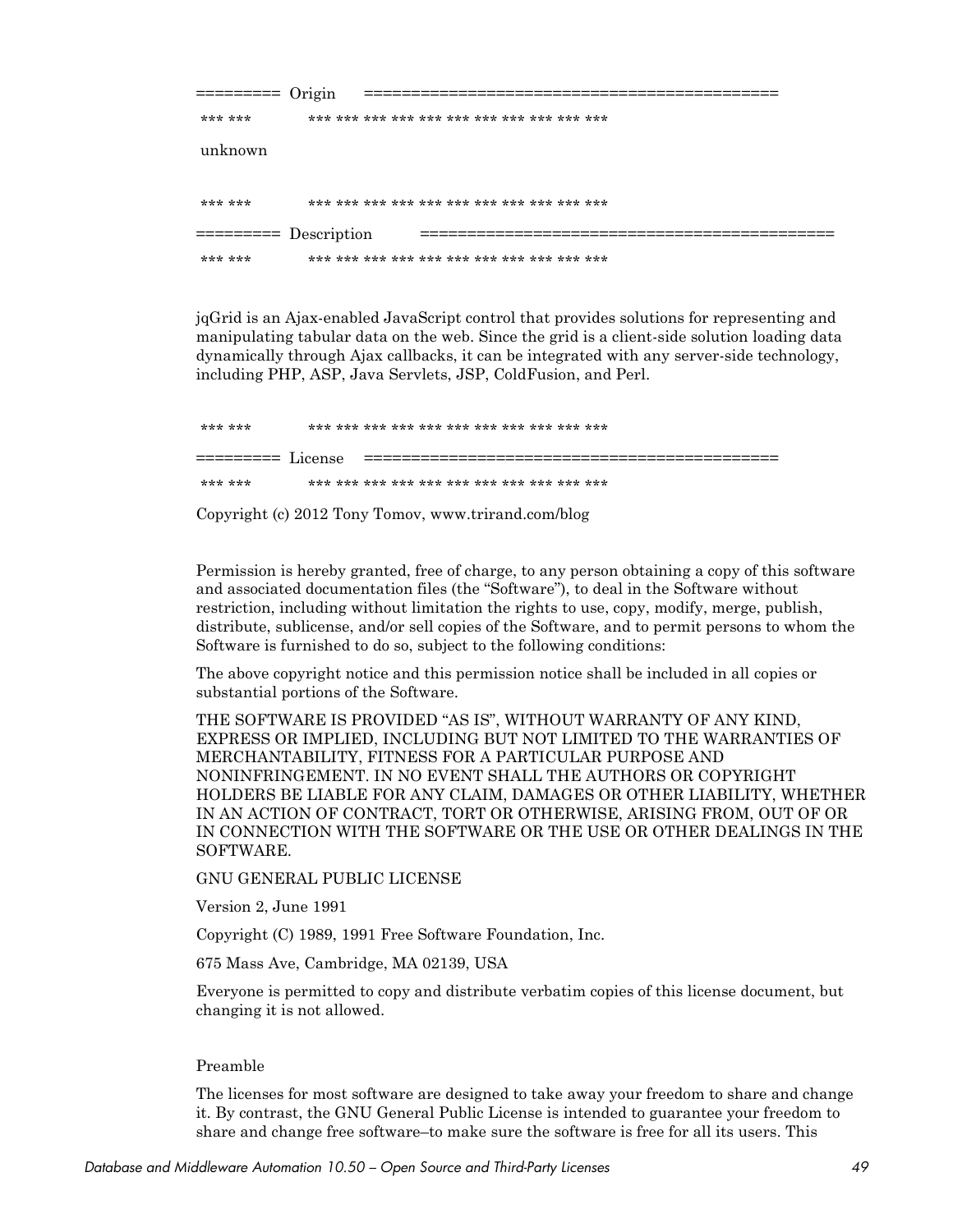========= Origin ===========================================

*** *** *** *** *** *** *** *** *** *** *** *** ***

unknown

*** *** *** *** *** *** *** *** *** *** *** *** ***

========= Description ===========================================

*** *** *** *** *** *** *** *** *** *** *** *** ***

jqGrid is an Ajax-enabled JavaScript control that provides solutions for representing and manipulating tabular data on the web. Since the grid is a client-side solution loading data dynamically through Ajax callbacks, it can be integrated with any server-side technology, including PHP, ASP, Java Servlets, JSP, ColdFusion, and Perl.

*** *** *** *** *** *** *** *** *** *** *** *** ***

========= License ===========================================

*** *** *** *** *** *** *** *** *** *** *** *** ***

Copyright (c) 2012 Tony Tomov, www.trirand.com/blog

Permission is hereby granted, free of charge, to any person obtaining a copy of this software and associated documentation files (the "Software"), to deal in the Software without restriction, including without limitation the rights to use, copy, modify, merge, publish, distribute, sublicense, and/or sell copies of the Software, and to permit persons to whom the Software is furnished to do so, subject to the following conditions:

The above copyright notice and this permission notice shall be included in all copies or substantial portions of the Software.

THE SOFTWARE IS PROVIDED "AS IS", WITHOUT WARRANTY OF ANY KIND, EXPRESS OR IMPLIED, INCLUDING BUT NOT LIMITED TO THE WARRANTIES OF MERCHANTABILITY, FITNESS FOR A PARTICULAR PURPOSE AND NONINFRINGEMENT. IN NO EVENT SHALL THE AUTHORS OR COPYRIGHT HOLDERS BE LIABLE FOR ANY CLAIM, DAMAGES OR OTHER LIABILITY, WHETHER IN AN ACTION OF CONTRACT, TORT OR OTHERWISE, ARISING FROM, OUT OF OR IN CONNECTION WITH THE SOFTWARE OR THE USE OR OTHER DEALINGS IN THE SOFTWARE.

GNU GENERAL PUBLIC LICENSE

Version 2, June 1991

Copyright (C) 1989, 1991 Free Software Foundation, Inc.

675 Mass Ave, Cambridge, MA 02139, USA

Everyone is permitted to copy and distribute verbatim copies of this license document, but changing it is not allowed.

Preamble

The licenses for most software are designed to take away your freedom to share and change it. By contrast, the GNU General Public License is intended to guarantee your freedom to share and change free software–to make sure the software is free for all its users. This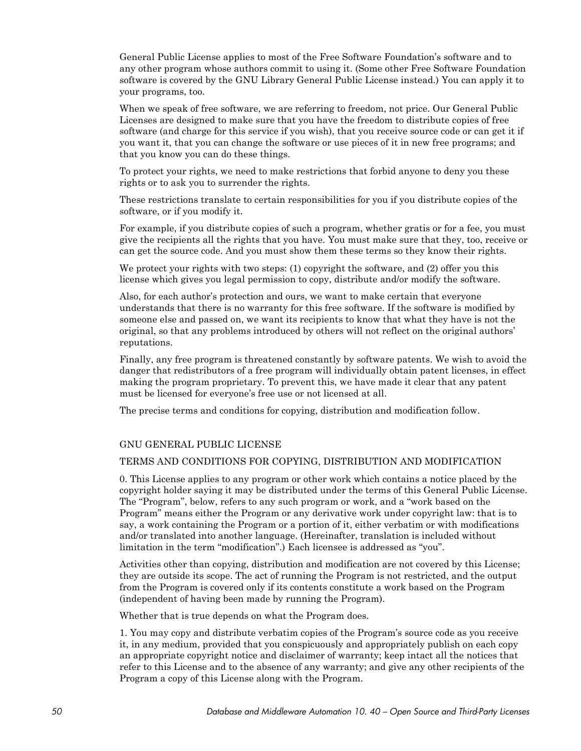General Public License applies to most of the Free Software Foundation's software and to any other program whose authors commit to using it. (Some other Free Software Foundation software is covered by the GNU Library General Public License instead.) You can apply it to your programs, too.

When we speak of free software, we are referring to freedom, not price. Our General Public Licenses are designed to make sure that you have the freedom to distribute copies of free software (and charge for this service if you wish), that you receive source code or can get it if you want it, that you can change the software or use pieces of it in new free programs; and that you know you can do these things.

To protect your rights, we need to make restrictions that forbid anyone to deny you these rights or to ask you to surrender the rights.

These restrictions translate to certain responsibilities for you if you distribute copies of the software, or if you modify it.

For example, if you distribute copies of such a program, whether gratis or for a fee, you must give the recipients all the rights that you have. You must make sure that they, too, receive or can get the source code. And you must show them these terms so they know their rights.

We protect your rights with two steps: (1) copyright the software, and (2) offer you this license which gives you legal permission to copy, distribute and/or modify the software.

Also, for each author's protection and ours, we want to make certain that everyone understands that there is no warranty for this free software. If the software is modified by someone else and passed on, we want its recipients to know that what they have is not the original, so that any problems introduced by others will not reflect on the original authors' reputations.

Finally, any free program is threatened constantly by software patents. We wish to avoid the danger that redistributors of a free program will individually obtain patent licenses, in effect making the program proprietary. To prevent this, we have made it clear that any patent must be licensed for everyone's free use or not licensed at all.

The precise terms and conditions for copying, distribution and modification follow.

GNU GENERAL PUBLIC LICENSE

TERMS AND CONDITIONS FOR COPYING, DISTRIBUTION AND MODIFICATION

0. This License applies to any program or other work which contains a notice placed by the copyright holder saying it may be distributed under the terms of this General Public License. The "Program", below, refers to any such program or work, and a "work based on the Program" means either the Program or any derivative work under copyright law: that is to say, a work containing the Program or a portion of it, either verbatim or with modifications and/or translated into another language. (Hereinafter, translation is included without limitation in the term "modification".) Each licensee is addressed as "you".

Activities other than copying, distribution and modification are not covered by this License; they are outside its scope. The act of running the Program is not restricted, and the output from the Program is covered only if its contents constitute a work based on the Program (independent of having been made by running the Program).

Whether that is true depends on what the Program does.

1. You may copy and distribute verbatim copies of the Program's source code as you receive it, in any medium, provided that you conspicuously and appropriately publish on each copy an appropriate copyright notice and disclaimer of warranty; keep intact all the notices that refer to this License and to the absence of any warranty; and give any other recipients of the Program a copy of this License along with the Program.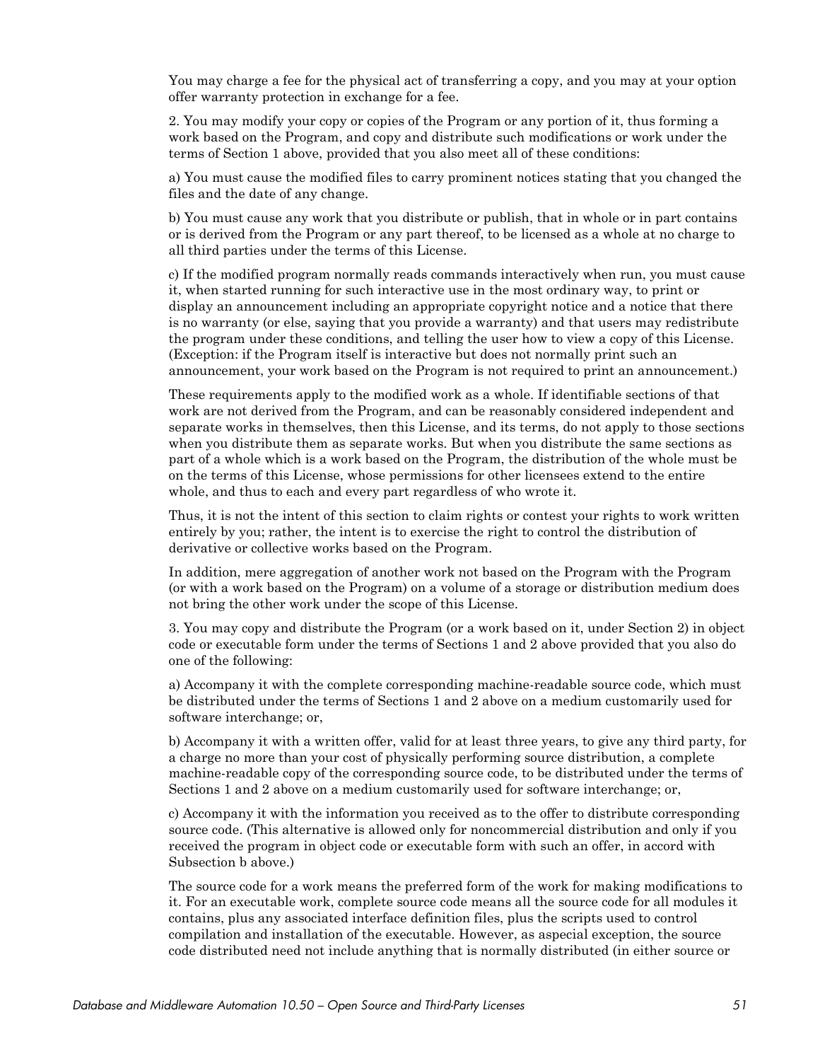You may charge a fee for the physical act of transferring a copy, and you may at your option offer warranty protection in exchange for a fee.

2. You may modify your copy or copies of the Program or any portion of it, thus forming a work based on the Program, and copy and distribute such modifications or work under the terms of Section 1 above, provided that you also meet all of these conditions:

a) You must cause the modified files to carry prominent notices stating that you changed the files and the date of any change.

b) You must cause any work that you distribute or publish, that in whole or in part contains or is derived from the Program or any part thereof, to be licensed as a whole at no charge to all third parties under the terms of this License.

c) If the modified program normally reads commands interactively when run, you must cause it, when started running for such interactive use in the most ordinary way, to print or display an announcement including an appropriate copyright notice and a notice that there is no warranty (or else, saying that you provide a warranty) and that users may redistribute the program under these conditions, and telling the user how to view a copy of this License. (Exception: if the Program itself is interactive but does not normally print such an announcement, your work based on the Program is not required to print an announcement.)

These requirements apply to the modified work as a whole. If identifiable sections of that work are not derived from the Program, and can be reasonably considered independent and separate works in themselves, then this License, and its terms, do not apply to those sections when you distribute them as separate works. But when you distribute the same sections as part of a whole which is a work based on the Program, the distribution of the whole must be on the terms of this License, whose permissions for other licensees extend to the entire whole, and thus to each and every part regardless of who wrote it.

Thus, it is not the intent of this section to claim rights or contest your rights to work written entirely by you; rather, the intent is to exercise the right to control the distribution of derivative or collective works based on the Program.

In addition, mere aggregation of another work not based on the Program with the Program (or with a work based on the Program) on a volume of a storage or distribution medium does not bring the other work under the scope of this License.

3. You may copy and distribute the Program (or a work based on it, under Section 2) in object code or executable form under the terms of Sections 1 and 2 above provided that you also do one of the following:

a) Accompany it with the complete corresponding machine-readable source code, which must be distributed under the terms of Sections 1 and 2 above on a medium customarily used for software interchange; or,

b) Accompany it with a written offer, valid for at least three years, to give any third party, for a charge no more than your cost of physically performing source distribution, a complete machine-readable copy of the corresponding source code, to be distributed under the terms of Sections 1 and 2 above on a medium customarily used for software interchange; or,

c) Accompany it with the information you received as to the offer to distribute corresponding source code. (This alternative is allowed only for noncommercial distribution and only if you received the program in object code or executable form with such an offer, in accord with Subsection b above.)

The source code for a work means the preferred form of the work for making modifications to it. For an executable work, complete source code means all the source code for all modules it contains, plus any associated interface definition files, plus the scripts used to control compilation and installation of the executable. However, as aspecial exception, the source code distributed need not include anything that is normally distributed (in either source or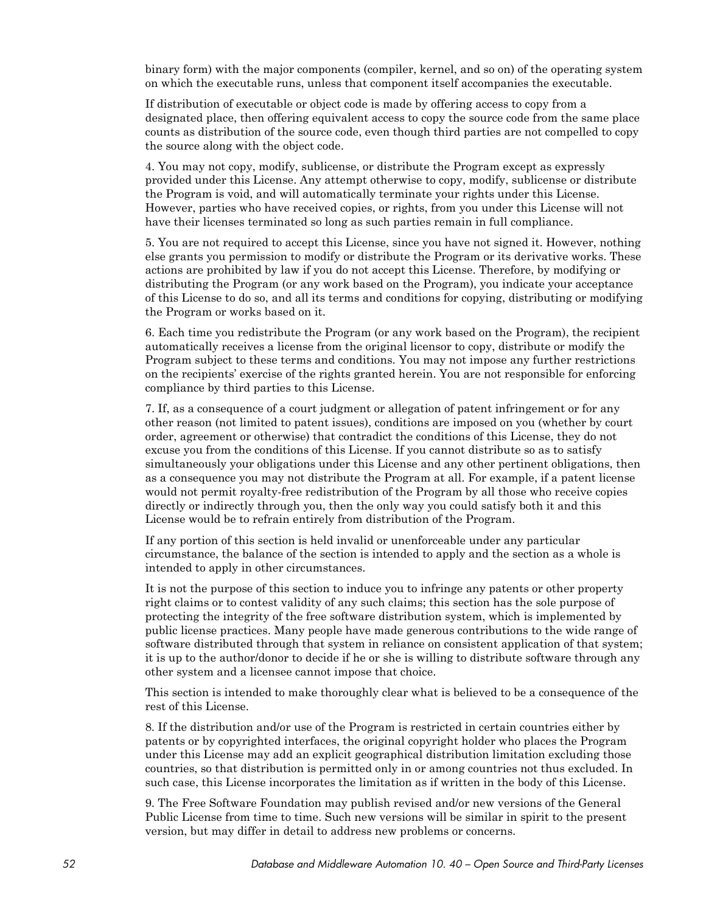binary form) with the major components (compiler, kernel, and so on) of the operating system on which the executable runs, unless that component itself accompanies the executable.

If distribution of executable or object code is made by offering access to copy from a designated place, then offering equivalent access to copy the source code from the same place counts as distribution of the source code, even though third parties are not compelled to copy the source along with the object code.

4. You may not copy, modify, sublicense, or distribute the Program except as expressly provided under this License. Any attempt otherwise to copy, modify, sublicense or distribute the Program is void, and will automatically terminate your rights under this License. However, parties who have received copies, or rights, from you under this License will not have their licenses terminated so long as such parties remain in full compliance.

5. You are not required to accept this License, since you have not signed it. However, nothing else grants you permission to modify or distribute the Program or its derivative works. These actions are prohibited by law if you do not accept this License. Therefore, by modifying or distributing the Program (or any work based on the Program), you indicate your acceptance of this License to do so, and all its terms and conditions for copying, distributing or modifying the Program or works based on it.

6. Each time you redistribute the Program (or any work based on the Program), the recipient automatically receives a license from the original licensor to copy, distribute or modify the Program subject to these terms and conditions. You may not impose any further restrictions on the recipients' exercise of the rights granted herein. You are not responsible for enforcing compliance by third parties to this License.

7. If, as a consequence of a court judgment or allegation of patent infringement or for any other reason (not limited to patent issues), conditions are imposed on you (whether by court order, agreement or otherwise) that contradict the conditions of this License, they do not excuse you from the conditions of this License. If you cannot distribute so as to satisfy simultaneously your obligations under this License and any other pertinent obligations, then as a consequence you may not distribute the Program at all. For example, if a patent license would not permit royalty-free redistribution of the Program by all those who receive copies directly or indirectly through you, then the only way you could satisfy both it and this License would be to refrain entirely from distribution of the Program.

If any portion of this section is held invalid or unenforceable under any particular circumstance, the balance of the section is intended to apply and the section as a whole is intended to apply in other circumstances.

It is not the purpose of this section to induce you to infringe any patents or other property right claims or to contest validity of any such claims; this section has the sole purpose of protecting the integrity of the free software distribution system, which is implemented by public license practices. Many people have made generous contributions to the wide range of software distributed through that system in reliance on consistent application of that system; it is up to the author/donor to decide if he or she is willing to distribute software through any other system and a licensee cannot impose that choice.

This section is intended to make thoroughly clear what is believed to be a consequence of the rest of this License.

8. If the distribution and/or use of the Program is restricted in certain countries either by patents or by copyrighted interfaces, the original copyright holder who places the Program under this License may add an explicit geographical distribution limitation excluding those countries, so that distribution is permitted only in or among countries not thus excluded. In such case, this License incorporates the limitation as if written in the body of this License.

9. The Free Software Foundation may publish revised and/or new versions of the General Public License from time to time. Such new versions will be similar in spirit to the present version, but may differ in detail to address new problems or concerns.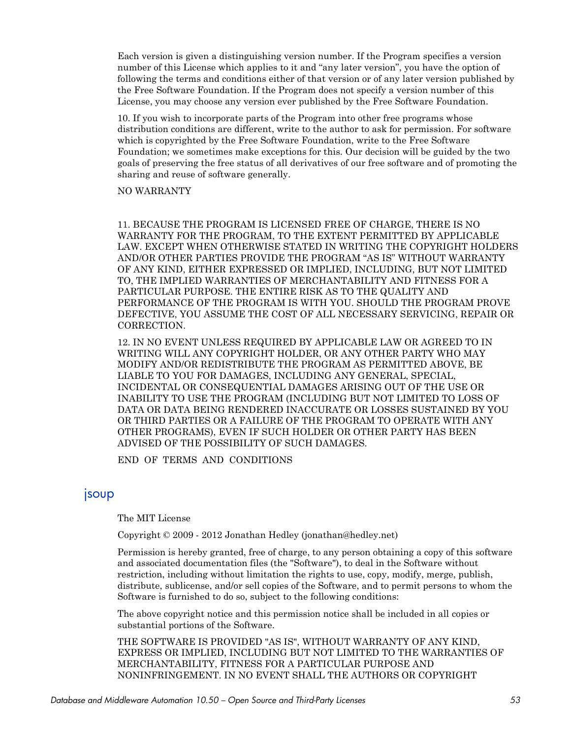Each version is given a distinguishing version number. If the Program specifies a version number of this License which applies to it and “any later version”, you have the option of following the terms and conditions either of that version or of any later version published by the Free Software Foundation. If the Program does not specify a version number of this License, you may choose any version ever published by the Free Software Foundation.

10. If you wish to incorporate parts of the Program into other free programs whose distribution conditions are different, write to the author to ask for permission. For software which is copyrighted by the Free Software Foundation, write to the Free Software Foundation; we sometimes make exceptions for this. Our decision will be guided by the two goals of preserving the free status of all derivatives of our free software and of promoting the sharing and reuse of software generally.

NO WARRANTY

11. BECAUSE THE PROGRAM IS LICENSED FREE OF CHARGE, THERE IS NO WARRANTY FOR THE PROGRAM, TO THE EXTENT PERMITTED BY APPLICABLE LAW. EXCEPT WHEN OTHERWISE STATED IN WRITING THE COPYRIGHT HOLDERS AND/OR OTHER PARTIES PROVIDE THE PROGRAM “AS IS” WITHOUT WARRANTY OF ANY KIND, EITHER EXPRESSED OR IMPLIED, INCLUDING, BUT NOT LIMITED TO, THE IMPLIED WARRANTIES OF MERCHANTABILITY AND FITNESS FOR A PARTICULAR PURPOSE. THE ENTIRE RISK AS TO THE QUALITY AND PERFORMANCE OF THE PROGRAM IS WITH YOU. SHOULD THE PROGRAM PROVE DEFECTIVE, YOU ASSUME THE COST OF ALL NECESSARY SERVICING, REPAIR OR CORRECTION.

12. IN NO EVENT UNLESS REQUIRED BY APPLICABLE LAW OR AGREED TO IN WRITING WILL ANY COPYRIGHT HOLDER, OR ANY OTHER PARTY WHO MAY MODIFY AND/OR REDISTRIBUTE THE PROGRAM AS PERMITTED ABOVE, BE LIABLE TO YOU FOR DAMAGES, INCLUDING ANY GENERAL, SPECIAL, INCIDENTAL OR CONSEQUENTIAL DAMAGES ARISING OUT OF THE USE OR INABILITY TO USE THE PROGRAM (INCLUDING BUT NOT LIMITED TO LOSS OF DATA OR DATA BEING RENDERED INACCURATE OR LOSSES SUSTAINED BY YOU OR THIRD PARTIES OR A FAILURE OF THE PROGRAM TO OPERATE WITH ANY OTHER PROGRAMS), EVEN IF SUCH HOLDER OR OTHER PARTY HAS BEEN ADVISED OF THE POSSIBILITY OF SUCH DAMAGES.

END OF TERMS AND CONDITIONS

## jsoup

The MIT License

Copyright © 2009 - 2012 Jonathan Hedley (jonathan@hedley.net)

Permission is hereby granted, free of charge, to any person obtaining a copy of this software and associated documentation files (the "Software"), to deal in the Software without restriction, including without limitation the rights to use, copy, modify, merge, publish, distribute, sublicense, and/or sell copies of the Software, and to permit persons to whom the Software is furnished to do so, subject to the following conditions:

The above copyright notice and this permission notice shall be included in all copies or substantial portions of the Software.

THE SOFTWARE IS PROVIDED "AS IS", WITHOUT WARRANTY OF ANY KIND, EXPRESS OR IMPLIED, INCLUDING BUT NOT LIMITED TO THE WARRANTIES OF MERCHANTABILITY, FITNESS FOR A PARTICULAR PURPOSE AND NONINFRINGEMENT. IN NO EVENT SHALL THE AUTHORS OR COPYRIGHT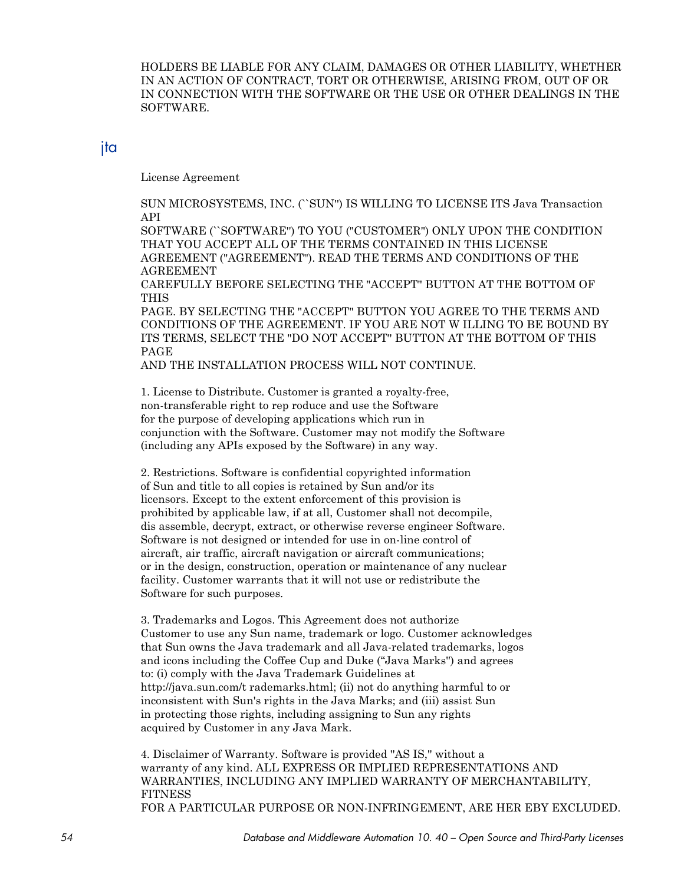HOLDERS BE LIABLE FOR ANY CLAIM, DAMAGES OR OTHER LIABILITY, WHETHER IN AN ACTION OF CONTRACT, TORT OR OTHERWISE, ARISING FROM, OUT OF OR IN CONNECTION WITH THE SOFTWARE OR THE USE OR OTHER DEALINGS IN THE SOFTWARE.

## jta

License Agreement

SUN MICROSYSTEMS, INC. (``SUN'') IS WILLING TO LICENSE ITS Java Transaction API
SOFTWARE (``SOFTWARE'') TO YOU ("CUSTOMER") ONLY UPON THE CONDITION THAT YOU ACCEPT ALL OF THE TERMS CONTAINED IN THIS LICENSE AGREEMENT ("AGREEMENT"). READ THE TERMS AND CONDITIONS OF THE AGREEMENT
CAREFULLY BEFORE SELECTING THE "ACCEPT" BUTTON AT THE BOTTOM OF THIS
PAGE. BY SELECTING THE "ACCEPT" BUTTON YOU AGREE TO THE TERMS AND CONDITIONS OF THE AGREEMENT. IF YOU ARE NOT W ILLING TO BE BOUND BY ITS TERMS, SELECT THE "DO NOT ACCEPT" BUTTON AT THE BOTTOM OF THIS PAGE
AND THE INSTALLATION PROCESS WILL NOT CONTINUE.

1. License to Distribute. Customer is granted a royalty-free, non-transferable right to rep roduce and use the Software for the purpose of developing applications which run in conjunction with the Software. Customer may not modify the Software (including any APIs exposed by the Software) in any way.

2. Restrictions. Software is confidential copyrighted information of Sun and title to all copies is retained by Sun and/or its licensors. Except to the extent enforcement of this provision is prohibited by applicable law, if at all, Customer shall not decompile, dis assemble, decrypt, extract, or otherwise reverse engineer Software. Software is not designed or intended for use in on-line control of aircraft, air traffic, aircraft navigation or aircraft communications; or in the design, construction, operation or maintenance of any nuclear facility. Customer warrants that it will not use or redistribute the Software for such purposes.

3. Trademarks and Logos. This Agreement does not authorize Customer to use any Sun name, trademark or logo. Customer acknowledges that Sun owns the Java trademark and all Java-related trademarks, logos and icons including the Coffee Cup and Duke (“Java Marks") and agrees to: (i) comply with the Java Trademark Guidelines at http://java.sun.com/t rademarks.html; (ii) not do anything harmful to or inconsistent with Sun's rights in the Java Marks; and (iii) assist Sun in protecting those rights, including assigning to Sun any rights acquired by Customer in any Java Mark.

4. Disclaimer of Warranty. Software is provided "AS IS," without a warranty of any kind. ALL EXPRESS OR IMPLIED REPRESENTATIONS AND WARRANTIES, INCLUDING ANY IMPLIED WARRANTY OF MERCHANTABILITY, FITNESS
FOR A PARTICULAR PURPOSE OR NON-INFRINGEMENT, ARE HER EBY EXCLUDED.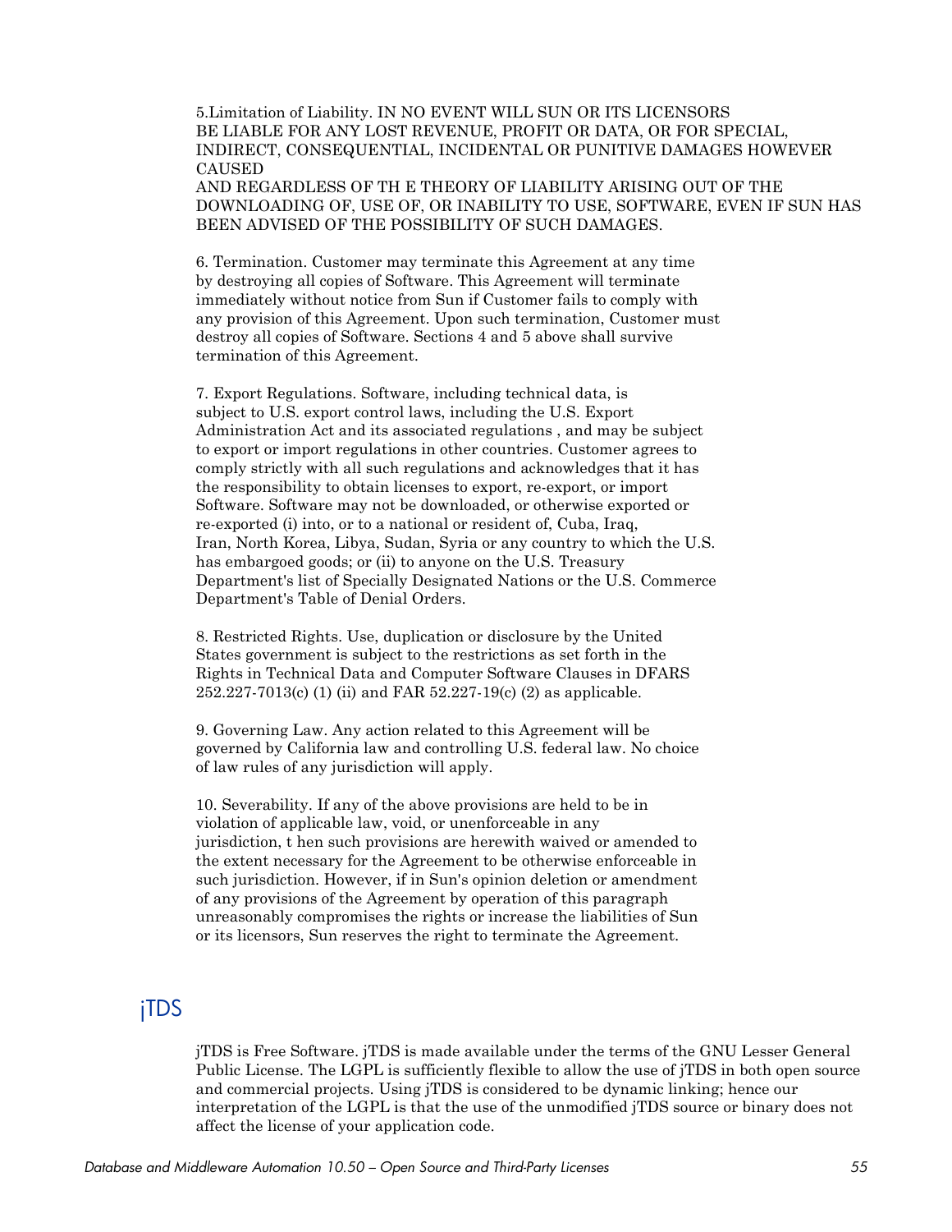5.Limitation of Liability. IN NO EVENT WILL SUN OR ITS LICENSORS BE LIABLE FOR ANY LOST REVENUE, PROFIT OR DATA, OR FOR SPECIAL, INDIRECT, CONSEQUENTIAL, INCIDENTAL OR PUNITIVE DAMAGES HOWEVER CAUSED
AND REGARDLESS OF TH E THEORY OF LIABILITY ARISING OUT OF THE DOWNLOADING OF, USE OF, OR INABILITY TO USE, SOFTWARE, EVEN IF SUN HAS BEEN ADVISED OF THE POSSIBILITY OF SUCH DAMAGES.

6. Termination. Customer may terminate this Agreement at any time by destroying all copies of Software. This Agreement will terminate immediately without notice from Sun if Customer fails to comply with any provision of this Agreement. Upon such termination, Customer must destroy all copies of Software. Sections 4 and 5 above shall survive termination of this Agreement.

7. Export Regulations. Software, including technical data, is subject to U.S. export control laws, including the U.S. Export Administration Act and its associated regulations , and may be subject to export or import regulations in other countries. Customer agrees to comply strictly with all such regulations and acknowledges that it has the responsibility to obtain licenses to export, re-export, or import Software. Software may not be downloaded, or otherwise exported or re-exported (i) into, or to a national or resident of, Cuba, Iraq, Iran, North Korea, Libya, Sudan, Syria or any country to which the U.S. has embargoed goods; or (ii) to anyone on the U.S. Treasury Department's list of Specially Designated Nations or the U.S. Commerce Department's Table of Denial Orders.

8. Restricted Rights. Use, duplication or disclosure by the United States government is subject to the restrictions as set forth in the Rights in Technical Data and Computer Software Clauses in DFARS 252.227-7013(c) (1) (ii) and FAR 52.227-19(c) (2) as applicable.

9. Governing Law. Any action related to this Agreement will be governed by California law and controlling U.S. federal law. No choice of law rules of any jurisdiction will apply.

10. Severability. If any of the above provisions are held to be in violation of applicable law, void, or unenforceable in any jurisdiction, t hen such provisions are herewith waived or amended to the extent necessary for the Agreement to be otherwise enforceable in such jurisdiction. However, if in Sun's opinion deletion or amendment of any provisions of the Agreement by operation of this paragraph unreasonably compromises the rights or increase the liabilities of Sun or its licensors, Sun reserves the right to terminate the Agreement.

## jTDS

jTDS is Free Software. jTDS is made available under the terms of the GNU Lesser General Public License. The LGPL is sufficiently flexible to allow the use of jTDS in both open source and commercial projects. Using jTDS is considered to be dynamic linking; hence our interpretation of the LGPL is that the use of the unmodified jTDS source or binary does not affect the license of your application code.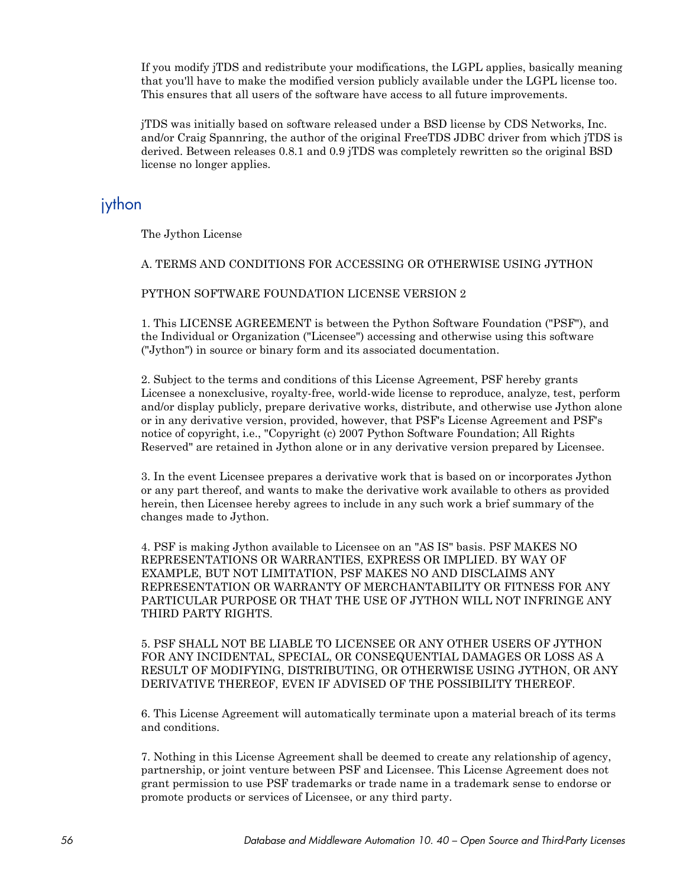If you modify jTDS and redistribute your modifications, the LGPL applies, basically meaning that you'll have to make the modified version publicly available under the LGPL license too. This ensures that all users of the software have access to all future improvements.

jTDS was initially based on software released under a BSD license by CDS Networks, Inc. and/or Craig Spannring, the author of the original FreeTDS JDBC driver from which jTDS is derived. Between releases 0.8.1 and 0.9 jTDS was completely rewritten so the original BSD license no longer applies.

## jython

The Jython License

A. TERMS AND CONDITIONS FOR ACCESSING OR OTHERWISE USING JYTHON

PYTHON SOFTWARE FOUNDATION LICENSE VERSION 2

1. This LICENSE AGREEMENT is between the Python Software Foundation ("PSF"), and the Individual or Organization ("Licensee") accessing and otherwise using this software ("Jython") in source or binary form and its associated documentation.

2. Subject to the terms and conditions of this License Agreement, PSF hereby grants Licensee a nonexclusive, royalty-free, world-wide license to reproduce, analyze, test, perform and/or display publicly, prepare derivative works, distribute, and otherwise use Jython alone or in any derivative version, provided, however, that PSF's License Agreement and PSF's notice of copyright, i.e., "Copyright (c) 2007 Python Software Foundation; All Rights Reserved" are retained in Jython alone or in any derivative version prepared by Licensee.

3. In the event Licensee prepares a derivative work that is based on or incorporates Jython or any part thereof, and wants to make the derivative work available to others as provided herein, then Licensee hereby agrees to include in any such work a brief summary of the changes made to Jython.

4. PSF is making Jython available to Licensee on an "AS IS" basis. PSF MAKES NO REPRESENTATIONS OR WARRANTIES, EXPRESS OR IMPLIED. BY WAY OF EXAMPLE, BUT NOT LIMITATION, PSF MAKES NO AND DISCLAIMS ANY REPRESENTATION OR WARRANTY OF MERCHANTABILITY OR FITNESS FOR ANY PARTICULAR PURPOSE OR THAT THE USE OF JYTHON WILL NOT INFRINGE ANY THIRD PARTY RIGHTS.

5. PSF SHALL NOT BE LIABLE TO LICENSEE OR ANY OTHER USERS OF JYTHON FOR ANY INCIDENTAL, SPECIAL, OR CONSEQUENTIAL DAMAGES OR LOSS AS A RESULT OF MODIFYING, DISTRIBUTING, OR OTHERWISE USING JYTHON, OR ANY DERIVATIVE THEREOF, EVEN IF ADVISED OF THE POSSIBILITY THEREOF.

6. This License Agreement will automatically terminate upon a material breach of its terms and conditions.

7. Nothing in this License Agreement shall be deemed to create any relationship of agency, partnership, or joint venture between PSF and Licensee. This License Agreement does not grant permission to use PSF trademarks or trade name in a trademark sense to endorse or promote products or services of Licensee, or any third party.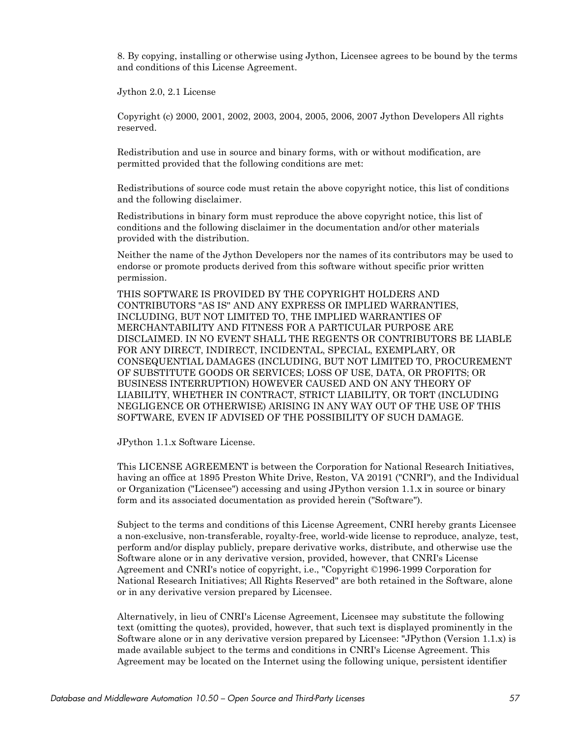8. By copying, installing or otherwise using Jython, Licensee agrees to be bound by the terms and conditions of this License Agreement.

Jython 2.0, 2.1 License

Copyright (c) 2000, 2001, 2002, 2003, 2004, 2005, 2006, 2007 Jython Developers All rights reserved.

Redistribution and use in source and binary forms, with or without modification, are permitted provided that the following conditions are met:

Redistributions of source code must retain the above copyright notice, this list of conditions and the following disclaimer.

Redistributions in binary form must reproduce the above copyright notice, this list of conditions and the following disclaimer in the documentation and/or other materials provided with the distribution.

Neither the name of the Jython Developers nor the names of its contributors may be used to endorse or promote products derived from this software without specific prior written permission.

THIS SOFTWARE IS PROVIDED BY THE COPYRIGHT HOLDERS AND CONTRIBUTORS "AS IS" AND ANY EXPRESS OR IMPLIED WARRANTIES, INCLUDING, BUT NOT LIMITED TO, THE IMPLIED WARRANTIES OF MERCHANTABILITY AND FITNESS FOR A PARTICULAR PURPOSE ARE DISCLAIMED. IN NO EVENT SHALL THE REGENTS OR CONTRIBUTORS BE LIABLE FOR ANY DIRECT, INDIRECT, INCIDENTAL, SPECIAL, EXEMPLARY, OR CONSEQUENTIAL DAMAGES (INCLUDING, BUT NOT LIMITED TO, PROCUREMENT OF SUBSTITUTE GOODS OR SERVICES; LOSS OF USE, DATA, OR PROFITS; OR BUSINESS INTERRUPTION) HOWEVER CAUSED AND ON ANY THEORY OF LIABILITY, WHETHER IN CONTRACT, STRICT LIABILITY, OR TORT (INCLUDING NEGLIGENCE OR OTHERWISE) ARISING IN ANY WAY OUT OF THE USE OF THIS SOFTWARE, EVEN IF ADVISED OF THE POSSIBILITY OF SUCH DAMAGE.

JPython 1.1.x Software License.

This LICENSE AGREEMENT is between the Corporation for National Research Initiatives, having an office at 1895 Preston White Drive, Reston, VA 20191 ("CNRI"), and the Individual or Organization ("Licensee") accessing and using JPython version 1.1.x in source or binary form and its associated documentation as provided herein ("Software").

Subject to the terms and conditions of this License Agreement, CNRI hereby grants Licensee a non-exclusive, non-transferable, royalty-free, world-wide license to reproduce, analyze, test, perform and/or display publicly, prepare derivative works, distribute, and otherwise use the Software alone or in any derivative version, provided, however, that CNRI's License Agreement and CNRI's notice of copyright, i.e., "Copyright ©1996-1999 Corporation for National Research Initiatives; All Rights Reserved" are both retained in the Software, alone or in any derivative version prepared by Licensee.

Alternatively, in lieu of CNRI's License Agreement, Licensee may substitute the following text (omitting the quotes), provided, however, that such text is displayed prominently in the Software alone or in any derivative version prepared by Licensee: "JPython (Version 1.1.x) is made available subject to the terms and conditions in CNRI's License Agreement. This Agreement may be located on the Internet using the following unique, persistent identifier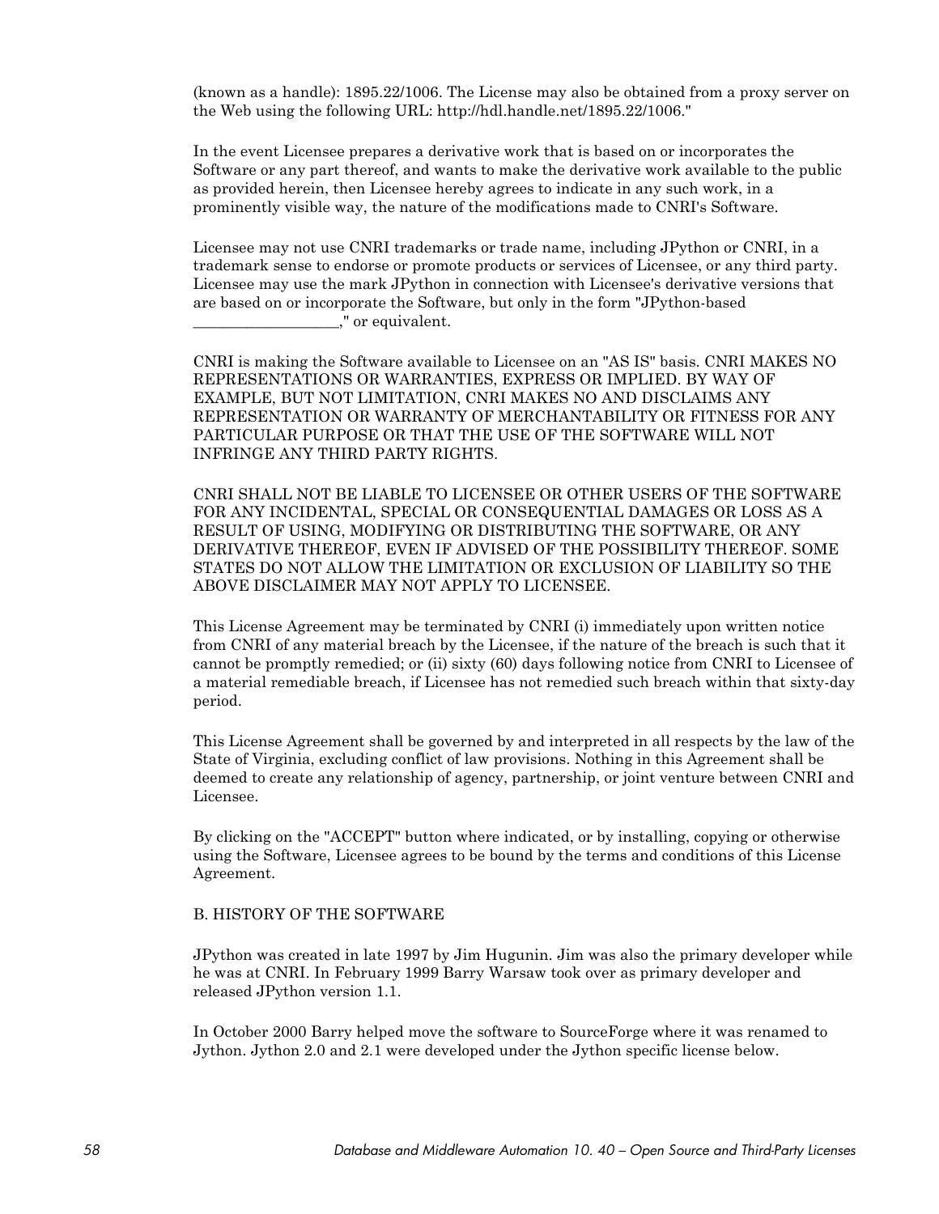(known as a handle): 1895.22/1006. The License may also be obtained from a proxy server on the Web using the following URL: http://hdl.handle.net/1895.22/1006."

In the event Licensee prepares a derivative work that is based on or incorporates the Software or any part thereof, and wants to make the derivative work available to the public as provided herein, then Licensee hereby agrees to indicate in any such work, in a prominently visible way, the nature of the modifications made to CNRI's Software.

Licensee may not use CNRI trademarks or trade name, including JPython or CNRI, in a trademark sense to endorse or promote products or services of Licensee, or any third party. Licensee may use the mark JPython in connection with Licensee's derivative versions that are based on or incorporate the Software, but only in the form "JPython-based ___________________," or equivalent.

CNRI is making the Software available to Licensee on an "AS IS" basis. CNRI MAKES NO REPRESENTATIONS OR WARRANTIES, EXPRESS OR IMPLIED. BY WAY OF EXAMPLE, BUT NOT LIMITATION, CNRI MAKES NO AND DISCLAIMS ANY REPRESENTATION OR WARRANTY OF MERCHANTABILITY OR FITNESS FOR ANY PARTICULAR PURPOSE OR THAT THE USE OF THE SOFTWARE WILL NOT INFRINGE ANY THIRD PARTY RIGHTS.

CNRI SHALL NOT BE LIABLE TO LICENSEE OR OTHER USERS OF THE SOFTWARE FOR ANY INCIDENTAL, SPECIAL OR CONSEQUENTIAL DAMAGES OR LOSS AS A RESULT OF USING, MODIFYING OR DISTRIBUTING THE SOFTWARE, OR ANY DERIVATIVE THEREOF, EVEN IF ADVISED OF THE POSSIBILITY THEREOF. SOME STATES DO NOT ALLOW THE LIMITATION OR EXCLUSION OF LIABILITY SO THE ABOVE DISCLAIMER MAY NOT APPLY TO LICENSEE.

This License Agreement may be terminated by CNRI (i) immediately upon written notice from CNRI of any material breach by the Licensee, if the nature of the breach is such that it cannot be promptly remedied; or (ii) sixty (60) days following notice from CNRI to Licensee of a material remediable breach, if Licensee has not remedied such breach within that sixty-day period.

This License Agreement shall be governed by and interpreted in all respects by the law of the State of Virginia, excluding conflict of law provisions. Nothing in this Agreement shall be deemed to create any relationship of agency, partnership, or joint venture between CNRI and Licensee.

By clicking on the "ACCEPT" button where indicated, or by installing, copying or otherwise using the Software, Licensee agrees to be bound by the terms and conditions of this License Agreement.

B. HISTORY OF THE SOFTWARE

JPython was created in late 1997 by Jim Hugunin. Jim was also the primary developer while he was at CNRI. In February 1999 Barry Warsaw took over as primary developer and released JPython version 1.1.

In October 2000 Barry helped move the software to SourceForge where it was renamed to Jython. Jython 2.0 and 2.1 were developed under the Jython specific license below.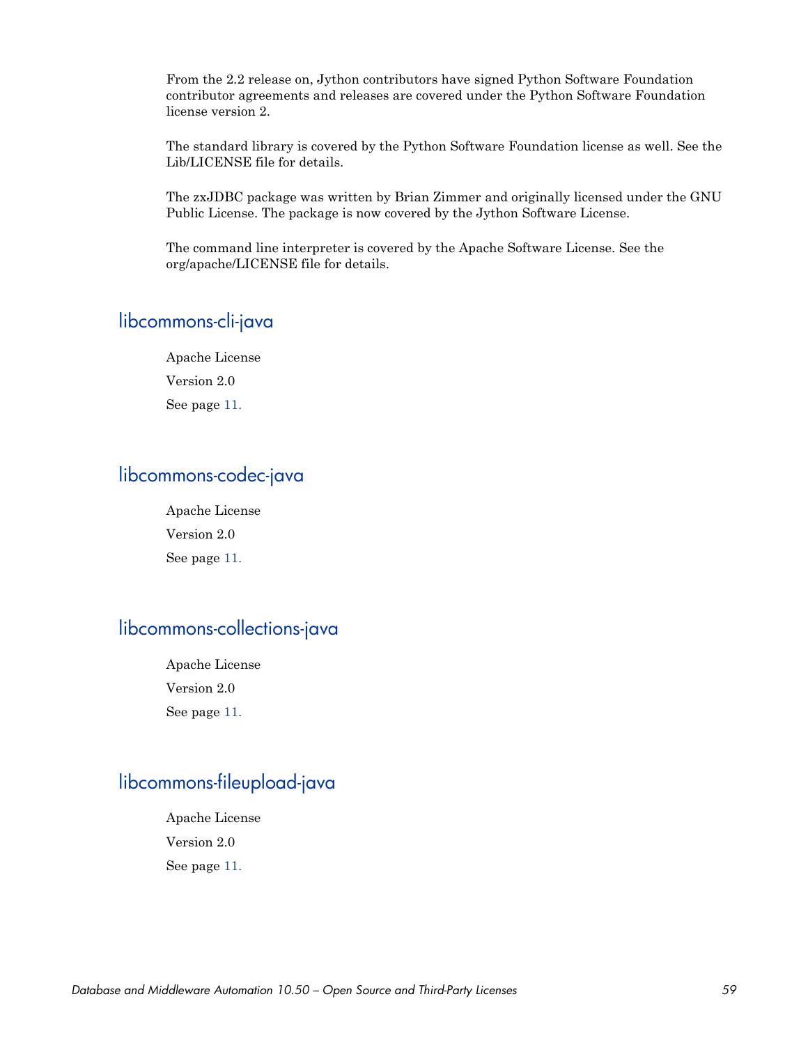From the 2.2 release on, Jython contributors have signed Python Software Foundation contributor agreements and releases are covered under the Python Software Foundation license version 2.

The standard library is covered by the Python Software Foundation license as well. See the Lib/LICENSE file for details.

The zxJDBC package was written by Brian Zimmer and originally licensed under the GNU Public License. The package is now covered by the Jython Software License.

The command line interpreter is covered by the Apache Software License. See the org/apache/LICENSE file for details.

## libcommons-cli-java

Apache License

Version 2.0

See page 11.

## libcommons-codec-java

Apache License

Version 2.0

See page 11.

## libcommons-collections-java

Apache License

Version 2.0

See page 11.

## libcommons-fileupload-java

Apache License

Version 2.0

See page 11.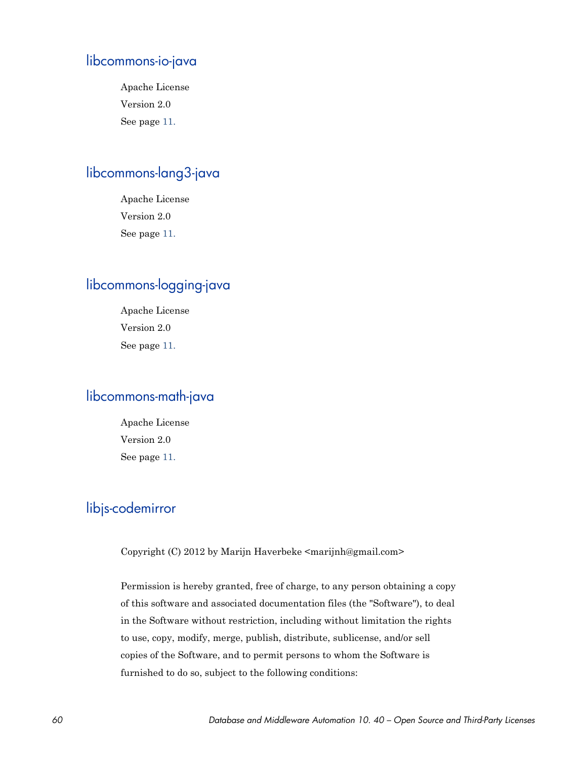## libcommons-io-java

Apache License

Version 2.0

See page 11.

## libcommons-lang3-java

Apache License

Version 2.0

See page 11.

## libcommons-logging-java

Apache License

Version 2.0

See page 11.

## libcommons-math-java

Apache License

Version 2.0

See page 11.

## libjs-codemirror

Copyright (C) 2012 by Marijn Haverbeke <marijnh@gmail.com>

Permission is hereby granted, free of charge, to any person obtaining a copy of this software and associated documentation files (the "Software"), to deal in the Software without restriction, including without limitation the rights to use, copy, modify, merge, publish, distribute, sublicense, and/or sell copies of the Software, and to permit persons to whom the Software is furnished to do so, subject to the following conditions: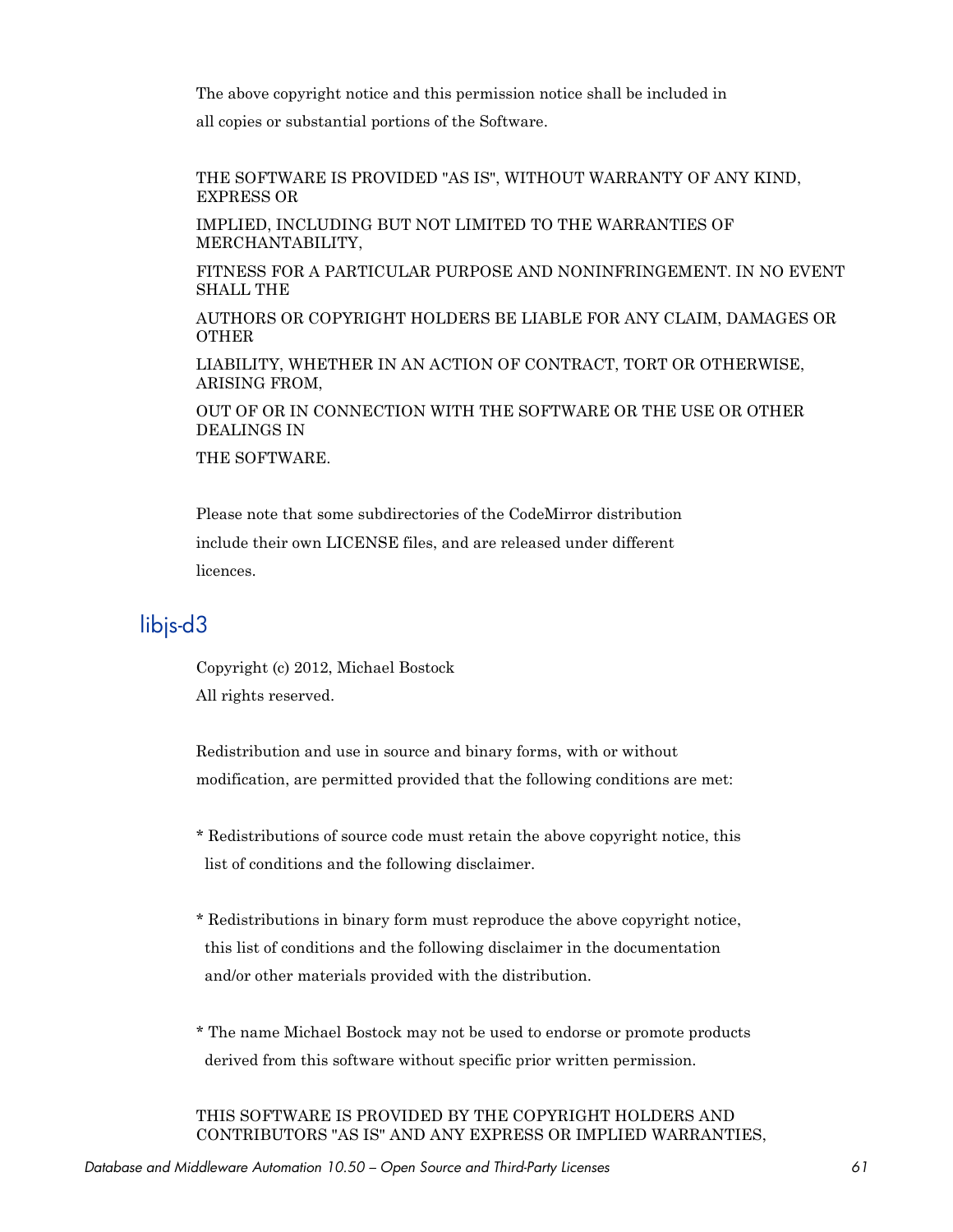The above copyright notice and this permission notice shall be included in

all copies or substantial portions of the Software.

THE SOFTWARE IS PROVIDED "AS IS", WITHOUT WARRANTY OF ANY KIND, EXPRESS OR

IMPLIED, INCLUDING BUT NOT LIMITED TO THE WARRANTIES OF MERCHANTABILITY,

FITNESS FOR A PARTICULAR PURPOSE AND NONINFRINGEMENT. IN NO EVENT SHALL THE

AUTHORS OR COPYRIGHT HOLDERS BE LIABLE FOR ANY CLAIM, DAMAGES OR OTHER

LIABILITY, WHETHER IN AN ACTION OF CONTRACT, TORT OR OTHERWISE, ARISING FROM,

OUT OF OR IN CONNECTION WITH THE SOFTWARE OR THE USE OR OTHER DEALINGS IN

THE SOFTWARE.

Please note that some subdirectories of the CodeMirror distribution

include their own LICENSE files, and are released under different

licences.

## libjs-d3

Copyright (c) 2012, Michael Bostock

All rights reserved.

Redistribution and use in source and binary forms, with or without

modification, are permitted provided that the following conditions are met:

* Redistributions of source code must retain the above copyright notice, this
  list of conditions and the following disclaimer.

* Redistributions in binary form must reproduce the above copyright notice,
  this list of conditions and the following disclaimer in the documentation
  and/or other materials provided with the distribution.

* The name Michael Bostock may not be used to endorse or promote products
  derived from this software without specific prior written permission.

THIS SOFTWARE IS PROVIDED BY THE COPYRIGHT HOLDERS AND CONTRIBUTORS "AS IS" AND ANY EXPRESS OR IMPLIED WARRANTIES,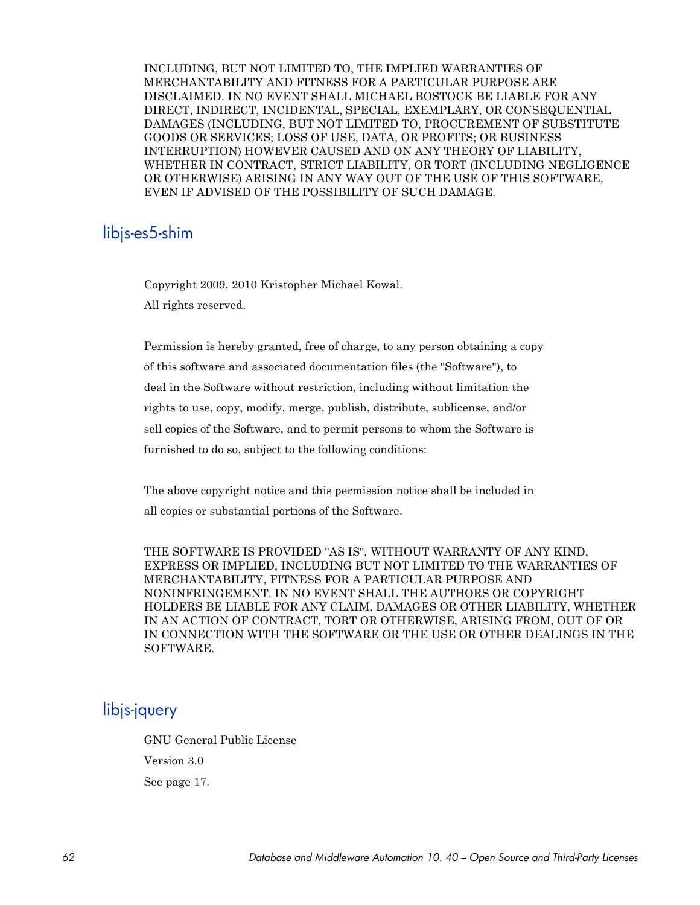INCLUDING, BUT NOT LIMITED TO, THE IMPLIED WARRANTIES OF MERCHANTABILITY AND FITNESS FOR A PARTICULAR PURPOSE ARE DISCLAIMED. IN NO EVENT SHALL MICHAEL BOSTOCK BE LIABLE FOR ANY DIRECT, INDIRECT, INCIDENTAL, SPECIAL, EXEMPLARY, OR CONSEQUENTIAL DAMAGES (INCLUDING, BUT NOT LIMITED TO, PROCUREMENT OF SUBSTITUTE GOODS OR SERVICES; LOSS OF USE, DATA, OR PROFITS; OR BUSINESS INTERRUPTION) HOWEVER CAUSED AND ON ANY THEORY OF LIABILITY, WHETHER IN CONTRACT, STRICT LIABILITY, OR TORT (INCLUDING NEGLIGENCE OR OTHERWISE) ARISING IN ANY WAY OUT OF THE USE OF THIS SOFTWARE, EVEN IF ADVISED OF THE POSSIBILITY OF SUCH DAMAGE.

## libjs-es5-shim

Copyright 2009, 2010 Kristopher Michael Kowal.

All rights reserved.

Permission is hereby granted, free of charge, to any person obtaining a copy of this software and associated documentation files (the "Software"), to deal in the Software without restriction, including without limitation the rights to use, copy, modify, merge, publish, distribute, sublicense, and/or sell copies of the Software, and to permit persons to whom the Software is furnished to do so, subject to the following conditions:

The above copyright notice and this permission notice shall be included in all copies or substantial portions of the Software.

THE SOFTWARE IS PROVIDED "AS IS", WITHOUT WARRANTY OF ANY KIND, EXPRESS OR IMPLIED, INCLUDING BUT NOT LIMITED TO THE WARRANTIES OF MERCHANTABILITY, FITNESS FOR A PARTICULAR PURPOSE AND NONINFRINGEMENT. IN NO EVENT SHALL THE AUTHORS OR COPYRIGHT HOLDERS BE LIABLE FOR ANY CLAIM, DAMAGES OR OTHER LIABILITY, WHETHER IN AN ACTION OF CONTRACT, TORT OR OTHERWISE, ARISING FROM, OUT OF OR IN CONNECTION WITH THE SOFTWARE OR THE USE OR OTHER DEALINGS IN THE SOFTWARE.

## libjs-jquery

GNU General Public License

Version 3.0

See page 17.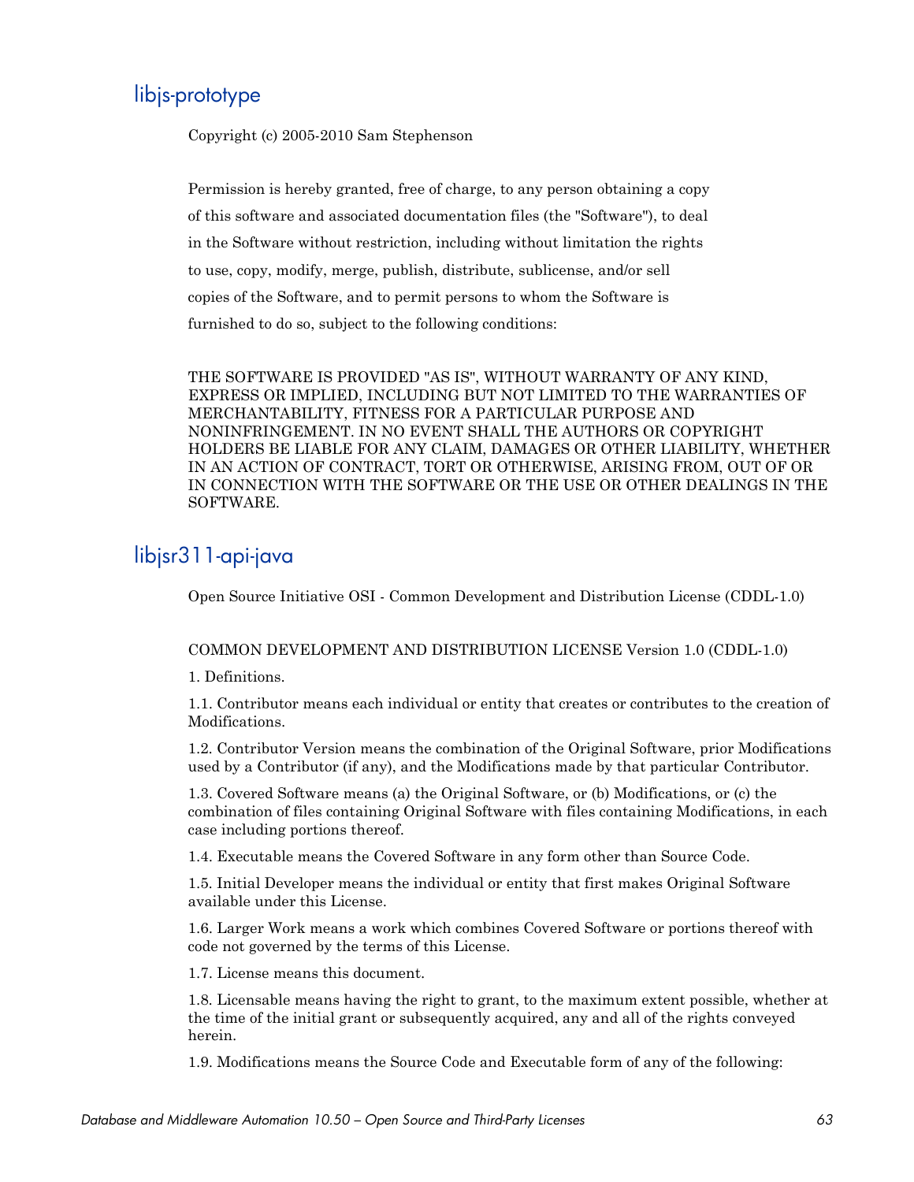## libjs-prototype

Copyright (c) 2005-2010 Sam Stephenson

Permission is hereby granted, free of charge, to any person obtaining a copy of this software and associated documentation files (the "Software"), to deal in the Software without restriction, including without limitation the rights to use, copy, modify, merge, publish, distribute, sublicense, and/or sell copies of the Software, and to permit persons to whom the Software is furnished to do so, subject to the following conditions:

THE SOFTWARE IS PROVIDED "AS IS", WITHOUT WARRANTY OF ANY KIND, EXPRESS OR IMPLIED, INCLUDING BUT NOT LIMITED TO THE WARRANTIES OF MERCHANTABILITY, FITNESS FOR A PARTICULAR PURPOSE AND NONINFRINGEMENT. IN NO EVENT SHALL THE AUTHORS OR COPYRIGHT HOLDERS BE LIABLE FOR ANY CLAIM, DAMAGES OR OTHER LIABILITY, WHETHER IN AN ACTION OF CONTRACT, TORT OR OTHERWISE, ARISING FROM, OUT OF OR IN CONNECTION WITH THE SOFTWARE OR THE USE OR OTHER DEALINGS IN THE SOFTWARE.

## libjsr311-api-java

Open Source Initiative OSI - Common Development and Distribution License (CDDL-1.0)

COMMON DEVELOPMENT AND DISTRIBUTION LICENSE Version 1.0 (CDDL-1.0)

1. Definitions.

1.1. Contributor means each individual or entity that creates or contributes to the creation of Modifications.

1.2. Contributor Version means the combination of the Original Software, prior Modifications used by a Contributor (if any), and the Modifications made by that particular Contributor.

1.3. Covered Software means (a) the Original Software, or (b) Modifications, or (c) the combination of files containing Original Software with files containing Modifications, in each case including portions thereof.

1.4. Executable means the Covered Software in any form other than Source Code.

1.5. Initial Developer means the individual or entity that first makes Original Software available under this License.

1.6. Larger Work means a work which combines Covered Software or portions thereof with code not governed by the terms of this License.

1.7. License means this document.

1.8. Licensable means having the right to grant, to the maximum extent possible, whether at the time of the initial grant or subsequently acquired, any and all of the rights conveyed herein.

1.9. Modifications means the Source Code and Executable form of any of the following: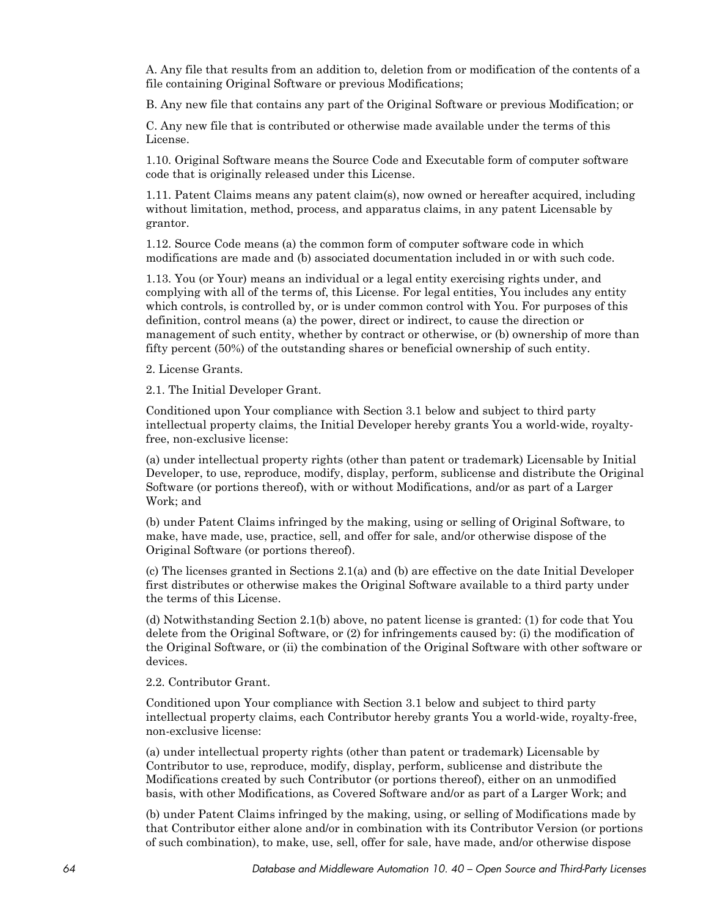A. Any file that results from an addition to, deletion from or modification of the contents of a file containing Original Software or previous Modifications;

B. Any new file that contains any part of the Original Software or previous Modification; or

C. Any new file that is contributed or otherwise made available under the terms of this License.

1.10. Original Software means the Source Code and Executable form of computer software code that is originally released under this License.

1.11. Patent Claims means any patent claim(s), now owned or hereafter acquired, including without limitation, method, process, and apparatus claims, in any patent Licensable by grantor.

1.12. Source Code means (a) the common form of computer software code in which modifications are made and (b) associated documentation included in or with such code.

1.13. You (or Your) means an individual or a legal entity exercising rights under, and complying with all of the terms of, this License. For legal entities, You includes any entity which controls, is controlled by, or is under common control with You. For purposes of this definition, control means (a) the power, direct or indirect, to cause the direction or management of such entity, whether by contract or otherwise, or (b) ownership of more than fifty percent (50%) of the outstanding shares or beneficial ownership of such entity.

2. License Grants.

2.1. The Initial Developer Grant.

Conditioned upon Your compliance with Section 3.1 below and subject to third party intellectual property claims, the Initial Developer hereby grants You a world-wide, royalty-free, non-exclusive license:

(a) under intellectual property rights (other than patent or trademark) Licensable by Initial Developer, to use, reproduce, modify, display, perform, sublicense and distribute the Original Software (or portions thereof), with or without Modifications, and/or as part of a Larger Work; and

(b) under Patent Claims infringed by the making, using or selling of Original Software, to make, have made, use, practice, sell, and offer for sale, and/or otherwise dispose of the Original Software (or portions thereof).

(c) The licenses granted in Sections 2.1(a) and (b) are effective on the date Initial Developer first distributes or otherwise makes the Original Software available to a third party under the terms of this License.

(d) Notwithstanding Section 2.1(b) above, no patent license is granted: (1) for code that You delete from the Original Software, or (2) for infringements caused by: (i) the modification of the Original Software, or (ii) the combination of the Original Software with other software or devices.

2.2. Contributor Grant.

Conditioned upon Your compliance with Section 3.1 below and subject to third party intellectual property claims, each Contributor hereby grants You a world-wide, royalty-free, non-exclusive license:

(a) under intellectual property rights (other than patent or trademark) Licensable by Contributor to use, reproduce, modify, display, perform, sublicense and distribute the Modifications created by such Contributor (or portions thereof), either on an unmodified basis, with other Modifications, as Covered Software and/or as part of a Larger Work; and

(b) under Patent Claims infringed by the making, using, or selling of Modifications made by that Contributor either alone and/or in combination with its Contributor Version (or portions of such combination), to make, use, sell, offer for sale, have made, and/or otherwise dispose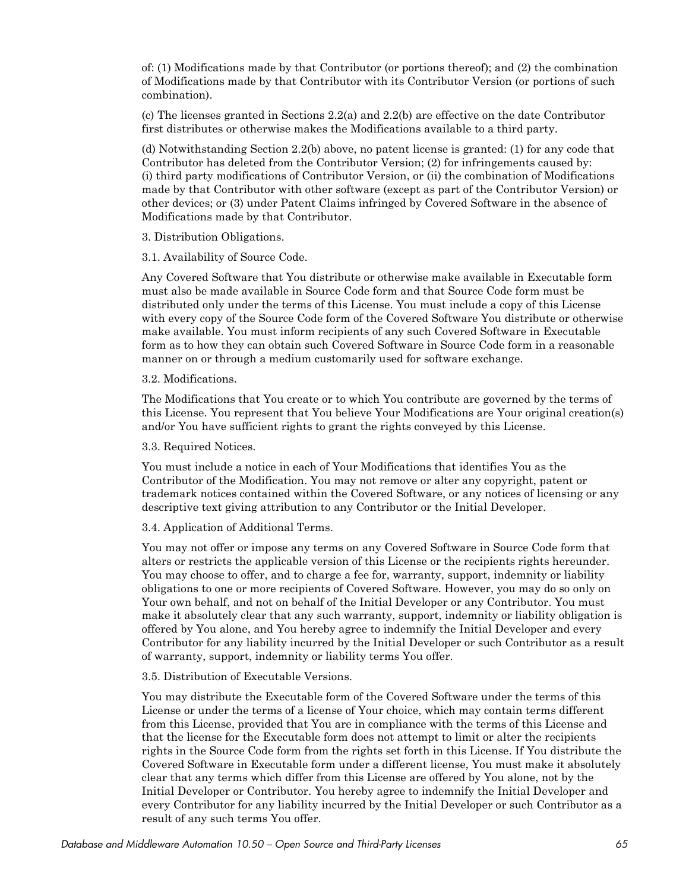of: (1) Modifications made by that Contributor (or portions thereof); and (2) the combination of Modifications made by that Contributor with its Contributor Version (or portions of such combination).

(c) The licenses granted in Sections 2.2(a) and 2.2(b) are effective on the date Contributor first distributes or otherwise makes the Modifications available to a third party.

(d) Notwithstanding Section 2.2(b) above, no patent license is granted: (1) for any code that Contributor has deleted from the Contributor Version; (2) for infringements caused by: (i) third party modifications of Contributor Version, or (ii) the combination of Modifications made by that Contributor with other software (except as part of the Contributor Version) or other devices; or (3) under Patent Claims infringed by Covered Software in the absence of Modifications made by that Contributor.

3. Distribution Obligations.

3.1. Availability of Source Code.

Any Covered Software that You distribute or otherwise make available in Executable form must also be made available in Source Code form and that Source Code form must be distributed only under the terms of this License. You must include a copy of this License with every copy of the Source Code form of the Covered Software You distribute or otherwise make available. You must inform recipients of any such Covered Software in Executable form as to how they can obtain such Covered Software in Source Code form in a reasonable manner on or through a medium customarily used for software exchange.

3.2. Modifications.

The Modifications that You create or to which You contribute are governed by the terms of this License. You represent that You believe Your Modifications are Your original creation(s) and/or You have sufficient rights to grant the rights conveyed by this License.

3.3. Required Notices.

You must include a notice in each of Your Modifications that identifies You as the Contributor of the Modification. You may not remove or alter any copyright, patent or trademark notices contained within the Covered Software, or any notices of licensing or any descriptive text giving attribution to any Contributor or the Initial Developer.

3.4. Application of Additional Terms.

You may not offer or impose any terms on any Covered Software in Source Code form that alters or restricts the applicable version of this License or the recipients rights hereunder. You may choose to offer, and to charge a fee for, warranty, support, indemnity or liability obligations to one or more recipients of Covered Software. However, you may do so only on Your own behalf, and not on behalf of the Initial Developer or any Contributor. You must make it absolutely clear that any such warranty, support, indemnity or liability obligation is offered by You alone, and You hereby agree to indemnify the Initial Developer and every Contributor for any liability incurred by the Initial Developer or such Contributor as a result of warranty, support, indemnity or liability terms You offer.

3.5. Distribution of Executable Versions.

You may distribute the Executable form of the Covered Software under the terms of this License or under the terms of a license of Your choice, which may contain terms different from this License, provided that You are in compliance with the terms of this License and that the license for the Executable form does not attempt to limit or alter the recipients rights in the Source Code form from the rights set forth in this License. If You distribute the Covered Software in Executable form under a different license, You must make it absolutely clear that any terms which differ from this License are offered by You alone, not by the Initial Developer or Contributor. You hereby agree to indemnify the Initial Developer and every Contributor for any liability incurred by the Initial Developer or such Contributor as a result of any such terms You offer.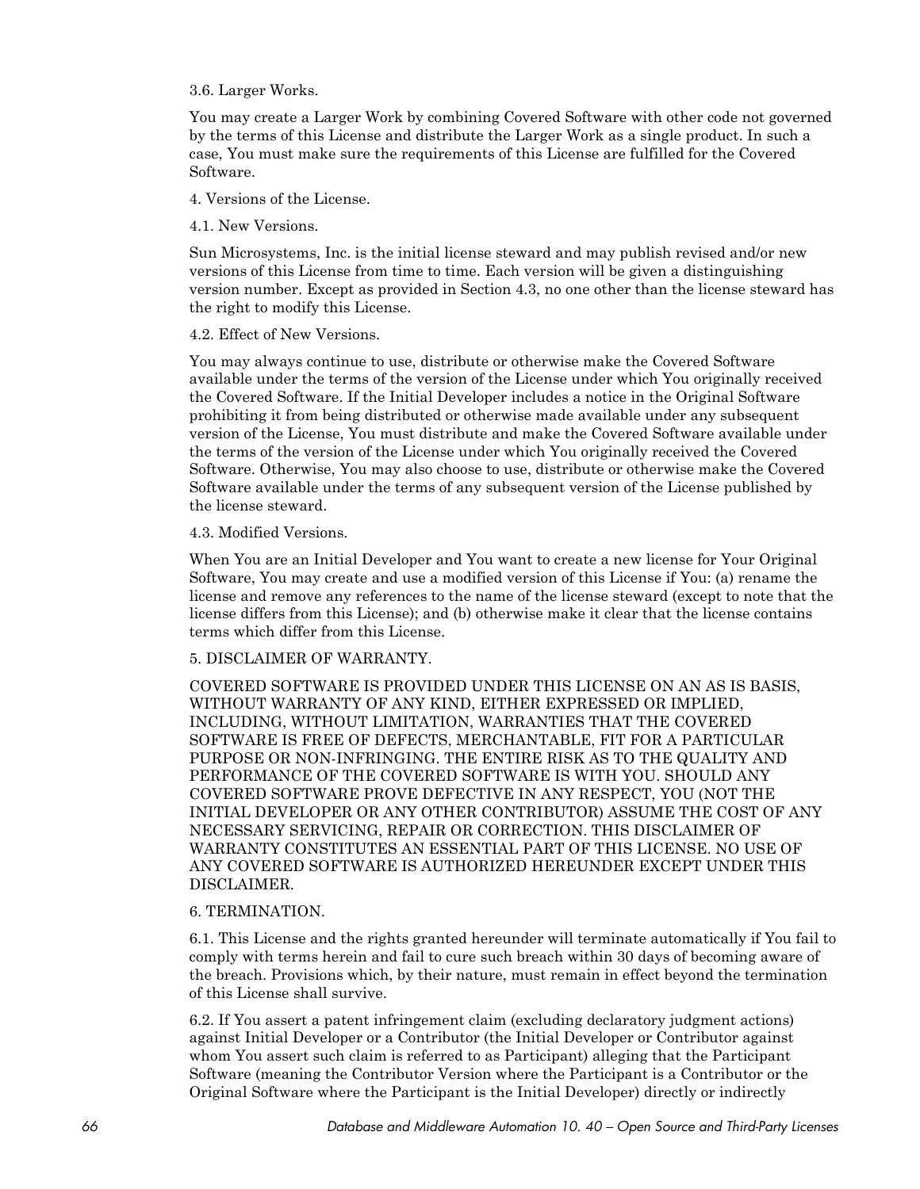3.6. Larger Works.

You may create a Larger Work by combining Covered Software with other code not governed by the terms of this License and distribute the Larger Work as a single product. In such a case, You must make sure the requirements of this License are fulfilled for the Covered Software.

4. Versions of the License.

4.1. New Versions.

Sun Microsystems, Inc. is the initial license steward and may publish revised and/or new versions of this License from time to time. Each version will be given a distinguishing version number. Except as provided in Section 4.3, no one other than the license steward has the right to modify this License.

4.2. Effect of New Versions.

You may always continue to use, distribute or otherwise make the Covered Software available under the terms of the version of the License under which You originally received the Covered Software. If the Initial Developer includes a notice in the Original Software prohibiting it from being distributed or otherwise made available under any subsequent version of the License, You must distribute and make the Covered Software available under the terms of the version of the License under which You originally received the Covered Software. Otherwise, You may also choose to use, distribute or otherwise make the Covered Software available under the terms of any subsequent version of the License published by the license steward.

4.3. Modified Versions.

When You are an Initial Developer and You want to create a new license for Your Original Software, You may create and use a modified version of this License if You: (a) rename the license and remove any references to the name of the license steward (except to note that the license differs from this License); and (b) otherwise make it clear that the license contains terms which differ from this License.

5. DISCLAIMER OF WARRANTY.

COVERED SOFTWARE IS PROVIDED UNDER THIS LICENSE ON AN AS IS BASIS, WITHOUT WARRANTY OF ANY KIND, EITHER EXPRESSED OR IMPLIED, INCLUDING, WITHOUT LIMITATION, WARRANTIES THAT THE COVERED SOFTWARE IS FREE OF DEFECTS, MERCHANTABLE, FIT FOR A PARTICULAR PURPOSE OR NON-INFRINGING. THE ENTIRE RISK AS TO THE QUALITY AND PERFORMANCE OF THE COVERED SOFTWARE IS WITH YOU. SHOULD ANY COVERED SOFTWARE PROVE DEFECTIVE IN ANY RESPECT, YOU (NOT THE INITIAL DEVELOPER OR ANY OTHER CONTRIBUTOR) ASSUME THE COST OF ANY NECESSARY SERVICING, REPAIR OR CORRECTION. THIS DISCLAIMER OF WARRANTY CONSTITUTES AN ESSENTIAL PART OF THIS LICENSE. NO USE OF ANY COVERED SOFTWARE IS AUTHORIZED HEREUNDER EXCEPT UNDER THIS DISCLAIMER.

6. TERMINATION.

6.1. This License and the rights granted hereunder will terminate automatically if You fail to comply with terms herein and fail to cure such breach within 30 days of becoming aware of the breach. Provisions which, by their nature, must remain in effect beyond the termination of this License shall survive.

6.2. If You assert a patent infringement claim (excluding declaratory judgment actions) against Initial Developer or a Contributor (the Initial Developer or Contributor against whom You assert such claim is referred to as Participant) alleging that the Participant Software (meaning the Contributor Version where the Participant is a Contributor or the Original Software where the Participant is the Initial Developer) directly or indirectly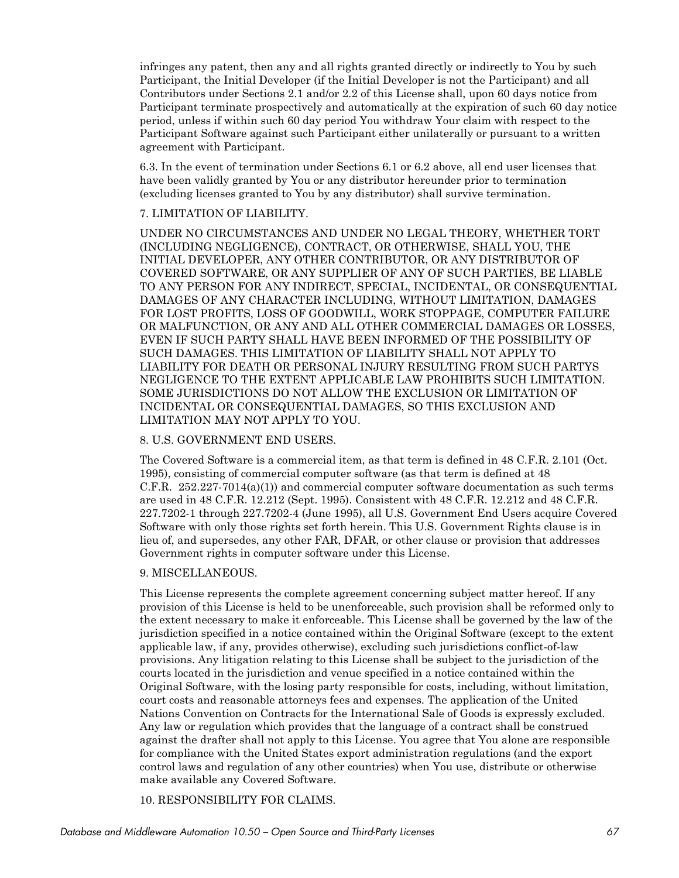infringes any patent, then any and all rights granted directly or indirectly to You by such Participant, the Initial Developer (if the Initial Developer is not the Participant) and all Contributors under Sections 2.1 and/or 2.2 of this License shall, upon 60 days notice from Participant terminate prospectively and automatically at the expiration of such 60 day notice period, unless if within such 60 day period You withdraw Your claim with respect to the Participant Software against such Participant either unilaterally or pursuant to a written agreement with Participant.

6.3. In the event of termination under Sections 6.1 or 6.2 above, all end user licenses that have been validly granted by You or any distributor hereunder prior to termination (excluding licenses granted to You by any distributor) shall survive termination.

7. LIMITATION OF LIABILITY.

UNDER NO CIRCUMSTANCES AND UNDER NO LEGAL THEORY, WHETHER TORT (INCLUDING NEGLIGENCE), CONTRACT, OR OTHERWISE, SHALL YOU, THE INITIAL DEVELOPER, ANY OTHER CONTRIBUTOR, OR ANY DISTRIBUTOR OF COVERED SOFTWARE, OR ANY SUPPLIER OF ANY OF SUCH PARTIES, BE LIABLE TO ANY PERSON FOR ANY INDIRECT, SPECIAL, INCIDENTAL, OR CONSEQUENTIAL DAMAGES OF ANY CHARACTER INCLUDING, WITHOUT LIMITATION, DAMAGES FOR LOST PROFITS, LOSS OF GOODWILL, WORK STOPPAGE, COMPUTER FAILURE OR MALFUNCTION, OR ANY AND ALL OTHER COMMERCIAL DAMAGES OR LOSSES, EVEN IF SUCH PARTY SHALL HAVE BEEN INFORMED OF THE POSSIBILITY OF SUCH DAMAGES. THIS LIMITATION OF LIABILITY SHALL NOT APPLY TO LIABILITY FOR DEATH OR PERSONAL INJURY RESULTING FROM SUCH PARTYS NEGLIGENCE TO THE EXTENT APPLICABLE LAW PROHIBITS SUCH LIMITATION. SOME JURISDICTIONS DO NOT ALLOW THE EXCLUSION OR LIMITATION OF INCIDENTAL OR CONSEQUENTIAL DAMAGES, SO THIS EXCLUSION AND LIMITATION MAY NOT APPLY TO YOU.

8. U.S. GOVERNMENT END USERS.

The Covered Software is a commercial item, as that term is defined in 48 C.F.R. 2.101 (Oct. 1995), consisting of commercial computer software (as that term is defined at 48 C.F.R. 252.227-7014(a)(1)) and commercial computer software documentation as such terms are used in 48 C.F.R. 12.212 (Sept. 1995). Consistent with 48 C.F.R. 12.212 and 48 C.F.R. 227.7202-1 through 227.7202-4 (June 1995), all U.S. Government End Users acquire Covered Software with only those rights set forth herein. This U.S. Government Rights clause is in lieu of, and supersedes, any other FAR, DFAR, or other clause or provision that addresses Government rights in computer software under this License.

9. MISCELLANEOUS.

This License represents the complete agreement concerning subject matter hereof. If any provision of this License is held to be unenforceable, such provision shall be reformed only to the extent necessary to make it enforceable. This License shall be governed by the law of the jurisdiction specified in a notice contained within the Original Software (except to the extent applicable law, if any, provides otherwise), excluding such jurisdictions conflict-of-law provisions. Any litigation relating to this License shall be subject to the jurisdiction of the courts located in the jurisdiction and venue specified in a notice contained within the Original Software, with the losing party responsible for costs, including, without limitation, court costs and reasonable attorneys fees and expenses. The application of the United Nations Convention on Contracts for the International Sale of Goods is expressly excluded. Any law or regulation which provides that the language of a contract shall be construed against the drafter shall not apply to this License. You agree that You alone are responsible for compliance with the United States export administration regulations (and the export control laws and regulation of any other countries) when You use, distribute or otherwise make available any Covered Software.

10. RESPONSIBILITY FOR CLAIMS.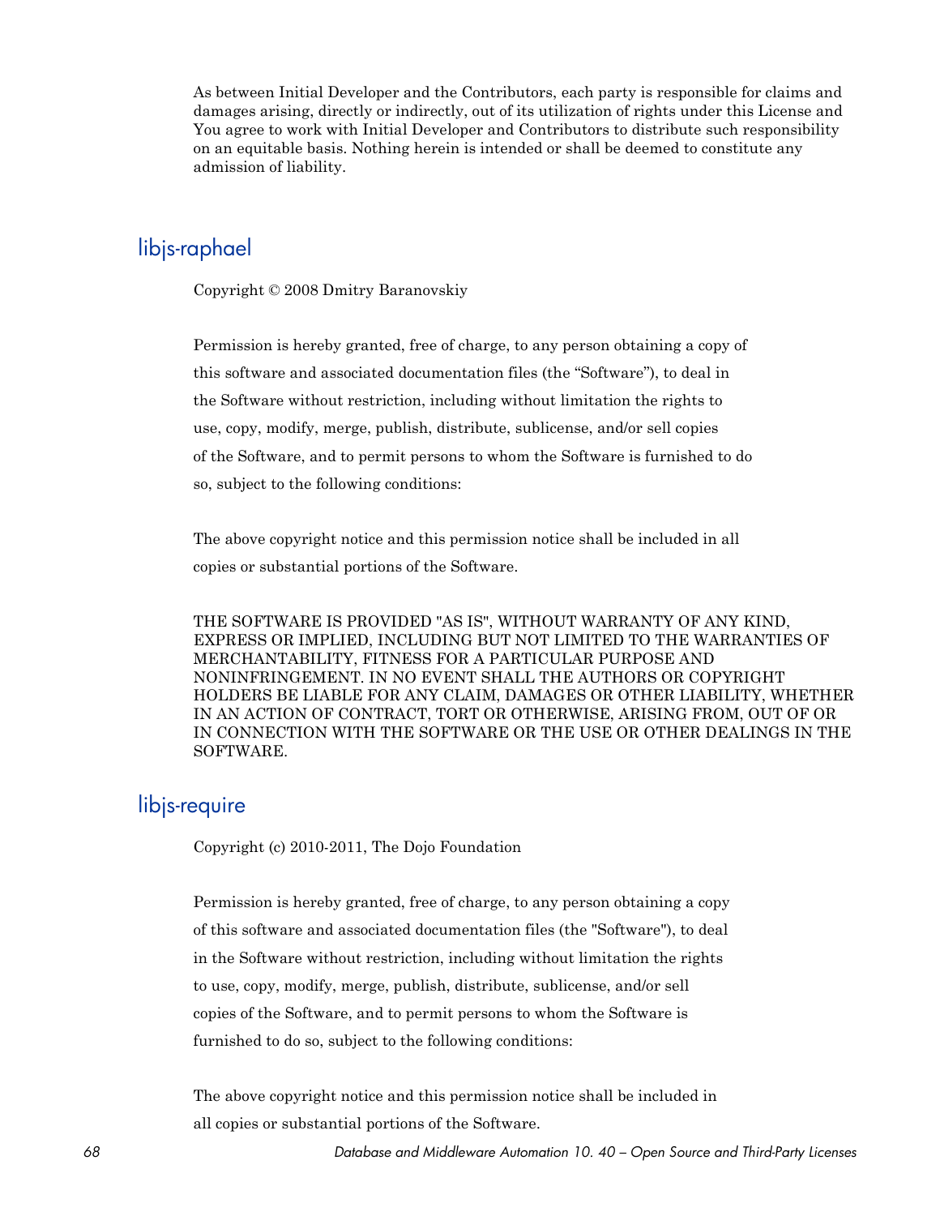As between Initial Developer and the Contributors, each party is responsible for claims and damages arising, directly or indirectly, out of its utilization of rights under this License and You agree to work with Initial Developer and Contributors to distribute such responsibility on an equitable basis. Nothing herein is intended or shall be deemed to constitute any admission of liability.

## libjs-raphael

Copyright © 2008 Dmitry Baranovskiy

Permission is hereby granted, free of charge, to any person obtaining a copy of this software and associated documentation files (the "Software"), to deal in the Software without restriction, including without limitation the rights to use, copy, modify, merge, publish, distribute, sublicense, and/or sell copies of the Software, and to permit persons to whom the Software is furnished to do so, subject to the following conditions:

The above copyright notice and this permission notice shall be included in all copies or substantial portions of the Software.

THE SOFTWARE IS PROVIDED "AS IS", WITHOUT WARRANTY OF ANY KIND, EXPRESS OR IMPLIED, INCLUDING BUT NOT LIMITED TO THE WARRANTIES OF MERCHANTABILITY, FITNESS FOR A PARTICULAR PURPOSE AND NONINFRINGEMENT. IN NO EVENT SHALL THE AUTHORS OR COPYRIGHT HOLDERS BE LIABLE FOR ANY CLAIM, DAMAGES OR OTHER LIABILITY, WHETHER IN AN ACTION OF CONTRACT, TORT OR OTHERWISE, ARISING FROM, OUT OF OR IN CONNECTION WITH THE SOFTWARE OR THE USE OR OTHER DEALINGS IN THE SOFTWARE.

## libjs-require

Copyright (c) 2010-2011, The Dojo Foundation

Permission is hereby granted, free of charge, to any person obtaining a copy of this software and associated documentation files (the "Software"), to deal in the Software without restriction, including without limitation the rights to use, copy, modify, merge, publish, distribute, sublicense, and/or sell copies of the Software, and to permit persons to whom the Software is furnished to do so, subject to the following conditions:

The above copyright notice and this permission notice shall be included in all copies or substantial portions of the Software.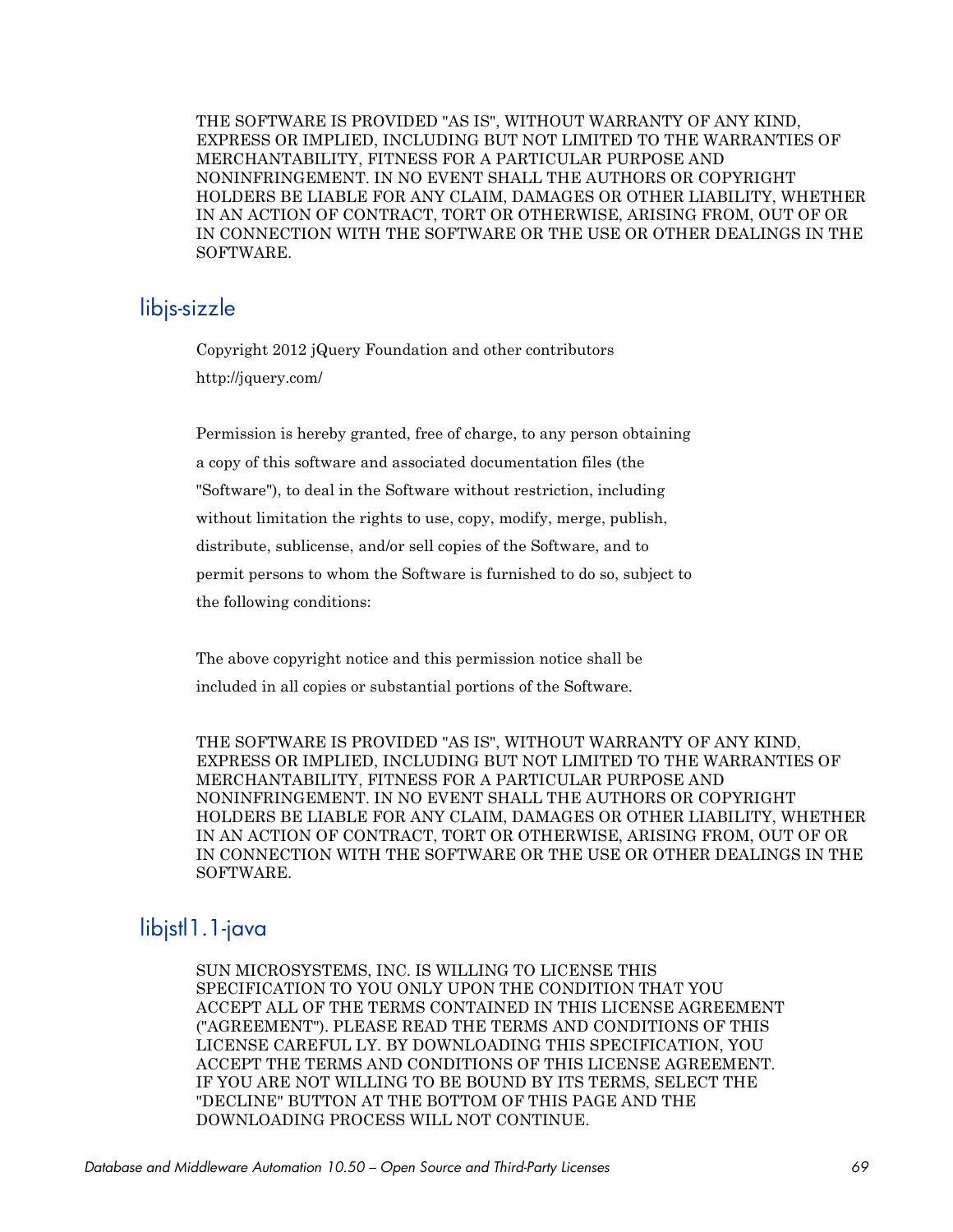THE SOFTWARE IS PROVIDED "AS IS", WITHOUT WARRANTY OF ANY KIND, EXPRESS OR IMPLIED, INCLUDING BUT NOT LIMITED TO THE WARRANTIES OF MERCHANTABILITY, FITNESS FOR A PARTICULAR PURPOSE AND NONINFRINGEMENT. IN NO EVENT SHALL THE AUTHORS OR COPYRIGHT HOLDERS BE LIABLE FOR ANY CLAIM, DAMAGES OR OTHER LIABILITY, WHETHER IN AN ACTION OF CONTRACT, TORT OR OTHERWISE, ARISING FROM, OUT OF OR IN CONNECTION WITH THE SOFTWARE OR THE USE OR OTHER DEALINGS IN THE SOFTWARE.

## libjs-sizzle

Copyright 2012 jQuery Foundation and other contributors

http://jquery.com/

Permission is hereby granted, free of charge, to any person obtaining a copy of this software and associated documentation files (the "Software"), to deal in the Software without restriction, including without limitation the rights to use, copy, modify, merge, publish, distribute, sublicense, and/or sell copies of the Software, and to permit persons to whom the Software is furnished to do so, subject to the following conditions:

The above copyright notice and this permission notice shall be included in all copies or substantial portions of the Software.

THE SOFTWARE IS PROVIDED "AS IS", WITHOUT WARRANTY OF ANY KIND, EXPRESS OR IMPLIED, INCLUDING BUT NOT LIMITED TO THE WARRANTIES OF MERCHANTABILITY, FITNESS FOR A PARTICULAR PURPOSE AND NONINFRINGEMENT. IN NO EVENT SHALL THE AUTHORS OR COPYRIGHT HOLDERS BE LIABLE FOR ANY CLAIM, DAMAGES OR OTHER LIABILITY, WHETHER IN AN ACTION OF CONTRACT, TORT OR OTHERWISE, ARISING FROM, OUT OF OR IN CONNECTION WITH THE SOFTWARE OR THE USE OR OTHER DEALINGS IN THE SOFTWARE.

## libjstl1.1-java

SUN MICROSYSTEMS, INC. IS WILLING TO LICENSE THIS SPECIFICATION TO YOU ONLY UPON THE CONDITION THAT YOU ACCEPT ALL OF THE TERMS CONTAINED IN THIS LICENSE AGREEMENT ("AGREEMENT"). PLEASE READ THE TERMS AND CONDITIONS OF THIS LICENSE CAREFUL LY. BY DOWNLOADING THIS SPECIFICATION, YOU ACCEPT THE TERMS AND CONDITIONS OF THIS LICENSE AGREEMENT. IF YOU ARE NOT WILLING TO BE BOUND BY ITS TERMS, SELECT THE "DECLINE" BUTTON AT THE BOTTOM OF THIS PAGE AND THE DOWNLOADING PROCESS WILL NOT CONTINUE.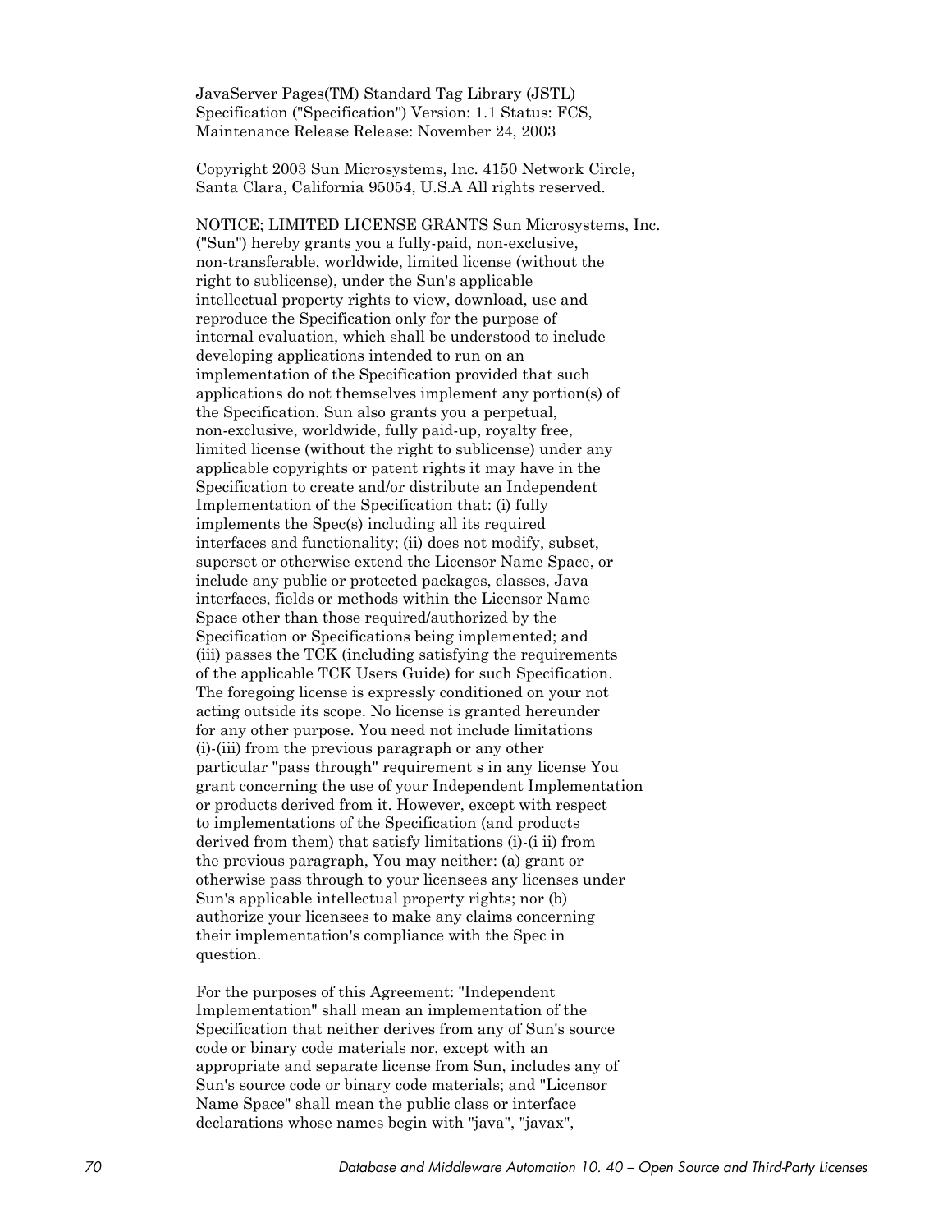JavaServer Pages(TM) Standard Tag Library (JSTL) Specification ("Specification") Version: 1.1 Status: FCS, Maintenance Release Release: November 24, 2003

Copyright 2003 Sun Microsystems, Inc. 4150 Network Circle, Santa Clara, California 95054, U.S.A All rights reserved.

NOTICE; LIMITED LICENSE GRANTS Sun Microsystems, Inc. ("Sun") hereby grants you a fully-paid, non-exclusive, non-transferable, worldwide, limited license (without the right to sublicense), under the Sun's applicable intellectual property rights to view, download, use and reproduce the Specification only for the purpose of internal evaluation, which shall be understood to include developing applications intended to run on an implementation of the Specification provided that such applications do not themselves implement any portion(s) of the Specification. Sun also grants you a perpetual, non-exclusive, worldwide, fully paid-up, royalty free, limited license (without the right to sublicense) under any applicable copyrights or patent rights it may have in the Specification to create and/or distribute an Independent Implementation of the Specification that: (i) fully implements the Spec(s) including all its required interfaces and functionality; (ii) does not modify, subset, superset or otherwise extend the Licensor Name Space, or include any public or protected packages, classes, Java interfaces, fields or methods within the Licensor Name Space other than those required/authorized by the Specification or Specifications being implemented; and (iii) passes the TCK (including satisfying the requirements of the applicable TCK Users Guide) for such Specification. The foregoing license is expressly conditioned on your not acting outside its scope. No license is granted hereunder for any other purpose. You need not include limitations (i)-(iii) from the previous paragraph or any other particular "pass through" requirement s in any license You grant concerning the use of your Independent Implementation or products derived from it. However, except with respect to implementations of the Specification (and products derived from them) that satisfy limitations (i)-(i ii) from the previous paragraph, You may neither: (a) grant or otherwise pass through to your licensees any licenses under Sun's applicable intellectual property rights; nor (b) authorize your licensees to make any claims concerning their implementation's compliance with the Spec in question.

For the purposes of this Agreement: "Independent Implementation" shall mean an implementation of the Specification that neither derives from any of Sun's source code or binary code materials nor, except with an appropriate and separate license from Sun, includes any of Sun's source code or binary code materials; and "Licensor Name Space" shall mean the public class or interface declarations whose names begin with "java", "javax",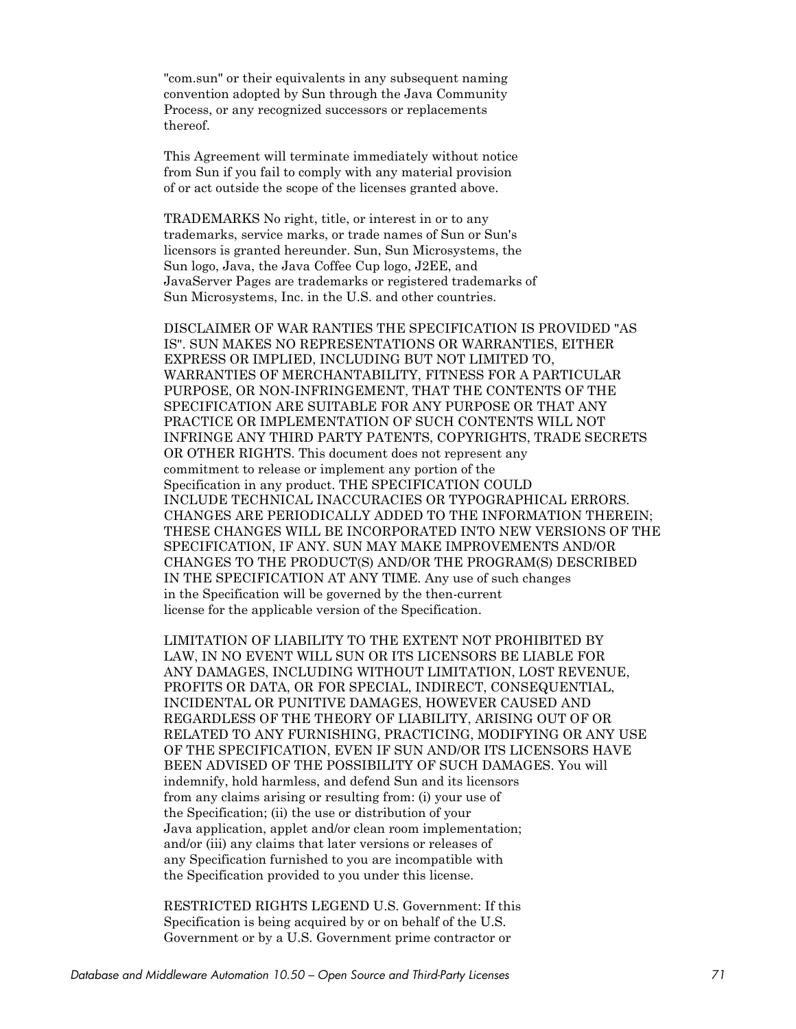"com.sun" or their equivalents in any subsequent naming convention adopted by Sun through the Java Community Process, or any recognized successors or replacements thereof.

This Agreement will terminate immediately without notice from Sun if you fail to comply with any material provision of or act outside the scope of the licenses granted above.

TRADEMARKS No right, title, or interest in or to any trademarks, service marks, or trade names of Sun or Sun's licensors is granted hereunder. Sun, Sun Microsystems, the Sun logo, Java, the Java Coffee Cup logo, J2EE, and JavaServer Pages are trademarks or registered trademarks of Sun Microsystems, Inc. in the U.S. and other countries.

DISCLAIMER OF WAR RANTIES THE SPECIFICATION IS PROVIDED "AS IS". SUN MAKES NO REPRESENTATIONS OR WARRANTIES, EITHER EXPRESS OR IMPLIED, INCLUDING BUT NOT LIMITED TO, WARRANTIES OF MERCHANTABILITY, FITNESS FOR A PARTICULAR PURPOSE, OR NON-INFRINGEMENT, THAT THE CONTENTS OF THE SPECIFICATION ARE SUITABLE FOR ANY PURPOSE OR THAT ANY PRACTICE OR IMPLEMENTATION OF SUCH CONTENTS WILL NOT INFRINGE ANY THIRD PARTY PATENTS, COPYRIGHTS, TRADE SECRETS OR OTHER RIGHTS. This document does not represent any commitment to release or implement any portion of the Specification in any product. THE SPECIFICATION COULD INCLUDE TECHNICAL INACCURACIES OR TYPOGRAPHICAL ERRORS. CHANGES ARE PERIODICALLY ADDED TO THE INFORMATION THEREIN; THESE CHANGES WILL BE INCORPORATED INTO NEW VERSIONS OF THE SPECIFICATION, IF ANY. SUN MAY MAKE IMPROVEMENTS AND/OR CHANGES TO THE PRODUCT(S) AND/OR THE PROGRAM(S) DESCRIBED IN THE SPECIFICATION AT ANY TIME. Any use of such changes in the Specification will be governed by the then-current license for the applicable version of the Specification.

LIMITATION OF LIABILITY TO THE EXTENT NOT PROHIBITED BY LAW, IN NO EVENT WILL SUN OR ITS LICENSORS BE LIABLE FOR ANY DAMAGES, INCLUDING WITHOUT LIMITATION, LOST REVENUE, PROFITS OR DATA, OR FOR SPECIAL, INDIRECT, CONSEQUENTIAL, INCIDENTAL OR PUNITIVE DAMAGES, HOWEVER CAUSED AND REGARDLESS OF THE THEORY OF LIABILITY, ARISING OUT OF OR RELATED TO ANY FURNISHING, PRACTICING, MODIFYING OR ANY USE OF THE SPECIFICATION, EVEN IF SUN AND/OR ITS LICENSORS HAVE BEEN ADVISED OF THE POSSIBILITY OF SUCH DAMAGES. You will indemnify, hold harmless, and defend Sun and its licensors from any claims arising or resulting from: (i) your use of the Specification; (ii) the use or distribution of your Java application, applet and/or clean room implementation; and/or (iii) any claims that later versions or releases of any Specification furnished to you are incompatible with the Specification provided to you under this license.

RESTRICTED RIGHTS LEGEND U.S. Government: If this Specification is being acquired by or on behalf of the U.S. Government or by a U.S. Government prime contractor or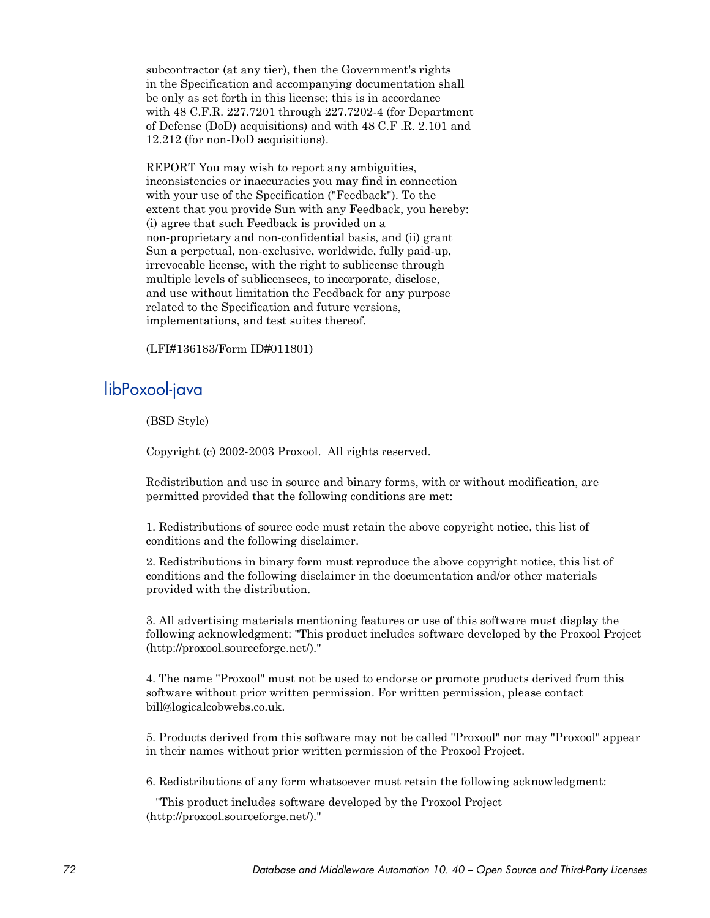subcontractor (at any tier), then the Government's rights in the Specification and accompanying documentation shall be only as set forth in this license; this is in accordance with 48 C.F.R. 227.7201 through 227.7202-4 (for Department of Defense (DoD) acquisitions) and with 48 C.F .R. 2.101 and 12.212 (for non-DoD acquisitions).

REPORT You may wish to report any ambiguities, inconsistencies or inaccuracies you may find in connection with your use of the Specification ("Feedback"). To the extent that you provide Sun with any Feedback, you hereby: (i) agree that such Feedback is provided on a non-proprietary and non-confidential basis, and (ii) grant Sun a perpetual, non-exclusive, worldwide, fully paid-up, irrevocable license, with the right to sublicense through multiple levels of sublicensees, to incorporate, disclose, and use without limitation the Feedback for any purpose related to the Specification and future versions, implementations, and test suites thereof.

(LFI#136183/Form ID#011801)

## libPoxool-java

(BSD Style)

Copyright (c) 2002-2003 Proxool. All rights reserved.

Redistribution and use in source and binary forms, with or without modification, are permitted provided that the following conditions are met:

1. Redistributions of source code must retain the above copyright notice, this list of conditions and the following disclaimer.

2. Redistributions in binary form must reproduce the above copyright notice, this list of conditions and the following disclaimer in the documentation and/or other materials provided with the distribution.

3. All advertising materials mentioning features or use of this software must display the following acknowledgment: "This product includes software developed by the Proxool Project (http://proxool.sourceforge.net/)."

4. The name "Proxool" must not be used to endorse or promote products derived from this software without prior written permission. For written permission, please contact bill@logicalcobwebs.co.uk.

5. Products derived from this software may not be called "Proxool" nor may "Proxool" appear in their names without prior written permission of the Proxool Project.

6. Redistributions of any form whatsoever must retain the following acknowledgment:

"This product includes software developed by the Proxool Project (http://proxool.sourceforge.net/)."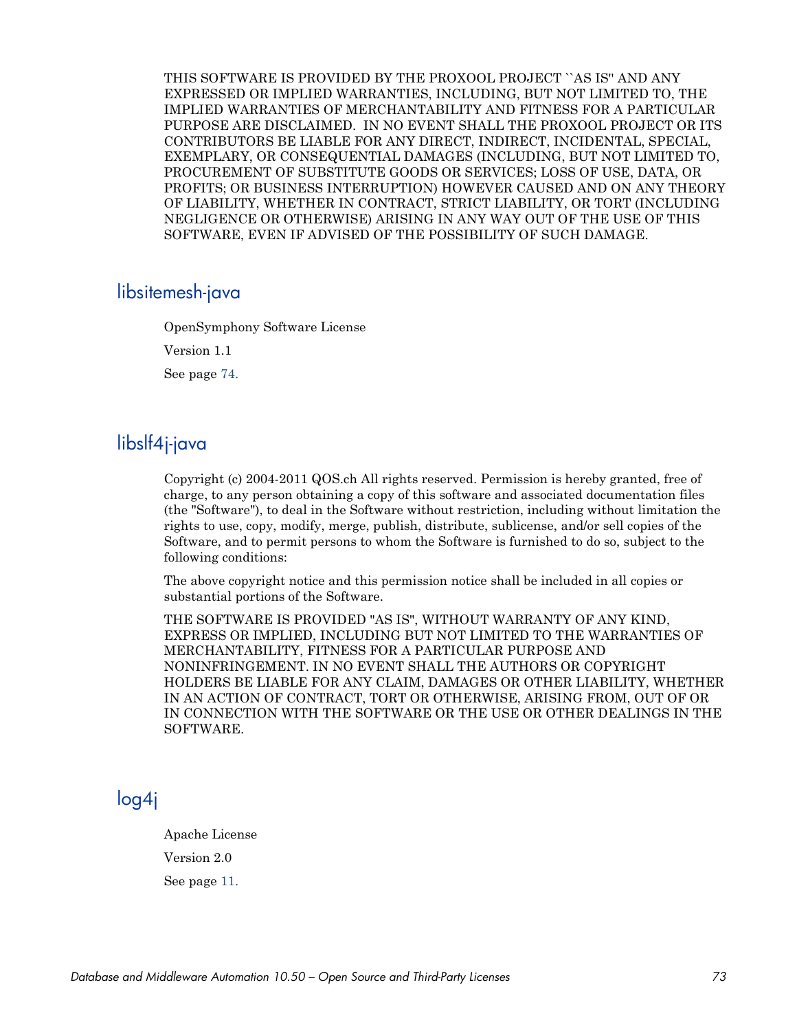THIS SOFTWARE IS PROVIDED BY THE PROXOOL PROJECT ``AS IS'' AND ANY EXPRESSED OR IMPLIED WARRANTIES, INCLUDING, BUT NOT LIMITED TO, THE IMPLIED WARRANTIES OF MERCHANTABILITY AND FITNESS FOR A PARTICULAR PURPOSE ARE DISCLAIMED. IN NO EVENT SHALL THE PROXOOL PROJECT OR ITS CONTRIBUTORS BE LIABLE FOR ANY DIRECT, INDIRECT, INCIDENTAL, SPECIAL, EXEMPLARY, OR CONSEQUENTIAL DAMAGES (INCLUDING, BUT NOT LIMITED TO, PROCUREMENT OF SUBSTITUTE GOODS OR SERVICES; LOSS OF USE, DATA, OR PROFITS; OR BUSINESS INTERRUPTION) HOWEVER CAUSED AND ON ANY THEORY OF LIABILITY, WHETHER IN CONTRACT, STRICT LIABILITY, OR TORT (INCLUDING NEGLIGENCE OR OTHERWISE) ARISING IN ANY WAY OUT OF THE USE OF THIS SOFTWARE, EVEN IF ADVISED OF THE POSSIBILITY OF SUCH DAMAGE.

## libsitemesh-java

OpenSymphony Software License

Version 1.1

See page 74.

## libslf4j-java

Copyright (c) 2004-2011 QOS.ch All rights reserved. Permission is hereby granted, free of charge, to any person obtaining a copy of this software and associated documentation files (the "Software"), to deal in the Software without restriction, including without limitation the rights to use, copy, modify, merge, publish, distribute, sublicense, and/or sell copies of the Software, and to permit persons to whom the Software is furnished to do so, subject to the following conditions:

The above copyright notice and this permission notice shall be included in all copies or substantial portions of the Software.

THE SOFTWARE IS PROVIDED "AS IS", WITHOUT WARRANTY OF ANY KIND, EXPRESS OR IMPLIED, INCLUDING BUT NOT LIMITED TO THE WARRANTIES OF MERCHANTABILITY, FITNESS FOR A PARTICULAR PURPOSE AND NONINFRINGEMENT. IN NO EVENT SHALL THE AUTHORS OR COPYRIGHT HOLDERS BE LIABLE FOR ANY CLAIM, DAMAGES OR OTHER LIABILITY, WHETHER IN AN ACTION OF CONTRACT, TORT OR OTHERWISE, ARISING FROM, OUT OF OR IN CONNECTION WITH THE SOFTWARE OR THE USE OR OTHER DEALINGS IN THE SOFTWARE.

## log4j

Apache License

Version 2.0

See page 11.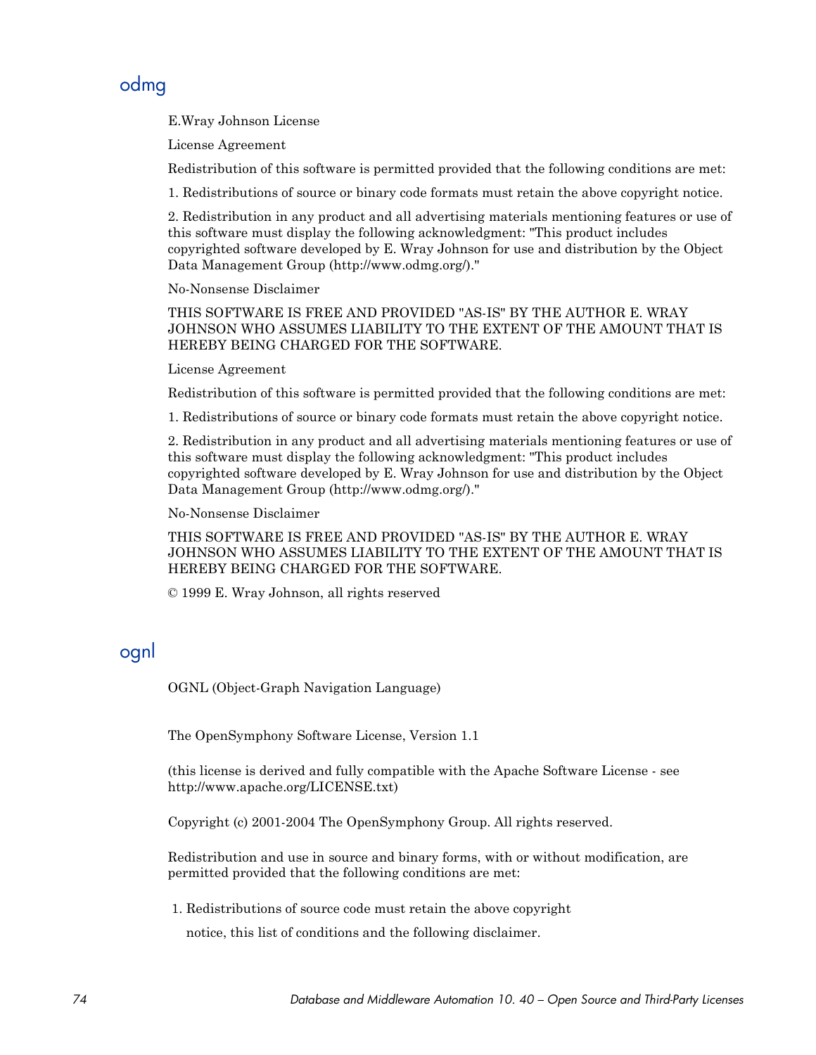## odmg

E.Wray Johnson License

License Agreement

Redistribution of this software is permitted provided that the following conditions are met:

1. Redistributions of source or binary code formats must retain the above copyright notice.

2. Redistribution in any product and all advertising materials mentioning features or use of this software must display the following acknowledgment: "This product includes copyrighted software developed by E. Wray Johnson for use and distribution by the Object Data Management Group (http://www.odmg.org/)."

No-Nonsense Disclaimer

THIS SOFTWARE IS FREE AND PROVIDED "AS-IS" BY THE AUTHOR E. WRAY JOHNSON WHO ASSUMES LIABILITY TO THE EXTENT OF THE AMOUNT THAT IS HEREBY BEING CHARGED FOR THE SOFTWARE.

License Agreement

Redistribution of this software is permitted provided that the following conditions are met:

1. Redistributions of source or binary code formats must retain the above copyright notice.

2. Redistribution in any product and all advertising materials mentioning features or use of this software must display the following acknowledgment: "This product includes copyrighted software developed by E. Wray Johnson for use and distribution by the Object Data Management Group (http://www.odmg.org/)."

No-Nonsense Disclaimer

THIS SOFTWARE IS FREE AND PROVIDED "AS-IS" BY THE AUTHOR E. WRAY JOHNSON WHO ASSUMES LIABILITY TO THE EXTENT OF THE AMOUNT THAT IS HEREBY BEING CHARGED FOR THE SOFTWARE.

© 1999 E. Wray Johnson, all rights reserved

## ognl

OGNL (Object-Graph Navigation Language)

The OpenSymphony Software License, Version 1.1

(this license is derived and fully compatible with the Apache Software License - see http://www.apache.org/LICENSE.txt)

Copyright (c) 2001-2004 The OpenSymphony Group. All rights reserved.

Redistribution and use in source and binary forms, with or without modification, are permitted provided that the following conditions are met:

1. Redistributions of source code must retain the above copyright

   notice, this list of conditions and the following disclaimer.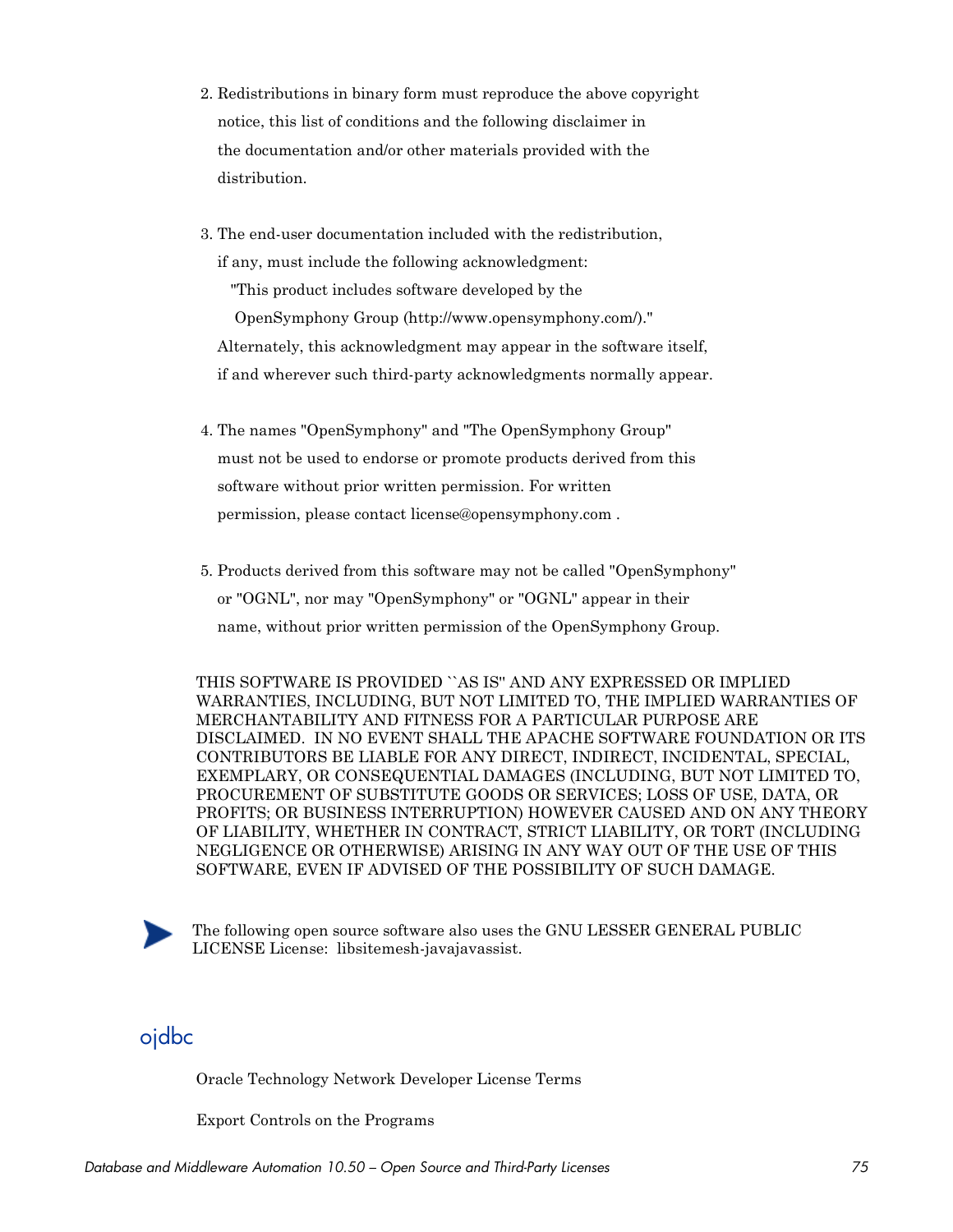2. Redistributions in binary form must reproduce the above copyright notice, this list of conditions and the following disclaimer in the documentation and/or other materials provided with the distribution.

3. The end-user documentation included with the redistribution, if any, must include the following acknowledgment:
   "This product includes software developed by the
   OpenSymphony Group (http://www.opensymphony.com/)."
   Alternately, this acknowledgment may appear in the software itself, if and wherever such third-party acknowledgments normally appear.

4. The names "OpenSymphony" and "The OpenSymphony Group" must not be used to endorse or promote products derived from this software without prior written permission. For written permission, please contact license@opensymphony.com .

5. Products derived from this software may not be called "OpenSymphony" or "OGNL", nor may "OpenSymphony" or "OGNL" appear in their name, without prior written permission of the OpenSymphony Group.

THIS SOFTWARE IS PROVIDED ``AS IS'' AND ANY EXPRESSED OR IMPLIED WARRANTIES, INCLUDING, BUT NOT LIMITED TO, THE IMPLIED WARRANTIES OF MERCHANTABILITY AND FITNESS FOR A PARTICULAR PURPOSE ARE DISCLAIMED. IN NO EVENT SHALL THE APACHE SOFTWARE FOUNDATION OR ITS CONTRIBUTORS BE LIABLE FOR ANY DIRECT, INDIRECT, INCIDENTAL, SPECIAL, EXEMPLARY, OR CONSEQUENTIAL DAMAGES (INCLUDING, BUT NOT LIMITED TO, PROCUREMENT OF SUBSTITUTE GOODS OR SERVICES; LOSS OF USE, DATA, OR PROFITS; OR BUSINESS INTERRUPTION) HOWEVER CAUSED AND ON ANY THEORY OF LIABILITY, WHETHER IN CONTRACT, STRICT LIABILITY, OR TORT (INCLUDING NEGLIGENCE OR OTHERWISE) ARISING IN ANY WAY OUT OF THE USE OF THIS SOFTWARE, EVEN IF ADVISED OF THE POSSIBILITY OF SUCH DAMAGE.

The following open source software also uses the GNU LESSER GENERAL PUBLIC LICENSE License: libsitemesh-javajavassist.

## ojdbc

Oracle Technology Network Developer License Terms

Export Controls on the Programs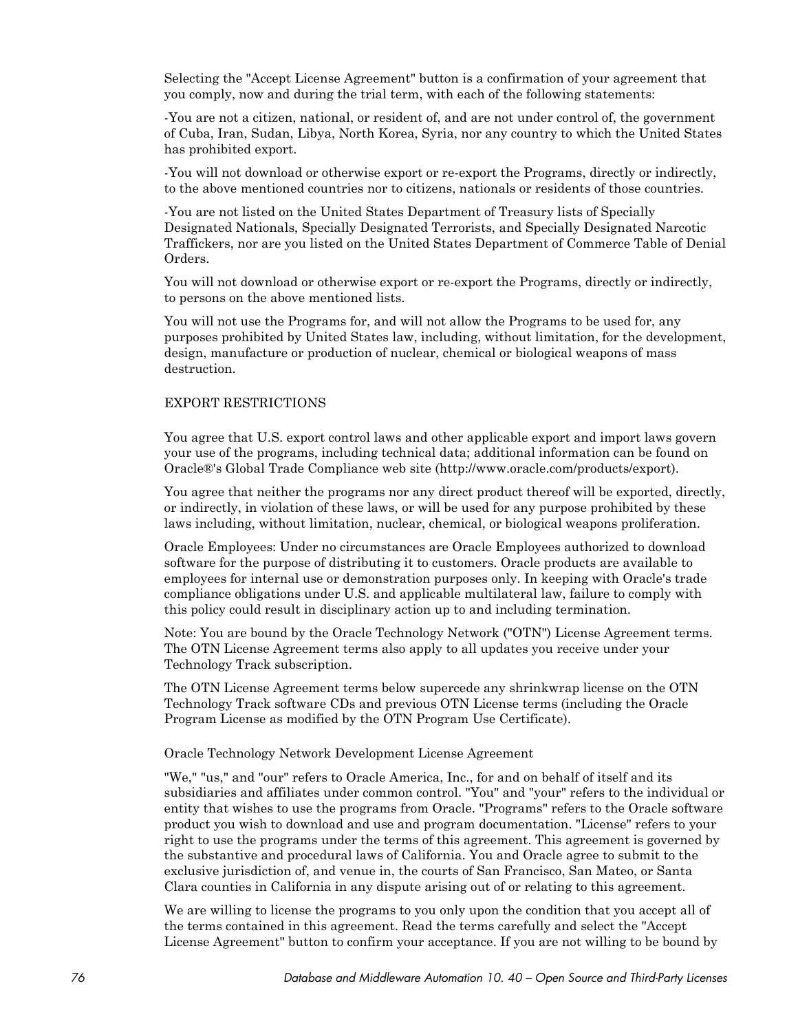Selecting the "Accept License Agreement" button is a confirmation of your agreement that you comply, now and during the trial term, with each of the following statements:

-You are not a citizen, national, or resident of, and are not under control of, the government of Cuba, Iran, Sudan, Libya, North Korea, Syria, nor any country to which the United States has prohibited export.

-You will not download or otherwise export or re-export the Programs, directly or indirectly, to the above mentioned countries nor to citizens, nationals or residents of those countries.

-You are not listed on the United States Department of Treasury lists of Specially Designated Nationals, Specially Designated Terrorists, and Specially Designated Narcotic Traffickers, nor are you listed on the United States Department of Commerce Table of Denial Orders.

You will not download or otherwise export or re-export the Programs, directly or indirectly, to persons on the above mentioned lists.

You will not use the Programs for, and will not allow the Programs to be used for, any purposes prohibited by United States law, including, without limitation, for the development, design, manufacture or production of nuclear, chemical or biological weapons of mass destruction.

EXPORT RESTRICTIONS

You agree that U.S. export control laws and other applicable export and import laws govern your use of the programs, including technical data; additional information can be found on Oracle®'s Global Trade Compliance web site (http://www.oracle.com/products/export).

You agree that neither the programs nor any direct product thereof will be exported, directly, or indirectly, in violation of these laws, or will be used for any purpose prohibited by these laws including, without limitation, nuclear, chemical, or biological weapons proliferation.

Oracle Employees: Under no circumstances are Oracle Employees authorized to download software for the purpose of distributing it to customers. Oracle products are available to employees for internal use or demonstration purposes only. In keeping with Oracle's trade compliance obligations under U.S. and applicable multilateral law, failure to comply with this policy could result in disciplinary action up to and including termination.

Note: You are bound by the Oracle Technology Network ("OTN") License Agreement terms. The OTN License Agreement terms also apply to all updates you receive under your Technology Track subscription.

The OTN License Agreement terms below supercede any shrinkwrap license on the OTN Technology Track software CDs and previous OTN License terms (including the Oracle Program License as modified by the OTN Program Use Certificate).

Oracle Technology Network Development License Agreement

"We," "us," and "our" refers to Oracle America, Inc., for and on behalf of itself and its subsidiaries and affiliates under common control. "You" and "your" refers to the individual or entity that wishes to use the programs from Oracle. "Programs" refers to the Oracle software product you wish to download and use and program documentation. "License" refers to your right to use the programs under the terms of this agreement. This agreement is governed by the substantive and procedural laws of California. You and Oracle agree to submit to the exclusive jurisdiction of, and venue in, the courts of San Francisco, San Mateo, or Santa Clara counties in California in any dispute arising out of or relating to this agreement.

We are willing to license the programs to you only upon the condition that you accept all of the terms contained in this agreement. Read the terms carefully and select the "Accept License Agreement" button to confirm your acceptance. If you are not willing to be bound by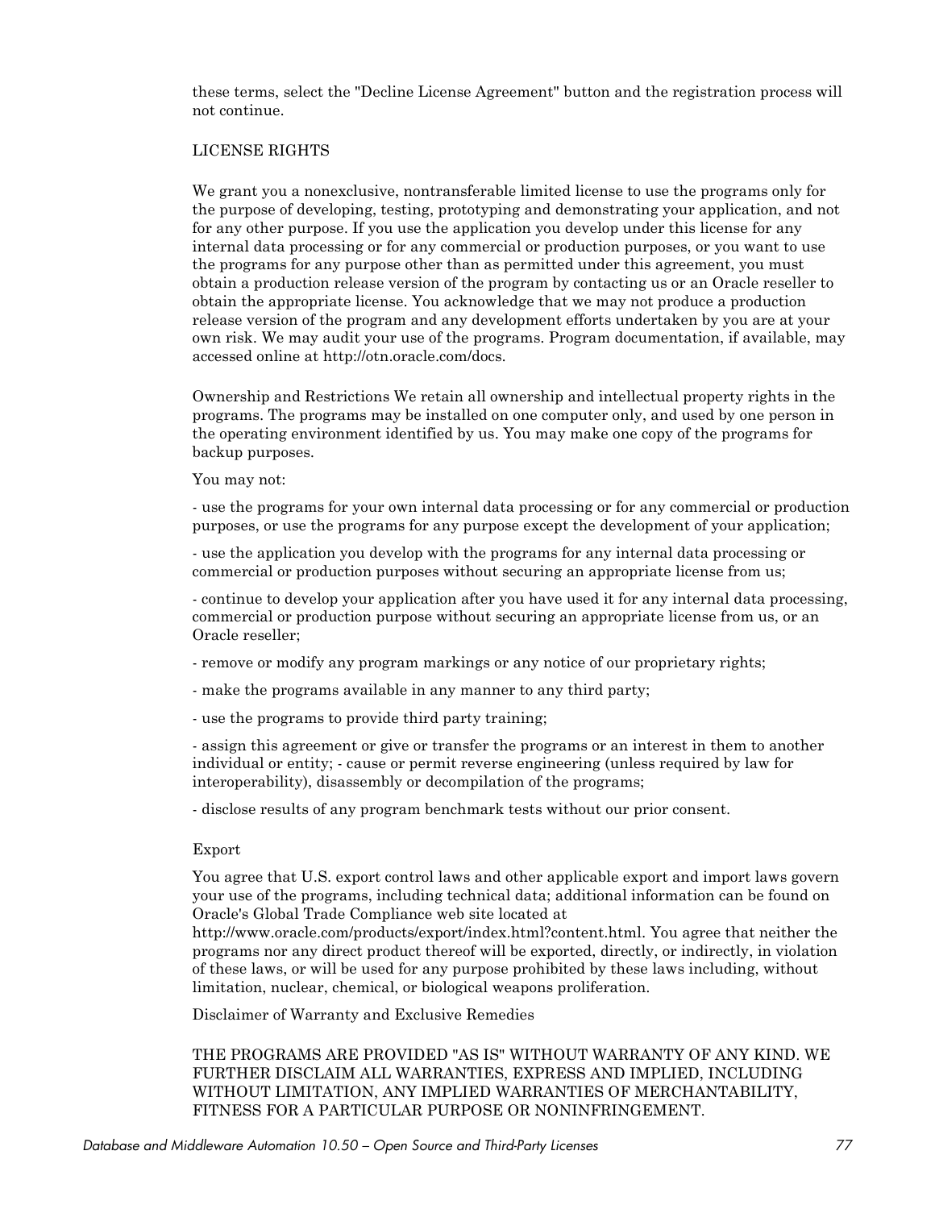these terms, select the "Decline License Agreement" button and the registration process will not continue.

LICENSE RIGHTS

We grant you a nonexclusive, nontransferable limited license to use the programs only for the purpose of developing, testing, prototyping and demonstrating your application, and not for any other purpose. If you use the application you develop under this license for any internal data processing or for any commercial or production purposes, or you want to use the programs for any purpose other than as permitted under this agreement, you must obtain a production release version of the program by contacting us or an Oracle reseller to obtain the appropriate license. You acknowledge that we may not produce a production release version of the program and any development efforts undertaken by you are at your own risk. We may audit your use of the programs. Program documentation, if available, may accessed online at http://otn.oracle.com/docs.

Ownership and Restrictions We retain all ownership and intellectual property rights in the programs. The programs may be installed on one computer only, and used by one person in the operating environment identified by us. You may make one copy of the programs for backup purposes.

You may not:

- use the programs for your own internal data processing or for any commercial or production purposes, or use the programs for any purpose except the development of your application;

- use the application you develop with the programs for any internal data processing or commercial or production purposes without securing an appropriate license from us;

- continue to develop your application after you have used it for any internal data processing, commercial or production purpose without securing an appropriate license from us, or an Oracle reseller;

- remove or modify any program markings or any notice of our proprietary rights;

- make the programs available in any manner to any third party;

- use the programs to provide third party training;

- assign this agreement or give or transfer the programs or an interest in them to another individual or entity; - cause or permit reverse engineering (unless required by law for interoperability), disassembly or decompilation of the programs;

- disclose results of any program benchmark tests without our prior consent.

Export

You agree that U.S. export control laws and other applicable export and import laws govern your use of the programs, including technical data; additional information can be found on Oracle's Global Trade Compliance web site located at http://www.oracle.com/products/export/index.html?content.html. You agree that neither the programs nor any direct product thereof will be exported, directly, or indirectly, in violation of these laws, or will be used for any purpose prohibited by these laws including, without limitation, nuclear, chemical, or biological weapons proliferation.

Disclaimer of Warranty and Exclusive Remedies

THE PROGRAMS ARE PROVIDED "AS IS" WITHOUT WARRANTY OF ANY KIND. WE FURTHER DISCLAIM ALL WARRANTIES, EXPRESS AND IMPLIED, INCLUDING WITHOUT LIMITATION, ANY IMPLIED WARRANTIES OF MERCHANTABILITY, FITNESS FOR A PARTICULAR PURPOSE OR NONINFRINGEMENT.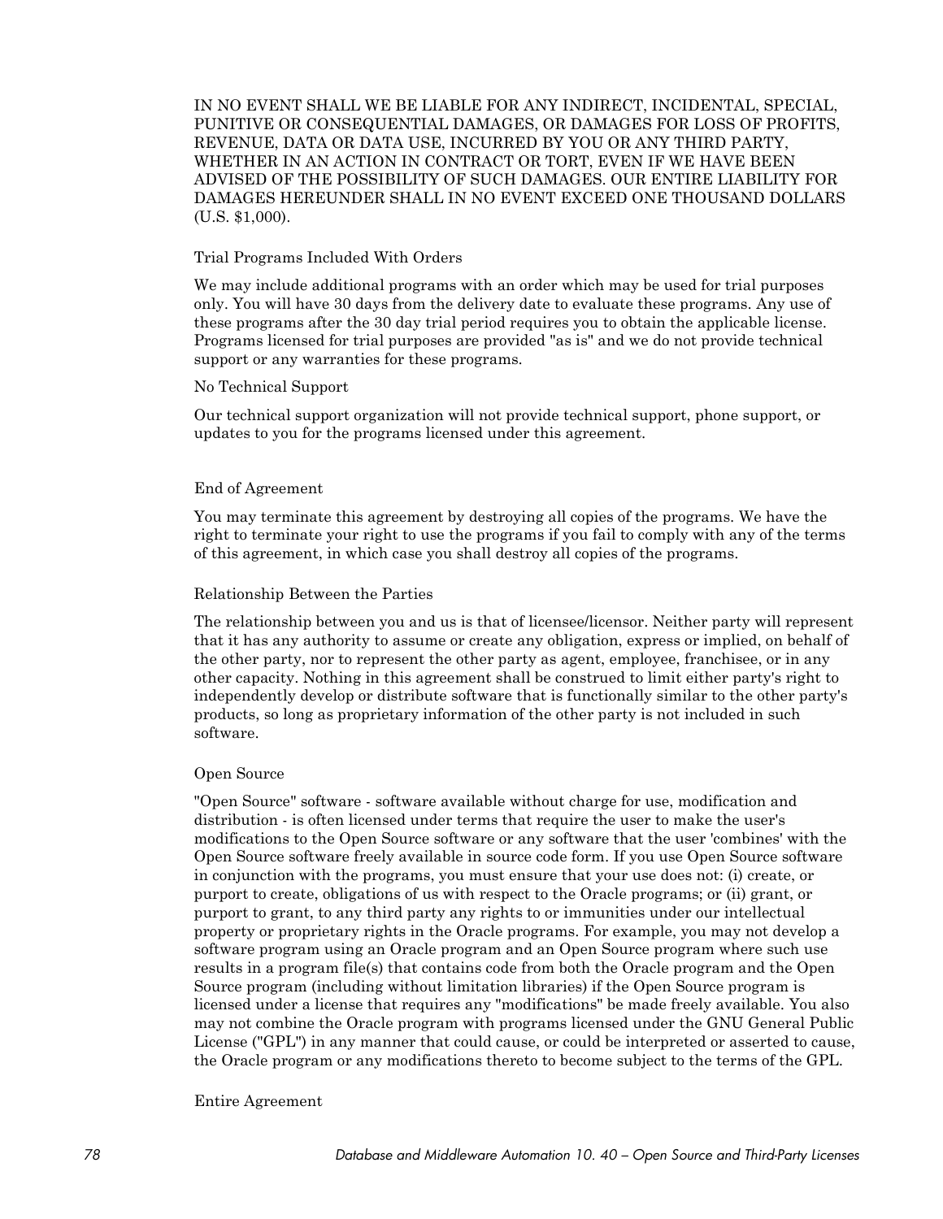IN NO EVENT SHALL WE BE LIABLE FOR ANY INDIRECT, INCIDENTAL, SPECIAL, PUNITIVE OR CONSEQUENTIAL DAMAGES, OR DAMAGES FOR LOSS OF PROFITS, REVENUE, DATA OR DATA USE, INCURRED BY YOU OR ANY THIRD PARTY, WHETHER IN AN ACTION IN CONTRACT OR TORT, EVEN IF WE HAVE BEEN ADVISED OF THE POSSIBILITY OF SUCH DAMAGES. OUR ENTIRE LIABILITY FOR DAMAGES HEREUNDER SHALL IN NO EVENT EXCEED ONE THOUSAND DOLLARS (U.S. $1,000).

Trial Programs Included With Orders

We may include additional programs with an order which may be used for trial purposes only. You will have 30 days from the delivery date to evaluate these programs. Any use of these programs after the 30 day trial period requires you to obtain the applicable license. Programs licensed for trial purposes are provided "as is" and we do not provide technical support or any warranties for these programs.

No Technical Support

Our technical support organization will not provide technical support, phone support, or updates to you for the programs licensed under this agreement.

End of Agreement

You may terminate this agreement by destroying all copies of the programs. We have the right to terminate your right to use the programs if you fail to comply with any of the terms of this agreement, in which case you shall destroy all copies of the programs.

Relationship Between the Parties

The relationship between you and us is that of licensee/licensor. Neither party will represent that it has any authority to assume or create any obligation, express or implied, on behalf of the other party, nor to represent the other party as agent, employee, franchisee, or in any other capacity. Nothing in this agreement shall be construed to limit either party's right to independently develop or distribute software that is functionally similar to the other party's products, so long as proprietary information of the other party is not included in such software.

Open Source

"Open Source" software - software available without charge for use, modification and distribution - is often licensed under terms that require the user to make the user's modifications to the Open Source software or any software that the user 'combines' with the Open Source software freely available in source code form. If you use Open Source software in conjunction with the programs, you must ensure that your use does not: (i) create, or purport to create, obligations of us with respect to the Oracle programs; or (ii) grant, or purport to grant, to any third party any rights to or immunities under our intellectual property or proprietary rights in the Oracle programs. For example, you may not develop a software program using an Oracle program and an Open Source program where such use results in a program file(s) that contains code from both the Oracle program and the Open Source program (including without limitation libraries) if the Open Source program is licensed under a license that requires any "modifications" be made freely available. You also may not combine the Oracle program with programs licensed under the GNU General Public License ("GPL") in any manner that could cause, or could be interpreted or asserted to cause, the Oracle program or any modifications thereto to become subject to the terms of the GPL.

Entire Agreement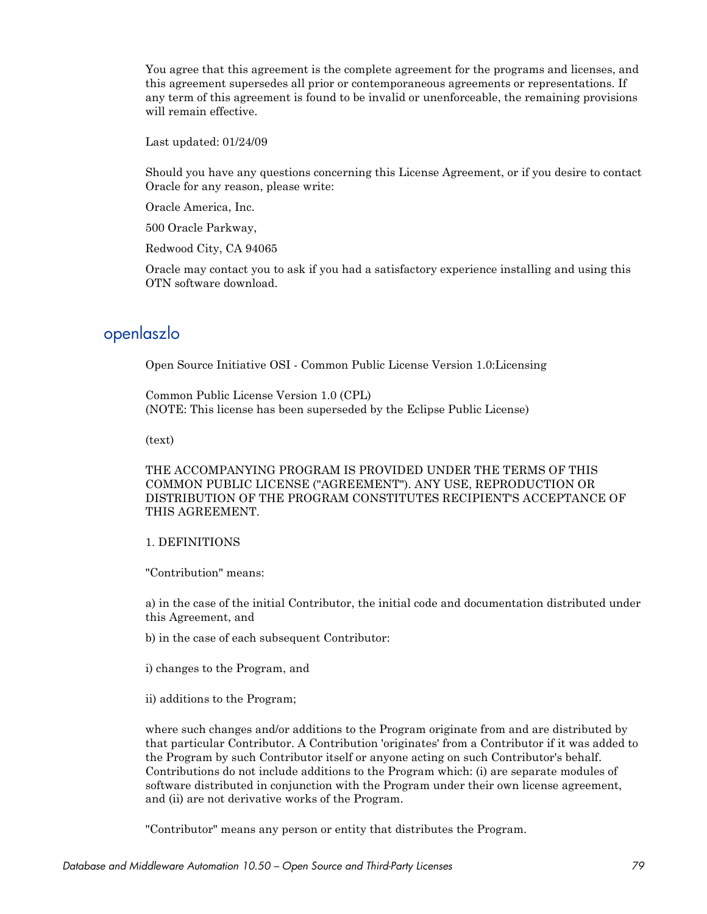You agree that this agreement is the complete agreement for the programs and licenses, and this agreement supersedes all prior or contemporaneous agreements or representations. If any term of this agreement is found to be invalid or unenforceable, the remaining provisions will remain effective.

Last updated: 01/24/09

Should you have any questions concerning this License Agreement, or if you desire to contact Oracle for any reason, please write:

Oracle America, Inc.

500 Oracle Parkway,

Redwood City, CA 94065

Oracle may contact you to ask if you had a satisfactory experience installing and using this OTN software download.

## openlaszlo

Open Source Initiative OSI - Common Public License Version 1.0:Licensing

Common Public License Version 1.0 (CPL)
(NOTE: This license has been superseded by the Eclipse Public License)

(text)

THE ACCOMPANYING PROGRAM IS PROVIDED UNDER THE TERMS OF THIS COMMON PUBLIC LICENSE ("AGREEMENT"). ANY USE, REPRODUCTION OR DISTRIBUTION OF THE PROGRAM CONSTITUTES RECIPIENT'S ACCEPTANCE OF THIS AGREEMENT.

1. DEFINITIONS

"Contribution" means:

a) in the case of the initial Contributor, the initial code and documentation distributed under this Agreement, and

b) in the case of each subsequent Contributor:

i) changes to the Program, and

ii) additions to the Program;

where such changes and/or additions to the Program originate from and are distributed by that particular Contributor. A Contribution 'originates' from a Contributor if it was added to the Program by such Contributor itself or anyone acting on such Contributor's behalf. Contributions do not include additions to the Program which: (i) are separate modules of software distributed in conjunction with the Program under their own license agreement, and (ii) are not derivative works of the Program.

"Contributor" means any person or entity that distributes the Program.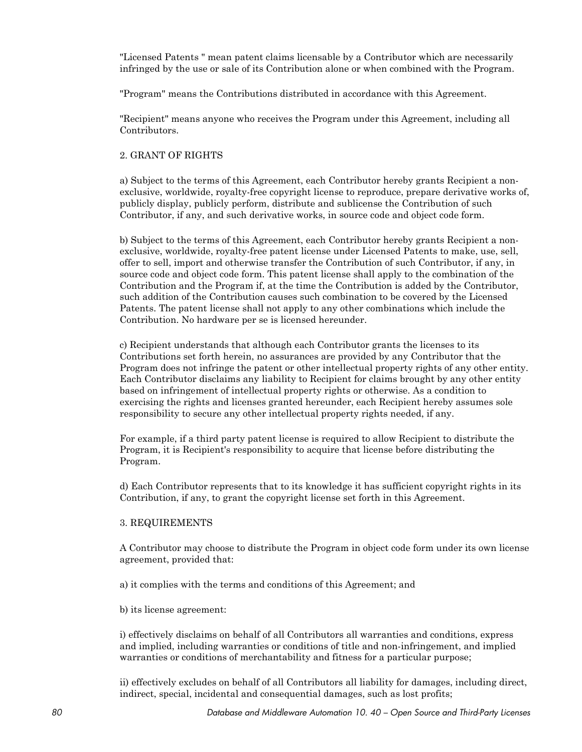"Licensed Patents " mean patent claims licensable by a Contributor which are necessarily infringed by the use or sale of its Contribution alone or when combined with the Program.

"Program" means the Contributions distributed in accordance with this Agreement.

"Recipient" means anyone who receives the Program under this Agreement, including all Contributors.

2. GRANT OF RIGHTS

a) Subject to the terms of this Agreement, each Contributor hereby grants Recipient a non-exclusive, worldwide, royalty-free copyright license to reproduce, prepare derivative works of, publicly display, publicly perform, distribute and sublicense the Contribution of such Contributor, if any, and such derivative works, in source code and object code form.

b) Subject to the terms of this Agreement, each Contributor hereby grants Recipient a non-exclusive, worldwide, royalty-free patent license under Licensed Patents to make, use, sell, offer to sell, import and otherwise transfer the Contribution of such Contributor, if any, in source code and object code form. This patent license shall apply to the combination of the Contribution and the Program if, at the time the Contribution is added by the Contributor, such addition of the Contribution causes such combination to be covered by the Licensed Patents. The patent license shall not apply to any other combinations which include the Contribution. No hardware per se is licensed hereunder.

c) Recipient understands that although each Contributor grants the licenses to its Contributions set forth herein, no assurances are provided by any Contributor that the Program does not infringe the patent or other intellectual property rights of any other entity. Each Contributor disclaims any liability to Recipient for claims brought by any other entity based on infringement of intellectual property rights or otherwise. As a condition to exercising the rights and licenses granted hereunder, each Recipient hereby assumes sole responsibility to secure any other intellectual property rights needed, if any.

For example, if a third party patent license is required to allow Recipient to distribute the Program, it is Recipient's responsibility to acquire that license before distributing the Program.

d) Each Contributor represents that to its knowledge it has sufficient copyright rights in its Contribution, if any, to grant the copyright license set forth in this Agreement.

3. REQUIREMENTS

A Contributor may choose to distribute the Program in object code form under its own license agreement, provided that:

a) it complies with the terms and conditions of this Agreement; and

b) its license agreement:

i) effectively disclaims on behalf of all Contributors all warranties and conditions, express and implied, including warranties or conditions of title and non-infringement, and implied warranties or conditions of merchantability and fitness for a particular purpose;

ii) effectively excludes on behalf of all Contributors all liability for damages, including direct, indirect, special, incidental and consequential damages, such as lost profits;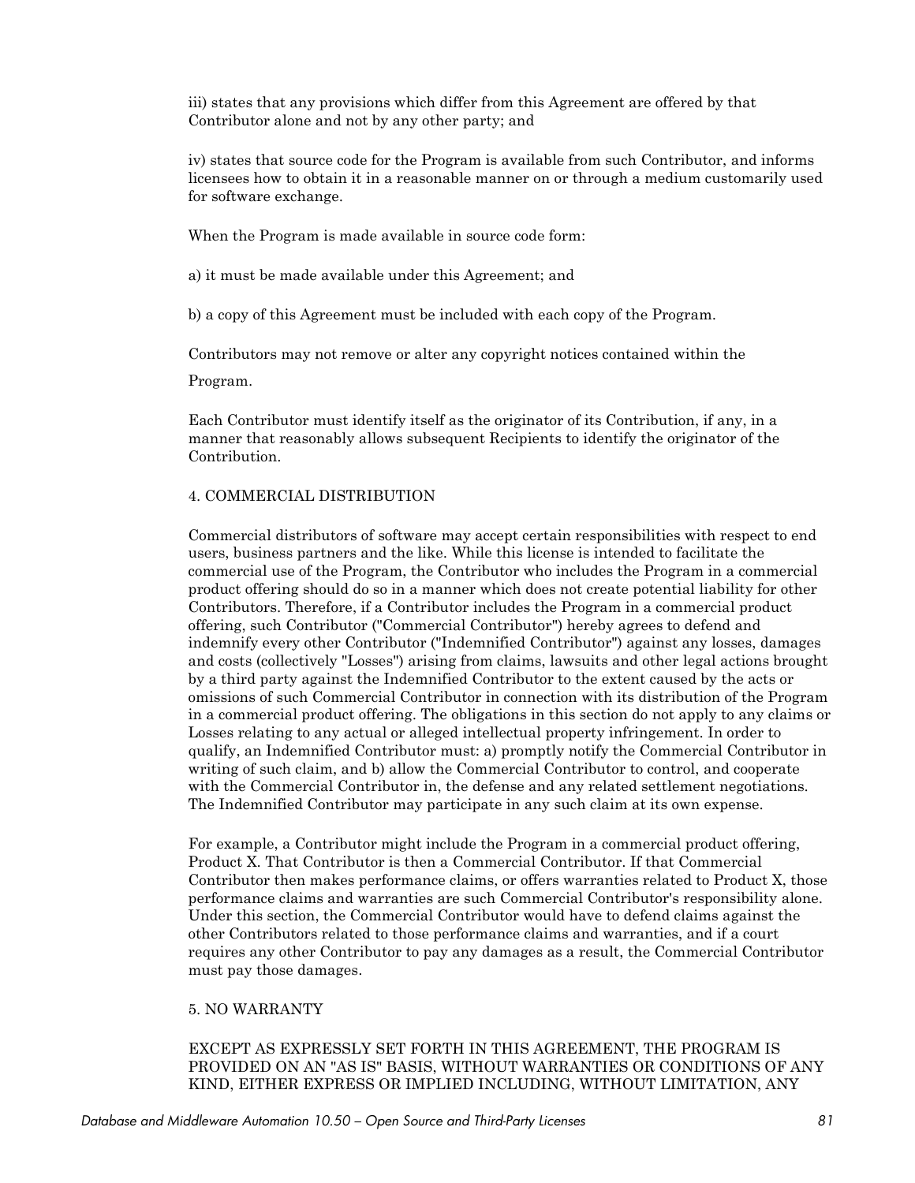iii) states that any provisions which differ from this Agreement are offered by that Contributor alone and not by any other party; and

iv) states that source code for the Program is available from such Contributor, and informs licensees how to obtain it in a reasonable manner on or through a medium customarily used for software exchange.

When the Program is made available in source code form:

a) it must be made available under this Agreement; and

b) a copy of this Agreement must be included with each copy of the Program.

Contributors may not remove or alter any copyright notices contained within the Program.

Each Contributor must identify itself as the originator of its Contribution, if any, in a manner that reasonably allows subsequent Recipients to identify the originator of the Contribution.

4. COMMERCIAL DISTRIBUTION

Commercial distributors of software may accept certain responsibilities with respect to end users, business partners and the like. While this license is intended to facilitate the commercial use of the Program, the Contributor who includes the Program in a commercial product offering should do so in a manner which does not create potential liability for other Contributors. Therefore, if a Contributor includes the Program in a commercial product offering, such Contributor ("Commercial Contributor") hereby agrees to defend and indemnify every other Contributor ("Indemnified Contributor") against any losses, damages and costs (collectively "Losses") arising from claims, lawsuits and other legal actions brought by a third party against the Indemnified Contributor to the extent caused by the acts or omissions of such Commercial Contributor in connection with its distribution of the Program in a commercial product offering. The obligations in this section do not apply to any claims or Losses relating to any actual or alleged intellectual property infringement. In order to qualify, an Indemnified Contributor must: a) promptly notify the Commercial Contributor in writing of such claim, and b) allow the Commercial Contributor to control, and cooperate with the Commercial Contributor in, the defense and any related settlement negotiations. The Indemnified Contributor may participate in any such claim at its own expense.

For example, a Contributor might include the Program in a commercial product offering, Product X. That Contributor is then a Commercial Contributor. If that Commercial Contributor then makes performance claims, or offers warranties related to Product X, those performance claims and warranties are such Commercial Contributor's responsibility alone. Under this section, the Commercial Contributor would have to defend claims against the other Contributors related to those performance claims and warranties, and if a court requires any other Contributor to pay any damages as a result, the Commercial Contributor must pay those damages.

5. NO WARRANTY

EXCEPT AS EXPRESSLY SET FORTH IN THIS AGREEMENT, THE PROGRAM IS PROVIDED ON AN "AS IS" BASIS, WITHOUT WARRANTIES OR CONDITIONS OF ANY KIND, EITHER EXPRESS OR IMPLIED INCLUDING, WITHOUT LIMITATION, ANY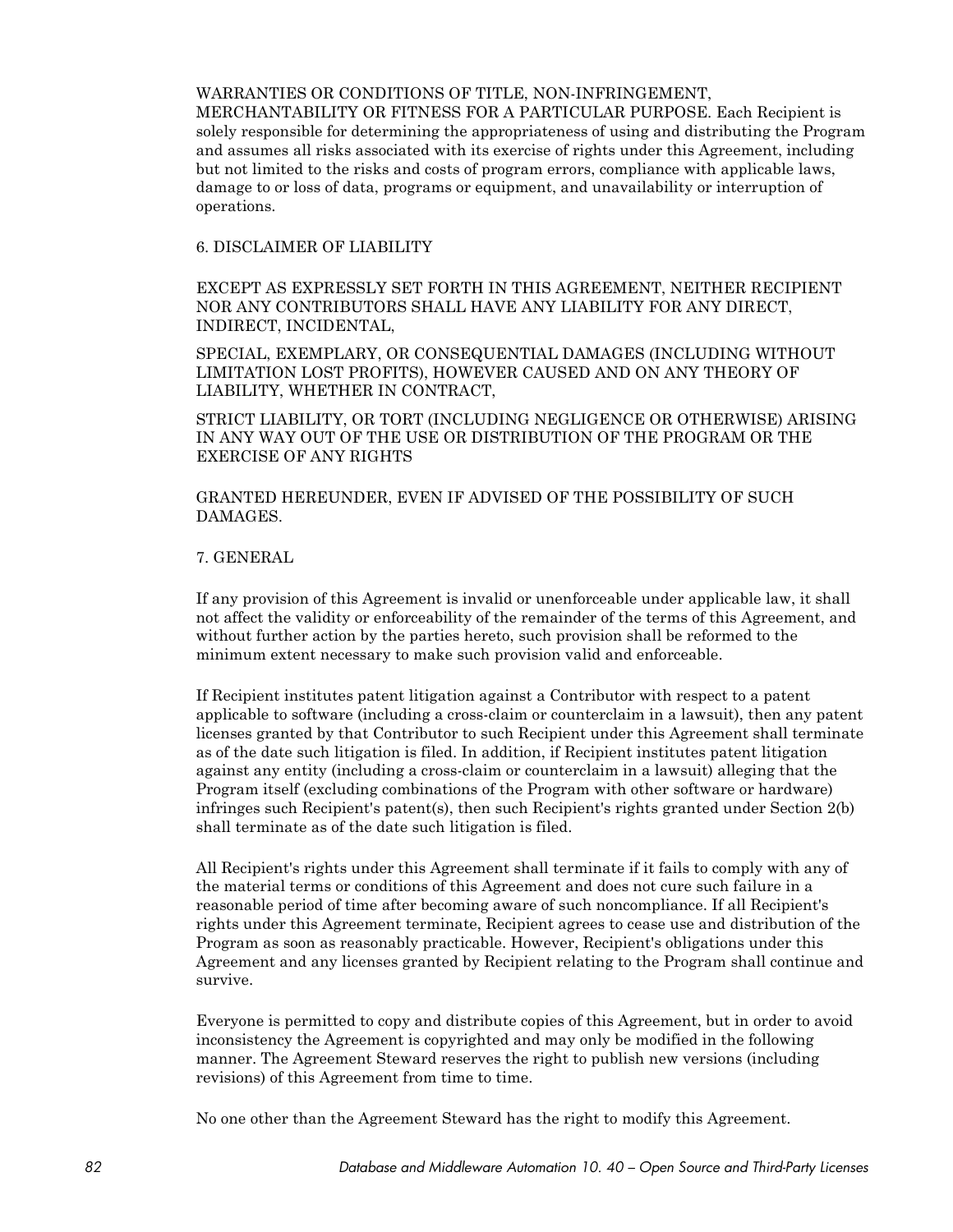WARRANTIES OR CONDITIONS OF TITLE, NON-INFRINGEMENT, MERCHANTABILITY OR FITNESS FOR A PARTICULAR PURPOSE. Each Recipient is solely responsible for determining the appropriateness of using and distributing the Program and assumes all risks associated with its exercise of rights under this Agreement, including but not limited to the risks and costs of program errors, compliance with applicable laws, damage to or loss of data, programs or equipment, and unavailability or interruption of operations.

6. DISCLAIMER OF LIABILITY

EXCEPT AS EXPRESSLY SET FORTH IN THIS AGREEMENT, NEITHER RECIPIENT NOR ANY CONTRIBUTORS SHALL HAVE ANY LIABILITY FOR ANY DIRECT, INDIRECT, INCIDENTAL,

SPECIAL, EXEMPLARY, OR CONSEQUENTIAL DAMAGES (INCLUDING WITHOUT LIMITATION LOST PROFITS), HOWEVER CAUSED AND ON ANY THEORY OF LIABILITY, WHETHER IN CONTRACT,

STRICT LIABILITY, OR TORT (INCLUDING NEGLIGENCE OR OTHERWISE) ARISING IN ANY WAY OUT OF THE USE OR DISTRIBUTION OF THE PROGRAM OR THE EXERCISE OF ANY RIGHTS

GRANTED HEREUNDER, EVEN IF ADVISED OF THE POSSIBILITY OF SUCH DAMAGES.

7. GENERAL

If any provision of this Agreement is invalid or unenforceable under applicable law, it shall not affect the validity or enforceability of the remainder of the terms of this Agreement, and without further action by the parties hereto, such provision shall be reformed to the minimum extent necessary to make such provision valid and enforceable.

If Recipient institutes patent litigation against a Contributor with respect to a patent applicable to software (including a cross-claim or counterclaim in a lawsuit), then any patent licenses granted by that Contributor to such Recipient under this Agreement shall terminate as of the date such litigation is filed. In addition, if Recipient institutes patent litigation against any entity (including a cross-claim or counterclaim in a lawsuit) alleging that the Program itself (excluding combinations of the Program with other software or hardware) infringes such Recipient's patent(s), then such Recipient's rights granted under Section 2(b) shall terminate as of the date such litigation is filed.

All Recipient's rights under this Agreement shall terminate if it fails to comply with any of the material terms or conditions of this Agreement and does not cure such failure in a reasonable period of time after becoming aware of such noncompliance. If all Recipient's rights under this Agreement terminate, Recipient agrees to cease use and distribution of the Program as soon as reasonably practicable. However, Recipient's obligations under this Agreement and any licenses granted by Recipient relating to the Program shall continue and survive.

Everyone is permitted to copy and distribute copies of this Agreement, but in order to avoid inconsistency the Agreement is copyrighted and may only be modified in the following manner. The Agreement Steward reserves the right to publish new versions (including revisions) of this Agreement from time to time.

No one other than the Agreement Steward has the right to modify this Agreement.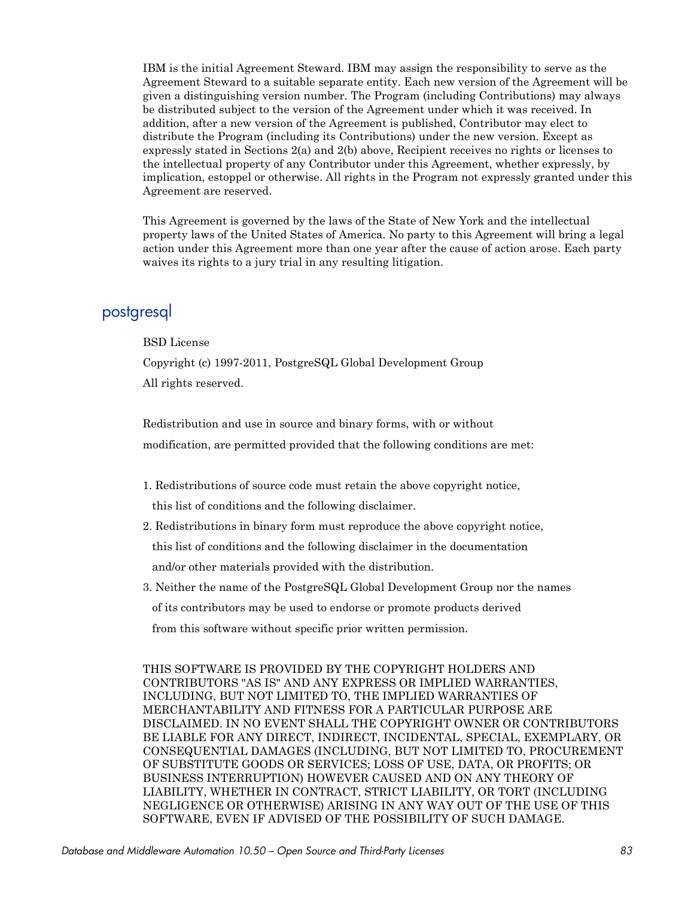IBM is the initial Agreement Steward. IBM may assign the responsibility to serve as the Agreement Steward to a suitable separate entity. Each new version of the Agreement will be given a distinguishing version number. The Program (including Contributions) may always be distributed subject to the version of the Agreement under which it was received. In addition, after a new version of the Agreement is published, Contributor may elect to distribute the Program (including its Contributions) under the new version. Except as expressly stated in Sections 2(a) and 2(b) above, Recipient receives no rights or licenses to the intellectual property of any Contributor under this Agreement, whether expressly, by implication, estoppel or otherwise. All rights in the Program not expressly granted under this Agreement are reserved.

This Agreement is governed by the laws of the State of New York and the intellectual property laws of the United States of America. No party to this Agreement will bring a legal action under this Agreement more than one year after the cause of action arose. Each party waives its rights to a jury trial in any resulting litigation.

## postgresql

BSD License

Copyright (c) 1997-2011, PostgreSQL Global Development Group

All rights reserved.

Redistribution and use in source and binary forms, with or without modification, are permitted provided that the following conditions are met:

1. Redistributions of source code must retain the above copyright notice, this list of conditions and the following disclaimer.
2. Redistributions in binary form must reproduce the above copyright notice, this list of conditions and the following disclaimer in the documentation and/or other materials provided with the distribution.
3. Neither the name of the PostgreSQL Global Development Group nor the names of its contributors may be used to endorse or promote products derived from this software without specific prior written permission.

THIS SOFTWARE IS PROVIDED BY THE COPYRIGHT HOLDERS AND CONTRIBUTORS "AS IS" AND ANY EXPRESS OR IMPLIED WARRANTIES, INCLUDING, BUT NOT LIMITED TO, THE IMPLIED WARRANTIES OF MERCHANTABILITY AND FITNESS FOR A PARTICULAR PURPOSE ARE DISCLAIMED. IN NO EVENT SHALL THE COPYRIGHT OWNER OR CONTRIBUTORS BE LIABLE FOR ANY DIRECT, INDIRECT, INCIDENTAL, SPECIAL, EXEMPLARY, OR CONSEQUENTIAL DAMAGES (INCLUDING, BUT NOT LIMITED TO, PROCUREMENT OF SUBSTITUTE GOODS OR SERVICES; LOSS OF USE, DATA, OR PROFITS; OR BUSINESS INTERRUPTION) HOWEVER CAUSED AND ON ANY THEORY OF LIABILITY, WHETHER IN CONTRACT, STRICT LIABILITY, OR TORT (INCLUDING NEGLIGENCE OR OTHERWISE) ARISING IN ANY WAY OUT OF THE USE OF THIS SOFTWARE, EVEN IF ADVISED OF THE POSSIBILITY OF SUCH DAMAGE.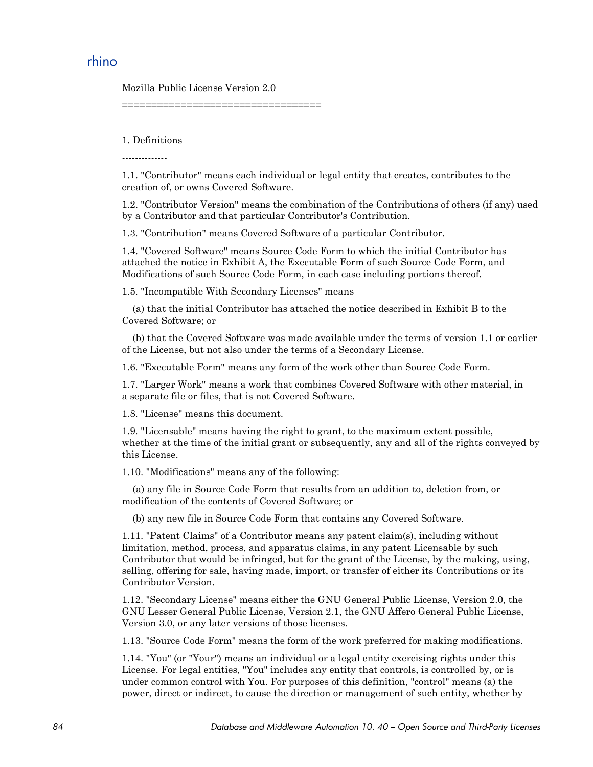# rhino

Mozilla Public License Version 2.0

==================================

1. Definitions

--------------

1.1. "Contributor" means each individual or legal entity that creates, contributes to the creation of, or owns Covered Software.

1.2. "Contributor Version" means the combination of the Contributions of others (if any) used by a Contributor and that particular Contributor's Contribution.

1.3. "Contribution" means Covered Software of a particular Contributor.

1.4. "Covered Software" means Source Code Form to which the initial Contributor has attached the notice in Exhibit A, the Executable Form of such Source Code Form, and Modifications of such Source Code Form, in each case including portions thereof.

1.5. "Incompatible With Secondary Licenses" means

(a) that the initial Contributor has attached the notice described in Exhibit B to the Covered Software; or

(b) that the Covered Software was made available under the terms of version 1.1 or earlier of the License, but not also under the terms of a Secondary License.

1.6. "Executable Form" means any form of the work other than Source Code Form.

1.7. "Larger Work" means a work that combines Covered Software with other material, in a separate file or files, that is not Covered Software.

1.8. "License" means this document.

1.9. "Licensable" means having the right to grant, to the maximum extent possible, whether at the time of the initial grant or subsequently, any and all of the rights conveyed by this License.

1.10. "Modifications" means any of the following:

(a) any file in Source Code Form that results from an addition to, deletion from, or modification of the contents of Covered Software; or

(b) any new file in Source Code Form that contains any Covered Software.

1.11. "Patent Claims" of a Contributor means any patent claim(s), including without limitation, method, process, and apparatus claims, in any patent Licensable by such Contributor that would be infringed, but for the grant of the License, by the making, using, selling, offering for sale, having made, import, or transfer of either its Contributions or its Contributor Version.

1.12. "Secondary License" means either the GNU General Public License, Version 2.0, the GNU Lesser General Public License, Version 2.1, the GNU Affero General Public License, Version 3.0, or any later versions of those licenses.

1.13. "Source Code Form" means the form of the work preferred for making modifications.

1.14. "You" (or "Your") means an individual or a legal entity exercising rights under this License. For legal entities, "You" includes any entity that controls, is controlled by, or is under common control with You. For purposes of this definition, "control" means (a) the power, direct or indirect, to cause the direction or management of such entity, whether by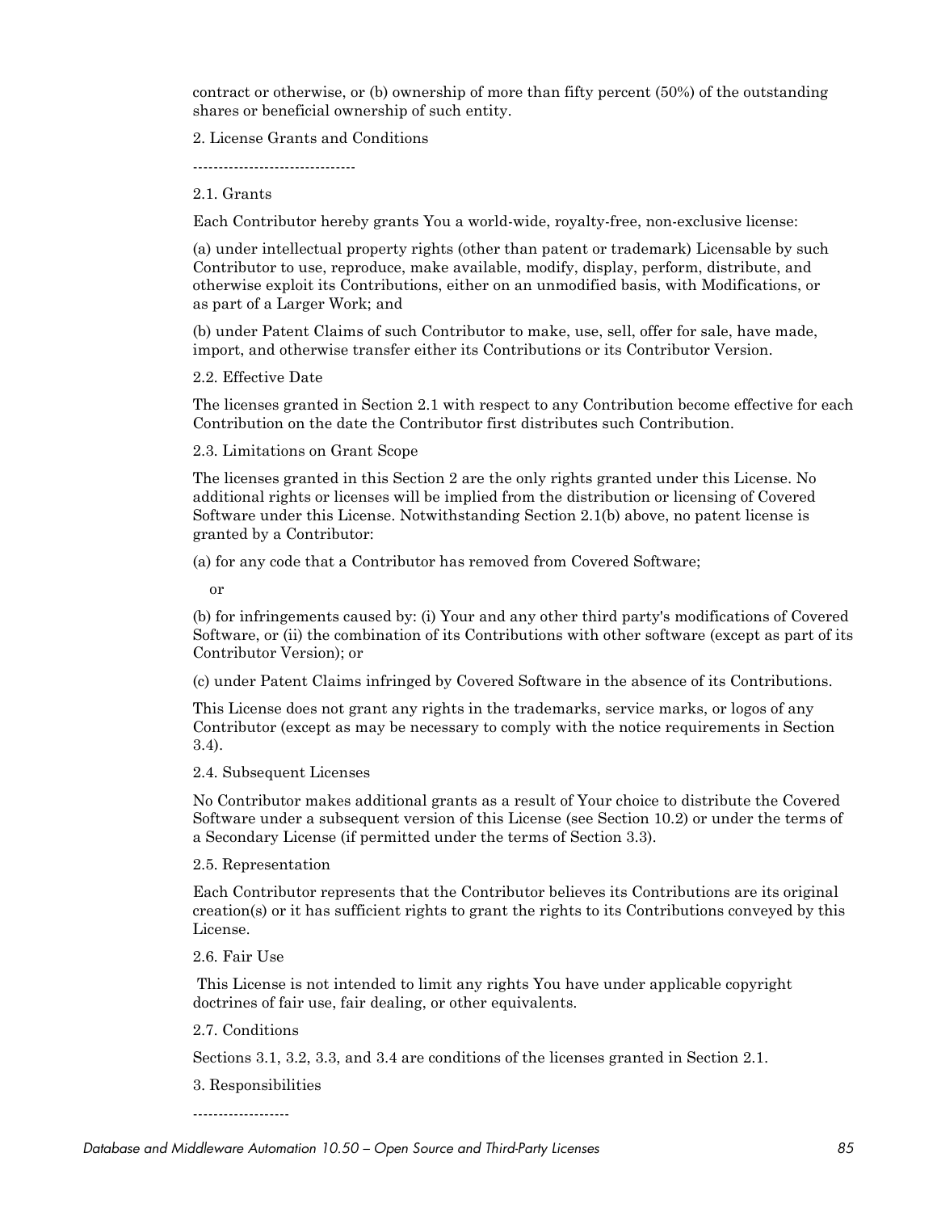contract or otherwise, or (b) ownership of more than fifty percent (50%) of the outstanding shares or beneficial ownership of such entity.

2. License Grants and Conditions

--------------------------------

2.1. Grants

Each Contributor hereby grants You a world-wide, royalty-free, non-exclusive license:

(a) under intellectual property rights (other than patent or trademark) Licensable by such Contributor to use, reproduce, make available, modify, display, perform, distribute, and otherwise exploit its Contributions, either on an unmodified basis, with Modifications, or as part of a Larger Work; and

(b) under Patent Claims of such Contributor to make, use, sell, offer for sale, have made, import, and otherwise transfer either its Contributions or its Contributor Version.

2.2. Effective Date

The licenses granted in Section 2.1 with respect to any Contribution become effective for each Contribution on the date the Contributor first distributes such Contribution.

2.3. Limitations on Grant Scope

The licenses granted in this Section 2 are the only rights granted under this License. No additional rights or licenses will be implied from the distribution or licensing of Covered Software under this License. Notwithstanding Section 2.1(b) above, no patent license is granted by a Contributor:

(a) for any code that a Contributor has removed from Covered Software;

or

(b) for infringements caused by: (i) Your and any other third party's modifications of Covered Software, or (ii) the combination of its Contributions with other software (except as part of its Contributor Version); or

(c) under Patent Claims infringed by Covered Software in the absence of its Contributions.

This License does not grant any rights in the trademarks, service marks, or logos of any Contributor (except as may be necessary to comply with the notice requirements in Section 3.4).

2.4. Subsequent Licenses

No Contributor makes additional grants as a result of Your choice to distribute the Covered Software under a subsequent version of this License (see Section 10.2) or under the terms of a Secondary License (if permitted under the terms of Section 3.3).

2.5. Representation

Each Contributor represents that the Contributor believes its Contributions are its original creation(s) or it has sufficient rights to grant the rights to its Contributions conveyed by this License.

2.6. Fair Use

This License is not intended to limit any rights You have under applicable copyright doctrines of fair use, fair dealing, or other equivalents.

2.7. Conditions

Sections 3.1, 3.2, 3.3, and 3.4 are conditions of the licenses granted in Section 2.1.

3. Responsibilities

-------------------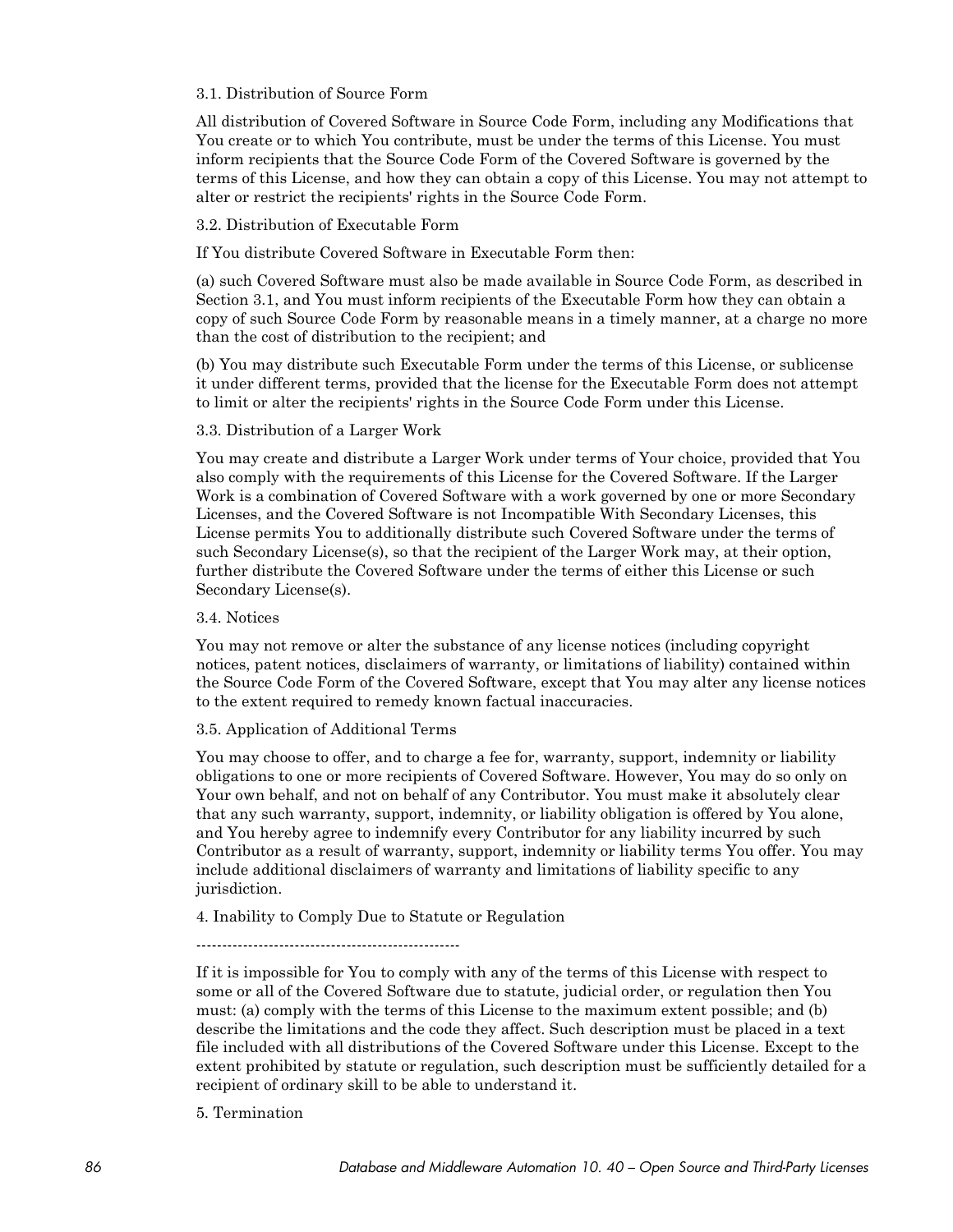3.1. Distribution of Source Form

All distribution of Covered Software in Source Code Form, including any Modifications that You create or to which You contribute, must be under the terms of this License. You must inform recipients that the Source Code Form of the Covered Software is governed by the terms of this License, and how they can obtain a copy of this License. You may not attempt to alter or restrict the recipients' rights in the Source Code Form.

3.2. Distribution of Executable Form

If You distribute Covered Software in Executable Form then:

(a) such Covered Software must also be made available in Source Code Form, as described in Section 3.1, and You must inform recipients of the Executable Form how they can obtain a copy of such Source Code Form by reasonable means in a timely manner, at a charge no more than the cost of distribution to the recipient; and

(b) You may distribute such Executable Form under the terms of this License, or sublicense it under different terms, provided that the license for the Executable Form does not attempt to limit or alter the recipients' rights in the Source Code Form under this License.

3.3. Distribution of a Larger Work

You may create and distribute a Larger Work under terms of Your choice, provided that You also comply with the requirements of this License for the Covered Software. If the Larger Work is a combination of Covered Software with a work governed by one or more Secondary Licenses, and the Covered Software is not Incompatible With Secondary Licenses, this License permits You to additionally distribute such Covered Software under the terms of such Secondary License(s), so that the recipient of the Larger Work may, at their option, further distribute the Covered Software under the terms of either this License or such Secondary License(s).

3.4. Notices

You may not remove or alter the substance of any license notices (including copyright notices, patent notices, disclaimers of warranty, or limitations of liability) contained within the Source Code Form of the Covered Software, except that You may alter any license notices to the extent required to remedy known factual inaccuracies.

3.5. Application of Additional Terms

You may choose to offer, and to charge a fee for, warranty, support, indemnity or liability obligations to one or more recipients of Covered Software. However, You may do so only on Your own behalf, and not on behalf of any Contributor. You must make it absolutely clear that any such warranty, support, indemnity, or liability obligation is offered by You alone, and You hereby agree to indemnify every Contributor for any liability incurred by such Contributor as a result of warranty, support, indemnity or liability terms You offer. You may include additional disclaimers of warranty and limitations of liability specific to any jurisdiction.

4. Inability to Comply Due to Statute or Regulation

---------------------------------------------------

If it is impossible for You to comply with any of the terms of this License with respect to some or all of the Covered Software due to statute, judicial order, or regulation then You must: (a) comply with the terms of this License to the maximum extent possible; and (b) describe the limitations and the code they affect. Such description must be placed in a text file included with all distributions of the Covered Software under this License. Except to the extent prohibited by statute or regulation, such description must be sufficiently detailed for a recipient of ordinary skill to be able to understand it.

5. Termination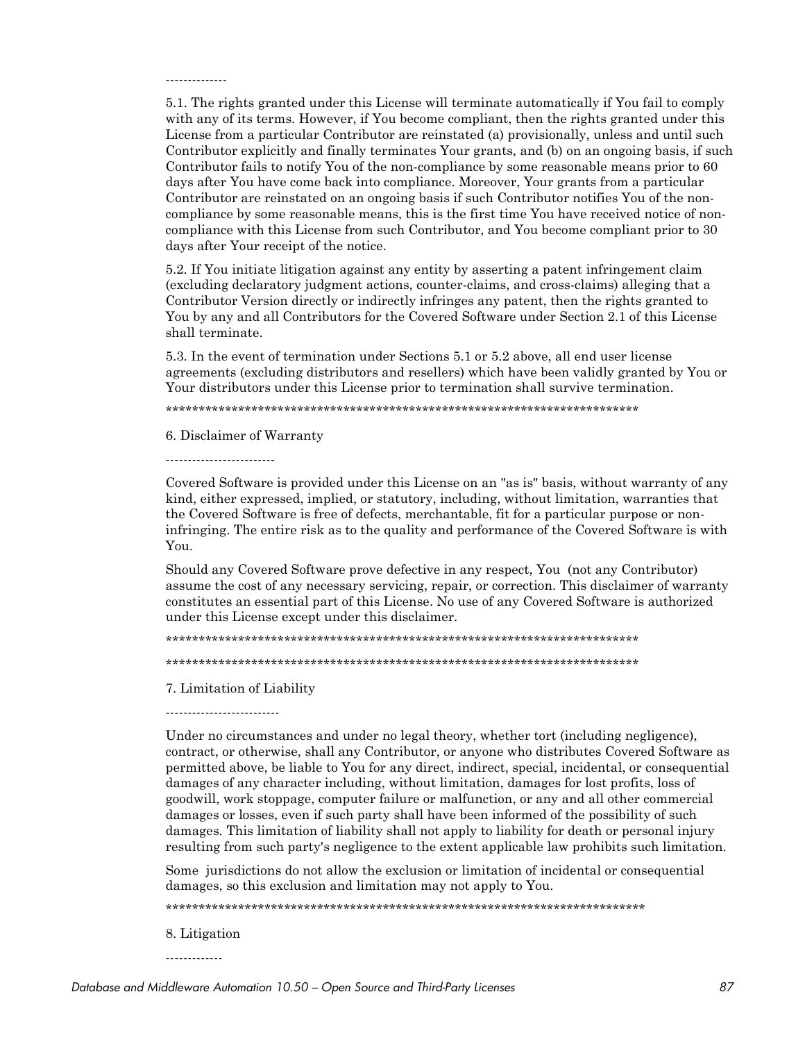--------------

5.1. The rights granted under this License will terminate automatically if You fail to comply with any of its terms. However, if You become compliant, then the rights granted under this License from a particular Contributor are reinstated (a) provisionally, unless and until such Contributor explicitly and finally terminates Your grants, and (b) on an ongoing basis, if such Contributor fails to notify You of the non-compliance by some reasonable means prior to 60 days after You have come back into compliance. Moreover, Your grants from a particular Contributor are reinstated on an ongoing basis if such Contributor notifies You of the non-compliance by some reasonable means, this is the first time You have received notice of non-compliance with this License from such Contributor, and You become compliant prior to 30 days after Your receipt of the notice.

5.2. If You initiate litigation against any entity by asserting a patent infringement claim (excluding declaratory judgment actions, counter-claims, and cross-claims) alleging that a Contributor Version directly or indirectly infringes any patent, then the rights granted to You by any and all Contributors for the Covered Software under Section 2.1 of this License shall terminate.

5.3. In the event of termination under Sections 5.1 or 5.2 above, all end user license agreements (excluding distributors and resellers) which have been validly granted by You or Your distributors under this License prior to termination shall survive termination.

************************************************************************

6. Disclaimer of Warranty

-------------------------

Covered Software is provided under this License on an "as is" basis, without warranty of any kind, either expressed, implied, or statutory, including, without limitation, warranties that the Covered Software is free of defects, merchantable, fit for a particular purpose or non-infringing. The entire risk as to the quality and performance of the Covered Software is with You.

Should any Covered Software prove defective in any respect, You (not any Contributor) assume the cost of any necessary servicing, repair, or correction. This disclaimer of warranty constitutes an essential part of this License. No use of any Covered Software is authorized under this License except under this disclaimer.

************************************************************************

************************************************************************

7. Limitation of Liability

--------------------------

Under no circumstances and under no legal theory, whether tort (including negligence), contract, or otherwise, shall any Contributor, or anyone who distributes Covered Software as permitted above, be liable to You for any direct, indirect, special, incidental, or consequential damages of any character including, without limitation, damages for lost profits, loss of goodwill, work stoppage, computer failure or malfunction, or any and all other commercial damages or losses, even if such party shall have been informed of the possibility of such damages. This limitation of liability shall not apply to liability for death or personal injury resulting from such party's negligence to the extent applicable law prohibits such limitation.

Some jurisdictions do not allow the exclusion or limitation of incidental or consequential damages, so this exclusion and limitation may not apply to You.

************************************************************************

8. Litigation

-------------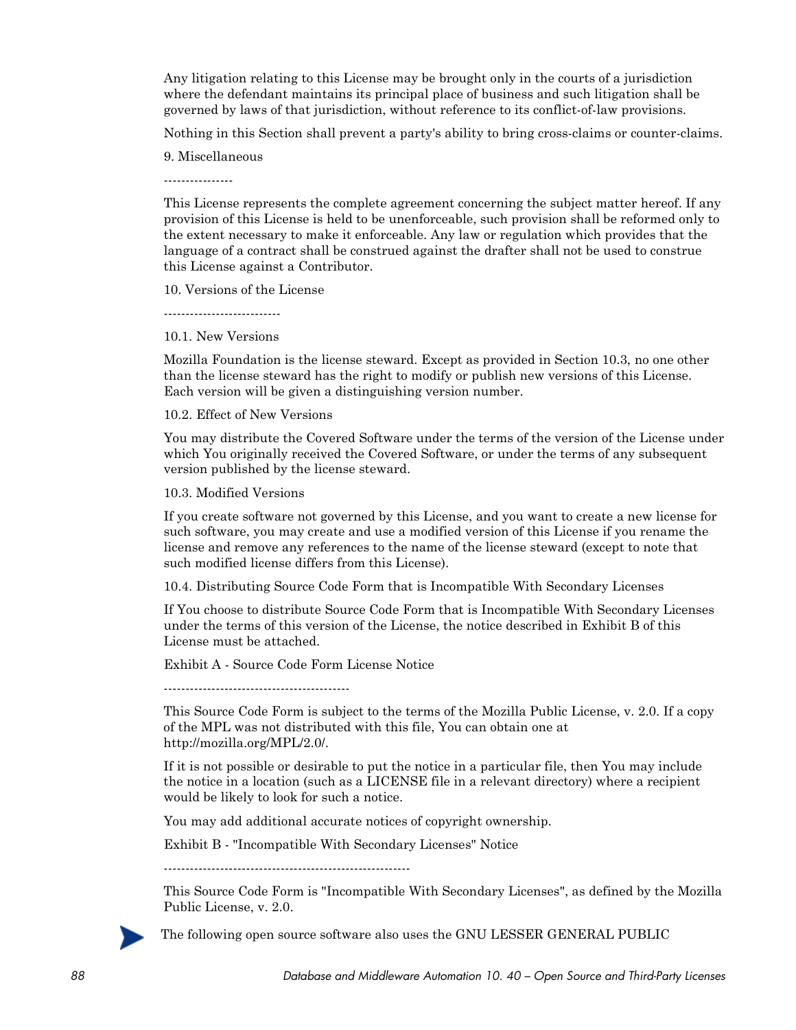Any litigation relating to this License may be brought only in the courts of a jurisdiction where the defendant maintains its principal place of business and such litigation shall be governed by laws of that jurisdiction, without reference to its conflict-of-law provisions.

Nothing in this Section shall prevent a party's ability to bring cross-claims or counter-claims.

9. Miscellaneous

----------------

This License represents the complete agreement concerning the subject matter hereof. If any provision of this License is held to be unenforceable, such provision shall be reformed only to the extent necessary to make it enforceable. Any law or regulation which provides that the language of a contract shall be construed against the drafter shall not be used to construe this License against a Contributor.

10. Versions of the License

---------------------------

10.1. New Versions

Mozilla Foundation is the license steward. Except as provided in Section 10.3, no one other than the license steward has the right to modify or publish new versions of this License. Each version will be given a distinguishing version number.

10.2. Effect of New Versions

You may distribute the Covered Software under the terms of the version of the License under which You originally received the Covered Software, or under the terms of any subsequent version published by the license steward.

10.3. Modified Versions

If you create software not governed by this License, and you want to create a new license for such software, you may create and use a modified version of this License if you rename the license and remove any references to the name of the license steward (except to note that such modified license differs from this License).

10.4. Distributing Source Code Form that is Incompatible With Secondary Licenses

If You choose to distribute Source Code Form that is Incompatible With Secondary Licenses under the terms of this version of the License, the notice described in Exhibit B of this License must be attached.

Exhibit A - Source Code Form License Notice

-------------------------------------------

This Source Code Form is subject to the terms of the Mozilla Public License, v. 2.0. If a copy of the MPL was not distributed with this file, You can obtain one at http://mozilla.org/MPL/2.0/.

If it is not possible or desirable to put the notice in a particular file, then You may include the notice in a location (such as a LICENSE file in a relevant directory) where a recipient would be likely to look for such a notice.

You may add additional accurate notices of copyright ownership.

Exhibit B - "Incompatible With Secondary Licenses" Notice

---------------------------------------------------------

This Source Code Form is "Incompatible With Secondary Licenses", as defined by the Mozilla Public License, v. 2.0.

The following open source software also uses the GNU LESSER GENERAL PUBLIC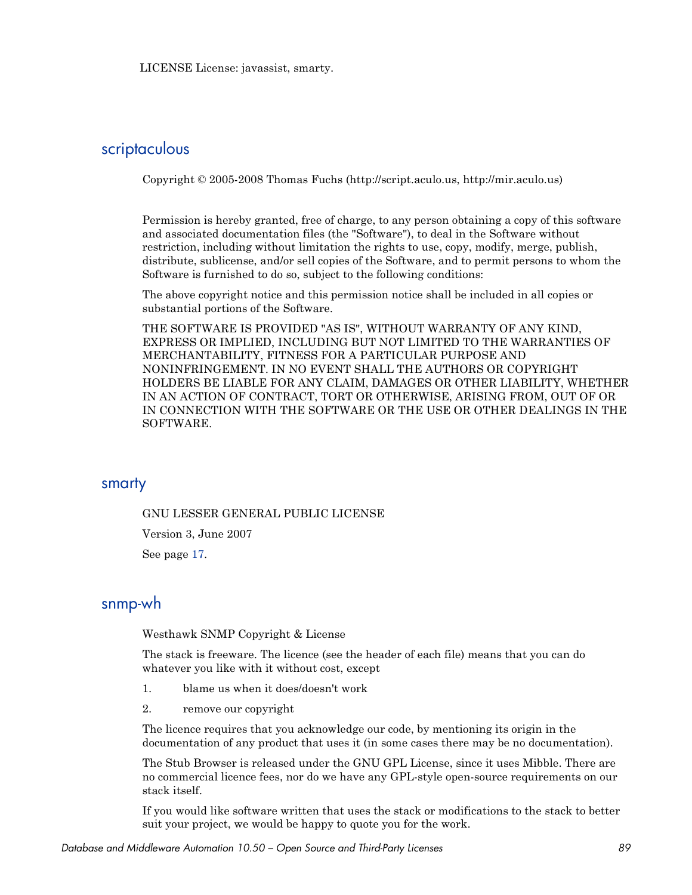LICENSE License: javassist, smarty.

## scriptaculous

Copyright © 2005-2008 Thomas Fuchs (http://script.aculo.us, http://mir.aculo.us)

Permission is hereby granted, free of charge, to any person obtaining a copy of this software and associated documentation files (the "Software"), to deal in the Software without restriction, including without limitation the rights to use, copy, modify, merge, publish, distribute, sublicense, and/or sell copies of the Software, and to permit persons to whom the Software is furnished to do so, subject to the following conditions:

The above copyright notice and this permission notice shall be included in all copies or substantial portions of the Software.

THE SOFTWARE IS PROVIDED "AS IS", WITHOUT WARRANTY OF ANY KIND, EXPRESS OR IMPLIED, INCLUDING BUT NOT LIMITED TO THE WARRANTIES OF MERCHANTABILITY, FITNESS FOR A PARTICULAR PURPOSE AND NONINFRINGEMENT. IN NO EVENT SHALL THE AUTHORS OR COPYRIGHT HOLDERS BE LIABLE FOR ANY CLAIM, DAMAGES OR OTHER LIABILITY, WHETHER IN AN ACTION OF CONTRACT, TORT OR OTHERWISE, ARISING FROM, OUT OF OR IN CONNECTION WITH THE SOFTWARE OR THE USE OR OTHER DEALINGS IN THE SOFTWARE.

## smarty

GNU LESSER GENERAL PUBLIC LICENSE

Version 3, June 2007

See page 17.

## snmp-wh

Westhawk SNMP Copyright & License

The stack is freeware. The licence (see the header of each file) means that you can do whatever you like with it without cost, except

1. blame us when it does/doesn't work
2. remove our copyright

The licence requires that you acknowledge our code, by mentioning its origin in the documentation of any product that uses it (in some cases there may be no documentation).

The Stub Browser is released under the GNU GPL License, since it uses Mibble. There are no commercial licence fees, nor do we have any GPL-style open-source requirements on our stack itself.

If you would like software written that uses the stack or modifications to the stack to better suit your project, we would be happy to quote you for the work.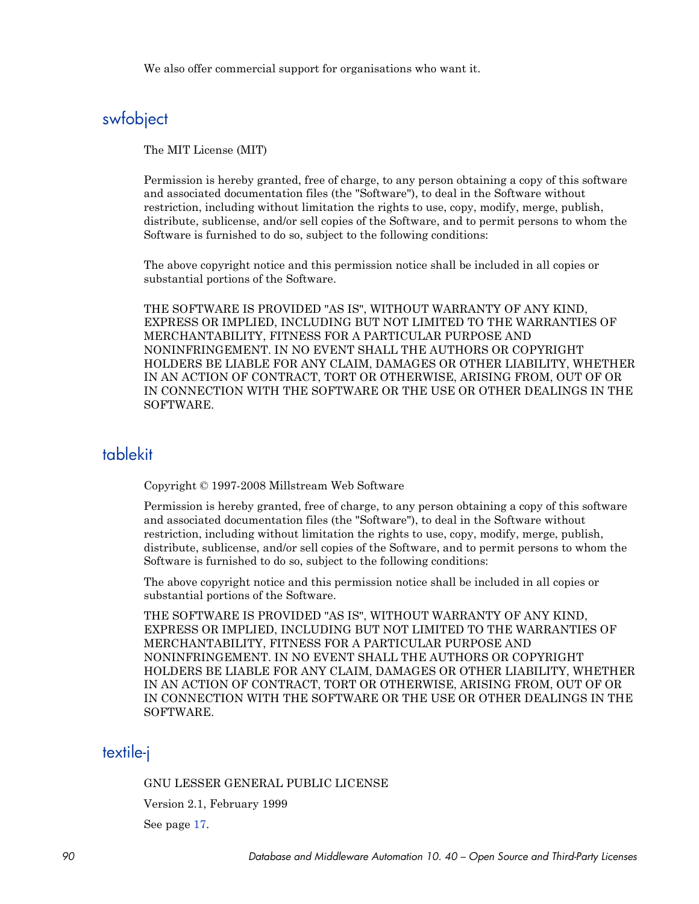We also offer commercial support for organisations who want it.

## swfobject

The MIT License (MIT)

Permission is hereby granted, free of charge, to any person obtaining a copy of this software and associated documentation files (the "Software"), to deal in the Software without restriction, including without limitation the rights to use, copy, modify, merge, publish, distribute, sublicense, and/or sell copies of the Software, and to permit persons to whom the Software is furnished to do so, subject to the following conditions:

The above copyright notice and this permission notice shall be included in all copies or substantial portions of the Software.

THE SOFTWARE IS PROVIDED "AS IS", WITHOUT WARRANTY OF ANY KIND, EXPRESS OR IMPLIED, INCLUDING BUT NOT LIMITED TO THE WARRANTIES OF MERCHANTABILITY, FITNESS FOR A PARTICULAR PURPOSE AND NONINFRINGEMENT. IN NO EVENT SHALL THE AUTHORS OR COPYRIGHT HOLDERS BE LIABLE FOR ANY CLAIM, DAMAGES OR OTHER LIABILITY, WHETHER IN AN ACTION OF CONTRACT, TORT OR OTHERWISE, ARISING FROM, OUT OF OR IN CONNECTION WITH THE SOFTWARE OR THE USE OR OTHER DEALINGS IN THE SOFTWARE.

## tablekit

Copyright © 1997-2008 Millstream Web Software

Permission is hereby granted, free of charge, to any person obtaining a copy of this software and associated documentation files (the "Software"), to deal in the Software without restriction, including without limitation the rights to use, copy, modify, merge, publish, distribute, sublicense, and/or sell copies of the Software, and to permit persons to whom the Software is furnished to do so, subject to the following conditions:

The above copyright notice and this permission notice shall be included in all copies or substantial portions of the Software.

THE SOFTWARE IS PROVIDED "AS IS", WITHOUT WARRANTY OF ANY KIND, EXPRESS OR IMPLIED, INCLUDING BUT NOT LIMITED TO THE WARRANTIES OF MERCHANTABILITY, FITNESS FOR A PARTICULAR PURPOSE AND NONINFRINGEMENT. IN NO EVENT SHALL THE AUTHORS OR COPYRIGHT HOLDERS BE LIABLE FOR ANY CLAIM, DAMAGES OR OTHER LIABILITY, WHETHER IN AN ACTION OF CONTRACT, TORT OR OTHERWISE, ARISING FROM, OUT OF OR IN CONNECTION WITH THE SOFTWARE OR THE USE OR OTHER DEALINGS IN THE SOFTWARE.

## textile-j

GNU LESSER GENERAL PUBLIC LICENSE

Version 2.1, February 1999

See page 17.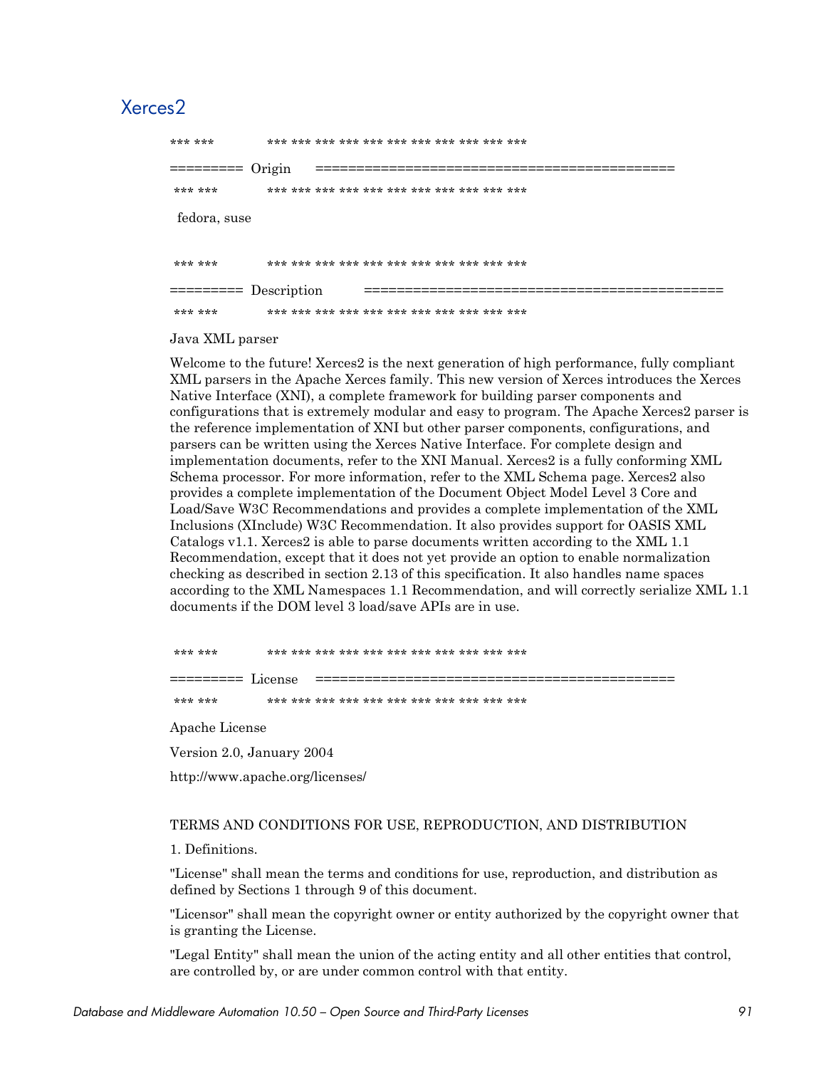## Xerces2

*** ***          *** *** *** *** *** *** *** *** *** *** ***

========= Origin ===========================================

*** ***          *** *** *** *** *** *** *** *** *** *** ***

fedora, suse

*** ***          *** *** *** *** *** *** *** *** *** *** ***

========= Description ===========================================

*** ***          *** *** *** *** *** *** *** *** *** *** ***

Java XML parser

Welcome to the future! Xerces2 is the next generation of high performance, fully compliant XML parsers in the Apache Xerces family. This new version of Xerces introduces the Xerces Native Interface (XNI), a complete framework for building parser components and configurations that is extremely modular and easy to program. The Apache Xerces2 parser is the reference implementation of XNI but other parser components, configurations, and parsers can be written using the Xerces Native Interface. For complete design and implementation documents, refer to the XNI Manual. Xerces2 is a fully conforming XML Schema processor. For more information, refer to the XML Schema page. Xerces2 also provides a complete implementation of the Document Object Model Level 3 Core and Load/Save W3C Recommendations and provides a complete implementation of the XML Inclusions (XInclude) W3C Recommendation. It also provides support for OASIS XML Catalogs v1.1. Xerces2 is able to parse documents written according to the XML 1.1 Recommendation, except that it does not yet provide an option to enable normalization checking as described in section 2.13 of this specification. It also handles name spaces according to the XML Namespaces 1.1 Recommendation, and will correctly serialize XML 1.1 documents if the DOM level 3 load/save APIs are in use.

*** ***          *** *** *** *** *** *** *** *** *** *** ***

========= License ===========================================

*** ***          *** *** *** *** *** *** *** *** *** *** ***

Apache License

Version 2.0, January 2004

http://www.apache.org/licenses/

TERMS AND CONDITIONS FOR USE, REPRODUCTION, AND DISTRIBUTION

1. Definitions.

"License" shall mean the terms and conditions for use, reproduction, and distribution as defined by Sections 1 through 9 of this document.

"Licensor" shall mean the copyright owner or entity authorized by the copyright owner that is granting the License.

"Legal Entity" shall mean the union of the acting entity and all other entities that control, are controlled by, or are under common control with that entity.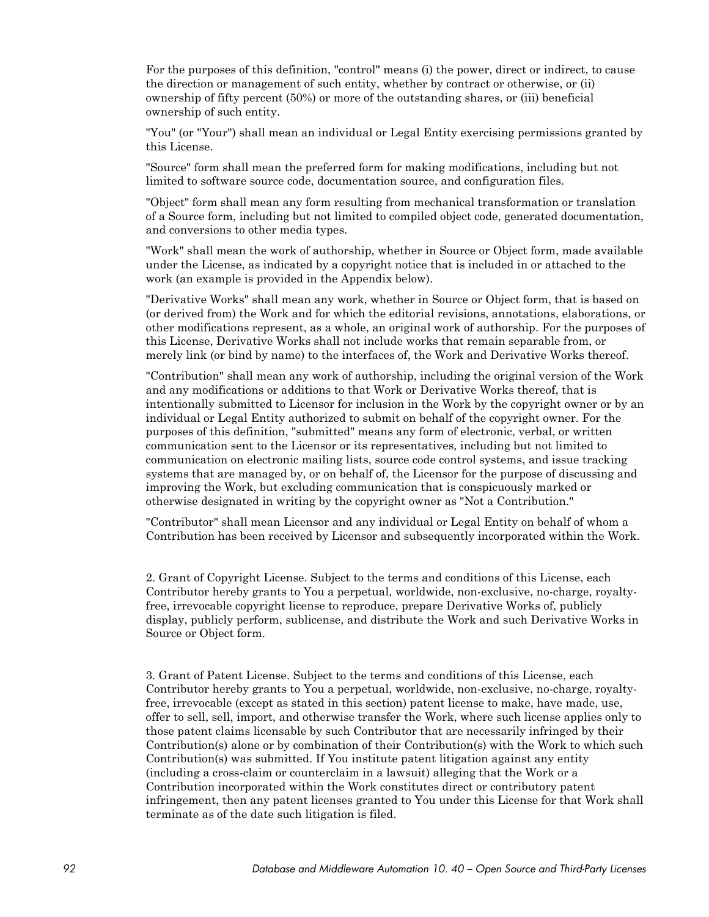For the purposes of this definition, "control" means (i) the power, direct or indirect, to cause the direction or management of such entity, whether by contract or otherwise, or (ii) ownership of fifty percent (50%) or more of the outstanding shares, or (iii) beneficial ownership of such entity.

"You" (or "Your") shall mean an individual or Legal Entity exercising permissions granted by this License.

"Source" form shall mean the preferred form for making modifications, including but not limited to software source code, documentation source, and configuration files.

"Object" form shall mean any form resulting from mechanical transformation or translation of a Source form, including but not limited to compiled object code, generated documentation, and conversions to other media types.

"Work" shall mean the work of authorship, whether in Source or Object form, made available under the License, as indicated by a copyright notice that is included in or attached to the work (an example is provided in the Appendix below).

"Derivative Works" shall mean any work, whether in Source or Object form, that is based on (or derived from) the Work and for which the editorial revisions, annotations, elaborations, or other modifications represent, as a whole, an original work of authorship. For the purposes of this License, Derivative Works shall not include works that remain separable from, or merely link (or bind by name) to the interfaces of, the Work and Derivative Works thereof.

"Contribution" shall mean any work of authorship, including the original version of the Work and any modifications or additions to that Work or Derivative Works thereof, that is intentionally submitted to Licensor for inclusion in the Work by the copyright owner or by an individual or Legal Entity authorized to submit on behalf of the copyright owner. For the purposes of this definition, "submitted" means any form of electronic, verbal, or written communication sent to the Licensor or its representatives, including but not limited to communication on electronic mailing lists, source code control systems, and issue tracking systems that are managed by, or on behalf of, the Licensor for the purpose of discussing and improving the Work, but excluding communication that is conspicuously marked or otherwise designated in writing by the copyright owner as "Not a Contribution."

"Contributor" shall mean Licensor and any individual or Legal Entity on behalf of whom a Contribution has been received by Licensor and subsequently incorporated within the Work.

2. Grant of Copyright License. Subject to the terms and conditions of this License, each Contributor hereby grants to You a perpetual, worldwide, non-exclusive, no-charge, royalty-free, irrevocable copyright license to reproduce, prepare Derivative Works of, publicly display, publicly perform, sublicense, and distribute the Work and such Derivative Works in Source or Object form.

3. Grant of Patent License. Subject to the terms and conditions of this License, each Contributor hereby grants to You a perpetual, worldwide, non-exclusive, no-charge, royalty-free, irrevocable (except as stated in this section) patent license to make, have made, use, offer to sell, sell, import, and otherwise transfer the Work, where such license applies only to those patent claims licensable by such Contributor that are necessarily infringed by their Contribution(s) alone or by combination of their Contribution(s) with the Work to which such Contribution(s) was submitted. If You institute patent litigation against any entity (including a cross-claim or counterclaim in a lawsuit) alleging that the Work or a Contribution incorporated within the Work constitutes direct or contributory patent infringement, then any patent licenses granted to You under this License for that Work shall terminate as of the date such litigation is filed.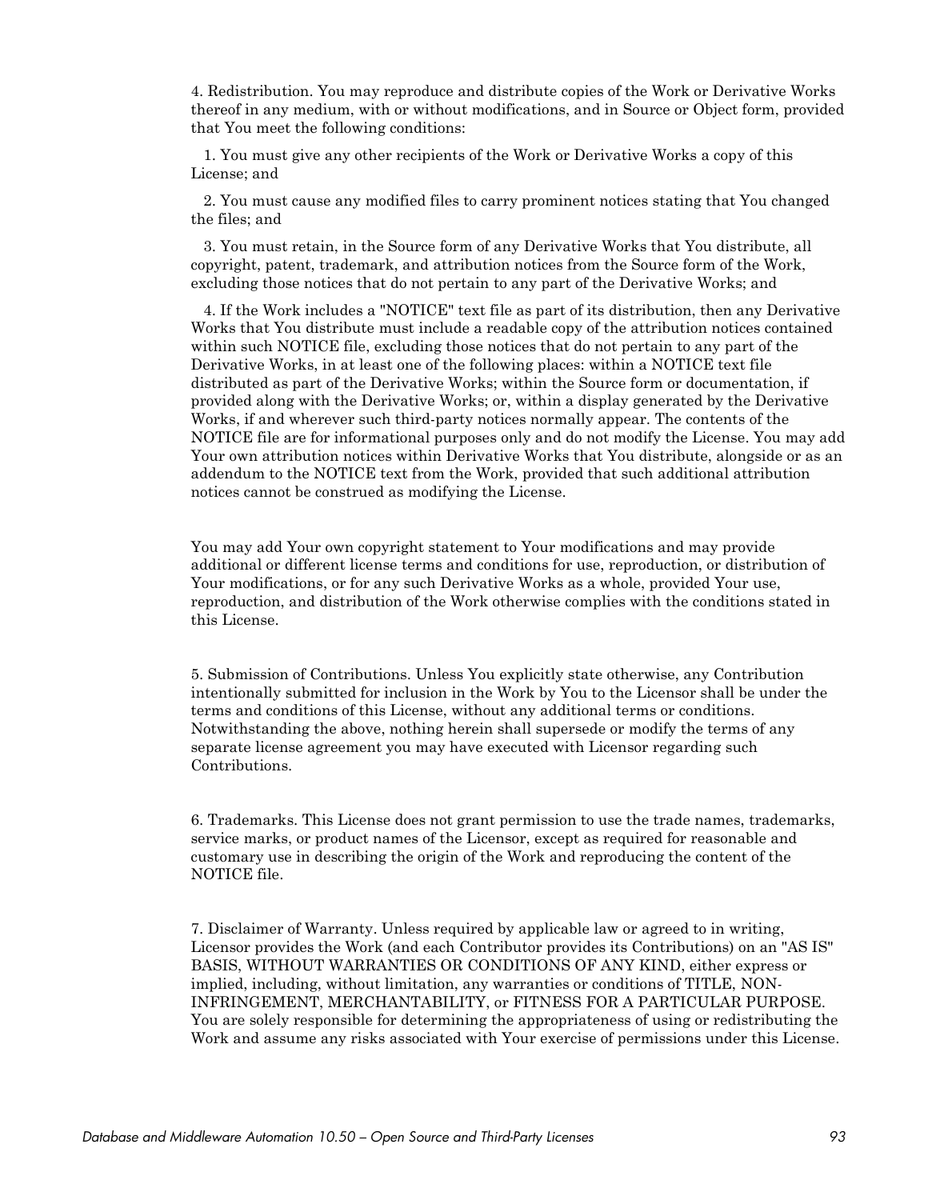4. Redistribution. You may reproduce and distribute copies of the Work or Derivative Works thereof in any medium, with or without modifications, and in Source or Object form, provided that You meet the following conditions:

1. You must give any other recipients of the Work or Derivative Works a copy of this License; and

2. You must cause any modified files to carry prominent notices stating that You changed the files; and

3. You must retain, in the Source form of any Derivative Works that You distribute, all copyright, patent, trademark, and attribution notices from the Source form of the Work, excluding those notices that do not pertain to any part of the Derivative Works; and

4. If the Work includes a "NOTICE" text file as part of its distribution, then any Derivative Works that You distribute must include a readable copy of the attribution notices contained within such NOTICE file, excluding those notices that do not pertain to any part of the Derivative Works, in at least one of the following places: within a NOTICE text file distributed as part of the Derivative Works; within the Source form or documentation, if provided along with the Derivative Works; or, within a display generated by the Derivative Works, if and wherever such third-party notices normally appear. The contents of the NOTICE file are for informational purposes only and do not modify the License. You may add Your own attribution notices within Derivative Works that You distribute, alongside or as an addendum to the NOTICE text from the Work, provided that such additional attribution notices cannot be construed as modifying the License.

You may add Your own copyright statement to Your modifications and may provide additional or different license terms and conditions for use, reproduction, or distribution of Your modifications, or for any such Derivative Works as a whole, provided Your use, reproduction, and distribution of the Work otherwise complies with the conditions stated in this License.

5. Submission of Contributions. Unless You explicitly state otherwise, any Contribution intentionally submitted for inclusion in the Work by You to the Licensor shall be under the terms and conditions of this License, without any additional terms or conditions. Notwithstanding the above, nothing herein shall supersede or modify the terms of any separate license agreement you may have executed with Licensor regarding such Contributions.

6. Trademarks. This License does not grant permission to use the trade names, trademarks, service marks, or product names of the Licensor, except as required for reasonable and customary use in describing the origin of the Work and reproducing the content of the NOTICE file.

7. Disclaimer of Warranty. Unless required by applicable law or agreed to in writing, Licensor provides the Work (and each Contributor provides its Contributions) on an "AS IS" BASIS, WITHOUT WARRANTIES OR CONDITIONS OF ANY KIND, either express or implied, including, without limitation, any warranties or conditions of TITLE, NON-INFRINGEMENT, MERCHANTABILITY, or FITNESS FOR A PARTICULAR PURPOSE. You are solely responsible for determining the appropriateness of using or redistributing the Work and assume any risks associated with Your exercise of permissions under this License.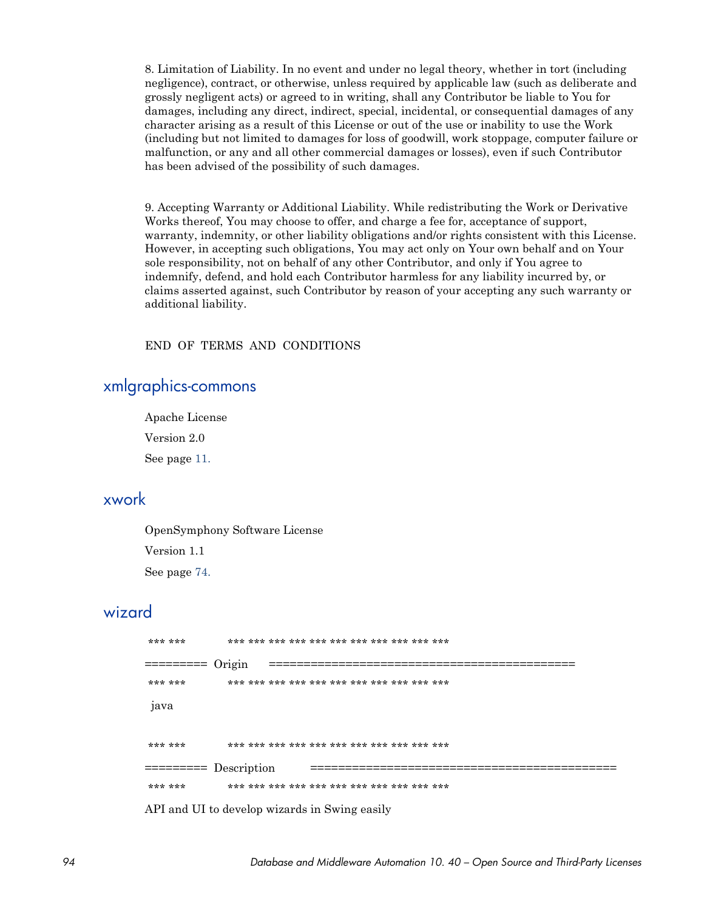8. Limitation of Liability. In no event and under no legal theory, whether in tort (including negligence), contract, or otherwise, unless required by applicable law (such as deliberate and grossly negligent acts) or agreed to in writing, shall any Contributor be liable to You for damages, including any direct, indirect, special, incidental, or consequential damages of any character arising as a result of this License or out of the use or inability to use the Work (including but not limited to damages for loss of goodwill, work stoppage, computer failure or malfunction, or any and all other commercial damages or losses), even if such Contributor has been advised of the possibility of such damages.

9. Accepting Warranty or Additional Liability. While redistributing the Work or Derivative Works thereof, You may choose to offer, and charge a fee for, acceptance of support, warranty, indemnity, or other liability obligations and/or rights consistent with this License. However, in accepting such obligations, You may act only on Your own behalf and on Your sole responsibility, not on behalf of any other Contributor, and only if You agree to indemnify, defend, and hold each Contributor harmless for any liability incurred by, or claims asserted against, such Contributor by reason of your accepting any such warranty or additional liability.

END OF TERMS AND CONDITIONS

## xmlgraphics-commons

Apache License

Version 2.0

See page 11.

## xwork

OpenSymphony Software License

Version 1.1

See page 74.

## wizard

```
*** ***          *** *** *** *** *** *** *** *** *** *** ***
=========  Origin     ============================================
*** ***          *** *** *** *** *** *** *** *** *** *** ***
 java

*** ***          *** *** *** *** *** *** *** *** *** *** ***
=========  Description        ============================================
*** ***          *** *** *** *** *** *** *** *** *** *** ***
```

API and UI to develop wizards in Swing easily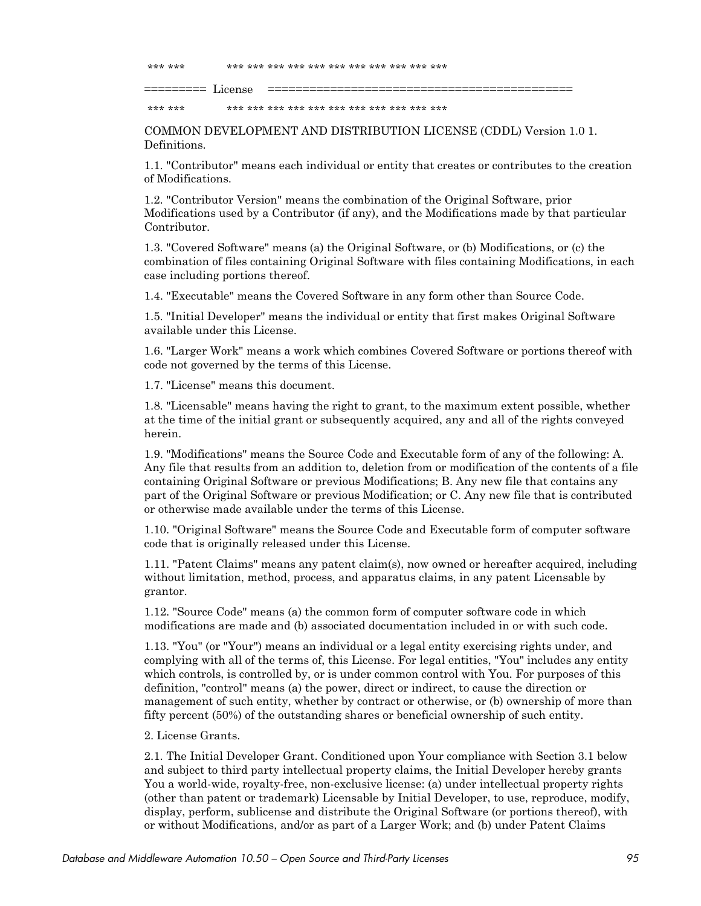*** ***          *** *** *** *** *** *** *** *** *** *** ***

========= License ===========================================

*** ***          *** *** *** *** *** *** *** *** *** *** ***

COMMON DEVELOPMENT AND DISTRIBUTION LICENSE (CDDL) Version 1.0 1. Definitions.

1.1. "Contributor" means each individual or entity that creates or contributes to the creation of Modifications.

1.2. "Contributor Version" means the combination of the Original Software, prior Modifications used by a Contributor (if any), and the Modifications made by that particular Contributor.

1.3. "Covered Software" means (a) the Original Software, or (b) Modifications, or (c) the combination of files containing Original Software with files containing Modifications, in each case including portions thereof.

1.4. "Executable" means the Covered Software in any form other than Source Code.

1.5. "Initial Developer" means the individual or entity that first makes Original Software available under this License.

1.6. "Larger Work" means a work which combines Covered Software or portions thereof with code not governed by the terms of this License.

1.7. "License" means this document.

1.8. "Licensable" means having the right to grant, to the maximum extent possible, whether at the time of the initial grant or subsequently acquired, any and all of the rights conveyed herein.

1.9. "Modifications" means the Source Code and Executable form of any of the following: A. Any file that results from an addition to, deletion from or modification of the contents of a file containing Original Software or previous Modifications; B. Any new file that contains any part of the Original Software or previous Modification; or C. Any new file that is contributed or otherwise made available under the terms of this License.

1.10. "Original Software" means the Source Code and Executable form of computer software code that is originally released under this License.

1.11. "Patent Claims" means any patent claim(s), now owned or hereafter acquired, including without limitation, method, process, and apparatus claims, in any patent Licensable by grantor.

1.12. "Source Code" means (a) the common form of computer software code in which modifications are made and (b) associated documentation included in or with such code.

1.13. "You" (or "Your") means an individual or a legal entity exercising rights under, and complying with all of the terms of, this License. For legal entities, "You" includes any entity which controls, is controlled by, or is under common control with You. For purposes of this definition, "control" means (a) the power, direct or indirect, to cause the direction or management of such entity, whether by contract or otherwise, or (b) ownership of more than fifty percent (50%) of the outstanding shares or beneficial ownership of such entity.

2. License Grants.

2.1. The Initial Developer Grant. Conditioned upon Your compliance with Section 3.1 below and subject to third party intellectual property claims, the Initial Developer hereby grants You a world-wide, royalty-free, non-exclusive license: (a) under intellectual property rights (other than patent or trademark) Licensable by Initial Developer, to use, reproduce, modify, display, perform, sublicense and distribute the Original Software (or portions thereof), with or without Modifications, and/or as part of a Larger Work; and (b) under Patent Claims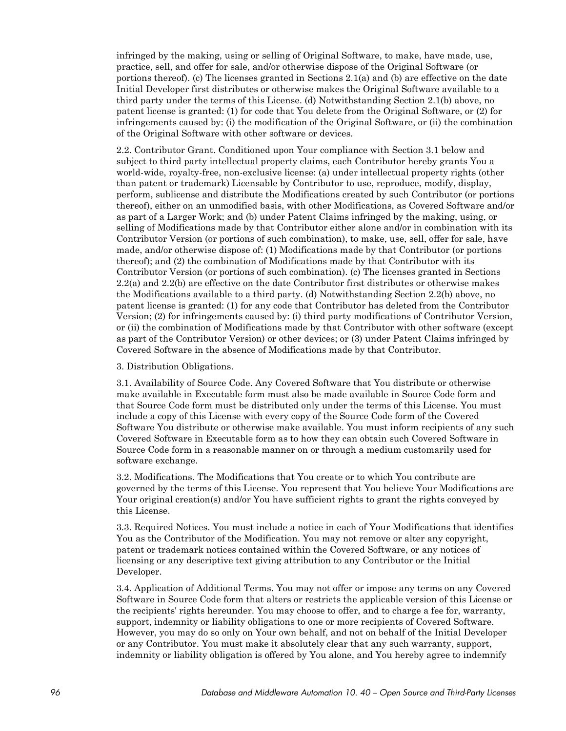infringed by the making, using or selling of Original Software, to make, have made, use, practice, sell, and offer for sale, and/or otherwise dispose of the Original Software (or portions thereof). (c) The licenses granted in Sections 2.1(a) and (b) are effective on the date Initial Developer first distributes or otherwise makes the Original Software available to a third party under the terms of this License. (d) Notwithstanding Section 2.1(b) above, no patent license is granted: (1) for code that You delete from the Original Software, or (2) for infringements caused by: (i) the modification of the Original Software, or (ii) the combination of the Original Software with other software or devices.

2.2. Contributor Grant. Conditioned upon Your compliance with Section 3.1 below and subject to third party intellectual property claims, each Contributor hereby grants You a world-wide, royalty-free, non-exclusive license: (a) under intellectual property rights (other than patent or trademark) Licensable by Contributor to use, reproduce, modify, display, perform, sublicense and distribute the Modifications created by such Contributor (or portions thereof), either on an unmodified basis, with other Modifications, as Covered Software and/or as part of a Larger Work; and (b) under Patent Claims infringed by the making, using, or selling of Modifications made by that Contributor either alone and/or in combination with its Contributor Version (or portions of such combination), to make, use, sell, offer for sale, have made, and/or otherwise dispose of: (1) Modifications made by that Contributor (or portions thereof); and (2) the combination of Modifications made by that Contributor with its Contributor Version (or portions of such combination). (c) The licenses granted in Sections 2.2(a) and 2.2(b) are effective on the date Contributor first distributes or otherwise makes the Modifications available to a third party. (d) Notwithstanding Section 2.2(b) above, no patent license is granted: (1) for any code that Contributor has deleted from the Contributor Version; (2) for infringements caused by: (i) third party modifications of Contributor Version, or (ii) the combination of Modifications made by that Contributor with other software (except as part of the Contributor Version) or other devices; or (3) under Patent Claims infringed by Covered Software in the absence of Modifications made by that Contributor.

3. Distribution Obligations.

3.1. Availability of Source Code. Any Covered Software that You distribute or otherwise make available in Executable form must also be made available in Source Code form and that Source Code form must be distributed only under the terms of this License. You must include a copy of this License with every copy of the Source Code form of the Covered Software You distribute or otherwise make available. You must inform recipients of any such Covered Software in Executable form as to how they can obtain such Covered Software in Source Code form in a reasonable manner on or through a medium customarily used for software exchange.

3.2. Modifications. The Modifications that You create or to which You contribute are governed by the terms of this License. You represent that You believe Your Modifications are Your original creation(s) and/or You have sufficient rights to grant the rights conveyed by this License.

3.3. Required Notices. You must include a notice in each of Your Modifications that identifies You as the Contributor of the Modification. You may not remove or alter any copyright, patent or trademark notices contained within the Covered Software, or any notices of licensing or any descriptive text giving attribution to any Contributor or the Initial Developer.

3.4. Application of Additional Terms. You may not offer or impose any terms on any Covered Software in Source Code form that alters or restricts the applicable version of this License or the recipients' rights hereunder. You may choose to offer, and to charge a fee for, warranty, support, indemnity or liability obligations to one or more recipients of Covered Software. However, you may do so only on Your own behalf, and not on behalf of the Initial Developer or any Contributor. You must make it absolutely clear that any such warranty, support, indemnity or liability obligation is offered by You alone, and You hereby agree to indemnify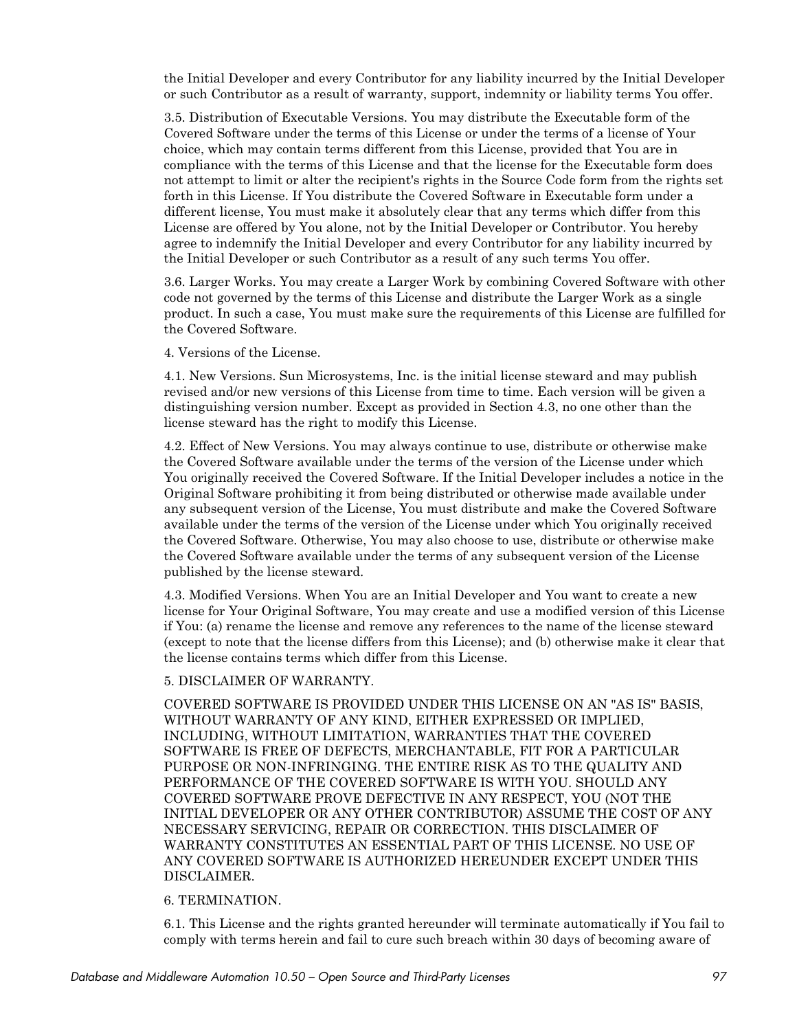the Initial Developer and every Contributor for any liability incurred by the Initial Developer or such Contributor as a result of warranty, support, indemnity or liability terms You offer.

3.5. Distribution of Executable Versions. You may distribute the Executable form of the Covered Software under the terms of this License or under the terms of a license of Your choice, which may contain terms different from this License, provided that You are in compliance with the terms of this License and that the license for the Executable form does not attempt to limit or alter the recipient's rights in the Source Code form from the rights set forth in this License. If You distribute the Covered Software in Executable form under a different license, You must make it absolutely clear that any terms which differ from this License are offered by You alone, not by the Initial Developer or Contributor. You hereby agree to indemnify the Initial Developer and every Contributor for any liability incurred by the Initial Developer or such Contributor as a result of any such terms You offer.

3.6. Larger Works. You may create a Larger Work by combining Covered Software with other code not governed by the terms of this License and distribute the Larger Work as a single product. In such a case, You must make sure the requirements of this License are fulfilled for the Covered Software.

4. Versions of the License.

4.1. New Versions. Sun Microsystems, Inc. is the initial license steward and may publish revised and/or new versions of this License from time to time. Each version will be given a distinguishing version number. Except as provided in Section 4.3, no one other than the license steward has the right to modify this License.

4.2. Effect of New Versions. You may always continue to use, distribute or otherwise make the Covered Software available under the terms of the version of the License under which You originally received the Covered Software. If the Initial Developer includes a notice in the Original Software prohibiting it from being distributed or otherwise made available under any subsequent version of the License, You must distribute and make the Covered Software available under the terms of the version of the License under which You originally received the Covered Software. Otherwise, You may also choose to use, distribute or otherwise make the Covered Software available under the terms of any subsequent version of the License published by the license steward.

4.3. Modified Versions. When You are an Initial Developer and You want to create a new license for Your Original Software, You may create and use a modified version of this License if You: (a) rename the license and remove any references to the name of the license steward (except to note that the license differs from this License); and (b) otherwise make it clear that the license contains terms which differ from this License.

5. DISCLAIMER OF WARRANTY.

COVERED SOFTWARE IS PROVIDED UNDER THIS LICENSE ON AN "AS IS" BASIS, WITHOUT WARRANTY OF ANY KIND, EITHER EXPRESSED OR IMPLIED, INCLUDING, WITHOUT LIMITATION, WARRANTIES THAT THE COVERED SOFTWARE IS FREE OF DEFECTS, MERCHANTABLE, FIT FOR A PARTICULAR PURPOSE OR NON-INFRINGING. THE ENTIRE RISK AS TO THE QUALITY AND PERFORMANCE OF THE COVERED SOFTWARE IS WITH YOU. SHOULD ANY COVERED SOFTWARE PROVE DEFECTIVE IN ANY RESPECT, YOU (NOT THE INITIAL DEVELOPER OR ANY OTHER CONTRIBUTOR) ASSUME THE COST OF ANY NECESSARY SERVICING, REPAIR OR CORRECTION. THIS DISCLAIMER OF WARRANTY CONSTITUTES AN ESSENTIAL PART OF THIS LICENSE. NO USE OF ANY COVERED SOFTWARE IS AUTHORIZED HEREUNDER EXCEPT UNDER THIS DISCLAIMER.

6. TERMINATION.

6.1. This License and the rights granted hereunder will terminate automatically if You fail to comply with terms herein and fail to cure such breach within 30 days of becoming aware of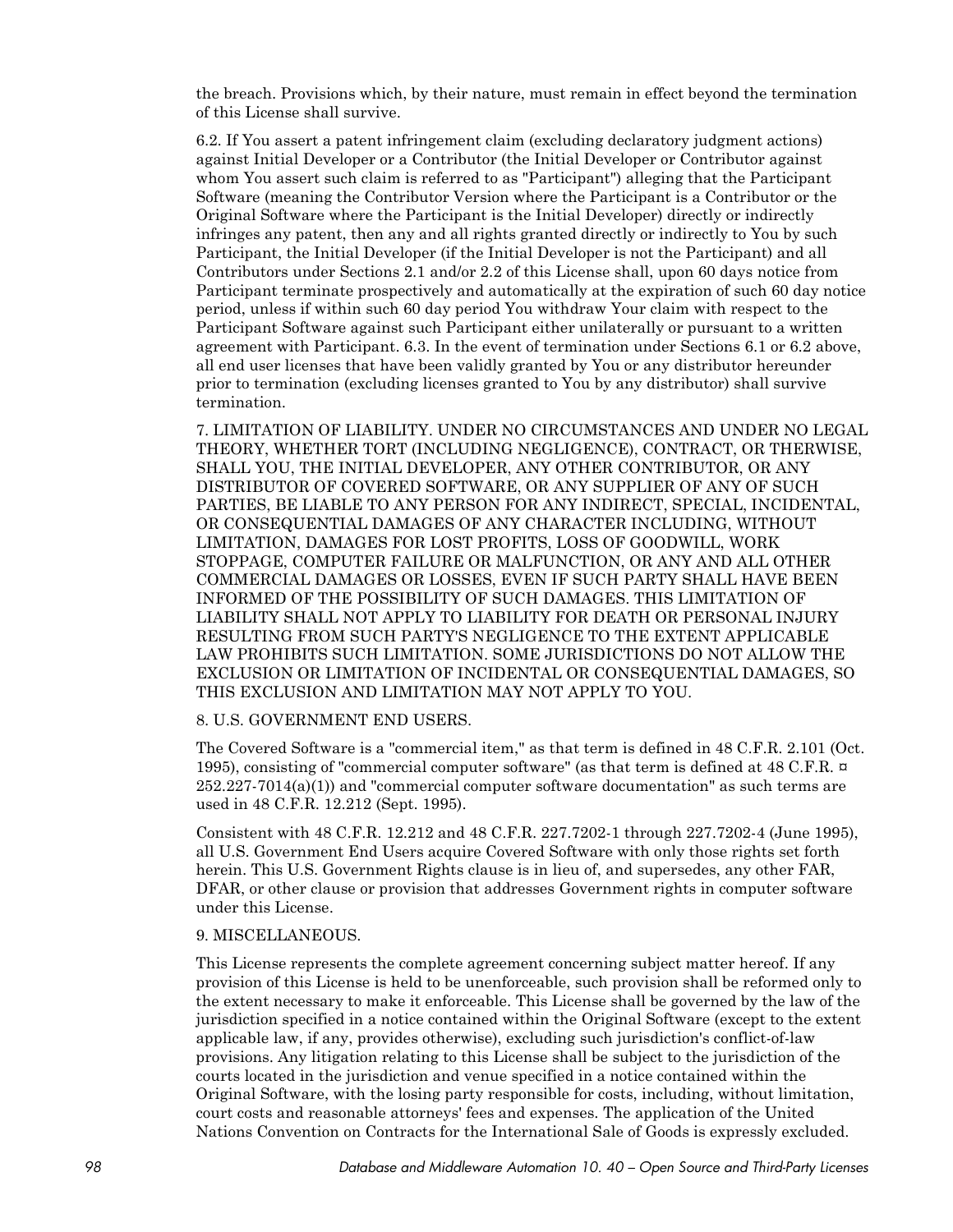the breach. Provisions which, by their nature, must remain in effect beyond the termination of this License shall survive.

6.2. If You assert a patent infringement claim (excluding declaratory judgment actions) against Initial Developer or a Contributor (the Initial Developer or Contributor against whom You assert such claim is referred to as "Participant") alleging that the Participant Software (meaning the Contributor Version where the Participant is a Contributor or the Original Software where the Participant is the Initial Developer) directly or indirectly infringes any patent, then any and all rights granted directly or indirectly to You by such Participant, the Initial Developer (if the Initial Developer is not the Participant) and all Contributors under Sections 2.1 and/or 2.2 of this License shall, upon 60 days notice from Participant terminate prospectively and automatically at the expiration of such 60 day notice period, unless if within such 60 day period You withdraw Your claim with respect to the Participant Software against such Participant either unilaterally or pursuant to a written agreement with Participant. 6.3. In the event of termination under Sections 6.1 or 6.2 above, all end user licenses that have been validly granted by You or any distributor hereunder prior to termination (excluding licenses granted to You by any distributor) shall survive termination.

7. LIMITATION OF LIABILITY. UNDER NO CIRCUMSTANCES AND UNDER NO LEGAL THEORY, WHETHER TORT (INCLUDING NEGLIGENCE), CONTRACT, OR THERWISE, SHALL YOU, THE INITIAL DEVELOPER, ANY OTHER CONTRIBUTOR, OR ANY DISTRIBUTOR OF COVERED SOFTWARE, OR ANY SUPPLIER OF ANY OF SUCH PARTIES, BE LIABLE TO ANY PERSON FOR ANY INDIRECT, SPECIAL, INCIDENTAL, OR CONSEQUENTIAL DAMAGES OF ANY CHARACTER INCLUDING, WITHOUT LIMITATION, DAMAGES FOR LOST PROFITS, LOSS OF GOODWILL, WORK STOPPAGE, COMPUTER FAILURE OR MALFUNCTION, OR ANY AND ALL OTHER COMMERCIAL DAMAGES OR LOSSES, EVEN IF SUCH PARTY SHALL HAVE BEEN INFORMED OF THE POSSIBILITY OF SUCH DAMAGES. THIS LIMITATION OF LIABILITY SHALL NOT APPLY TO LIABILITY FOR DEATH OR PERSONAL INJURY RESULTING FROM SUCH PARTY'S NEGLIGENCE TO THE EXTENT APPLICABLE LAW PROHIBITS SUCH LIMITATION. SOME JURISDICTIONS DO NOT ALLOW THE EXCLUSION OR LIMITATION OF INCIDENTAL OR CONSEQUENTIAL DAMAGES, SO THIS EXCLUSION AND LIMITATION MAY NOT APPLY TO YOU.

8. U.S. GOVERNMENT END USERS.

The Covered Software is a "commercial item," as that term is defined in 48 C.F.R. 2.101 (Oct. 1995), consisting of "commercial computer software" (as that term is defined at 48 C.F.R. ¤ 252.227-7014(a)(1)) and "commercial computer software documentation" as such terms are used in 48 C.F.R. 12.212 (Sept. 1995).

Consistent with 48 C.F.R. 12.212 and 48 C.F.R. 227.7202-1 through 227.7202-4 (June 1995), all U.S. Government End Users acquire Covered Software with only those rights set forth herein. This U.S. Government Rights clause is in lieu of, and supersedes, any other FAR, DFAR, or other clause or provision that addresses Government rights in computer software under this License.

9. MISCELLANEOUS.

This License represents the complete agreement concerning subject matter hereof. If any provision of this License is held to be unenforceable, such provision shall be reformed only to the extent necessary to make it enforceable. This License shall be governed by the law of the jurisdiction specified in a notice contained within the Original Software (except to the extent applicable law, if any, provides otherwise), excluding such jurisdiction's conflict-of-law provisions. Any litigation relating to this License shall be subject to the jurisdiction of the courts located in the jurisdiction and venue specified in a notice contained within the Original Software, with the losing party responsible for costs, including, without limitation, court costs and reasonable attorneys' fees and expenses. The application of the United Nations Convention on Contracts for the International Sale of Goods is expressly excluded.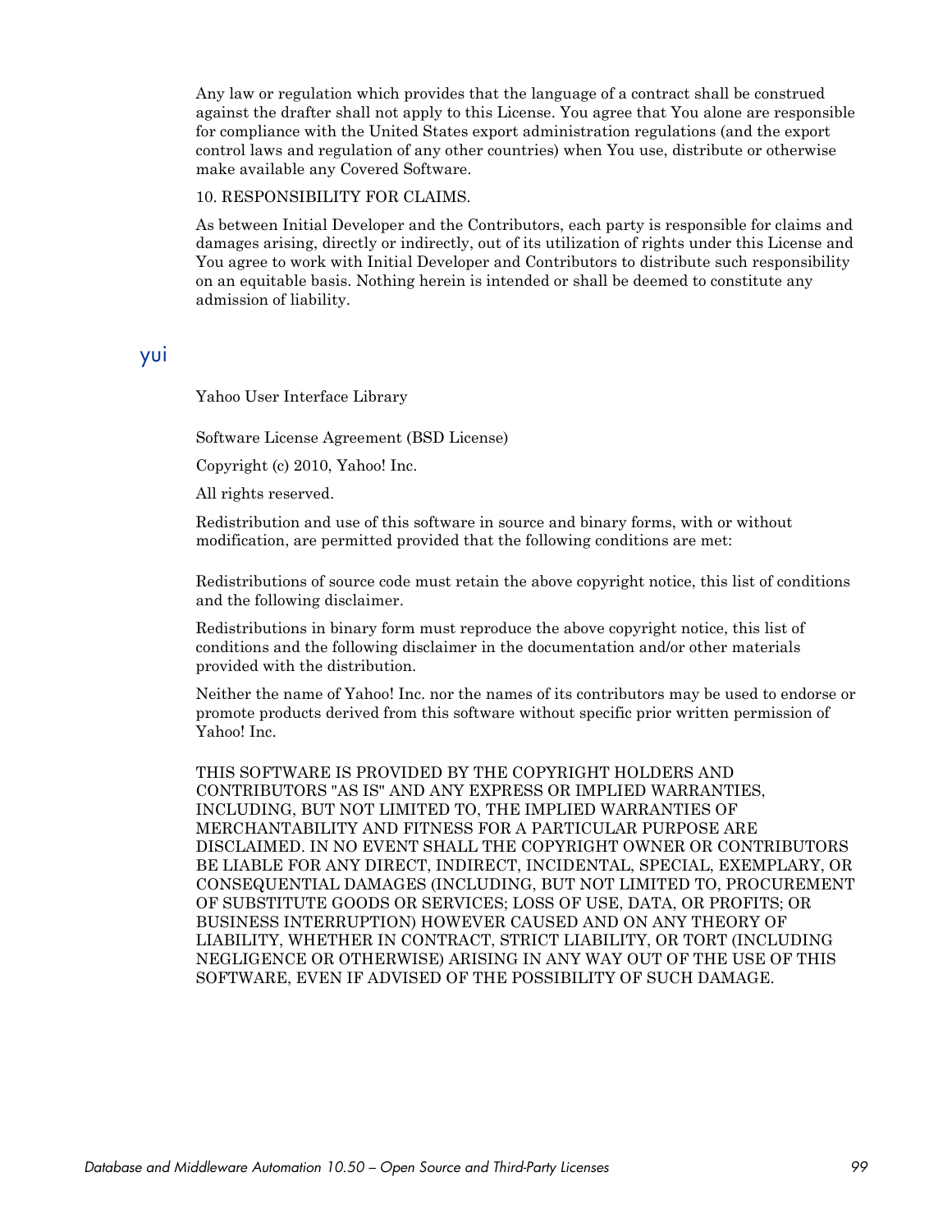Any law or regulation which provides that the language of a contract shall be construed against the drafter shall not apply to this License. You agree that You alone are responsible for compliance with the United States export administration regulations (and the export control laws and regulation of any other countries) when You use, distribute or otherwise make available any Covered Software.

10. RESPONSIBILITY FOR CLAIMS.

As between Initial Developer and the Contributors, each party is responsible for claims and damages arising, directly or indirectly, out of its utilization of rights under this License and You agree to work with Initial Developer and Contributors to distribute such responsibility on an equitable basis. Nothing herein is intended or shall be deemed to constitute any admission of liability.

## yui

Yahoo User Interface Library

Software License Agreement (BSD License)

Copyright (c) 2010, Yahoo! Inc.

All rights reserved.

Redistribution and use of this software in source and binary forms, with or without modification, are permitted provided that the following conditions are met:

Redistributions of source code must retain the above copyright notice, this list of conditions and the following disclaimer.

Redistributions in binary form must reproduce the above copyright notice, this list of conditions and the following disclaimer in the documentation and/or other materials provided with the distribution.

Neither the name of Yahoo! Inc. nor the names of its contributors may be used to endorse or promote products derived from this software without specific prior written permission of Yahoo! Inc.

THIS SOFTWARE IS PROVIDED BY THE COPYRIGHT HOLDERS AND CONTRIBUTORS "AS IS" AND ANY EXPRESS OR IMPLIED WARRANTIES, INCLUDING, BUT NOT LIMITED TO, THE IMPLIED WARRANTIES OF MERCHANTABILITY AND FITNESS FOR A PARTICULAR PURPOSE ARE DISCLAIMED. IN NO EVENT SHALL THE COPYRIGHT OWNER OR CONTRIBUTORS BE LIABLE FOR ANY DIRECT, INDIRECT, INCIDENTAL, SPECIAL, EXEMPLARY, OR CONSEQUENTIAL DAMAGES (INCLUDING, BUT NOT LIMITED TO, PROCUREMENT OF SUBSTITUTE GOODS OR SERVICES; LOSS OF USE, DATA, OR PROFITS; OR BUSINESS INTERRUPTION) HOWEVER CAUSED AND ON ANY THEORY OF LIABILITY, WHETHER IN CONTRACT, STRICT LIABILITY, OR TORT (INCLUDING NEGLIGENCE OR OTHERWISE) ARISING IN ANY WAY OUT OF THE USE OF THIS SOFTWARE, EVEN IF ADVISED OF THE POSSIBILITY OF SUCH DAMAGE.